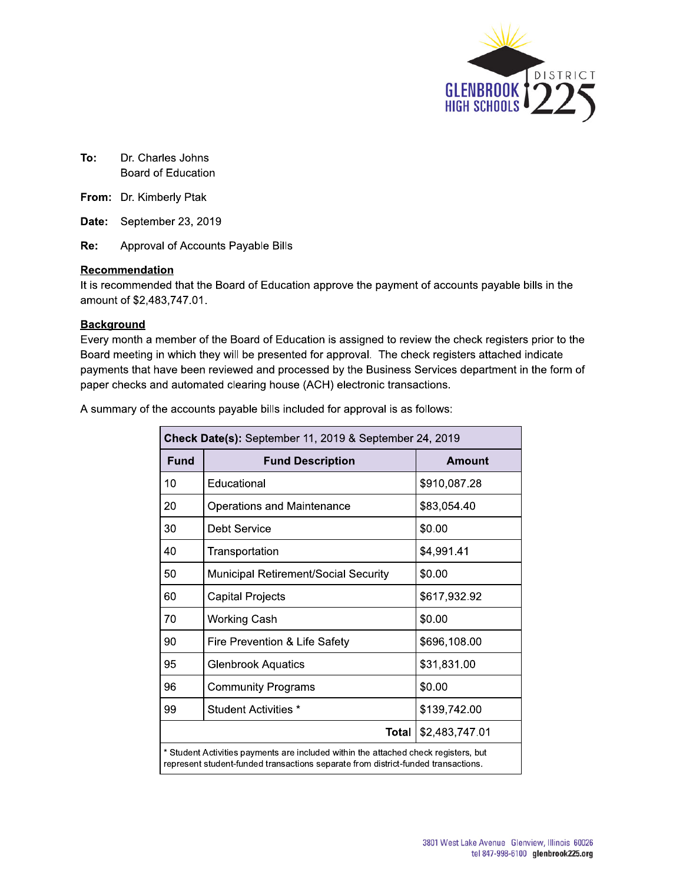**To:** Dr. Charles Johns
Board of Education

**From:** Dr. Kimberly Ptak

**Date:** September 23, 2019

**Re:** Approval of Accounts Payable Bills

**Recommendation**

It is recommended that the Board of Education approve the payment of accounts payable bills in the amount of $2,483,747.01.

**Background**

Every month a member of the Board of Education is assigned to review the check registers prior to the Board meeting in which they will be presented for approval. The check registers attached indicate payments that have been reviewed and processed by the Business Services department in the form of paper checks and automated clearing house (ACH) electronic transactions.

A summary of the accounts payable bills included for approval is as follows:

| **Check Date(s):** September 11, 2019 & September 24, 2019 | | |
|---|---|---|
| **Fund** | **Fund Description** | **Amount** |
| 10 | Educational | $910,087.28 |
| 20 | Operations and Maintenance | $83,054.40 |
| 30 | Debt Service | $0.00 |
| 40 | Transportation | $4,991.41 |
| 50 | Municipal Retirement/Social Security | $0.00 |
| 60 | Capital Projects | $617,932.92 |
| 70 | Working Cash | $0.00 |
| 90 | Fire Prevention & Life Safety | $696,108.00 |
| 95 | Glenbrook Aquatics | $31,831.00 |
| 96 | Community Programs | $0.00 |
| 99 | Student Activities * | $139,742.00 |
| | **Total** | $2,483,747.01 |

\* Student Activities payments are included within the attached check registers, but represent student-funded transactions separate from district-funded transactions.

3801 West Lake Avenue Glenview, Illinois 60026
tel 847-998-6100 **glenbrook225.org**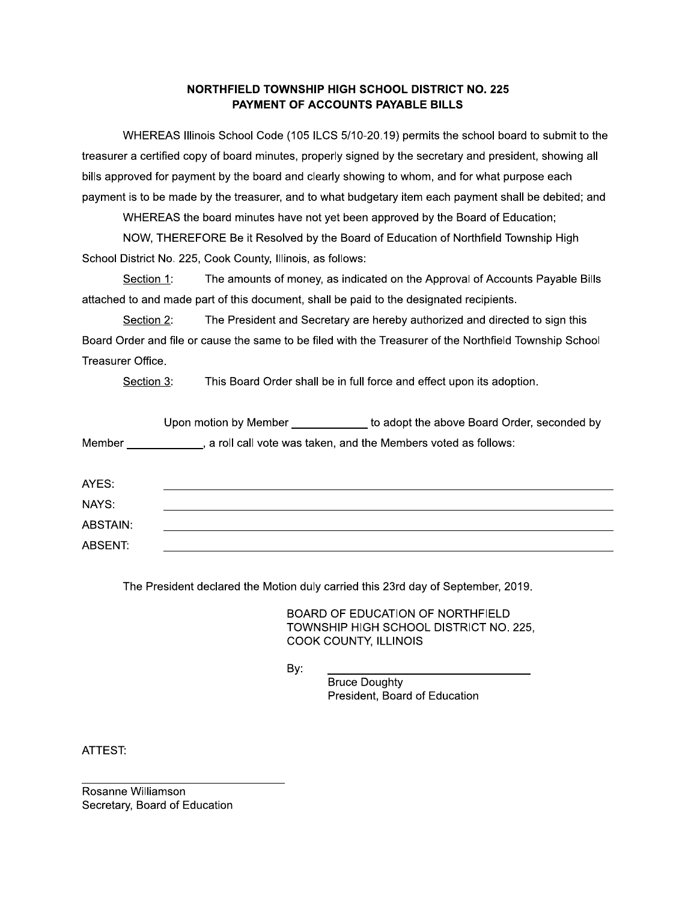**NORTHFIELD TOWNSHIP HIGH SCHOOL DISTRICT NO. 225**
**PAYMENT OF ACCOUNTS PAYABLE BILLS**

WHEREAS Illinois School Code (105 ILCS 5/10-20.19) permits the school board to submit to the treasurer a certified copy of board minutes, properly signed by the secretary and president, showing all bills approved for payment by the board and clearly showing to whom, and for what purpose each payment is to be made by the treasurer, and to what budgetary item each payment shall be debited; and

WHEREAS the board minutes have not yet been approved by the Board of Education;

NOW, THEREFORE Be it Resolved by the Board of Education of Northfield Township High School District No. 225, Cook County, Illinois, as follows:

Section 1: The amounts of money, as indicated on the Approval of Accounts Payable Bills attached to and made part of this document, shall be paid to the designated recipients.

Section 2: The President and Secretary are hereby authorized and directed to sign this Board Order and file or cause the same to be filed with the Treasurer of the Northfield Township School Treasurer Office.

Section 3: This Board Order shall be in full force and effect upon its adoption.

Upon motion by Member ____________ to adopt the above Board Order, seconded by Member ____________, a roll call vote was taken, and the Members voted as follows:

AYES: ____________________________________________

NAYS: ____________________________________________

ABSTAIN: ____________________________________________

ABSENT: ____________________________________________

The President declared the Motion duly carried this 23rd day of September, 2019.

BOARD OF EDUCATION OF NORTHFIELD TOWNSHIP HIGH SCHOOL DISTRICT NO. 225, COOK COUNTY, ILLINOIS

By: ________________________________
Bruce Doughty
President, Board of Education

ATTEST:

________________________________
Rosanne Williamson
Secretary, Board of Education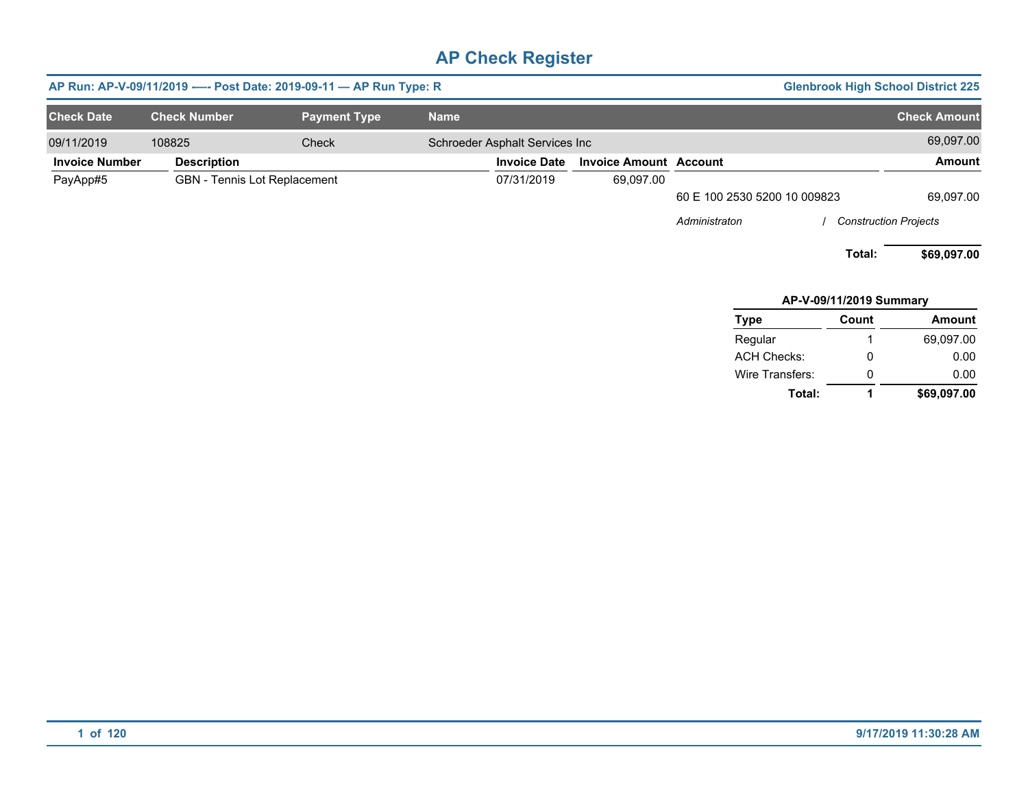# AP Check Register

**AP Run: AP-V-09/11/2019 -—- Post Date: 2019-09-11 — AP Run Type: R** — **Glenbrook High School District 225**

| Check Date | Check Number | Payment Type | Name | Check Amount |
|---|---|---|---|---|
| 09/11/2019 | 108825 | Check | Schroeder Asphalt Services Inc | 69,097.00 |

| Invoice Number | Description | Invoice Date | Invoice Amount | Account | Amount |
|---|---|---|---|---|---|
| PayApp#5 | GBN - Tennis Lot Replacement | 07/31/2019 | 69,097.00 | | |
| | | | | 60 E 100 2530 5200 10 009823 | 69,097.00 |
| | | | | *Administraton / Construction Projects* | |
| | | | | **Total:** | **$69,097.00** |

**AP-V-09/11/2019 Summary**

| Type | Count | Amount |
|---|---|---|
| Regular | 1 | 69,097.00 |
| ACH Checks: | 0 | 0.00 |
| Wire Transfers: | 0 | 0.00 |
| **Total:** | **1** | **$69,097.00** |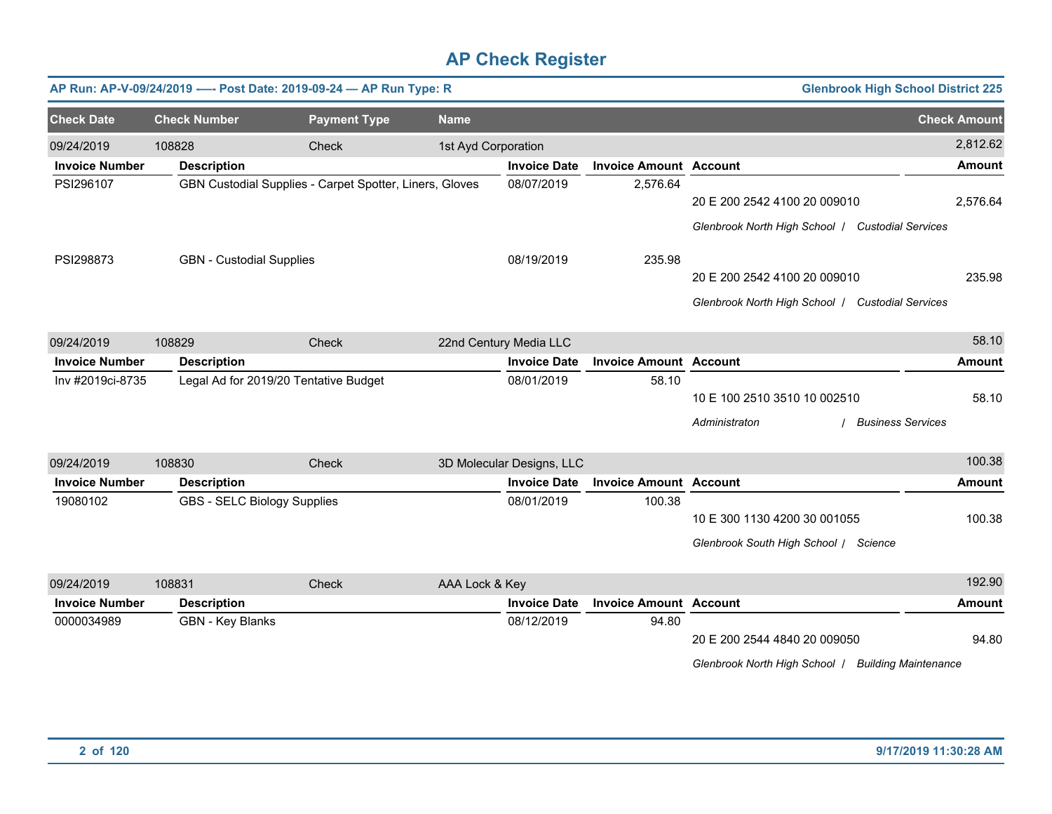# AP Check Register

**AP Run: AP-V-09/24/2019 -—- Post Date: 2019-09-24 — AP Run Type: R** | **Glenbrook High School District 225**

| Check Date | Check Number | Payment Type | Name | Check Amount |
|---|---|---|---|---|
| 09/24/2019 | 108828 | Check | 1st Ayd Corporation | 2,812.62 |

| Invoice Number | Description | Invoice Date | Invoice Amount | Account | Amount |
|---|---|---|---|---|---|
| PSI296107 | GBN Custodial Supplies - Carpet Spotter, Liners, Gloves | 08/07/2019 | 2,576.64 | 20 E 200 2542 4100 20 009010 | 2,576.64 |
| | | | | *Glenbrook North High School / Custodial Services* | |
| PSI298873 | GBN - Custodial Supplies | 08/19/2019 | 235.98 | 20 E 200 2542 4100 20 009010 | 235.98 |
| | | | | *Glenbrook North High School / Custodial Services* | |

| Check Date | Check Number | Payment Type | Name | Check Amount |
|---|---|---|---|---|
| 09/24/2019 | 108829 | Check | 22nd Century Media LLC | 58.10 |

| Invoice Number | Description | Invoice Date | Invoice Amount | Account | Amount |
|---|---|---|---|---|---|
| Inv #2019ci-8735 | Legal Ad for 2019/20 Tentative Budget | 08/01/2019 | 58.10 | 10 E 100 2510 3510 10 002510 | 58.10 |
| | | | | *Administraton / Business Services* | |

| Check Date | Check Number | Payment Type | Name | Check Amount |
|---|---|---|---|---|
| 09/24/2019 | 108830 | Check | 3D Molecular Designs, LLC | 100.38 |

| Invoice Number | Description | Invoice Date | Invoice Amount | Account | Amount |
|---|---|---|---|---|---|
| 19080102 | GBS - SELC Biology Supplies | 08/01/2019 | 100.38 | 10 E 300 1130 4200 30 001055 | 100.38 |
| | | | | *Glenbrook South High School / Science* | |

| Check Date | Check Number | Payment Type | Name | Check Amount |
|---|---|---|---|---|
| 09/24/2019 | 108831 | Check | AAA Lock & Key | 192.90 |

| Invoice Number | Description | Invoice Date | Invoice Amount | Account | Amount |
|---|---|---|---|---|---|
| 0000034989 | GBN - Key Blanks | 08/12/2019 | 94.80 | 20 E 200 2544 4840 20 009050 | 94.80 |
| | | | | *Glenbrook North High School / Building Maintenance* | |

9/17/2019 11:30:28 AM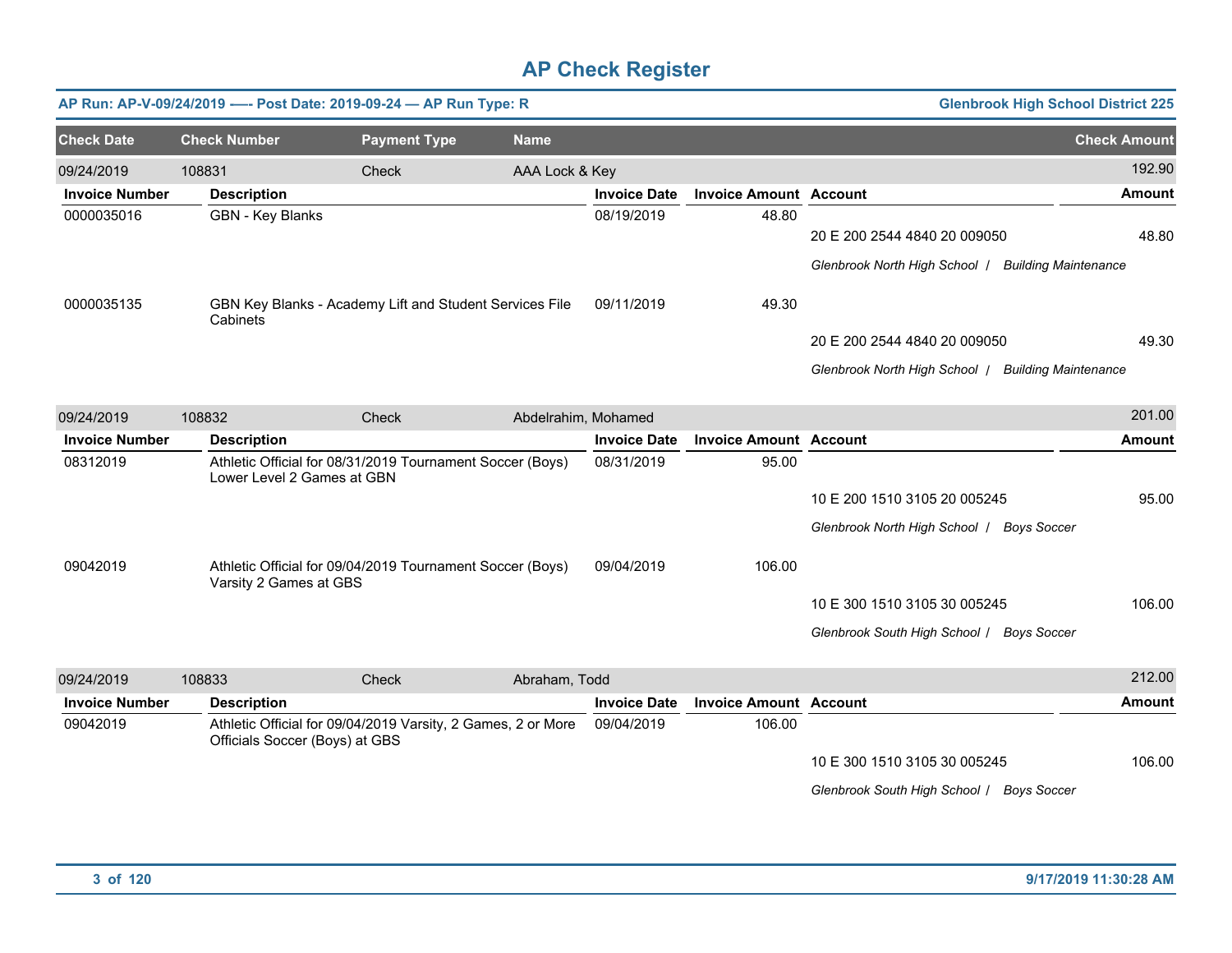# AP Check Register

**AP Run: AP-V-09/24/2019 -—- Post Date: 2019-09-24 — AP Run Type: R** | **Glenbrook High School District 225**

| Check Date | Check Number | Payment Type | Name | Check Amount |
|---|---|---|---|---|
| 09/24/2019 | 108831 | Check | AAA Lock & Key | 192.90 |

| Invoice Number | Description | Invoice Date | Invoice Amount | Account | Amount |
|---|---|---|---|---|---|
| 0000035016 | GBN - Key Blanks | 08/19/2019 | 48.80 | | |
| | | | | 20 E 200 2544 4840 20 009050 | 48.80 |
| | | | | *Glenbrook North High School / Building Maintenance* | |
| 0000035135 | GBN Key Blanks - Academy Lift and Student Services File Cabinets | 09/11/2019 | 49.30 | | |
| | | | | 20 E 200 2544 4840 20 009050 | 49.30 |
| | | | | *Glenbrook North High School / Building Maintenance* | |

| Check Date | Check Number | Payment Type | Name | Check Amount |
|---|---|---|---|---|
| 09/24/2019 | 108832 | Check | Abdelrahim, Mohamed | 201.00 |

| Invoice Number | Description | Invoice Date | Invoice Amount | Account | Amount |
|---|---|---|---|---|---|
| 08312019 | Athletic Official for 08/31/2019 Tournament Soccer (Boys) Lower Level 2 Games at GBN | 08/31/2019 | 95.00 | | |
| | | | | 10 E 200 1510 3105 20 005245 | 95.00 |
| | | | | *Glenbrook North High School / Boys Soccer* | |
| 09042019 | Athletic Official for 09/04/2019 Tournament Soccer (Boys) Varsity 2 Games at GBS | 09/04/2019 | 106.00 | | |
| | | | | 10 E 300 1510 3105 30 005245 | 106.00 |
| | | | | *Glenbrook South High School / Boys Soccer* | |

| Check Date | Check Number | Payment Type | Name | Check Amount |
|---|---|---|---|---|
| 09/24/2019 | 108833 | Check | Abraham, Todd | 212.00 |

| Invoice Number | Description | Invoice Date | Invoice Amount | Account | Amount |
|---|---|---|---|---|---|
| 09042019 | Athletic Official for 09/04/2019 Varsity, 2 Games, 2 or More Officials Soccer (Boys) at GBS | 09/04/2019 | 106.00 | | |
| | | | | 10 E 300 1510 3105 30 005245 | 106.00 |
| | | | | *Glenbrook South High School / Boys Soccer* | |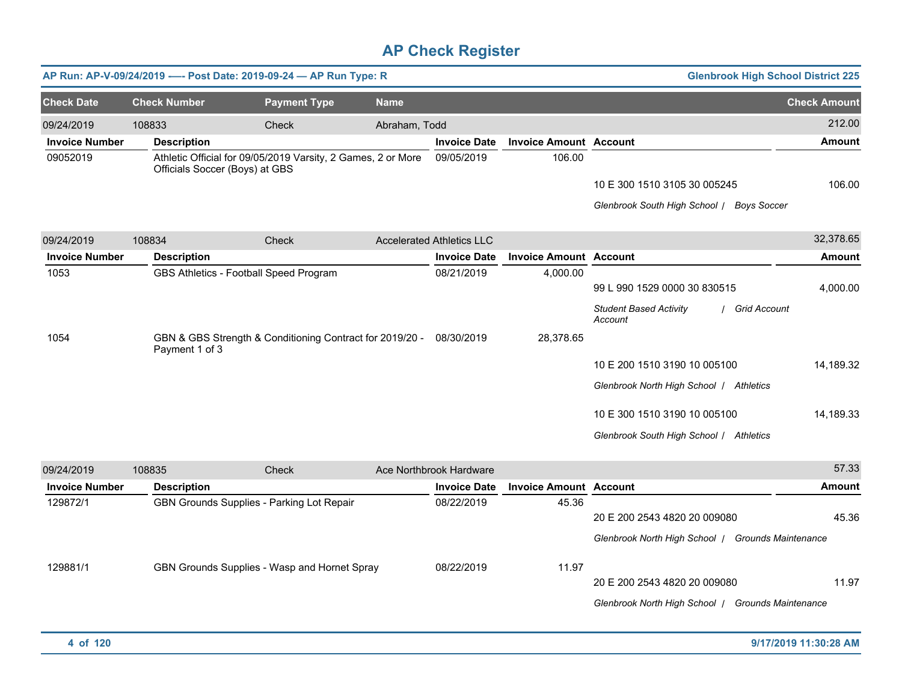# AP Check Register

**AP Run: AP-V-09/24/2019 —- Post Date: 2019-09-24 — AP Run Type: R** | **Glenbrook High School District 225**

| Check Date | Check Number | Payment Type | Name | Check Amount |
|---|---|---|---|---|
| 09/24/2019 | 108833 | Check | Abraham, Todd | 212.00 |

| Invoice Number | Description | Invoice Date | Invoice Amount | Account | Amount |
|---|---|---|---|---|---|
| 09052019 | Athletic Official for 09/05/2019 Varsity, 2 Games, 2 or More Officials Soccer (Boys) at GBS | 09/05/2019 | 106.00 | | |
| | | | | 10 E 300 1510 3105 30 005245 | 106.00 |
| | | | | *Glenbrook South High School / Boys Soccer* | |

| Check Date | Check Number | Payment Type | Name | Check Amount |
|---|---|---|---|---|
| 09/24/2019 | 108834 | Check | Accelerated Athletics LLC | 32,378.65 |

| Invoice Number | Description | Invoice Date | Invoice Amount | Account | Amount |
|---|---|---|---|---|---|
| 1053 | GBS Athletics - Football Speed Program | 08/21/2019 | 4,000.00 | | |
| | | | | 99 L 990 1529 0000 30 830515 | 4,000.00 |
| | | | | *Student Based Activity Account / Grid Account* | |
| 1054 | GBN & GBS Strength & Conditioning Contract for 2019/20 - Payment 1 of 3 | 08/30/2019 | 28,378.65 | | |
| | | | | 10 E 200 1510 3190 10 005100 | 14,189.32 |
| | | | | *Glenbrook North High School / Athletics* | |
| | | | | 10 E 300 1510 3190 10 005100 | 14,189.33 |
| | | | | *Glenbrook South High School / Athletics* | |

| Check Date | Check Number | Payment Type | Name | Check Amount |
|---|---|---|---|---|
| 09/24/2019 | 108835 | Check | Ace Northbrook Hardware | 57.33 |

| Invoice Number | Description | Invoice Date | Invoice Amount | Account | Amount |
|---|---|---|---|---|---|
| 129872/1 | GBN Grounds Supplies - Parking Lot Repair | 08/22/2019 | 45.36 | | |
| | | | | 20 E 200 2543 4820 20 009080 | 45.36 |
| | | | | *Glenbrook North High School / Grounds Maintenance* | |
| 129881/1 | GBN Grounds Supplies - Wasp and Hornet Spray | 08/22/2019 | 11.97 | | |
| | | | | 20 E 200 2543 4820 20 009080 | 11.97 |
| | | | | *Glenbrook North High School / Grounds Maintenance* | |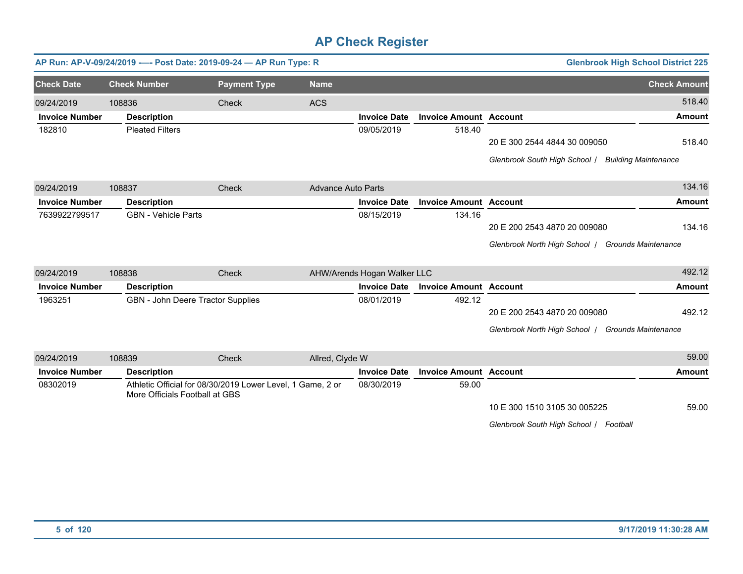# AP Check Register

**AP Run: AP-V-09/24/2019 —- Post Date: 2019-09-24 — AP Run Type: R** | **Glenbrook High School District 225**

| Check Date | Check Number | Payment Type | Name | Check Amount |
|---|---|---|---|---|
| 09/24/2019 | 108836 | Check | ACS | 518.40 |

| Invoice Number | Description | Invoice Date | Invoice Amount | Account | Amount |
|---|---|---|---|---|---|
| 182810 | Pleated Filters | 09/05/2019 | 518.40 | | |
| | | | | 20 E 300 2544 4844 30 009050 | 518.40 |
| | | | | *Glenbrook South High School / Building Maintenance* | |

| Check Date | Check Number | Payment Type | Name | Check Amount |
|---|---|---|---|---|
| 09/24/2019 | 108837 | Check | Advance Auto Parts | 134.16 |

| Invoice Number | Description | Invoice Date | Invoice Amount | Account | Amount |
|---|---|---|---|---|---|
| 7639922799517 | GBN - Vehicle Parts | 08/15/2019 | 134.16 | | |
| | | | | 20 E 200 2543 4870 20 009080 | 134.16 |
| | | | | *Glenbrook North High School / Grounds Maintenance* | |

| Check Date | Check Number | Payment Type | Name | Check Amount |
|---|---|---|---|---|
| 09/24/2019 | 108838 | Check | AHW/Arends Hogan Walker LLC | 492.12 |

| Invoice Number | Description | Invoice Date | Invoice Amount | Account | Amount |
|---|---|---|---|---|---|
| 1963251 | GBN - John Deere Tractor Supplies | 08/01/2019 | 492.12 | | |
| | | | | 20 E 200 2543 4870 20 009080 | 492.12 |
| | | | | *Glenbrook North High School / Grounds Maintenance* | |

| Check Date | Check Number | Payment Type | Name | Check Amount |
|---|---|---|---|---|
| 09/24/2019 | 108839 | Check | Allred, Clyde W | 59.00 |

| Invoice Number | Description | Invoice Date | Invoice Amount | Account | Amount |
|---|---|---|---|---|---|
| 08302019 | Athletic Official for 08/30/2019 Lower Level, 1 Game, 2 or More Officials Football at GBS | 08/30/2019 | 59.00 | | |
| | | | | 10 E 300 1510 3105 30 005225 | 59.00 |
| | | | | *Glenbrook South High School / Football* | |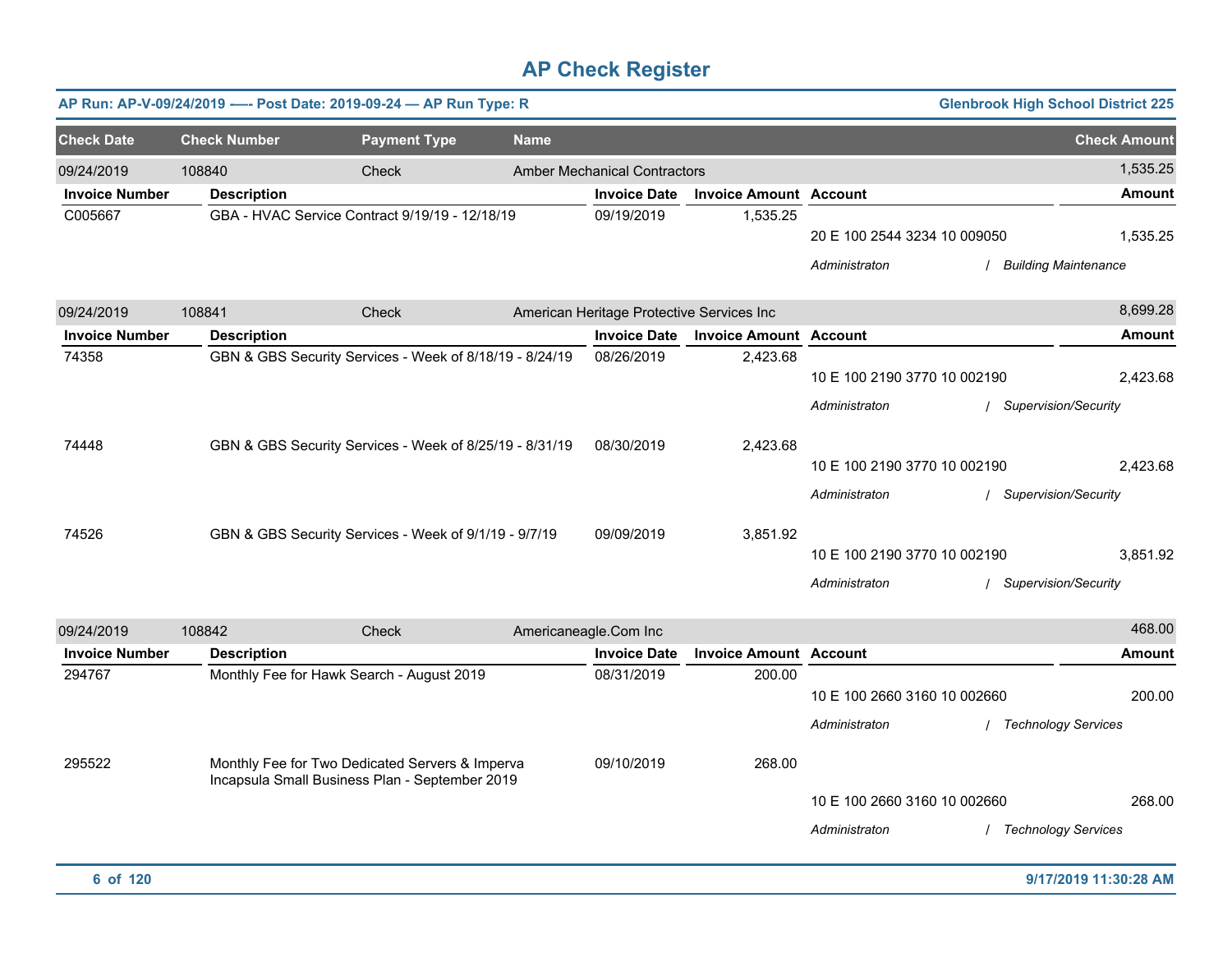# AP Check Register

**AP Run: AP-V-09/24/2019 —- Post Date: 2019-09-24 — AP Run Type: R** | **Glenbrook High School District 225**

| Check Date | Check Number | Payment Type | Name | Check Amount |
|---|---|---|---|---|
| 09/24/2019 | 108840 | Check | Amber Mechanical Contractors | 1,535.25 |

| Invoice Number | Description | Invoice Date | Invoice Amount | Account | Amount |
|---|---|---|---|---|---|
| C005667 | GBA - HVAC Service Contract 9/19/19 - 12/18/19 | 09/19/2019 | 1,535.25 | 20 E 100 2544 3234 10 009050 | 1,535.25 |
| | | | | *Administraton / Building Maintenance* | |

| Check Date | Check Number | Payment Type | Name | Check Amount |
|---|---|---|---|---|
| 09/24/2019 | 108841 | Check | American Heritage Protective Services Inc | 8,699.28 |

| Invoice Number | Description | Invoice Date | Invoice Amount | Account | Amount |
|---|---|---|---|---|---|
| 74358 | GBN & GBS Security Services - Week of 8/18/19 - 8/24/19 | 08/26/2019 | 2,423.68 | 10 E 100 2190 3770 10 002190 | 2,423.68 |
| | | | | *Administraton / Supervision/Security* | |
| 74448 | GBN & GBS Security Services - Week of 8/25/19 - 8/31/19 | 08/30/2019 | 2,423.68 | 10 E 100 2190 3770 10 002190 | 2,423.68 |
| | | | | *Administraton / Supervision/Security* | |
| 74526 | GBN & GBS Security Services - Week of 9/1/19 - 9/7/19 | 09/09/2019 | 3,851.92 | 10 E 100 2190 3770 10 002190 | 3,851.92 |
| | | | | *Administraton / Supervision/Security* | |

| Check Date | Check Number | Payment Type | Name | Check Amount |
|---|---|---|---|---|
| 09/24/2019 | 108842 | Check | Americaneagle.Com Inc | 468.00 |

| Invoice Number | Description | Invoice Date | Invoice Amount | Account | Amount |
|---|---|---|---|---|---|
| 294767 | Monthly Fee for Hawk Search - August 2019 | 08/31/2019 | 200.00 | 10 E 100 2660 3160 10 002660 | 200.00 |
| | | | | *Administraton / Technology Services* | |
| 295522 | Monthly Fee for Two Dedicated Servers & Imperva Incapsula Small Business Plan - September 2019 | 09/10/2019 | 268.00 | 10 E 100 2660 3160 10 002660 | 268.00 |
| | | | | *Administraton / Technology Services* | |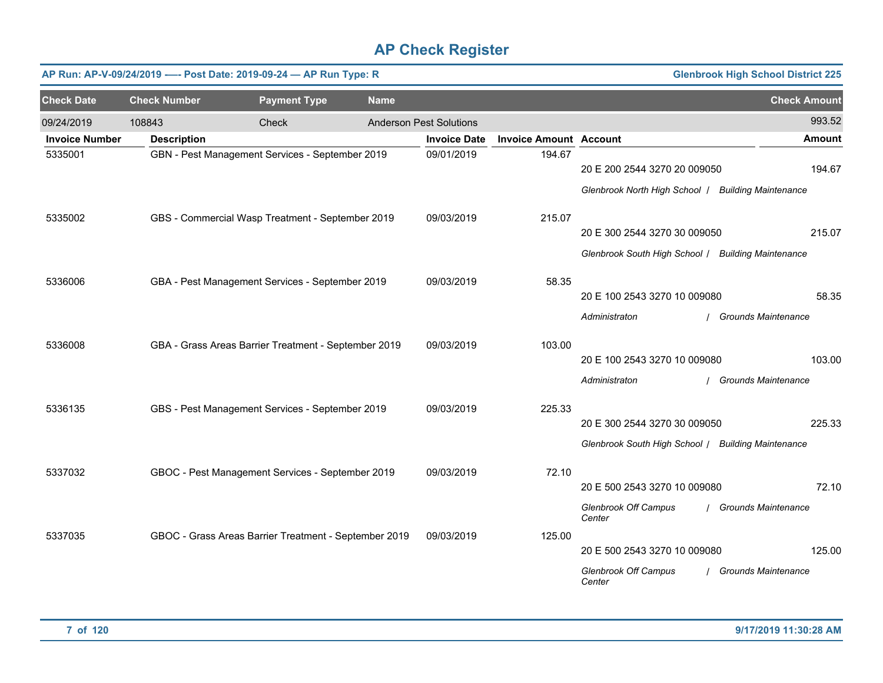# AP Check Register

**AP Run: AP-V-09/24/2019 -—- Post Date: 2019-09-24 — AP Run Type: R** | **Glenbrook High School District 225**

| Check Date | Check Number | Payment Type | Name | Check Amount |
|---|---|---|---|---|
| 09/24/2019 | 108843 | Check | Anderson Pest Solutions | 993.52 |

| Invoice Number | Description | Invoice Date | Invoice Amount | Account | Amount |
|---|---|---|---|---|---|
| 5335001 | GBN - Pest Management Services - September 2019 | 09/01/2019 | 194.67 | 20 E 200 2544 3270 20 009050 | 194.67 |
| | | | | *Glenbrook North High School / Building Maintenance* | |
| 5335002 | GBS - Commercial Wasp Treatment - September 2019 | 09/03/2019 | 215.07 | 20 E 300 2544 3270 30 009050 | 215.07 |
| | | | | *Glenbrook South High School / Building Maintenance* | |
| 5336006 | GBA - Pest Management Services - September 2019 | 09/03/2019 | 58.35 | 20 E 100 2543 3270 10 009080 | 58.35 |
| | | | | *Administraton / Grounds Maintenance* | |
| 5336008 | GBA - Grass Areas Barrier Treatment - September 2019 | 09/03/2019 | 103.00 | 20 E 100 2543 3270 10 009080 | 103.00 |
| | | | | *Administraton / Grounds Maintenance* | |
| 5336135 | GBS - Pest Management Services - September 2019 | 09/03/2019 | 225.33 | 20 E 300 2544 3270 30 009050 | 225.33 |
| | | | | *Glenbrook South High School / Building Maintenance* | |
| 5337032 | GBOC - Pest Management Services - September 2019 | 09/03/2019 | 72.10 | 20 E 500 2543 3270 10 009080 | 72.10 |
| | | | | *Glenbrook Off Campus Center / Grounds Maintenance* | |
| 5337035 | GBOC - Grass Areas Barrier Treatment - September 2019 | 09/03/2019 | 125.00 | 20 E 500 2543 3270 10 009080 | 125.00 |
| | | | | *Glenbrook Off Campus Center / Grounds Maintenance* | |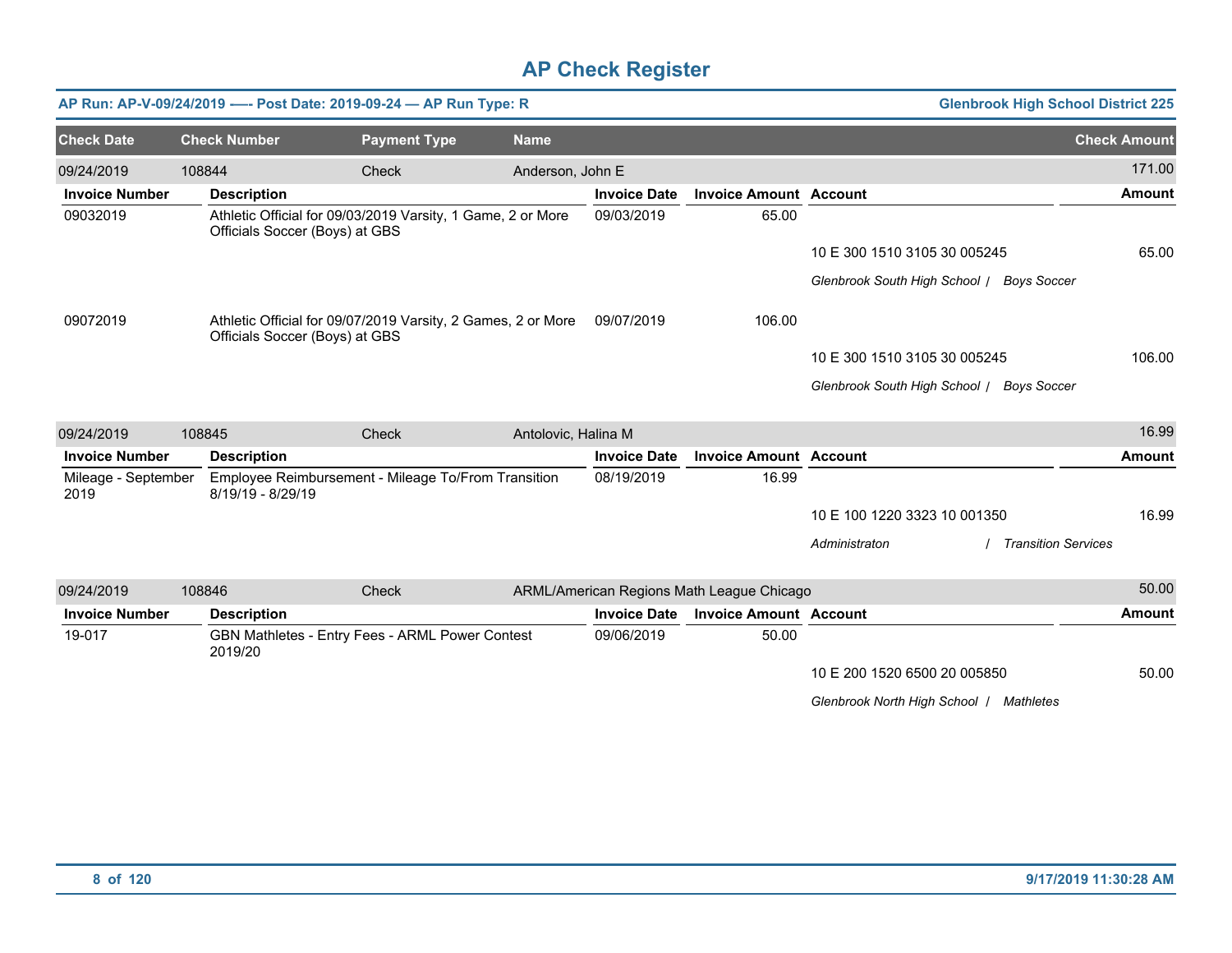# AP Check Register

**AP Run: AP-V-09/24/2019 -—- Post Date: 2019-09-24 — AP Run Type: R** | **Glenbrook High School District 225**

| Check Date | Check Number | Payment Type | Name | Check Amount |
|---|---|---|---|---|
| 09/24/2019 | 108844 | Check | Anderson, John E | 171.00 |

| Invoice Number | Description | Invoice Date | Invoice Amount | Account | Amount |
|---|---|---|---|---|---|
| 09032019 | Athletic Official for 09/03/2019 Varsity, 1 Game, 2 or More Officials Soccer (Boys) at GBS | 09/03/2019 | 65.00 | | |
| | | | | 10 E 300 1510 3105 30 005245 | 65.00 |
| | | | | *Glenbrook South High School / Boys Soccer* | |
| 09072019 | Athletic Official for 09/07/2019 Varsity, 2 Games, 2 or More Officials Soccer (Boys) at GBS | 09/07/2019 | 106.00 | | |
| | | | | 10 E 300 1510 3105 30 005245 | 106.00 |
| | | | | *Glenbrook South High School / Boys Soccer* | |

| Check Date | Check Number | Payment Type | Name | Check Amount |
|---|---|---|---|---|
| 09/24/2019 | 108845 | Check | Antolovic, Halina M | 16.99 |

| Invoice Number | Description | Invoice Date | Invoice Amount | Account | Amount |
|---|---|---|---|---|---|
| Mileage - September 2019 | Employee Reimbursement - Mileage To/From Transition 8/19/19 - 8/29/19 | 08/19/2019 | 16.99 | | |
| | | | | 10 E 100 1220 3323 10 001350 | 16.99 |
| | | | | *Administraton / Transition Services* | |

| Check Date | Check Number | Payment Type | Name | Check Amount |
|---|---|---|---|---|
| 09/24/2019 | 108846 | Check | ARML/American Regions Math League Chicago | 50.00 |

| Invoice Number | Description | Invoice Date | Invoice Amount | Account | Amount |
|---|---|---|---|---|---|
| 19-017 | GBN Mathletes - Entry Fees - ARML Power Contest 2019/20 | 09/06/2019 | 50.00 | | |
| | | | | 10 E 200 1520 6500 20 005850 | 50.00 |
| | | | | *Glenbrook North High School / Mathletes* | |

9/17/2019 11:30:28 AM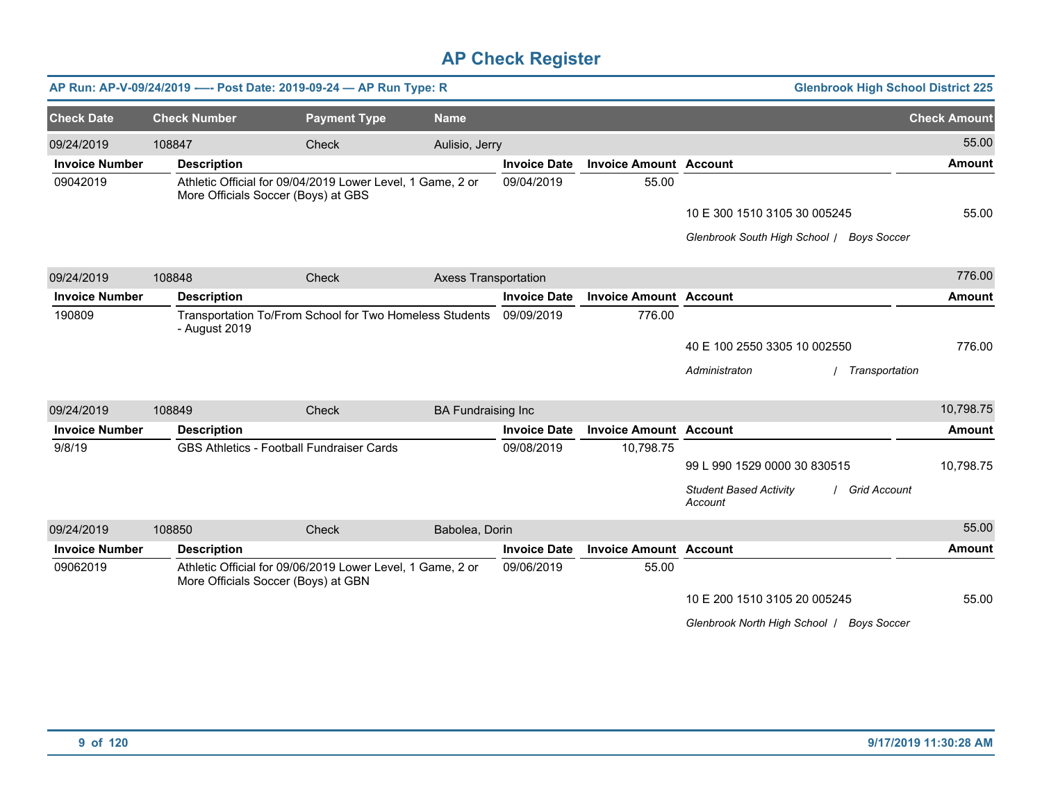# AP Check Register

**AP Run: AP-V-09/24/2019 -—- Post Date: 2019-09-24 — AP Run Type: R** | **Glenbrook High School District 225**

| Check Date | Check Number | Payment Type | Name | Check Amount |
|---|---|---|---|---|
| 09/24/2019 | 108847 | Check | Aulisio, Jerry | 55.00 |

| Invoice Number | Description | Invoice Date | Invoice Amount | Account | Amount |
|---|---|---|---|---|---|
| 09042019 | Athletic Official for 09/04/2019 Lower Level, 1 Game, 2 or More Officials Soccer (Boys) at GBS | 09/04/2019 | 55.00 | | |
| | | | | 10 E 300 1510 3105 30 005245 | 55.00 |
| | | | | *Glenbrook South High School / Boys Soccer* | |

| Check Date | Check Number | Payment Type | Name | Check Amount |
|---|---|---|---|---|
| 09/24/2019 | 108848 | Check | Axess Transportation | 776.00 |

| Invoice Number | Description | Invoice Date | Invoice Amount | Account | Amount |
|---|---|---|---|---|---|
| 190809 | Transportation To/From School for Two Homeless Students - August 2019 | 09/09/2019 | 776.00 | | |
| | | | | 40 E 100 2550 3305 10 002550 | 776.00 |
| | | | | *Administraton / Transportation* | |

| Check Date | Check Number | Payment Type | Name | Check Amount |
|---|---|---|---|---|
| 09/24/2019 | 108849 | Check | BA Fundraising Inc | 10,798.75 |

| Invoice Number | Description | Invoice Date | Invoice Amount | Account | Amount |
|---|---|---|---|---|---|
| 9/8/19 | GBS Athletics - Football Fundraiser Cards | 09/08/2019 | 10,798.75 | | |
| | | | | 99 L 990 1529 0000 30 830515 | 10,798.75 |
| | | | | *Student Based Activity Account / Grid Account* | |

| Check Date | Check Number | Payment Type | Name | Check Amount |
|---|---|---|---|---|
| 09/24/2019 | 108850 | Check | Babolea, Dorin | 55.00 |

| Invoice Number | Description | Invoice Date | Invoice Amount | Account | Amount |
|---|---|---|---|---|---|
| 09062019 | Athletic Official for 09/06/2019 Lower Level, 1 Game, 2 or More Officials Soccer (Boys) at GBN | 09/06/2019 | 55.00 | | |
| | | | | 10 E 200 1510 3105 20 005245 | 55.00 |
| | | | | *Glenbrook North High School / Boys Soccer* | |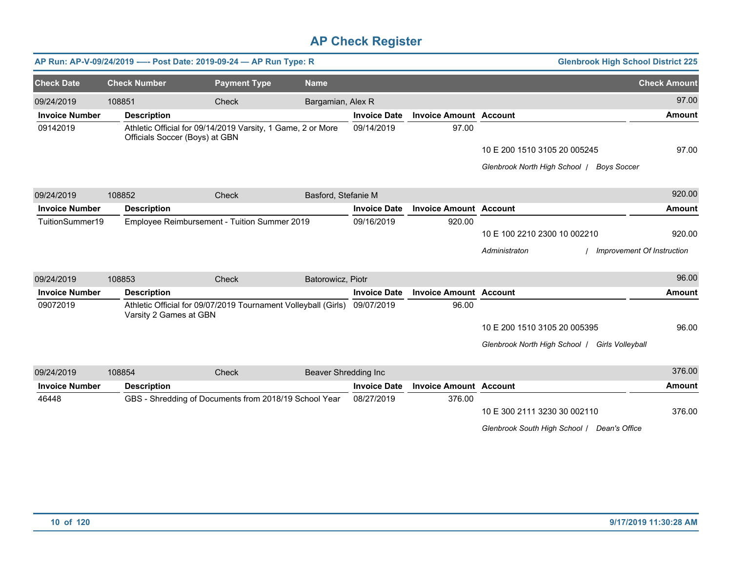# AP Check Register

**AP Run: AP-V-09/24/2019 —- Post Date: 2019-09-24 — AP Run Type: R** | **Glenbrook High School District 225**

| Check Date | Check Number | Payment Type | Name | Check Amount |
|---|---|---|---|---|
| 09/24/2019 | 108851 | Check | Bargamian, Alex R | 97.00 |

| Invoice Number | Description | Invoice Date | Invoice Amount | Account | Amount |
|---|---|---|---|---|---|
| 09142019 | Athletic Official for 09/14/2019 Varsity, 1 Game, 2 or More Officials Soccer (Boys) at GBN | 09/14/2019 | 97.00 | | |
| | | | | 10 E 200 1510 3105 20 005245 | 97.00 |
| | | | | *Glenbrook North High School / Boys Soccer* | |

| Check Date | Check Number | Payment Type | Name | Check Amount |
|---|---|---|---|---|
| 09/24/2019 | 108852 | Check | Basford, Stefanie M | 920.00 |

| Invoice Number | Description | Invoice Date | Invoice Amount | Account | Amount |
|---|---|---|---|---|---|
| TuitionSummer19 | Employee Reimbursement - Tuition Summer 2019 | 09/16/2019 | 920.00 | | |
| | | | | 10 E 100 2210 2300 10 002210 | 920.00 |
| | | | | *Administraton / Improvement Of Instruction* | |

| Check Date | Check Number | Payment Type | Name | Check Amount |
|---|---|---|---|---|
| 09/24/2019 | 108853 | Check | Batorowicz, Piotr | 96.00 |

| Invoice Number | Description | Invoice Date | Invoice Amount | Account | Amount |
|---|---|---|---|---|---|
| 09072019 | Athletic Official for 09/07/2019 Tournament Volleyball (Girls) Varsity 2 Games at GBN | 09/07/2019 | 96.00 | | |
| | | | | 10 E 200 1510 3105 20 005395 | 96.00 |
| | | | | *Glenbrook North High School / Girls Volleyball* | |

| Check Date | Check Number | Payment Type | Name | Check Amount |
|---|---|---|---|---|
| 09/24/2019 | 108854 | Check | Beaver Shredding Inc | 376.00 |

| Invoice Number | Description | Invoice Date | Invoice Amount | Account | Amount |
|---|---|---|---|---|---|
| 46448 | GBS - Shredding of Documents from 2018/19 School Year | 08/27/2019 | 376.00 | | |
| | | | | 10 E 300 2111 3230 30 002110 | 376.00 |
| | | | | *Glenbrook South High School / Dean's Office* | |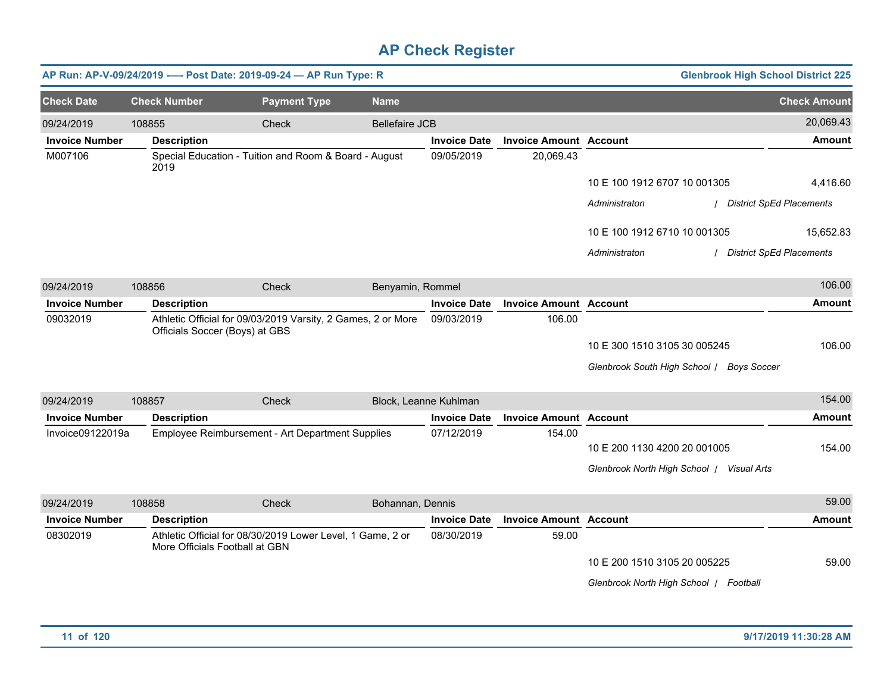# AP Check Register

**AP Run: AP-V-09/24/2019 -—- Post Date: 2019-09-24 — AP Run Type: R** | **Glenbrook High School District 225**

| Check Date | Check Number | Payment Type | Name | Check Amount |
|---|---|---|---|---|
| 09/24/2019 | 108855 | Check | Bellefaire JCB | 20,069.43 |

| Invoice Number | Description | Invoice Date | Invoice Amount | Account | Amount |
|---|---|---|---|---|---|
| M007106 | Special Education - Tuition and Room & Board - August 2019 | 09/05/2019 | 20,069.43 | | |
| | | | | 10 E 100 1912 6707 10 001305 | 4,416.60 |
| | | | | *Administraton / District SpEd Placements* | |
| | | | | 10 E 100 1912 6710 10 001305 | 15,652.83 |
| | | | | *Administraton / District SpEd Placements* | |

| Check Date | Check Number | Payment Type | Name | Check Amount |
|---|---|---|---|---|
| 09/24/2019 | 108856 | Check | Benyamin, Rommel | 106.00 |

| Invoice Number | Description | Invoice Date | Invoice Amount | Account | Amount |
|---|---|---|---|---|---|
| 09032019 | Athletic Official for 09/03/2019 Varsity, 2 Games, 2 or More Officials Soccer (Boys) at GBS | 09/03/2019 | 106.00 | | |
| | | | | 10 E 300 1510 3105 30 005245 | 106.00 |
| | | | | *Glenbrook South High School / Boys Soccer* | |

| Check Date | Check Number | Payment Type | Name | Check Amount |
|---|---|---|---|---|
| 09/24/2019 | 108857 | Check | Block, Leanne Kuhlman | 154.00 |

| Invoice Number | Description | Invoice Date | Invoice Amount | Account | Amount |
|---|---|---|---|---|---|
| Invoice09122019a | Employee Reimbursement - Art Department Supplies | 07/12/2019 | 154.00 | | |
| | | | | 10 E 200 1130 4200 20 001005 | 154.00 |
| | | | | *Glenbrook North High School / Visual Arts* | |

| Check Date | Check Number | Payment Type | Name | Check Amount |
|---|---|---|---|---|
| 09/24/2019 | 108858 | Check | Bohannan, Dennis | 59.00 |

| Invoice Number | Description | Invoice Date | Invoice Amount | Account | Amount |
|---|---|---|---|---|---|
| 08302019 | Athletic Official for 08/30/2019 Lower Level, 1 Game, 2 or More Officials Football at GBN | 08/30/2019 | 59.00 | | |
| | | | | 10 E 200 1510 3105 20 005225 | 59.00 |
| | | | | *Glenbrook North High School / Football* | |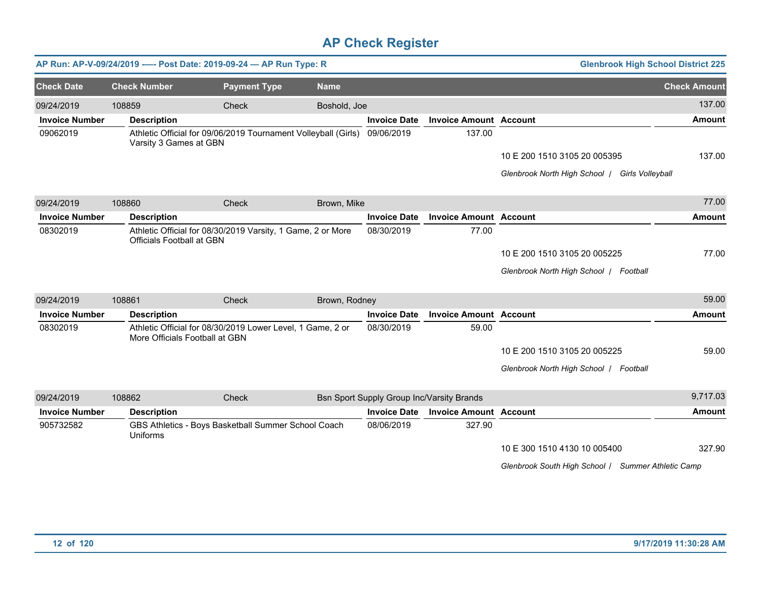# AP Check Register

**AP Run: AP-V-09/24/2019 -— Post Date: 2019-09-24 — AP Run Type: R** | **Glenbrook High School District 225**

| Check Date | Check Number | Payment Type | Name | Check Amount |
|---|---|---|---|---|
| 09/24/2019 | 108859 | Check | Boshold, Joe | 137.00 |

| Invoice Number | Description | Invoice Date | Invoice Amount | Account | Amount |
|---|---|---|---|---|---|
| 09062019 | Athletic Official for 09/06/2019 Tournament Volleyball (Girls) Varsity 3 Games at GBN | 09/06/2019 | 137.00 | | |
| | | | | 10 E 200 1510 3105 20 005395 | 137.00 |
| | | | | *Glenbrook North High School / Girls Volleyball* | |

| Check Date | Check Number | Payment Type | Name | Check Amount |
|---|---|---|---|---|
| 09/24/2019 | 108860 | Check | Brown, Mike | 77.00 |

| Invoice Number | Description | Invoice Date | Invoice Amount | Account | Amount |
|---|---|---|---|---|---|
| 08302019 | Athletic Official for 08/30/2019 Varsity, 1 Game, 2 or More Officials Football at GBN | 08/30/2019 | 77.00 | | |
| | | | | 10 E 200 1510 3105 20 005225 | 77.00 |
| | | | | *Glenbrook North High School / Football* | |

| Check Date | Check Number | Payment Type | Name | Check Amount |
|---|---|---|---|---|
| 09/24/2019 | 108861 | Check | Brown, Rodney | 59.00 |

| Invoice Number | Description | Invoice Date | Invoice Amount | Account | Amount |
|---|---|---|---|---|---|
| 08302019 | Athletic Official for 08/30/2019 Lower Level, 1 Game, 2 or More Officials Football at GBN | 08/30/2019 | 59.00 | | |
| | | | | 10 E 200 1510 3105 20 005225 | 59.00 |
| | | | | *Glenbrook North High School / Football* | |

| Check Date | Check Number | Payment Type | Name | Check Amount |
|---|---|---|---|---|
| 09/24/2019 | 108862 | Check | Bsn Sport Supply Group Inc/Varsity Brands | 9,717.03 |

| Invoice Number | Description | Invoice Date | Invoice Amount | Account | Amount |
|---|---|---|---|---|---|
| 905732582 | GBS Athletics - Boys Basketball Summer School Coach Uniforms | 08/06/2019 | 327.90 | | |
| | | | | 10 E 300 1510 4130 10 005400 | 327.90 |
| | | | | *Glenbrook South High School / Summer Athletic Camp* | |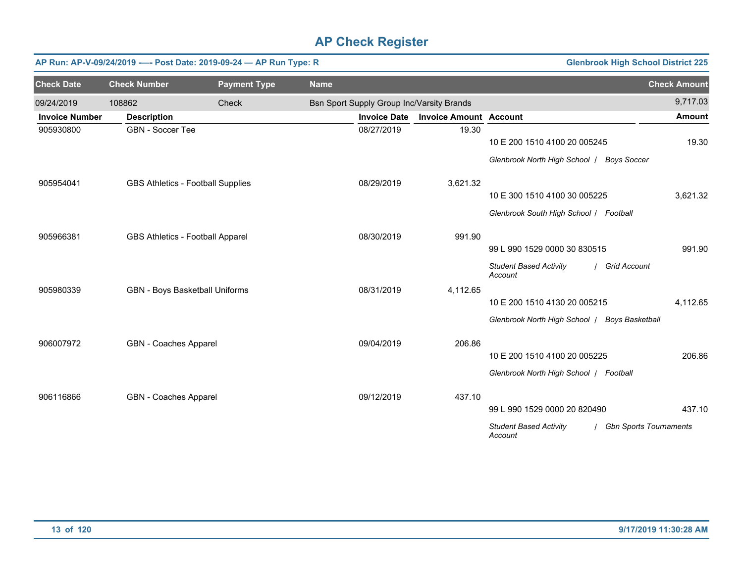# AP Check Register

**AP Run: AP-V-09/24/2019 -—- Post Date: 2019-09-24 — AP Run Type: R** | **Glenbrook High School District 225**

| Check Date | Check Number | Payment Type | Name | Check Amount |
|---|---|---|---|---|
| 09/24/2019 | 108862 | Check | Bsn Sport Supply Group Inc/Varsity Brands | 9,717.03 |

| Invoice Number | Description | Invoice Date | Invoice Amount | Account | Amount |
|---|---|---|---|---|---|
| 905930800 | GBN - Soccer Tee | 08/27/2019 | 19.30 | 10 E 200 1510 4100 20 005245 | 19.30 |
| | | | | *Glenbrook North High School / Boys Soccer* | |
| 905954041 | GBS Athletics - Football Supplies | 08/29/2019 | 3,621.32 | 10 E 300 1510 4100 30 005225 | 3,621.32 |
| | | | | *Glenbrook South High School / Football* | |
| 905966381 | GBS Athletics - Football Apparel | 08/30/2019 | 991.90 | 99 L 990 1529 0000 30 830515 | 991.90 |
| | | | | *Student Based Activity Account / Grid Account* | |
| 905980339 | GBN - Boys Basketball Uniforms | 08/31/2019 | 4,112.65 | 10 E 200 1510 4130 20 005215 | 4,112.65 |
| | | | | *Glenbrook North High School / Boys Basketball* | |
| 906007972 | GBN - Coaches Apparel | 09/04/2019 | 206.86 | 10 E 200 1510 4100 20 005225 | 206.86 |
| | | | | *Glenbrook North High School / Football* | |
| 906116866 | GBN - Coaches Apparel | 09/12/2019 | 437.10 | 99 L 990 1529 0000 20 820490 | 437.10 |
| | | | | *Student Based Activity Account / Gbn Sports Tournaments* | |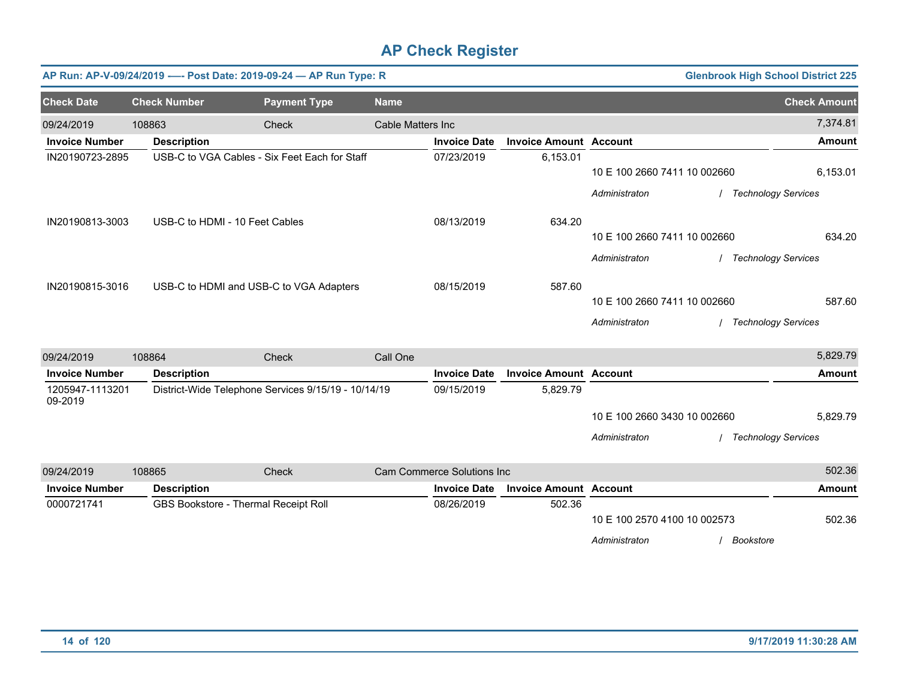# AP Check Register

**AP Run: AP-V-09/24/2019 —- Post Date: 2019-09-24 — AP Run Type: R** — **Glenbrook High School District 225**

| Check Date | Check Number | Payment Type | Name | Check Amount |
|---|---|---|---|---|
| 09/24/2019 | 108863 | Check | Cable Matters Inc | 7,374.81 |

| Invoice Number | Description | Invoice Date | Invoice Amount | Account | Amount |
|---|---|---|---|---|---|
| IN20190723-2895 | USB-C to VGA Cables - Six Feet Each for Staff | 07/23/2019 | 6,153.01 | | |
| | | | | 10 E 100 2660 7411 10 002660 | 6,153.01 |
| | | | | *Administraton / Technology Services* | |
| IN20190813-3003 | USB-C to HDMI - 10 Feet Cables | 08/13/2019 | 634.20 | | |
| | | | | 10 E 100 2660 7411 10 002660 | 634.20 |
| | | | | *Administraton / Technology Services* | |
| IN20190815-3016 | USB-C to HDMI and USB-C to VGA Adapters | 08/15/2019 | 587.60 | | |
| | | | | 10 E 100 2660 7411 10 002660 | 587.60 |
| | | | | *Administraton / Technology Services* | |

| Check Date | Check Number | Payment Type | Name | Check Amount |
|---|---|---|---|---|
| 09/24/2019 | 108864 | Check | Call One | 5,829.79 |

| Invoice Number | Description | Invoice Date | Invoice Amount | Account | Amount |
|---|---|---|---|---|---|
| 1205947-1113201 09-2019 | District-Wide Telephone Services 9/15/19 - 10/14/19 | 09/15/2019 | 5,829.79 | | |
| | | | | 10 E 100 2660 3430 10 002660 | 5,829.79 |
| | | | | *Administraton / Technology Services* | |

| Check Date | Check Number | Payment Type | Name | Check Amount |
|---|---|---|---|---|
| 09/24/2019 | 108865 | Check | Cam Commerce Solutions Inc | 502.36 |

| Invoice Number | Description | Invoice Date | Invoice Amount | Account | Amount |
|---|---|---|---|---|---|
| 0000721741 | GBS Bookstore - Thermal Receipt Roll | 08/26/2019 | 502.36 | | |
| | | | | 10 E 100 2570 4100 10 002573 | 502.36 |
| | | | | *Administraton / Bookstore* | |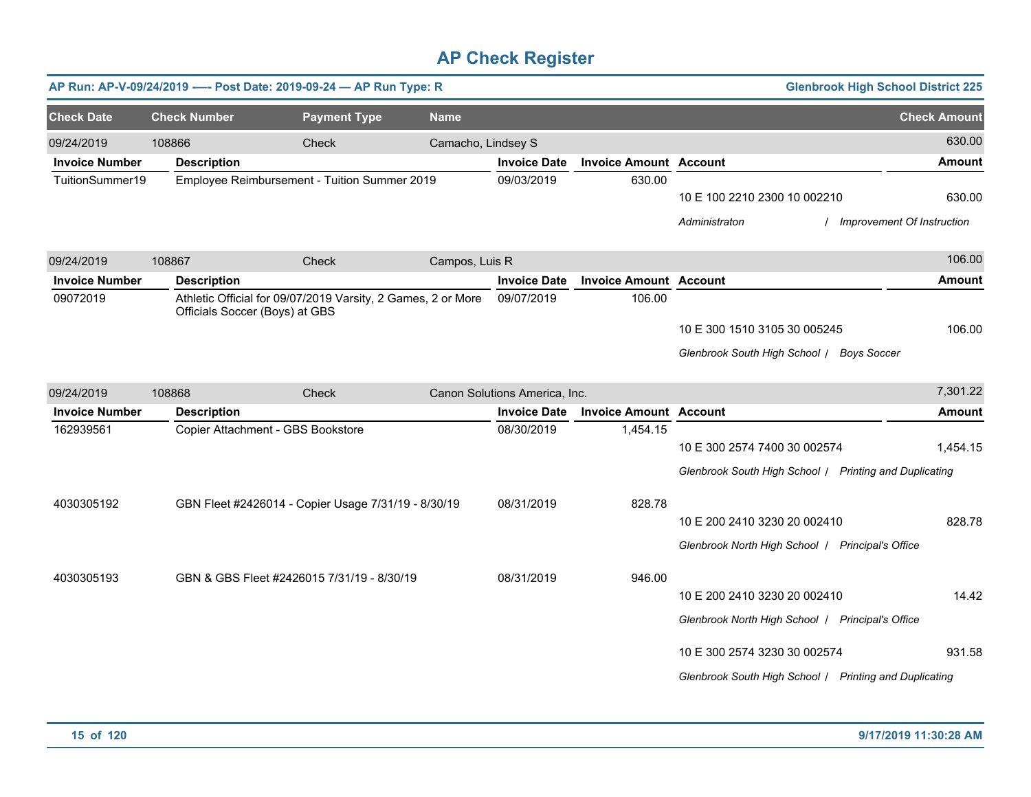# AP Check Register

**AP Run: AP-V-09/24/2019 —- Post Date: 2019-09-24 — AP Run Type: R** | **Glenbrook High School District 225**

| Check Date | Check Number | Payment Type | Name | Check Amount |
|---|---|---|---|---|
| 09/24/2019 | 108866 | Check | Camacho, Lindsey S | 630.00 |

| Invoice Number | Description | Invoice Date | Invoice Amount | Account | Amount |
|---|---|---|---|---|---|
| TuitionSummer19 | Employee Reimbursement - Tuition Summer 2019 | 09/03/2019 | 630.00 | 10 E 100 2210 2300 10 002210 | 630.00 |
| | | | | *Administraton / Improvement Of Instruction* | |

| Check Date | Check Number | Payment Type | Name | Check Amount |
|---|---|---|---|---|
| 09/24/2019 | 108867 | Check | Campos, Luis R | 106.00 |

| Invoice Number | Description | Invoice Date | Invoice Amount | Account | Amount |
|---|---|---|---|---|---|
| 09072019 | Athletic Official for 09/07/2019 Varsity, 2 Games, 2 or More Officials Soccer (Boys) at GBS | 09/07/2019 | 106.00 | 10 E 300 1510 3105 30 005245 | 106.00 |
| | | | | *Glenbrook South High School / Boys Soccer* | |

| Check Date | Check Number | Payment Type | Name | Check Amount |
|---|---|---|---|---|
| 09/24/2019 | 108868 | Check | Canon Solutions America, Inc. | 7,301.22 |

| Invoice Number | Description | Invoice Date | Invoice Amount | Account | Amount |
|---|---|---|---|---|---|
| 162939561 | Copier Attachment - GBS Bookstore | 08/30/2019 | 1,454.15 | 10 E 300 2574 7400 30 002574 | 1,454.15 |
| | | | | *Glenbrook South High School / Printing and Duplicating* | |
| 4030305192 | GBN Fleet #2426014 - Copier Usage 7/31/19 - 8/30/19 | 08/31/2019 | 828.78 | 10 E 200 2410 3230 20 002410 | 828.78 |
| | | | | *Glenbrook North High School / Principal's Office* | |
| 4030305193 | GBN & GBS Fleet #2426015 7/31/19 - 8/30/19 | 08/31/2019 | 946.00 | 10 E 200 2410 3230 20 002410 | 14.42 |
| | | | | *Glenbrook North High School / Principal's Office* | |
| | | | | 10 E 300 2574 3230 30 002574 | 931.58 |
| | | | | *Glenbrook South High School / Printing and Duplicating* | |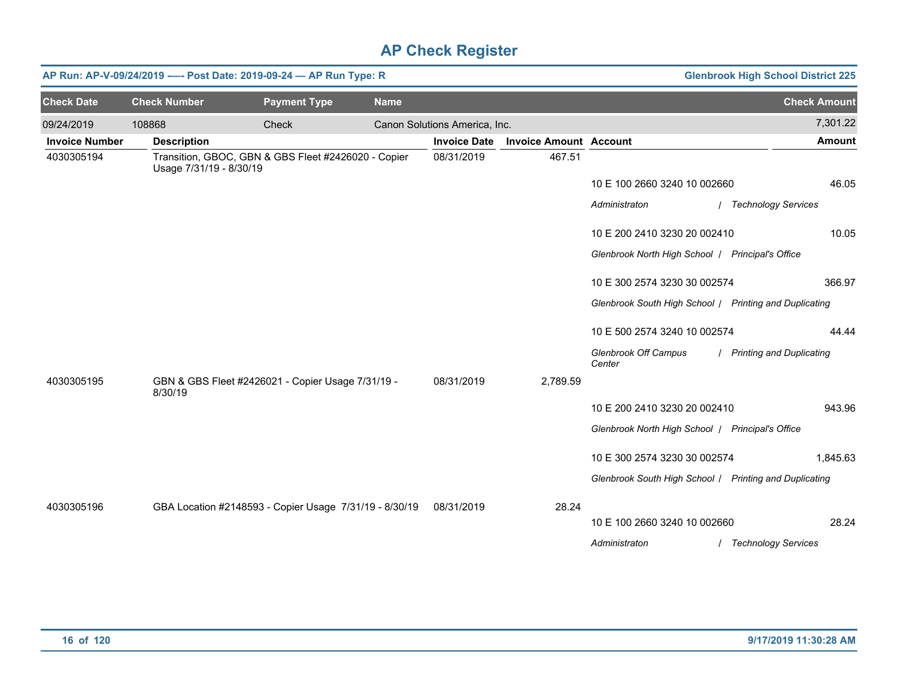# AP Check Register

**AP Run: AP-V-09/24/2019 -—- Post Date: 2019-09-24 — AP Run Type: R** — **Glenbrook High School District 225**

| Check Date | Check Number | Payment Type | Name | Check Amount |
|---|---|---|---|---|
| 09/24/2019 | 108868 | Check | Canon Solutions America, Inc. | 7,301.22 |

| Invoice Number | Description | Invoice Date | Invoice Amount | Account | Amount |
|---|---|---|---|---|---|
| 4030305194 | Transition, GBOC, GBN & GBS Fleet #2426020 - Copier Usage 7/31/19 - 8/30/19 | 08/31/2019 | 467.51 | | |
| | | | | 10 E 100 2660 3240 10 002660<br>*Administraton / Technology Services* | 46.05 |
| | | | | 10 E 200 2410 3230 20 002410<br>*Glenbrook North High School / Principal's Office* | 10.05 |
| | | | | 10 E 300 2574 3230 30 002574<br>*Glenbrook South High School / Printing and Duplicating* | 366.97 |
| | | | | 10 E 500 2574 3240 10 002574<br>*Glenbrook Off Campus Center / Printing and Duplicating* | 44.44 |
| 4030305195 | GBN & GBS Fleet #2426021 - Copier Usage 7/31/19 - 8/30/19 | 08/31/2019 | 2,789.59 | | |
| | | | | 10 E 200 2410 3230 20 002410<br>*Glenbrook North High School / Principal's Office* | 943.96 |
| | | | | 10 E 300 2574 3230 30 002574<br>*Glenbrook South High School / Printing and Duplicating* | 1,845.63 |
| 4030305196 | GBA Location #2148593 - Copier Usage 7/31/19 - 8/30/19 | 08/31/2019 | 28.24 | | |
| | | | | 10 E 100 2660 3240 10 002660<br>*Administraton / Technology Services* | 28.24 |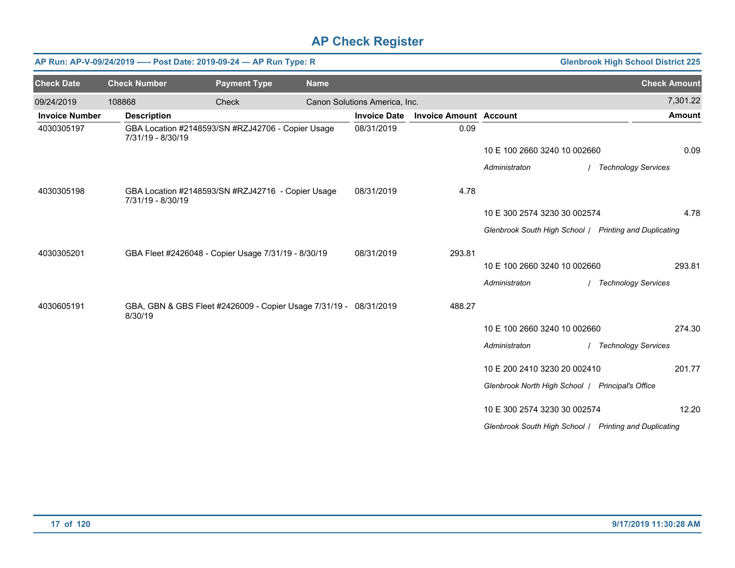# AP Check Register

**AP Run: AP-V-09/24/2019 -— Post Date: 2019-09-24 — AP Run Type: R** | **Glenbrook High School District 225**

| Check Date | Check Number | Payment Type | Name | Check Amount |
|---|---|---|---|---|
| 09/24/2019 | 108868 | Check | Canon Solutions America, Inc. | 7,301.22 |

| Invoice Number | Description | Invoice Date | Invoice Amount | Account | Amount |
|---|---|---|---|---|---|
| 4030305197 | GBA Location #2148593/SN #RZJ42706 - Copier Usage 7/31/19 - 8/30/19 | 08/31/2019 | 0.09 | | |
| | | | | 10 E 100 2660 3240 10 002660 | 0.09 |
| | | | | *Administraton / Technology Services* | |
| 4030305198 | GBA Location #2148593/SN #RZJ42716 - Copier Usage 7/31/19 - 8/30/19 | 08/31/2019 | 4.78 | | |
| | | | | 10 E 300 2574 3230 30 002574 | 4.78 |
| | | | | *Glenbrook South High School / Printing and Duplicating* | |
| 4030305201 | GBA Fleet #2426048 - Copier Usage 7/31/19 - 8/30/19 | 08/31/2019 | 293.81 | | |
| | | | | 10 E 100 2660 3240 10 002660 | 293.81 |
| | | | | *Administraton / Technology Services* | |
| 4030605191 | GBA, GBN & GBS Fleet #2426009 - Copier Usage 7/31/19 - 8/30/19 | 08/31/2019 | 488.27 | | |
| | | | | 10 E 100 2660 3240 10 002660 | 274.30 |
| | | | | *Administraton / Technology Services* | |
| | | | | 10 E 200 2410 3230 20 002410 | 201.77 |
| | | | | *Glenbrook North High School / Principal's Office* | |
| | | | | 10 E 300 2574 3230 30 002574 | 12.20 |
| | | | | *Glenbrook South High School / Printing and Duplicating* | |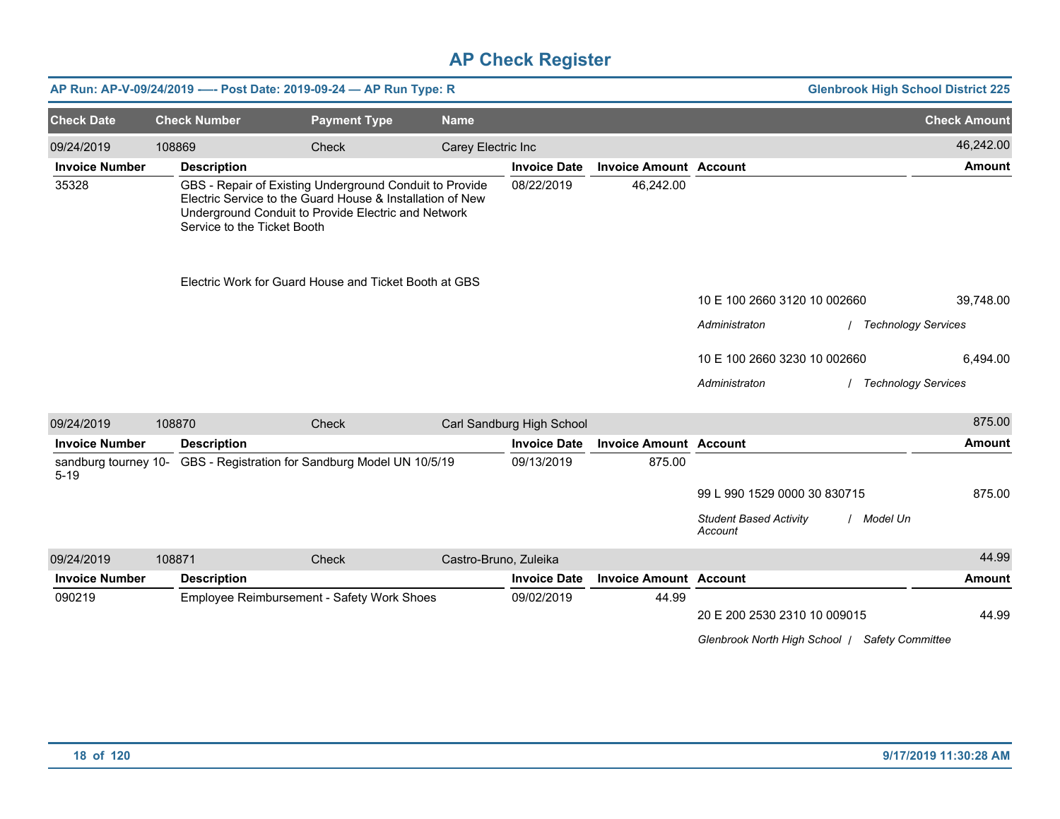# AP Check Register

**AP Run: AP-V-09/24/2019 -—- Post Date: 2019-09-24 — AP Run Type: R** | **Glenbrook High School District 225**

| Check Date | Check Number | Payment Type | Name | | | | Check Amount |
|---|---|---|---|---|---|---|---|
| 09/24/2019 | 108869 | Check | Carey Electric Inc | | | | 46,242.00 |
| **Invoice Number** | **Description** | | | **Invoice Date** | **Invoice Amount** | **Account** | **Amount** |
| 35328 | GBS - Repair of Existing Underground Conduit to Provide Electric Service to the Guard House & Installation of New Underground Conduit to Provide Electric and Network Service to the Ticket Booth | | | 08/22/2019 | 46,242.00 | | |
| | Electric Work for Guard House and Ticket Booth at GBS | | | | | | |
| | | | | | | 10 E 100 2660 3120 10 002660 | 39,748.00 |
| | | | | | | *Administraton / Technology Services* | |
| | | | | | | 10 E 100 2660 3230 10 002660 | 6,494.00 |
| | | | | | | *Administraton / Technology Services* | |
| 09/24/2019 | 108870 | Check | Carl Sandburg High School | | | | 875.00 |
| **Invoice Number** | **Description** | | | **Invoice Date** | **Invoice Amount** | **Account** | **Amount** |
| sandburg tourney 10-5-19 | GBS - Registration for Sandburg Model UN 10/5/19 | | | 09/13/2019 | 875.00 | | |
| | | | | | | 99 L 990 1529 0000 30 830715 | 875.00 |
| | | | | | | *Student Based Activity Account / Model Un* | |
| 09/24/2019 | 108871 | Check | Castro-Bruno, Zuleika | | | | 44.99 |
| **Invoice Number** | **Description** | | | **Invoice Date** | **Invoice Amount** | **Account** | **Amount** |
| 090219 | Employee Reimbursement - Safety Work Shoes | | | 09/02/2019 | 44.99 | | |
| | | | | | | 20 E 200 2530 2310 10 009015 | 44.99 |
| | | | | | | *Glenbrook North High School / Safety Committee* | |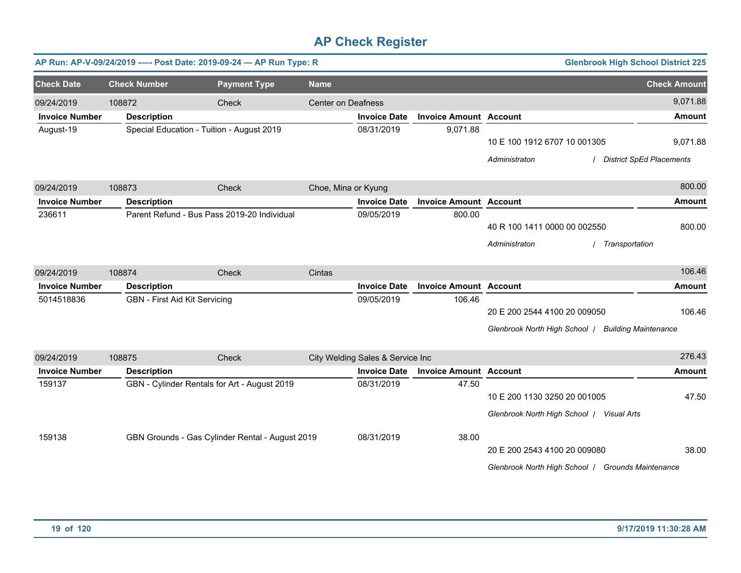# AP Check Register

**AP Run: AP-V-09/24/2019 —- Post Date: 2019-09-24 — AP Run Type: R** | **Glenbrook High School District 225**

| Check Date | Check Number | Payment Type | Name | Check Amount |
|---|---|---|---|---|
| 09/24/2019 | 108872 | Check | Center on Deafness | 9,071.88 |

| Invoice Number | Description | Invoice Date | Invoice Amount | Account | Amount |
|---|---|---|---|---|---|
| August-19 | Special Education - Tuition - August 2019 | 08/31/2019 | 9,071.88 | 10 E 100 1912 6707 10 001305 | 9,071.88 |
| | | | | *Administraton / District SpEd Placements* | |

| Check Date | Check Number | Payment Type | Name | Check Amount |
|---|---|---|---|---|
| 09/24/2019 | 108873 | Check | Choe, Mina or Kyung | 800.00 |

| Invoice Number | Description | Invoice Date | Invoice Amount | Account | Amount |
|---|---|---|---|---|---|
| 236611 | Parent Refund - Bus Pass 2019-20 Individual | 09/05/2019 | 800.00 | 40 R 100 1411 0000 00 002550 | 800.00 |
| | | | | *Administraton / Transportation* | |

| Check Date | Check Number | Payment Type | Name | Check Amount |
|---|---|---|---|---|
| 09/24/2019 | 108874 | Check | Cintas | 106.46 |

| Invoice Number | Description | Invoice Date | Invoice Amount | Account | Amount |
|---|---|---|---|---|---|
| 5014518836 | GBN - First Aid Kit Servicing | 09/05/2019 | 106.46 | 20 E 200 2544 4100 20 009050 | 106.46 |
| | | | | *Glenbrook North High School / Building Maintenance* | |

| Check Date | Check Number | Payment Type | Name | Check Amount |
|---|---|---|---|---|
| 09/24/2019 | 108875 | Check | City Welding Sales & Service Inc | 276.43 |

| Invoice Number | Description | Invoice Date | Invoice Amount | Account | Amount |
|---|---|---|---|---|---|
| 159137 | GBN - Cylinder Rentals for Art - August 2019 | 08/31/2019 | 47.50 | 10 E 200 1130 3250 20 001005 | 47.50 |
| | | | | *Glenbrook North High School / Visual Arts* | |
| 159138 | GBN Grounds - Gas Cylinder Rental - August 2019 | 08/31/2019 | 38.00 | 20 E 200 2543 4100 20 009080 | 38.00 |
| | | | | *Glenbrook North High School / Grounds Maintenance* | |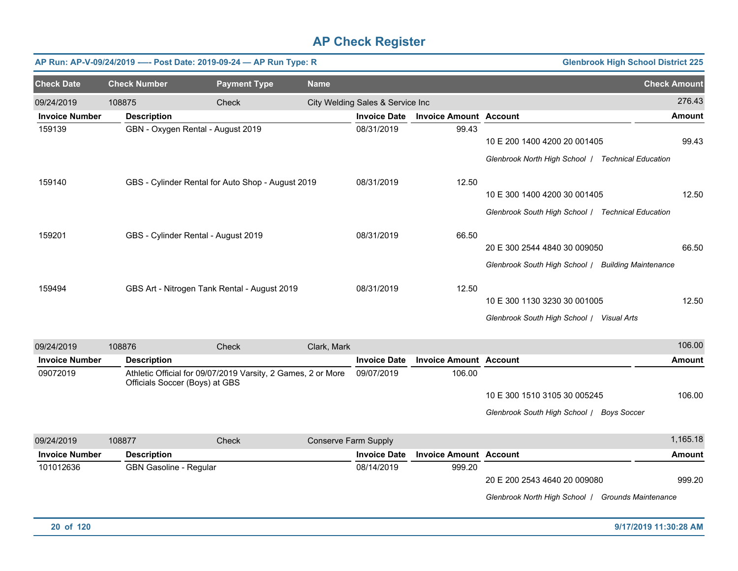# AP Check Register

**AP Run: AP-V-09/24/2019 -—- Post Date: 2019-09-24 — AP Run Type: R** | **Glenbrook High School District 225**

| Check Date | Check Number | Payment Type | Name | Check Amount |
|---|---|---|---|---|
| 09/24/2019 | 108875 | Check | City Welding Sales & Service Inc | 276.43 |

| Invoice Number | Description | Invoice Date | Invoice Amount | Account | Amount |
|---|---|---|---|---|---|
| 159139 | GBN - Oxygen Rental - August 2019 | 08/31/2019 | 99.43 | 10 E 200 1400 4200 20 001405 | 99.43 |
| | | | | *Glenbrook North High School / Technical Education* | |
| 159140 | GBS - Cylinder Rental for Auto Shop - August 2019 | 08/31/2019 | 12.50 | 10 E 300 1400 4200 30 001405 | 12.50 |
| | | | | *Glenbrook South High School / Technical Education* | |
| 159201 | GBS - Cylinder Rental - August 2019 | 08/31/2019 | 66.50 | 20 E 300 2544 4840 30 009050 | 66.50 |
| | | | | *Glenbrook South High School / Building Maintenance* | |
| 159494 | GBS Art - Nitrogen Tank Rental - August 2019 | 08/31/2019 | 12.50 | 10 E 300 1130 3230 30 001005 | 12.50 |
| | | | | *Glenbrook South High School / Visual Arts* | |

| Check Date | Check Number | Payment Type | Name | Check Amount |
|---|---|---|---|---|
| 09/24/2019 | 108876 | Check | Clark, Mark | 106.00 |

| Invoice Number | Description | Invoice Date | Invoice Amount | Account | Amount |
|---|---|---|---|---|---|
| 09072019 | Athletic Official for 09/07/2019 Varsity, 2 Games, 2 or More Officials Soccer (Boys) at GBS | 09/07/2019 | 106.00 | 10 E 300 1510 3105 30 005245 | 106.00 |
| | | | | *Glenbrook South High School / Boys Soccer* | |

| Check Date | Check Number | Payment Type | Name | Check Amount |
|---|---|---|---|---|
| 09/24/2019 | 108877 | Check | Conserve Farm Supply | 1,165.18 |

| Invoice Number | Description | Invoice Date | Invoice Amount | Account | Amount |
|---|---|---|---|---|---|
| 101012636 | GBN Gasoline - Regular | 08/14/2019 | 999.20 | 20 E 200 2543 4640 20 009080 | 999.20 |
| | | | | *Glenbrook North High School / Grounds Maintenance* | |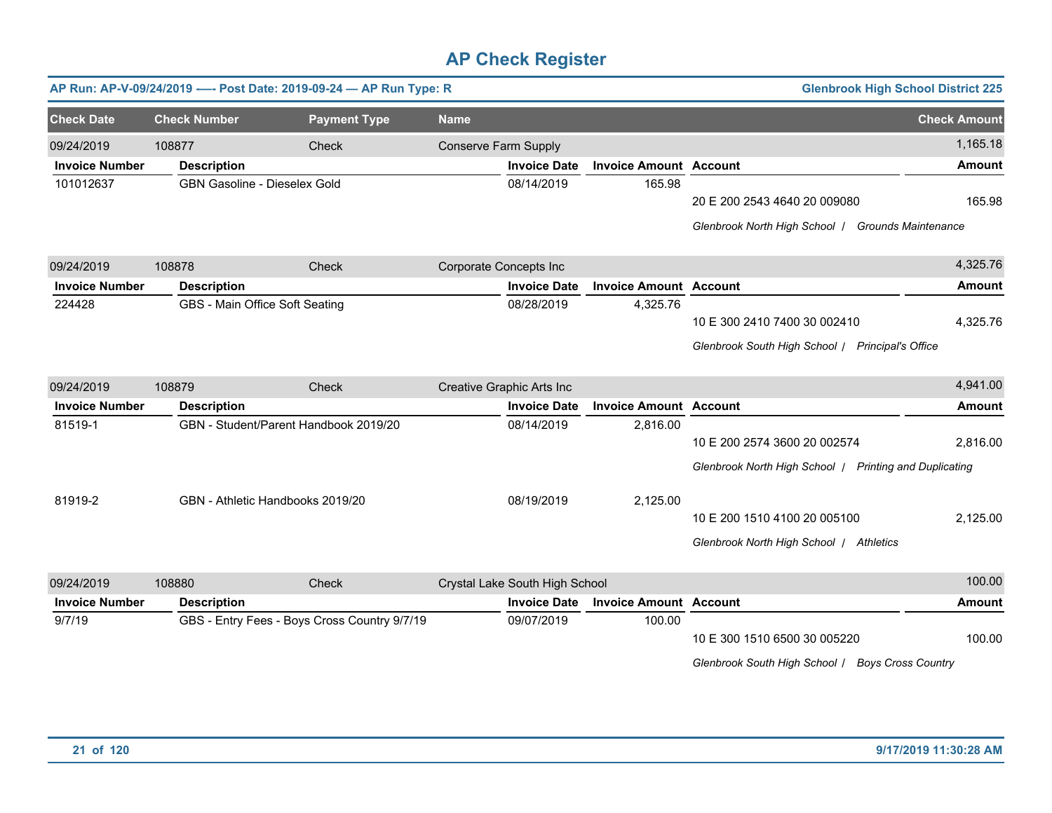# AP Check Register

**AP Run: AP-V-09/24/2019 —- Post Date: 2019-09-24 — AP Run Type: R** | **Glenbrook High School District 225**

| Check Date | Check Number | Payment Type | Name | Check Amount |
|---|---|---|---|---|
| 09/24/2019 | 108877 | Check | Conserve Farm Supply | 1,165.18 |

| Invoice Number | Description | Invoice Date | Invoice Amount | Account | Amount |
|---|---|---|---|---|---|
| 101012637 | GBN Gasoline - Dieselex Gold | 08/14/2019 | 165.98 | 20 E 200 2543 4640 20 009080 | 165.98 |
| | | | | *Glenbrook North High School / Grounds Maintenance* | |

| Check Date | Check Number | Payment Type | Name | Check Amount |
|---|---|---|---|---|
| 09/24/2019 | 108878 | Check | Corporate Concepts Inc | 4,325.76 |

| Invoice Number | Description | Invoice Date | Invoice Amount | Account | Amount |
|---|---|---|---|---|---|
| 224428 | GBS - Main Office Soft Seating | 08/28/2019 | 4,325.76 | 10 E 300 2410 7400 30 002410 | 4,325.76 |
| | | | | *Glenbrook South High School / Principal's Office* | |

| Check Date | Check Number | Payment Type | Name | Check Amount |
|---|---|---|---|---|
| 09/24/2019 | 108879 | Check | Creative Graphic Arts Inc | 4,941.00 |

| Invoice Number | Description | Invoice Date | Invoice Amount | Account | Amount |
|---|---|---|---|---|---|
| 81519-1 | GBN - Student/Parent Handbook 2019/20 | 08/14/2019 | 2,816.00 | 10 E 200 2574 3600 20 002574 | 2,816.00 |
| | | | | *Glenbrook North High School / Printing and Duplicating* | |
| 81919-2 | GBN - Athletic Handbooks 2019/20 | 08/19/2019 | 2,125.00 | 10 E 200 1510 4100 20 005100 | 2,125.00 |
| | | | | *Glenbrook North High School / Athletics* | |

| Check Date | Check Number | Payment Type | Name | Check Amount |
|---|---|---|---|---|
| 09/24/2019 | 108880 | Check | Crystal Lake South High School | 100.00 |

| Invoice Number | Description | Invoice Date | Invoice Amount | Account | Amount |
|---|---|---|---|---|---|
| 9/7/19 | GBS - Entry Fees - Boys Cross Country 9/7/19 | 09/07/2019 | 100.00 | 10 E 300 1510 6500 30 005220 | 100.00 |
| | | | | *Glenbrook South High School / Boys Cross Country* | |

9/17/2019 11:30:28 AM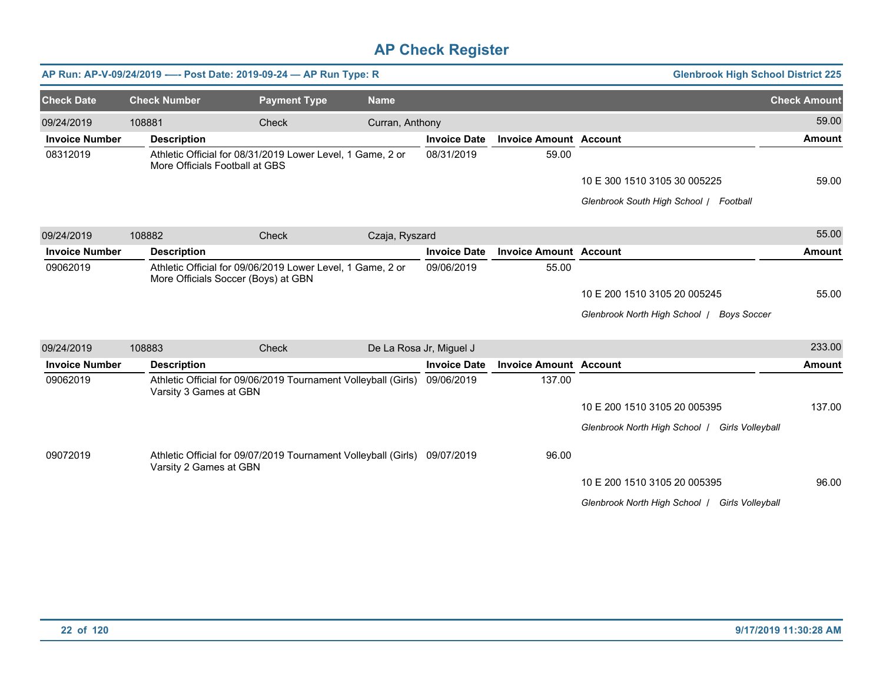# AP Check Register

**AP Run: AP-V-09/24/2019 —- Post Date: 2019-09-24 — AP Run Type: R** | **Glenbrook High School District 225**

| Check Date | Check Number | Payment Type | Name | Check Amount |
|---|---|---|---|---|
| 09/24/2019 | 108881 | Check | Curran, Anthony | 59.00 |

| Invoice Number | Description | Invoice Date | Invoice Amount | Account | Amount |
|---|---|---|---|---|---|
| 08312019 | Athletic Official for 08/31/2019 Lower Level, 1 Game, 2 or More Officials Football at GBS | 08/31/2019 | 59.00 | | |
| | | | | 10 E 300 1510 3105 30 005225 | 59.00 |
| | | | | *Glenbrook South High School / Football* | |

| Check Date | Check Number | Payment Type | Name | Check Amount |
|---|---|---|---|---|
| 09/24/2019 | 108882 | Check | Czaja, Ryszard | 55.00 |

| Invoice Number | Description | Invoice Date | Invoice Amount | Account | Amount |
|---|---|---|---|---|---|
| 09062019 | Athletic Official for 09/06/2019 Lower Level, 1 Game, 2 or More Officials Soccer (Boys) at GBN | 09/06/2019 | 55.00 | | |
| | | | | 10 E 200 1510 3105 20 005245 | 55.00 |
| | | | | *Glenbrook North High School / Boys Soccer* | |

| Check Date | Check Number | Payment Type | Name | Check Amount |
|---|---|---|---|---|
| 09/24/2019 | 108883 | Check | De La Rosa Jr, Miguel J | 233.00 |

| Invoice Number | Description | Invoice Date | Invoice Amount | Account | Amount |
|---|---|---|---|---|---|
| 09062019 | Athletic Official for 09/06/2019 Tournament Volleyball (Girls) Varsity 3 Games at GBN | 09/06/2019 | 137.00 | | |
| | | | | 10 E 200 1510 3105 20 005395 | 137.00 |
| | | | | *Glenbrook North High School / Girls Volleyball* | |
| 09072019 | Athletic Official for 09/07/2019 Tournament Volleyball (Girls) Varsity 2 Games at GBN | 09/07/2019 | 96.00 | | |
| | | | | 10 E 200 1510 3105 20 005395 | 96.00 |
| | | | | *Glenbrook North High School / Girls Volleyball* | |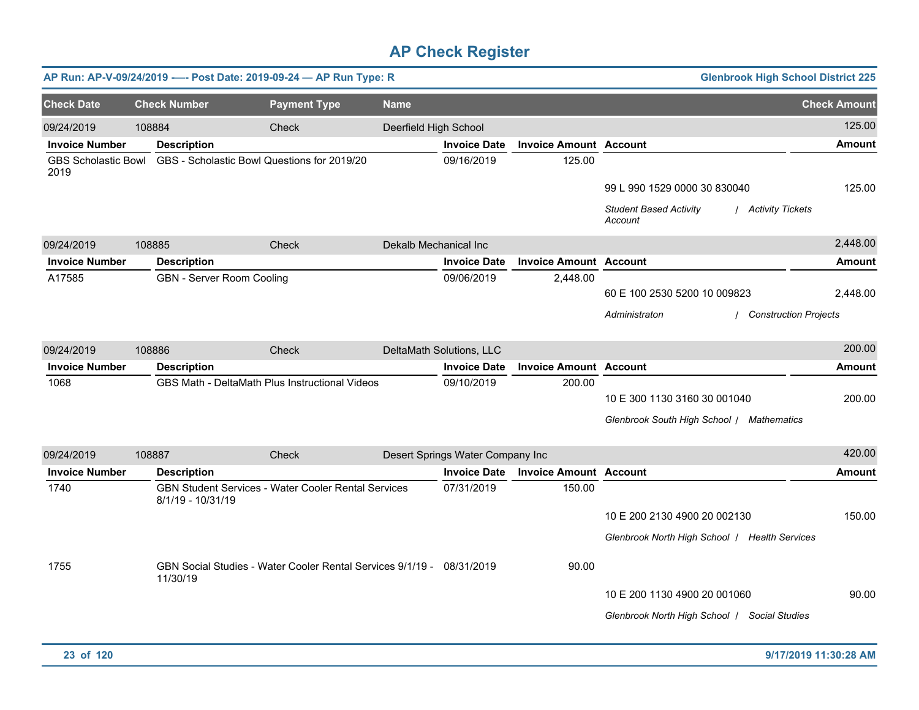# AP Check Register

**AP Run: AP-V-09/24/2019 -—- Post Date: 2019-09-24 — AP Run Type: R** — **Glenbrook High School District 225**

| Check Date | Check Number | Payment Type | Name | Check Amount |
|---|---|---|---|---|
| 09/24/2019 | 108884 | Check | Deerfield High School | 125.00 |

| Invoice Number | Description | Invoice Date | Invoice Amount | Account | Amount |
|---|---|---|---|---|---|
| GBS Scholastic Bowl 2019 | GBS - Scholastic Bowl Questions for 2019/20 | 09/16/2019 | 125.00 | | |
| | | | | 99 L 990 1529 0000 30 830040 | 125.00 |
| | | | | *Student Based Activity Account / Activity Tickets* | |

| Check Date | Check Number | Payment Type | Name | Check Amount |
|---|---|---|---|---|
| 09/24/2019 | 108885 | Check | Dekalb Mechanical Inc | 2,448.00 |

| Invoice Number | Description | Invoice Date | Invoice Amount | Account | Amount |
|---|---|---|---|---|---|
| A17585 | GBN - Server Room Cooling | 09/06/2019 | 2,448.00 | | |
| | | | | 60 E 100 2530 5200 10 009823 | 2,448.00 |
| | | | | *Administraton / Construction Projects* | |

| Check Date | Check Number | Payment Type | Name | Check Amount |
|---|---|---|---|---|
| 09/24/2019 | 108886 | Check | DeltaMath Solutions, LLC | 200.00 |

| Invoice Number | Description | Invoice Date | Invoice Amount | Account | Amount |
|---|---|---|---|---|---|
| 1068 | GBS Math - DeltaMath Plus Instructional Videos | 09/10/2019 | 200.00 | | |
| | | | | 10 E 300 1130 3160 30 001040 | 200.00 |
| | | | | *Glenbrook South High School / Mathematics* | |

| Check Date | Check Number | Payment Type | Name | Check Amount |
|---|---|---|---|---|
| 09/24/2019 | 108887 | Check | Desert Springs Water Company Inc | 420.00 |

| Invoice Number | Description | Invoice Date | Invoice Amount | Account | Amount |
|---|---|---|---|---|---|
| 1740 | GBN Student Services - Water Cooler Rental Services 8/1/19 - 10/31/19 | 07/31/2019 | 150.00 | | |
| | | | | 10 E 200 2130 4900 20 002130 | 150.00 |
| | | | | *Glenbrook North High School / Health Services* | |
| 1755 | GBN Social Studies - Water Cooler Rental Services 9/1/19 - 11/30/19 | 08/31/2019 | 90.00 | | |
| | | | | 10 E 200 1130 4900 20 001060 | 90.00 |
| | | | | *Glenbrook North High School / Social Studies* | |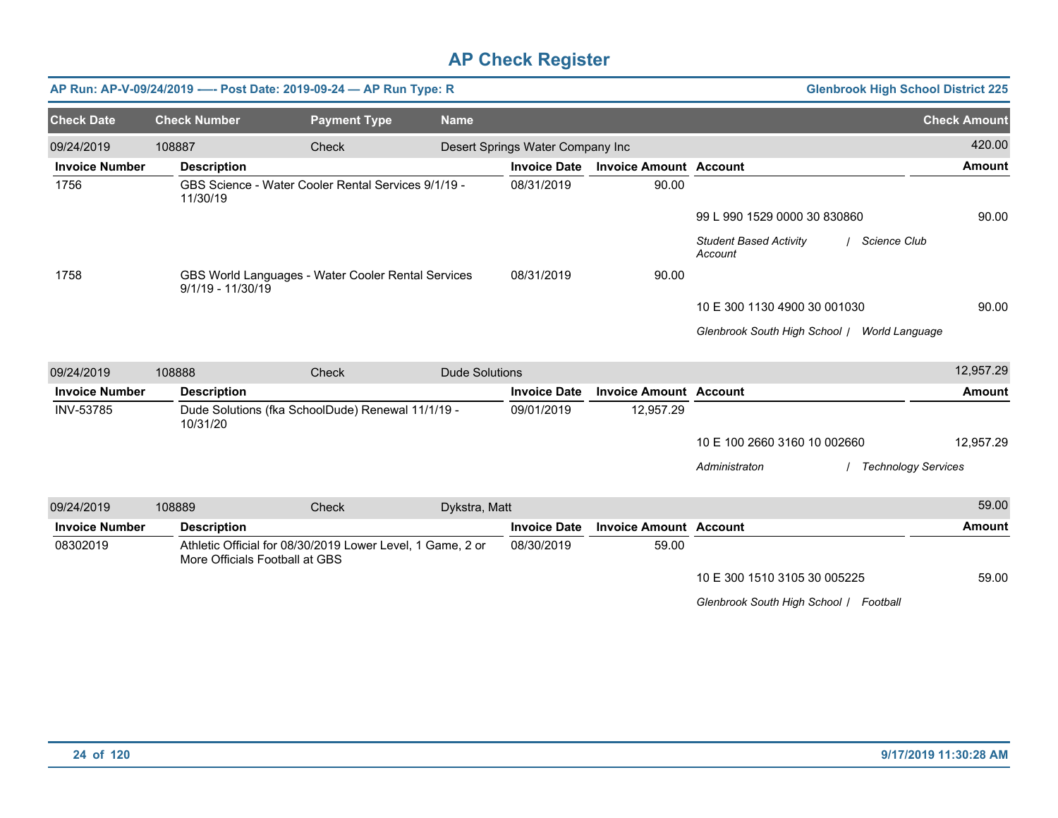# AP Check Register

**AP Run: AP-V-09/24/2019 -—- Post Date: 2019-09-24 — AP Run Type: R** | **Glenbrook High School District 225**

| Check Date | Check Number | Payment Type | Name | Check Amount |
|---|---|---|---|---|
| 09/24/2019 | 108887 | Check | Desert Springs Water Company Inc | 420.00 |

| Invoice Number | Description | Invoice Date | Invoice Amount | Account | Amount |
|---|---|---|---|---|---|
| 1756 | GBS Science - Water Cooler Rental Services 9/1/19 - 11/30/19 | 08/31/2019 | 90.00 | | |
| | | | | 99 L 990 1529 0000 30 830860 | 90.00 |
| | | | | *Student Based Activity Account / Science Club* | |
| 1758 | GBS World Languages - Water Cooler Rental Services 9/1/19 - 11/30/19 | 08/31/2019 | 90.00 | | |
| | | | | 10 E 300 1130 4900 30 001030 | 90.00 |
| | | | | *Glenbrook South High School / World Language* | |

| Check Date | Check Number | Payment Type | Name | Check Amount |
|---|---|---|---|---|
| 09/24/2019 | 108888 | Check | Dude Solutions | 12,957.29 |

| Invoice Number | Description | Invoice Date | Invoice Amount | Account | Amount |
|---|---|---|---|---|---|
| INV-53785 | Dude Solutions (fka SchoolDude) Renewal 11/1/19 - 10/31/20 | 09/01/2019 | 12,957.29 | | |
| | | | | 10 E 100 2660 3160 10 002660 | 12,957.29 |
| | | | | *Administraton / Technology Services* | |

| Check Date | Check Number | Payment Type | Name | Check Amount |
|---|---|---|---|---|
| 09/24/2019 | 108889 | Check | Dykstra, Matt | 59.00 |

| Invoice Number | Description | Invoice Date | Invoice Amount | Account | Amount |
|---|---|---|---|---|---|
| 08302019 | Athletic Official for 08/30/2019 Lower Level, 1 Game, 2 or More Officials Football at GBS | 08/30/2019 | 59.00 | | |
| | | | | 10 E 300 1510 3105 30 005225 | 59.00 |
| | | | | *Glenbrook South High School / Football* | |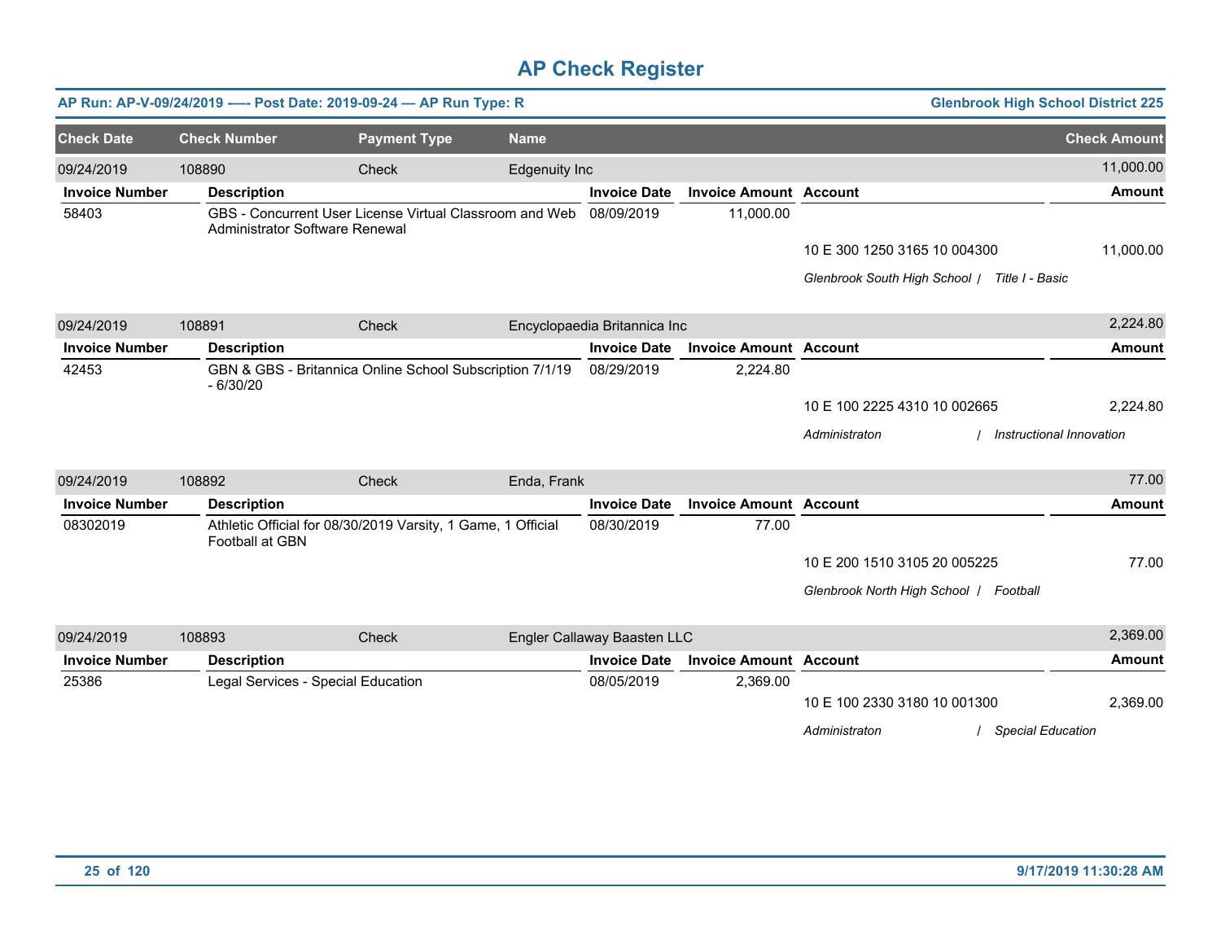# AP Check Register

**AP Run: AP-V-09/24/2019 -—- Post Date: 2019-09-24 — AP Run Type: R** — **Glenbrook High School District 225**

| Check Date | Check Number | Payment Type | Name | Check Amount |
|---|---|---|---|---|
| 09/24/2019 | 108890 | Check | Edgenuity Inc | 11,000.00 |

| Invoice Number | Description | Invoice Date | Invoice Amount | Account | Amount |
|---|---|---|---|---|---|
| 58403 | GBS - Concurrent User License Virtual Classroom and Web Administrator Software Renewal | 08/09/2019 | 11,000.00 | | |
| | | | | 10 E 300 1250 3165 10 004300 | 11,000.00 |
| | | | | *Glenbrook South High School / Title I - Basic* | |

| Check Date | Check Number | Payment Type | Name | Check Amount |
|---|---|---|---|---|
| 09/24/2019 | 108891 | Check | Encyclopaedia Britannica Inc | 2,224.80 |

| Invoice Number | Description | Invoice Date | Invoice Amount | Account | Amount |
|---|---|---|---|---|---|
| 42453 | GBN & GBS - Britannica Online School Subscription 7/1/19 - 6/30/20 | 08/29/2019 | 2,224.80 | | |
| | | | | 10 E 100 2225 4310 10 002665 | 2,224.80 |
| | | | | *Administraton / Instructional Innovation* | |

| Check Date | Check Number | Payment Type | Name | Check Amount |
|---|---|---|---|---|
| 09/24/2019 | 108892 | Check | Enda, Frank | 77.00 |

| Invoice Number | Description | Invoice Date | Invoice Amount | Account | Amount |
|---|---|---|---|---|---|
| 08302019 | Athletic Official for 08/30/2019 Varsity, 1 Game, 1 Official Football at GBN | 08/30/2019 | 77.00 | | |
| | | | | 10 E 200 1510 3105 20 005225 | 77.00 |
| | | | | *Glenbrook North High School / Football* | |

| Check Date | Check Number | Payment Type | Name | Check Amount |
|---|---|---|---|---|
| 09/24/2019 | 108893 | Check | Engler Callaway Baasten LLC | 2,369.00 |

| Invoice Number | Description | Invoice Date | Invoice Amount | Account | Amount |
|---|---|---|---|---|---|
| 25386 | Legal Services - Special Education | 08/05/2019 | 2,369.00 | | |
| | | | | 10 E 100 2330 3180 10 001300 | 2,369.00 |
| | | | | *Administraton / Special Education* | |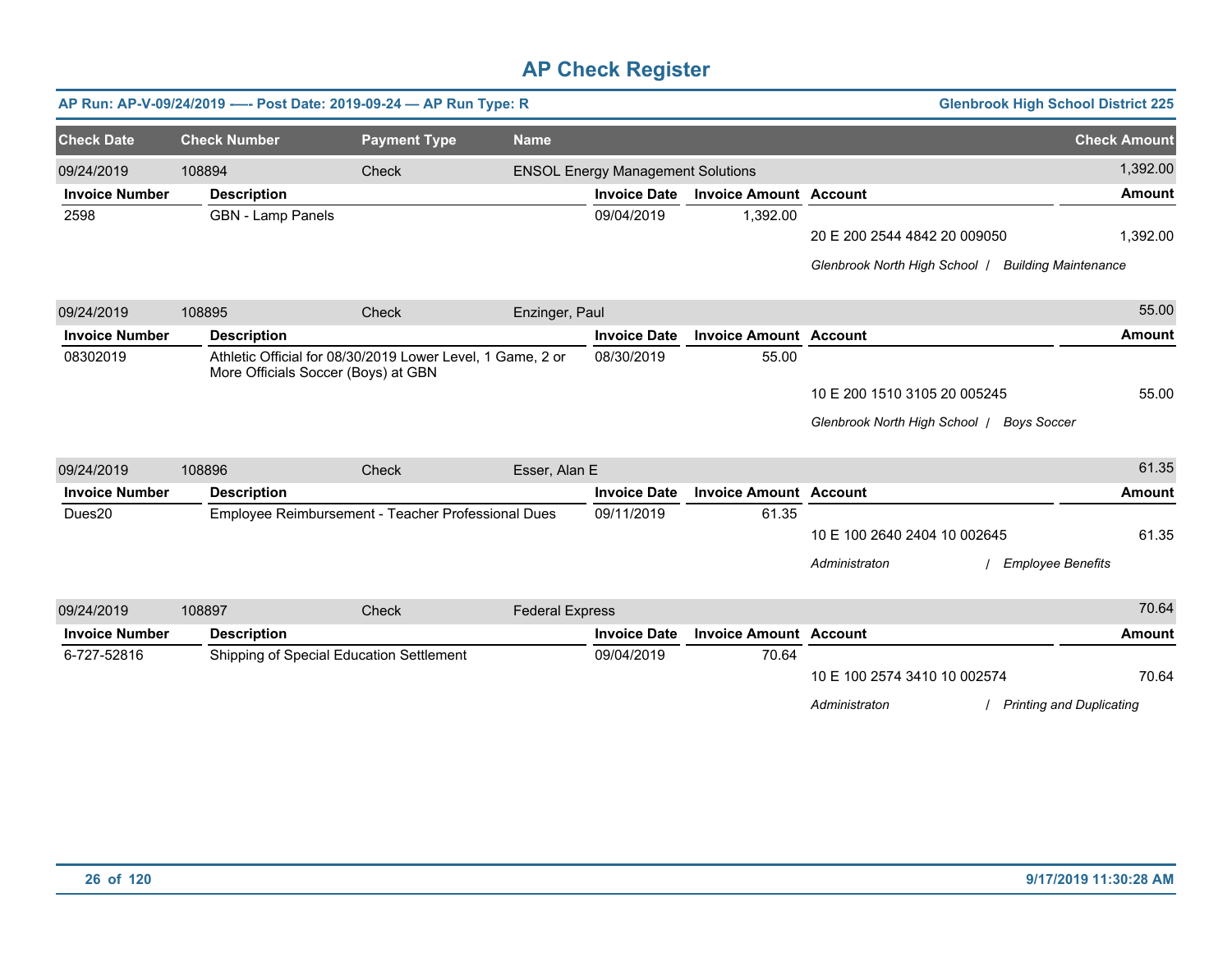# AP Check Register

**AP Run: AP-V-09/24/2019 -—- Post Date: 2019-09-24 — AP Run Type: R** | **Glenbrook High School District 225**

| Check Date | Check Number | Payment Type | Name | Check Amount |
|---|---|---|---|---|
| 09/24/2019 | 108894 | Check | ENSOL Energy Management Solutions | 1,392.00 |

| Invoice Number | Description | Invoice Date | Invoice Amount | Account | Amount |
|---|---|---|---|---|---|
| 2598 | GBN - Lamp Panels | 09/04/2019 | 1,392.00 | | |
| | | | | 20 E 200 2544 4842 20 009050 | 1,392.00 |
| | | | | *Glenbrook North High School / Building Maintenance* | |

| Check Date | Check Number | Payment Type | Name | Check Amount |
|---|---|---|---|---|
| 09/24/2019 | 108895 | Check | Enzinger, Paul | 55.00 |

| Invoice Number | Description | Invoice Date | Invoice Amount | Account | Amount |
|---|---|---|---|---|---|
| 08302019 | Athletic Official for 08/30/2019 Lower Level, 1 Game, 2 or More Officials Soccer (Boys) at GBN | 08/30/2019 | 55.00 | | |
| | | | | 10 E 200 1510 3105 20 005245 | 55.00 |
| | | | | *Glenbrook North High School / Boys Soccer* | |

| Check Date | Check Number | Payment Type | Name | Check Amount |
|---|---|---|---|---|
| 09/24/2019 | 108896 | Check | Esser, Alan E | 61.35 |

| Invoice Number | Description | Invoice Date | Invoice Amount | Account | Amount |
|---|---|---|---|---|---|
| Dues20 | Employee Reimbursement - Teacher Professional Dues | 09/11/2019 | 61.35 | | |
| | | | | 10 E 100 2640 2404 10 002645 | 61.35 |
| | | | | *Administraton / Employee Benefits* | |

| Check Date | Check Number | Payment Type | Name | Check Amount |
|---|---|---|---|---|
| 09/24/2019 | 108897 | Check | Federal Express | 70.64 |

| Invoice Number | Description | Invoice Date | Invoice Amount | Account | Amount |
|---|---|---|---|---|---|
| 6-727-52816 | Shipping of Special Education Settlement | 09/04/2019 | 70.64 | | |
| | | | | 10 E 100 2574 3410 10 002574 | 70.64 |
| | | | | *Administraton / Printing and Duplicating* | |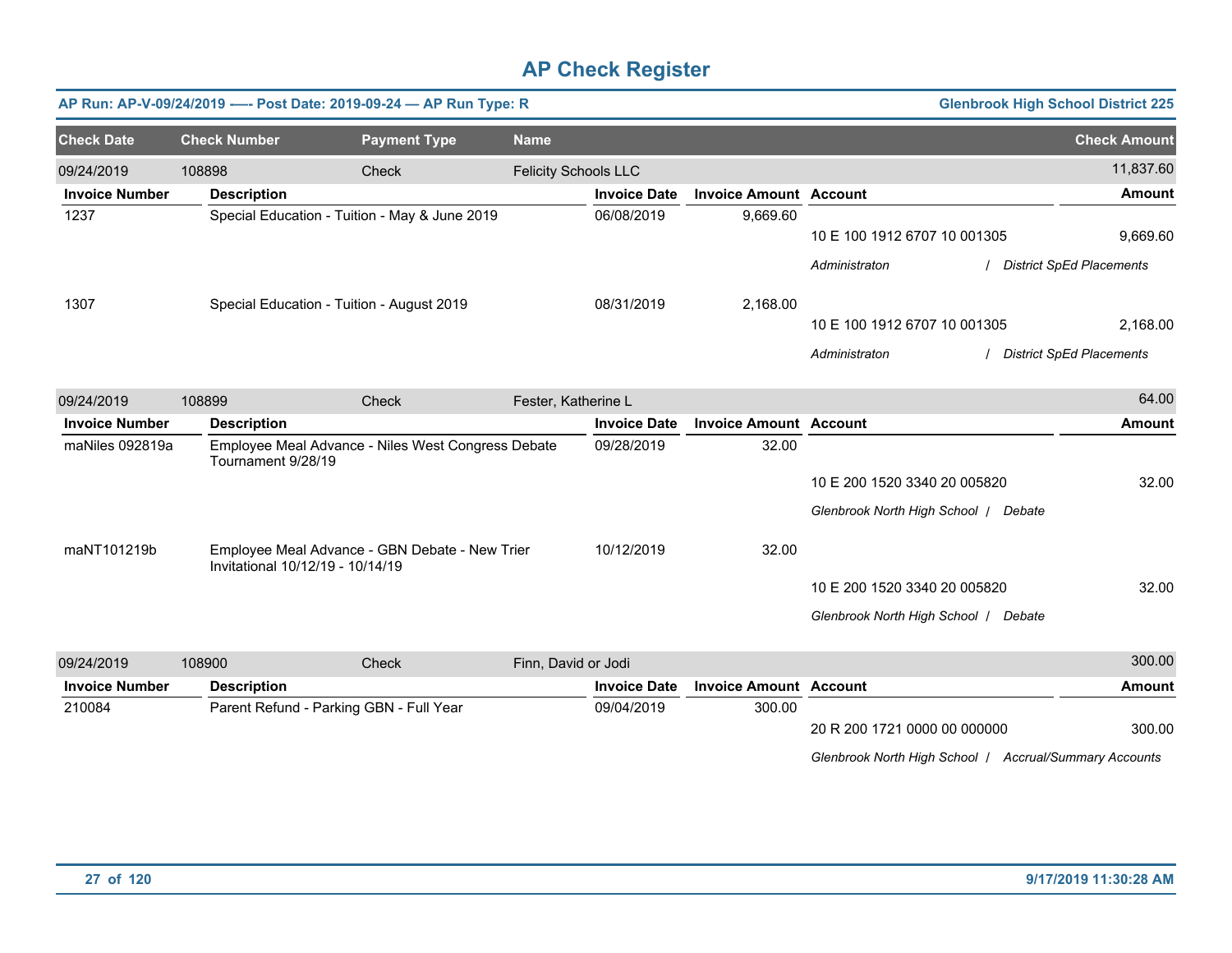# AP Check Register

**AP Run: AP-V-09/24/2019 —- Post Date: 2019-09-24 — AP Run Type: R** | **Glenbrook High School District 225**

| Check Date | Check Number | Payment Type | Name | Check Amount |
|---|---|---|---|---|
| 09/24/2019 | 108898 | Check | Felicity Schools LLC | 11,837.60 |

| Invoice Number | Description | Invoice Date | Invoice Amount | Account | Amount |
|---|---|---|---|---|---|
| 1237 | Special Education - Tuition - May & June 2019 | 06/08/2019 | 9,669.60 | 10 E 100 1912 6707 10 001305 | 9,669.60 |
| | | | | *Administraton / District SpEd Placements* | |
| 1307 | Special Education - Tuition - August 2019 | 08/31/2019 | 2,168.00 | 10 E 100 1912 6707 10 001305 | 2,168.00 |
| | | | | *Administraton / District SpEd Placements* | |

| Check Date | Check Number | Payment Type | Name | Check Amount |
|---|---|---|---|---|
| 09/24/2019 | 108899 | Check | Fester, Katherine L | 64.00 |

| Invoice Number | Description | Invoice Date | Invoice Amount | Account | Amount |
|---|---|---|---|---|---|
| maNiles 092819a | Employee Meal Advance - Niles West Congress Debate Tournament 9/28/19 | 09/28/2019 | 32.00 | 10 E 200 1520 3340 20 005820 | 32.00 |
| | | | | *Glenbrook North High School / Debate* | |
| maNT101219b | Employee Meal Advance - GBN Debate - New Trier Invitational 10/12/19 - 10/14/19 | 10/12/2019 | 32.00 | 10 E 200 1520 3340 20 005820 | 32.00 |
| | | | | *Glenbrook North High School / Debate* | |

| Check Date | Check Number | Payment Type | Name | Check Amount |
|---|---|---|---|---|
| 09/24/2019 | 108900 | Check | Finn, David or Jodi | 300.00 |

| Invoice Number | Description | Invoice Date | Invoice Amount | Account | Amount |
|---|---|---|---|---|---|
| 210084 | Parent Refund - Parking GBN - Full Year | 09/04/2019 | 300.00 | 20 R 200 1721 0000 00 000000 | 300.00 |
| | | | | *Glenbrook North High School / Accrual/Summary Accounts* | |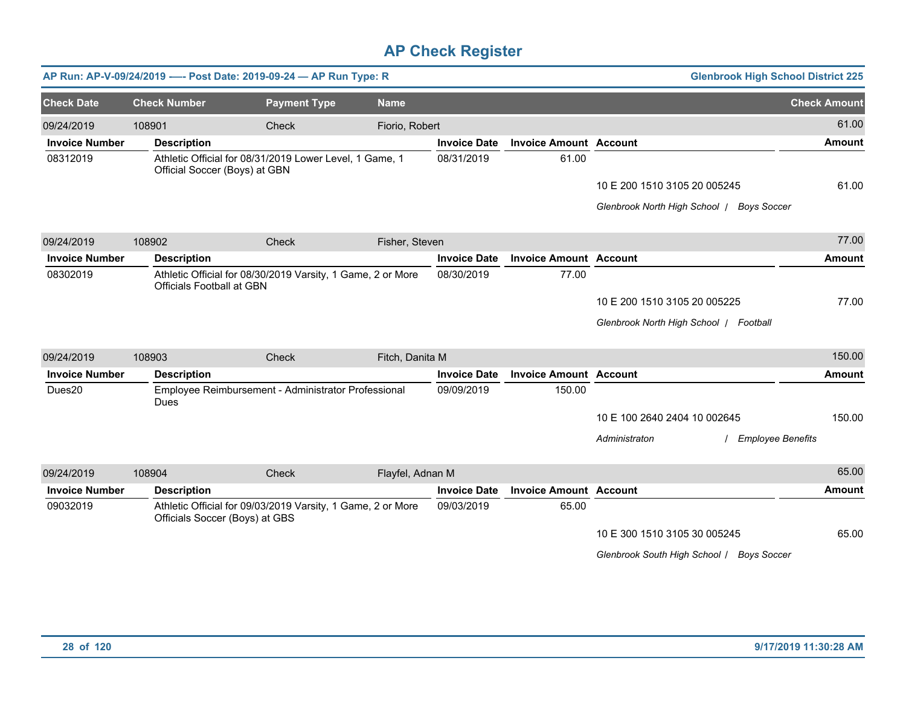# AP Check Register

**AP Run: AP-V-09/24/2019 -—- Post Date: 2019-09-24 — AP Run Type: R** | **Glenbrook High School District 225**

| Check Date | Check Number | Payment Type | Name | Check Amount |
|---|---|---|---|---|
| 09/24/2019 | 108901 | Check | Fiorio, Robert | 61.00 |

| Invoice Number | Description | Invoice Date | Invoice Amount | Account | Amount |
|---|---|---|---|---|---|
| 08312019 | Athletic Official for 08/31/2019 Lower Level, 1 Game, 1 Official Soccer (Boys) at GBN | 08/31/2019 | 61.00 | | |
| | | | | 10 E 200 1510 3105 20 005245 | 61.00 |
| | | | | *Glenbrook North High School / Boys Soccer* | |

| Check Date | Check Number | Payment Type | Name | Check Amount |
|---|---|---|---|---|
| 09/24/2019 | 108902 | Check | Fisher, Steven | 77.00 |

| Invoice Number | Description | Invoice Date | Invoice Amount | Account | Amount |
|---|---|---|---|---|---|
| 08302019 | Athletic Official for 08/30/2019 Varsity, 1 Game, 2 or More Officials Football at GBN | 08/30/2019 | 77.00 | | |
| | | | | 10 E 200 1510 3105 20 005225 | 77.00 |
| | | | | *Glenbrook North High School / Football* | |

| Check Date | Check Number | Payment Type | Name | Check Amount |
|---|---|---|---|---|
| 09/24/2019 | 108903 | Check | Fitch, Danita M | 150.00 |

| Invoice Number | Description | Invoice Date | Invoice Amount | Account | Amount |
|---|---|---|---|---|---|
| Dues20 | Employee Reimbursement - Administrator Professional Dues | 09/09/2019 | 150.00 | | |
| | | | | 10 E 100 2640 2404 10 002645 | 150.00 |
| | | | | *Administraton / Employee Benefits* | |

| Check Date | Check Number | Payment Type | Name | Check Amount |
|---|---|---|---|---|
| 09/24/2019 | 108904 | Check | Flayfel, Adnan M | 65.00 |

| Invoice Number | Description | Invoice Date | Invoice Amount | Account | Amount |
|---|---|---|---|---|---|
| 09032019 | Athletic Official for 09/03/2019 Varsity, 1 Game, 2 or More Officials Soccer (Boys) at GBS | 09/03/2019 | 65.00 | | |
| | | | | 10 E 300 1510 3105 30 005245 | 65.00 |
| | | | | *Glenbrook South High School / Boys Soccer* | |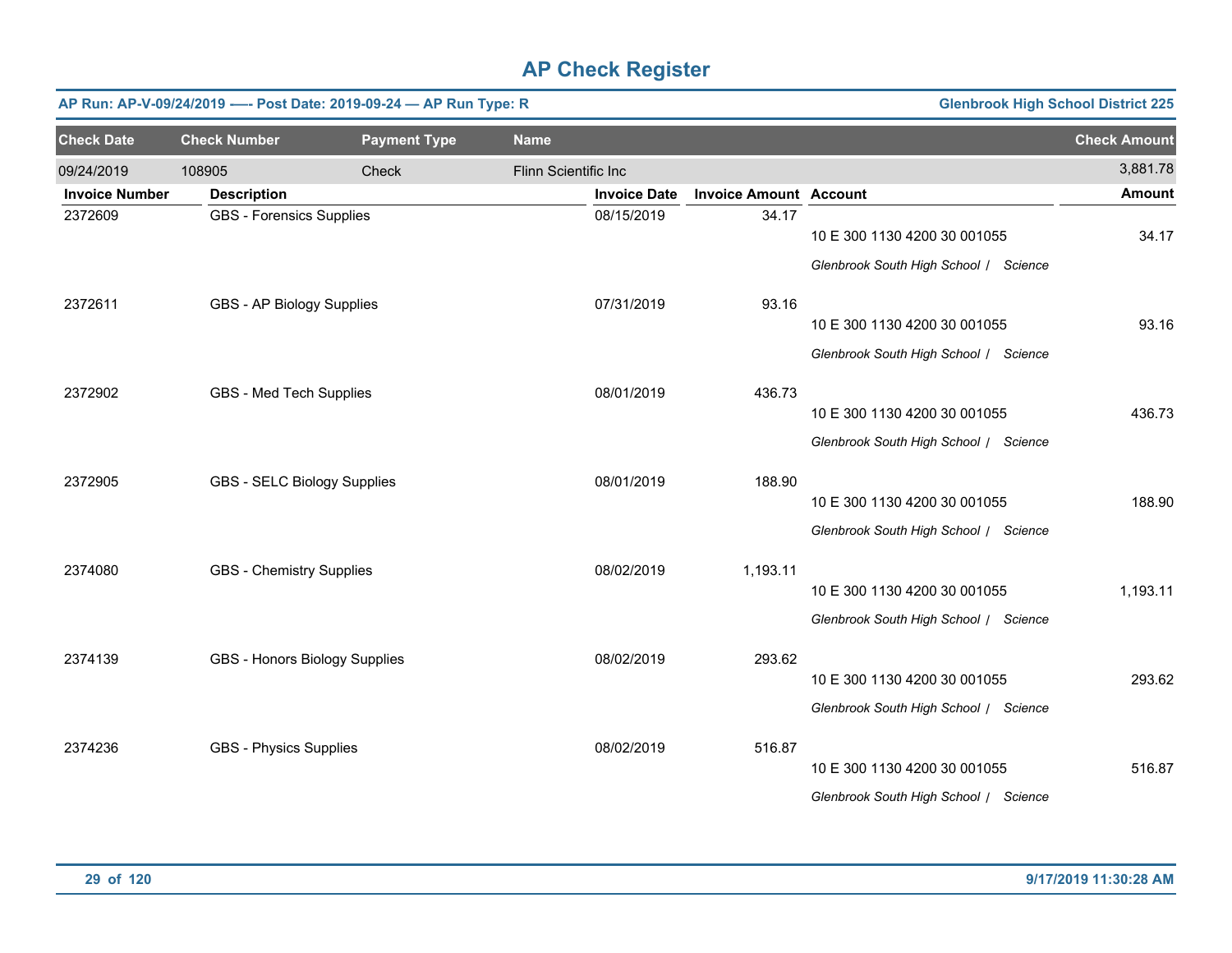# AP Check Register

**AP Run: AP-V-09/24/2019 -—- Post Date: 2019-09-24 — AP Run Type: R** | **Glenbrook High School District 225**

| Check Date | Check Number | Payment Type | Name | Check Amount |
|---|---|---|---|---|
| 09/24/2019 | 108905 | Check | Flinn Scientific Inc | 3,881.78 |

| Invoice Number | Description | Invoice Date | Invoice Amount | Account | Amount |
|---|---|---|---|---|---|
| 2372609 | GBS - Forensics Supplies | 08/15/2019 | 34.17 | 10 E 300 1130 4200 30 001055<br>*Glenbrook South High School / Science* | 34.17 |
| 2372611 | GBS - AP Biology Supplies | 07/31/2019 | 93.16 | 10 E 300 1130 4200 30 001055<br>*Glenbrook South High School / Science* | 93.16 |
| 2372902 | GBS - Med Tech Supplies | 08/01/2019 | 436.73 | 10 E 300 1130 4200 30 001055<br>*Glenbrook South High School / Science* | 436.73 |
| 2372905 | GBS - SELC Biology Supplies | 08/01/2019 | 188.90 | 10 E 300 1130 4200 30 001055<br>*Glenbrook South High School / Science* | 188.90 |
| 2374080 | GBS - Chemistry Supplies | 08/02/2019 | 1,193.11 | 10 E 300 1130 4200 30 001055<br>*Glenbrook South High School / Science* | 1,193.11 |
| 2374139 | GBS - Honors Biology Supplies | 08/02/2019 | 293.62 | 10 E 300 1130 4200 30 001055<br>*Glenbrook South High School / Science* | 293.62 |
| 2374236 | GBS - Physics Supplies | 08/02/2019 | 516.87 | 10 E 300 1130 4200 30 001055<br>*Glenbrook South High School / Science* | 516.87 |

9/17/2019 11:30:28 AM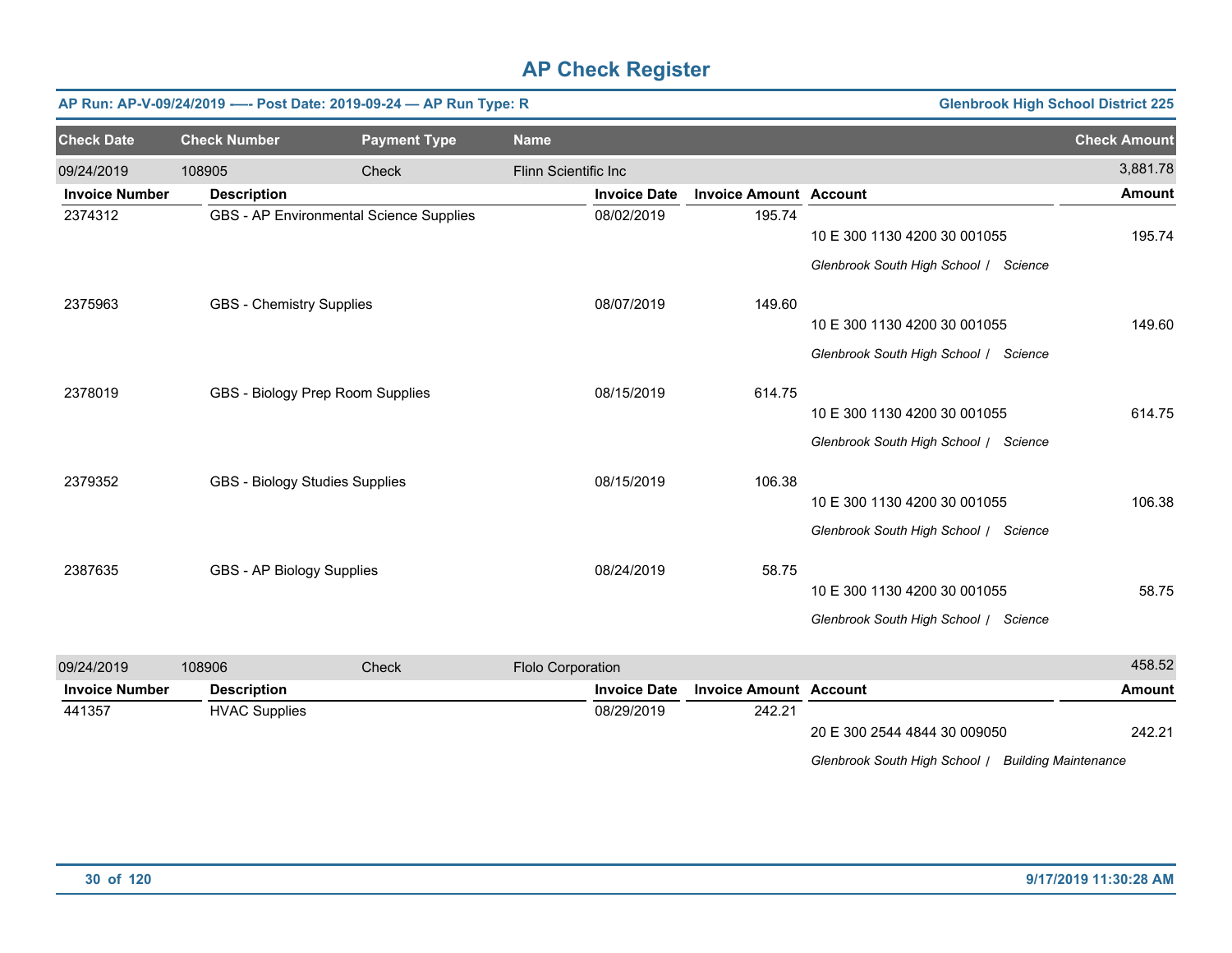# AP Check Register

**AP Run: AP-V-09/24/2019 -— Post Date: 2019-09-24 — AP Run Type: R** — **Glenbrook High School District 225**

| Check Date | Check Number | Payment Type | Name | Check Amount |
|---|---|---|---|---|
| 09/24/2019 | 108905 | Check | Flinn Scientific Inc | 3,881.78 |

| Invoice Number | Description | Invoice Date | Invoice Amount | Account | Amount |
|---|---|---|---|---|---|
| 2374312 | GBS - AP Environmental Science Supplies | 08/02/2019 | 195.74 | 10 E 300 1130 4200 30 001055 *Glenbrook South High School / Science* | 195.74 |
| 2375963 | GBS - Chemistry Supplies | 08/07/2019 | 149.60 | 10 E 300 1130 4200 30 001055 *Glenbrook South High School / Science* | 149.60 |
| 2378019 | GBS - Biology Prep Room Supplies | 08/15/2019 | 614.75 | 10 E 300 1130 4200 30 001055 *Glenbrook South High School / Science* | 614.75 |
| 2379352 | GBS - Biology Studies Supplies | 08/15/2019 | 106.38 | 10 E 300 1130 4200 30 001055 *Glenbrook South High School / Science* | 106.38 |
| 2387635 | GBS - AP Biology Supplies | 08/24/2019 | 58.75 | 10 E 300 1130 4200 30 001055 *Glenbrook South High School / Science* | 58.75 |

| Check Date | Check Number | Payment Type | Name | Check Amount |
|---|---|---|---|---|
| 09/24/2019 | 108906 | Check | Flolo Corporation | 458.52 |

| Invoice Number | Description | Invoice Date | Invoice Amount | Account | Amount |
|---|---|---|---|---|---|
| 441357 | HVAC Supplies | 08/29/2019 | 242.21 | 20 E 300 2544 4844 30 009050 *Glenbrook South High School / Building Maintenance* | 242.21 |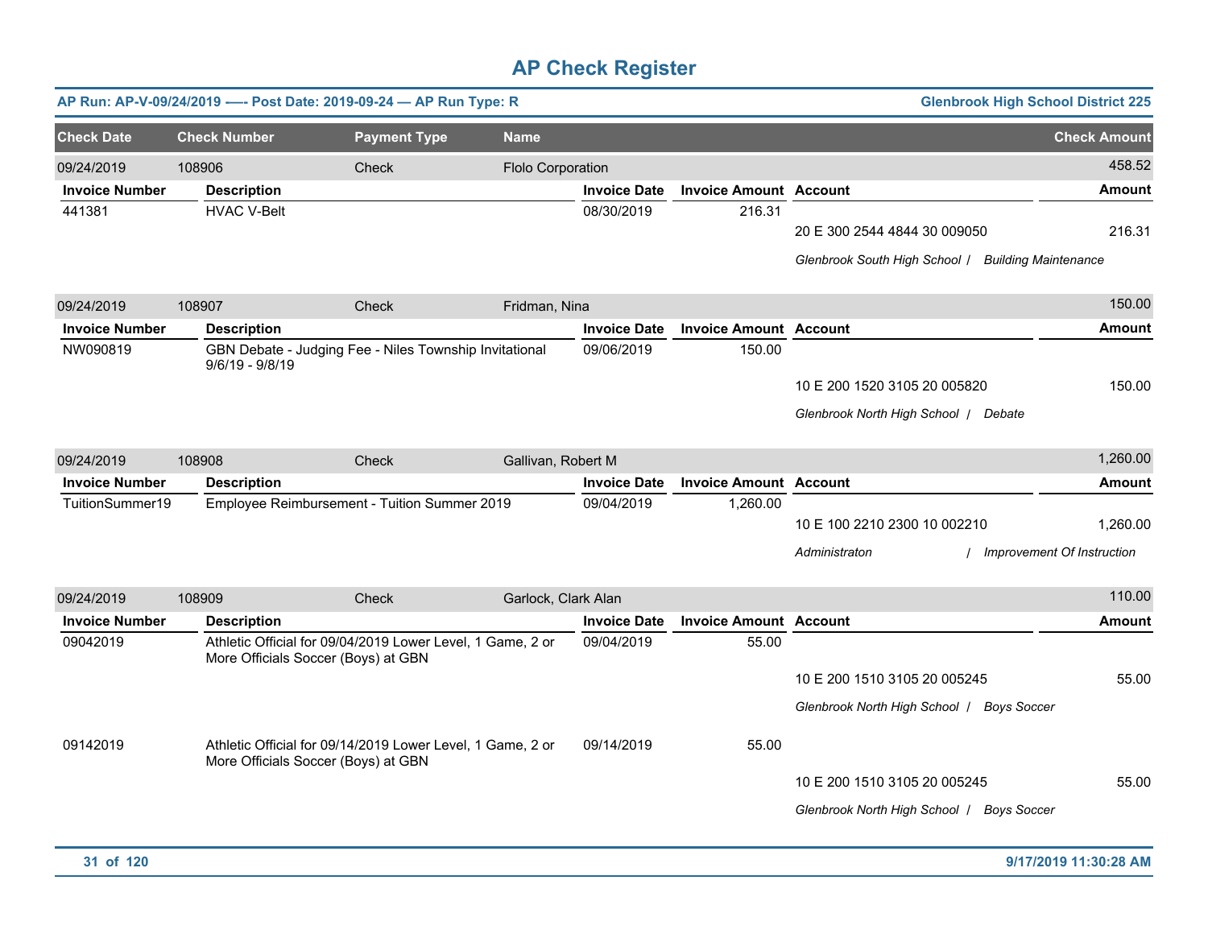# AP Check Register

**AP Run: AP-V-09/24/2019 -—- Post Date: 2019-09-24 — AP Run Type: R** — **Glenbrook High School District 225**

| Check Date | Check Number | Payment Type | Name | Check Amount |
|---|---|---|---|---|
| 09/24/2019 | 108906 | Check | Flolo Corporation | 458.52 |

| Invoice Number | Description | Invoice Date | Invoice Amount | Account | Amount |
|---|---|---|---|---|---|
| 441381 | HVAC V-Belt | 08/30/2019 | 216.31 | 20 E 300 2544 4844 30 009050 | 216.31 |
| | | | | *Glenbrook South High School / Building Maintenance* | |

| Check Date | Check Number | Payment Type | Name | Check Amount |
|---|---|---|---|---|
| 09/24/2019 | 108907 | Check | Fridman, Nina | 150.00 |

| Invoice Number | Description | Invoice Date | Invoice Amount | Account | Amount |
|---|---|---|---|---|---|
| NW090819 | GBN Debate - Judging Fee - Niles Township Invitational 9/6/19 - 9/8/19 | 09/06/2019 | 150.00 | 10 E 200 1520 3105 20 005820 | 150.00 |
| | | | | *Glenbrook North High School / Debate* | |

| Check Date | Check Number | Payment Type | Name | Check Amount |
|---|---|---|---|---|
| 09/24/2019 | 108908 | Check | Gallivan, Robert M | 1,260.00 |

| Invoice Number | Description | Invoice Date | Invoice Amount | Account | Amount |
|---|---|---|---|---|---|
| TuitionSummer19 | Employee Reimbursement - Tuition Summer 2019 | 09/04/2019 | 1,260.00 | 10 E 100 2210 2300 10 002210 | 1,260.00 |
| | | | | *Administraton / Improvement Of Instruction* | |

| Check Date | Check Number | Payment Type | Name | Check Amount |
|---|---|---|---|---|
| 09/24/2019 | 108909 | Check | Garlock, Clark Alan | 110.00 |

| Invoice Number | Description | Invoice Date | Invoice Amount | Account | Amount |
|---|---|---|---|---|---|
| 09042019 | Athletic Official for 09/04/2019 Lower Level, 1 Game, 2 or More Officials Soccer (Boys) at GBN | 09/04/2019 | 55.00 | 10 E 200 1510 3105 20 005245 | 55.00 |
| | | | | *Glenbrook North High School / Boys Soccer* | |
| 09142019 | Athletic Official for 09/14/2019 Lower Level, 1 Game, 2 or More Officials Soccer (Boys) at GBN | 09/14/2019 | 55.00 | 10 E 200 1510 3105 20 005245 | 55.00 |
| | | | | *Glenbrook North High School / Boys Soccer* | |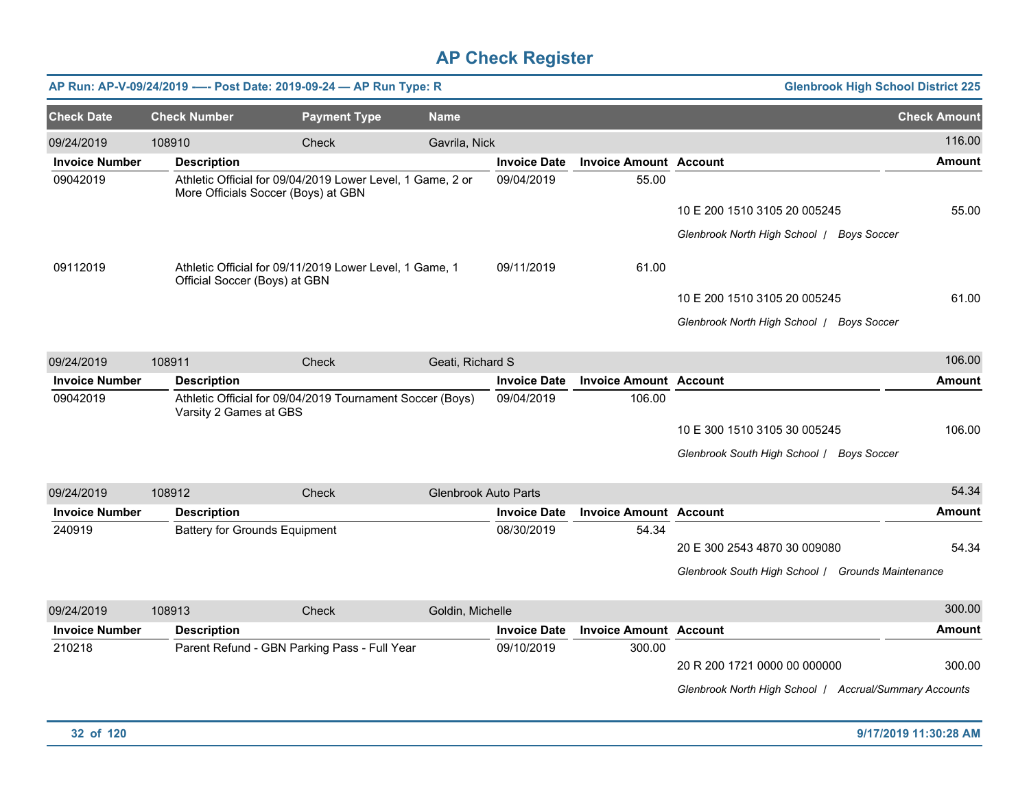# AP Check Register

**AP Run: AP-V-09/24/2019 -—- Post Date: 2019-09-24 — AP Run Type: R** — **Glenbrook High School District 225**

| Check Date | Check Number | Payment Type | Name | Check Amount |
|---|---|---|---|---|
| 09/24/2019 | 108910 | Check | Gavrila, Nick | 116.00 |

| Invoice Number | Description | Invoice Date | Invoice Amount | Account | Amount |
|---|---|---|---|---|---|
| 09042019 | Athletic Official for 09/04/2019 Lower Level, 1 Game, 2 or More Officials Soccer (Boys) at GBN | 09/04/2019 | 55.00 | | |
| | | | | 10 E 200 1510 3105 20 005245 | 55.00 |
| | | | | *Glenbrook North High School / Boys Soccer* | |
| 09112019 | Athletic Official for 09/11/2019 Lower Level, 1 Game, 1 Official Soccer (Boys) at GBN | 09/11/2019 | 61.00 | | |
| | | | | 10 E 200 1510 3105 20 005245 | 61.00 |
| | | | | *Glenbrook North High School / Boys Soccer* | |

| Check Date | Check Number | Payment Type | Name | Check Amount |
|---|---|---|---|---|
| 09/24/2019 | 108911 | Check | Geati, Richard S | 106.00 |

| Invoice Number | Description | Invoice Date | Invoice Amount | Account | Amount |
|---|---|---|---|---|---|
| 09042019 | Athletic Official for 09/04/2019 Tournament Soccer (Boys) Varsity 2 Games at GBS | 09/04/2019 | 106.00 | | |
| | | | | 10 E 300 1510 3105 30 005245 | 106.00 |
| | | | | *Glenbrook South High School / Boys Soccer* | |

| Check Date | Check Number | Payment Type | Name | Check Amount |
|---|---|---|---|---|
| 09/24/2019 | 108912 | Check | Glenbrook Auto Parts | 54.34 |

| Invoice Number | Description | Invoice Date | Invoice Amount | Account | Amount |
|---|---|---|---|---|---|
| 240919 | Battery for Grounds Equipment | 08/30/2019 | 54.34 | | |
| | | | | 20 E 300 2543 4870 30 009080 | 54.34 |
| | | | | *Glenbrook South High School / Grounds Maintenance* | |

| Check Date | Check Number | Payment Type | Name | Check Amount |
|---|---|---|---|---|
| 09/24/2019 | 108913 | Check | Goldin, Michelle | 300.00 |

| Invoice Number | Description | Invoice Date | Invoice Amount | Account | Amount |
|---|---|---|---|---|---|
| 210218 | Parent Refund - GBN Parking Pass - Full Year | 09/10/2019 | 300.00 | | |
| | | | | 20 R 200 1721 0000 00 000000 | 300.00 |
| | | | | *Glenbrook North High School / Accrual/Summary Accounts* | |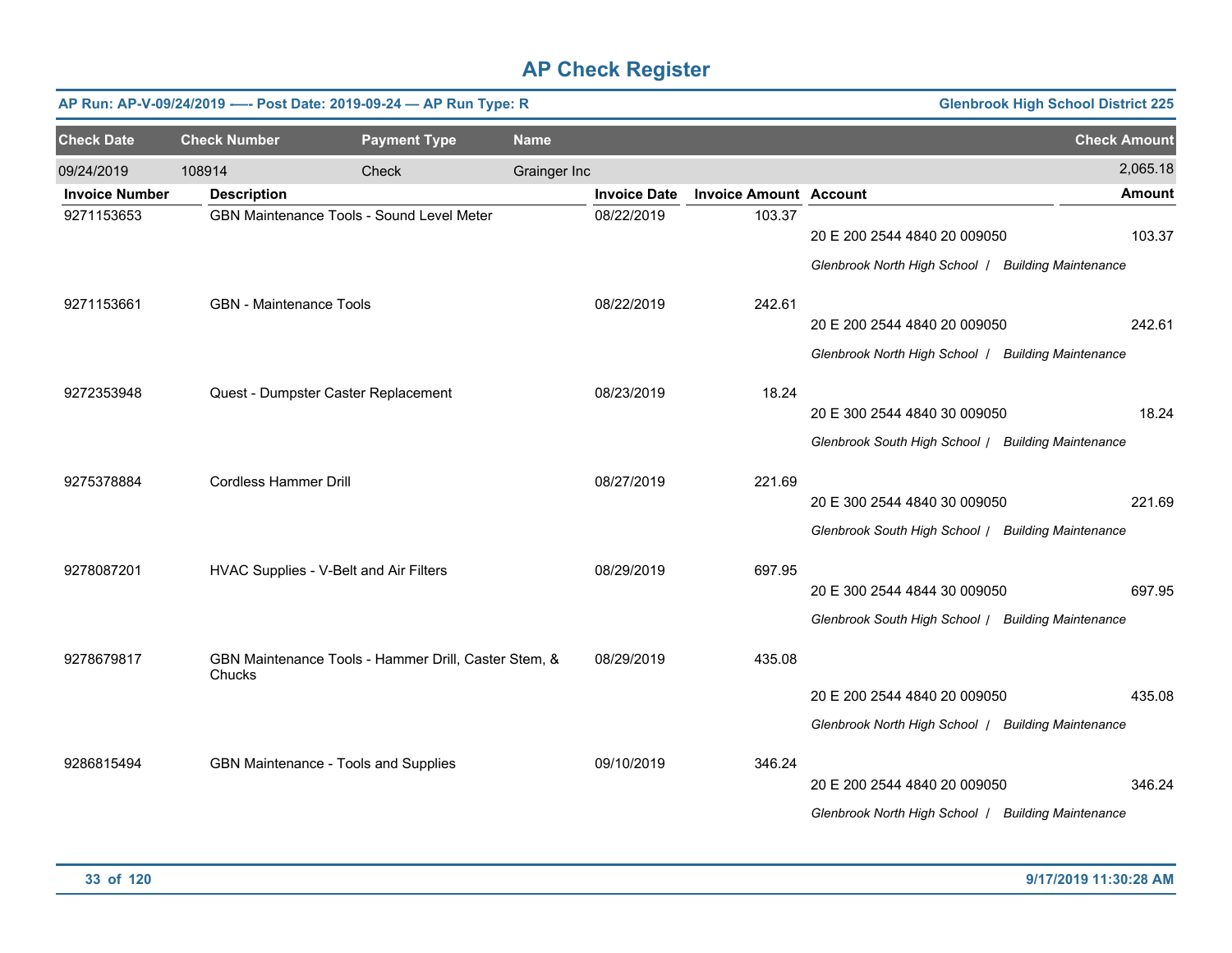# AP Check Register

**AP Run: AP-V-09/24/2019 —- Post Date: 2019-09-24 — AP Run Type: R** — **Glenbrook High School District 225**

| Check Date | Check Number | Payment Type | Name | Check Amount |
|---|---|---|---|---|
| 09/24/2019 | 108914 | Check | Grainger Inc | 2,065.18 |

| Invoice Number | Description | Invoice Date | Invoice Amount | Account | Amount |
|---|---|---|---|---|---|
| 9271153653 | GBN Maintenance Tools - Sound Level Meter | 08/22/2019 | 103.37 | 20 E 200 2544 4840 20 009050 | 103.37 |
| | | | | *Glenbrook North High School / Building Maintenance* | |
| 9271153661 | GBN - Maintenance Tools | 08/22/2019 | 242.61 | 20 E 200 2544 4840 20 009050 | 242.61 |
| | | | | *Glenbrook North High School / Building Maintenance* | |
| 9272353948 | Quest - Dumpster Caster Replacement | 08/23/2019 | 18.24 | 20 E 300 2544 4840 30 009050 | 18.24 |
| | | | | *Glenbrook South High School / Building Maintenance* | |
| 9275378884 | Cordless Hammer Drill | 08/27/2019 | 221.69 | 20 E 300 2544 4840 30 009050 | 221.69 |
| | | | | *Glenbrook South High School / Building Maintenance* | |
| 9278087201 | HVAC Supplies - V-Belt and Air Filters | 08/29/2019 | 697.95 | 20 E 300 2544 4844 30 009050 | 697.95 |
| | | | | *Glenbrook South High School / Building Maintenance* | |
| 9278679817 | GBN Maintenance Tools - Hammer Drill, Caster Stem, & Chucks | 08/29/2019 | 435.08 | 20 E 200 2544 4840 20 009050 | 435.08 |
| | | | | *Glenbrook North High School / Building Maintenance* | |
| 9286815494 | GBN Maintenance - Tools and Supplies | 09/10/2019 | 346.24 | 20 E 200 2544 4840 20 009050 | 346.24 |
| | | | | *Glenbrook North High School / Building Maintenance* | |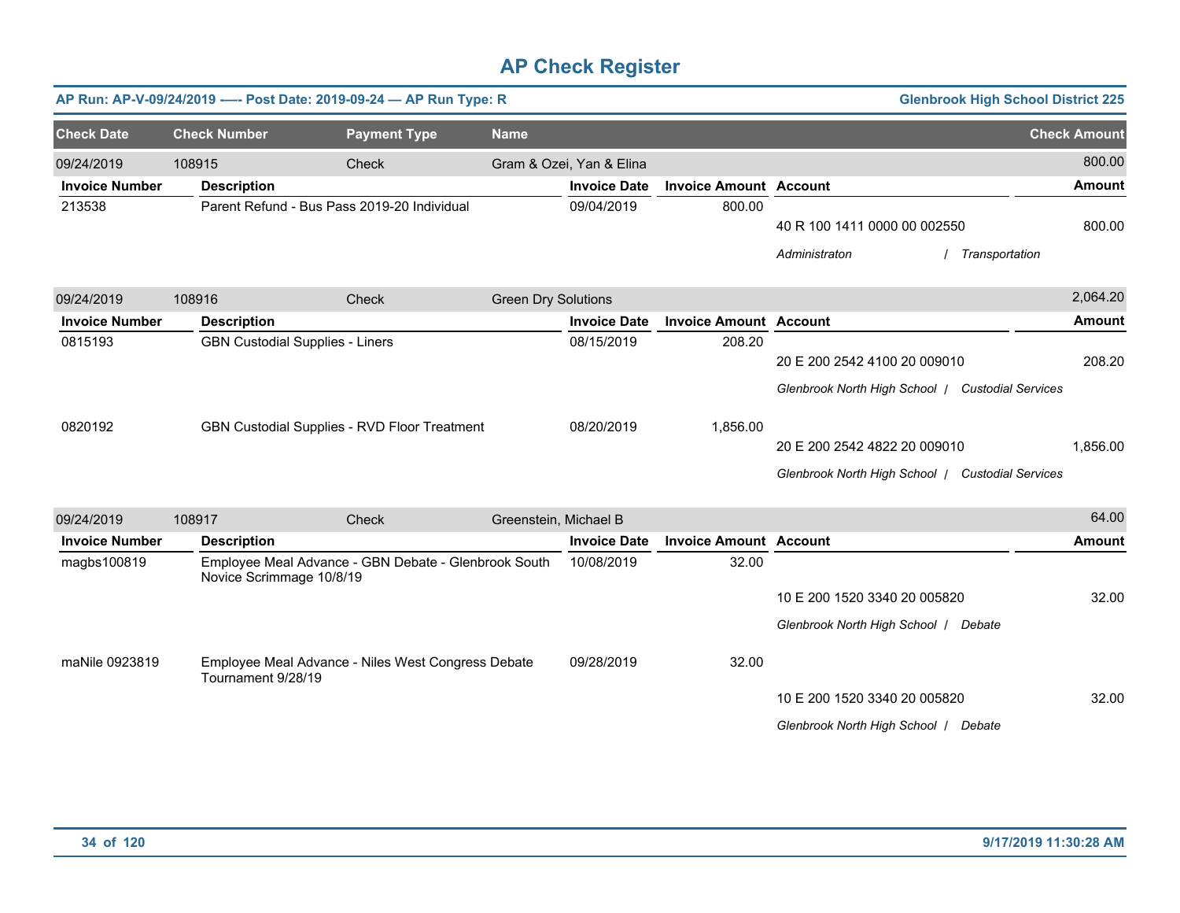# AP Check Register

**AP Run: AP-V-09/24/2019 —- Post Date: 2019-09-24 — AP Run Type: R** | **Glenbrook High School District 225**

| Check Date | Check Number | Payment Type | Name | Check Amount |
|---|---|---|---|---|
| 09/24/2019 | 108915 | Check | Gram & Ozei, Yan & Elina | 800.00 |

| Invoice Number | Description | Invoice Date | Invoice Amount | Account | Amount |
|---|---|---|---|---|---|
| 213538 | Parent Refund - Bus Pass 2019-20 Individual | 09/04/2019 | 800.00 | 40 R 100 1411 0000 00 002550 | 800.00 |
| | | | | *Administraton / Transportation* | |

| Check Date | Check Number | Payment Type | Name | Check Amount |
|---|---|---|---|---|
| 09/24/2019 | 108916 | Check | Green Dry Solutions | 2,064.20 |

| Invoice Number | Description | Invoice Date | Invoice Amount | Account | Amount |
|---|---|---|---|---|---|
| 0815193 | GBN Custodial Supplies - Liners | 08/15/2019 | 208.20 | 20 E 200 2542 4100 20 009010 | 208.20 |
| | | | | *Glenbrook North High School / Custodial Services* | |
| 0820192 | GBN Custodial Supplies - RVD Floor Treatment | 08/20/2019 | 1,856.00 | 20 E 200 2542 4822 20 009010 | 1,856.00 |
| | | | | *Glenbrook North High School / Custodial Services* | |

| Check Date | Check Number | Payment Type | Name | Check Amount |
|---|---|---|---|---|
| 09/24/2019 | 108917 | Check | Greenstein, Michael B | 64.00 |

| Invoice Number | Description | Invoice Date | Invoice Amount | Account | Amount |
|---|---|---|---|---|---|
| magbs100819 | Employee Meal Advance - GBN Debate - Glenbrook South Novice Scrimmage 10/8/19 | 10/08/2019 | 32.00 | 10 E 200 1520 3340 20 005820 | 32.00 |
| | | | | *Glenbrook North High School / Debate* | |
| maNile 0923819 | Employee Meal Advance - Niles West Congress Debate Tournament 9/28/19 | 09/28/2019 | 32.00 | 10 E 200 1520 3340 20 005820 | 32.00 |
| | | | | *Glenbrook North High School / Debate* | |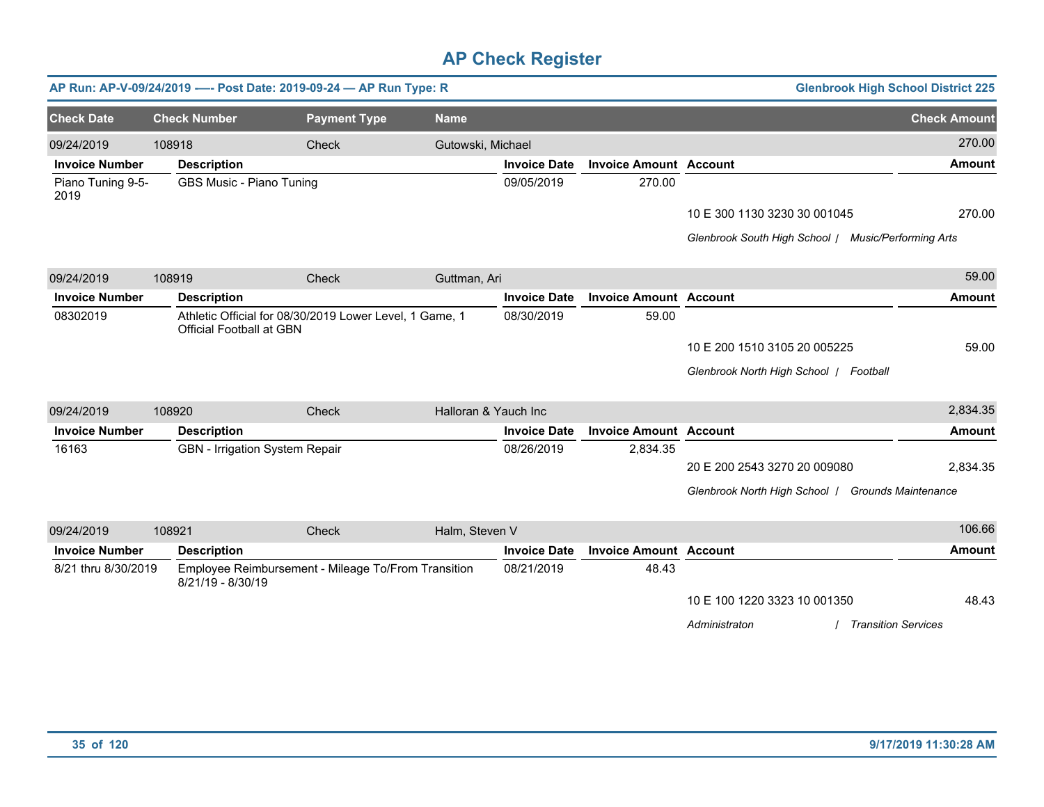# AP Check Register

**AP Run: AP-V-09/24/2019 —- Post Date: 2019-09-24 — AP Run Type: R** — **Glenbrook High School District 225**

| Check Date | Check Number | Payment Type | Name | | | | Check Amount |
|---|---|---|---|---|---|---|---|
| 09/24/2019 | 108918 | Check | Gutowski, Michael | | | | 270.00 |
| **Invoice Number** | **Description** | | | **Invoice Date** | **Invoice Amount** | **Account** | **Amount** |
| Piano Tuning 9-5-2019 | GBS Music - Piano Tuning | | | 09/05/2019 | 270.00 | | |
| | | | | | | 10 E 300 1130 3230 30 001045 | 270.00 |
| | | | | | | *Glenbrook South High School / Music/Performing Arts* | |
| 09/24/2019 | 108919 | Check | Guttman, Ari | | | | 59.00 |
| **Invoice Number** | **Description** | | | **Invoice Date** | **Invoice Amount** | **Account** | **Amount** |
| 08302019 | Athletic Official for 08/30/2019 Lower Level, 1 Game, 1 Official Football at GBN | | | 08/30/2019 | 59.00 | | |
| | | | | | | 10 E 200 1510 3105 20 005225 | 59.00 |
| | | | | | | *Glenbrook North High School / Football* | |
| 09/24/2019 | 108920 | Check | Halloran & Yauch Inc | | | | 2,834.35 |
| **Invoice Number** | **Description** | | | **Invoice Date** | **Invoice Amount** | **Account** | **Amount** |
| 16163 | GBN - Irrigation System Repair | | | 08/26/2019 | 2,834.35 | | |
| | | | | | | 20 E 200 2543 3270 20 009080 | 2,834.35 |
| | | | | | | *Glenbrook North High School / Grounds Maintenance* | |
| 09/24/2019 | 108921 | Check | Halm, Steven V | | | | 106.66 |
| **Invoice Number** | **Description** | | | **Invoice Date** | **Invoice Amount** | **Account** | **Amount** |
| 8/21 thru 8/30/2019 | Employee Reimbursement - Mileage To/From Transition 8/21/19 - 8/30/19 | | | 08/21/2019 | 48.43 | | |
| | | | | | | 10 E 100 1220 3323 10 001350 | 48.43 |
| | | | | | | *Administraton / Transition Services* | |

9/17/2019 11:30:28 AM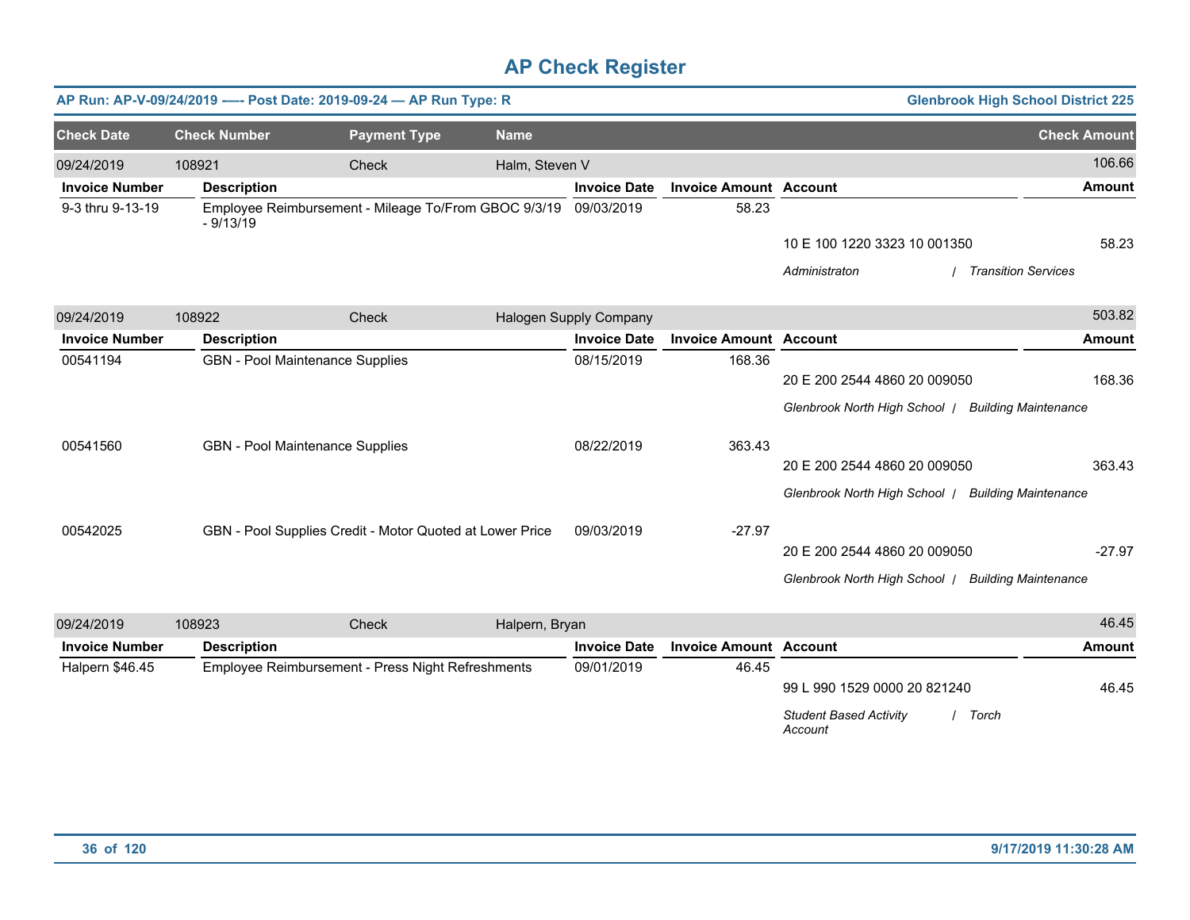# AP Check Register

**AP Run: AP-V-09/24/2019 -— Post Date: 2019-09-24 — AP Run Type: R** | **Glenbrook High School District 225**

| Check Date | Check Number | Payment Type | Name | Check Amount |
|---|---|---|---|---|
| 09/24/2019 | 108921 | Check | Halm, Steven V | 106.66 |

| Invoice Number | Description | Invoice Date | Invoice Amount | Account | Amount |
|---|---|---|---|---|---|
| 9-3 thru 9-13-19 | Employee Reimbursement - Mileage To/From GBOC 9/3/19 - 9/13/19 | 09/03/2019 | 58.23 | 10 E 100 1220 3323 10 001350 | 58.23 |
| | | | | *Administraton / Transition Services* | |

| Check Date | Check Number | Payment Type | Name | Check Amount |
|---|---|---|---|---|
| 09/24/2019 | 108922 | Check | Halogen Supply Company | 503.82 |

| Invoice Number | Description | Invoice Date | Invoice Amount | Account | Amount |
|---|---|---|---|---|---|
| 00541194 | GBN - Pool Maintenance Supplies | 08/15/2019 | 168.36 | 20 E 200 2544 4860 20 009050 | 168.36 |
| | | | | *Glenbrook North High School / Building Maintenance* | |
| 00541560 | GBN - Pool Maintenance Supplies | 08/22/2019 | 363.43 | 20 E 200 2544 4860 20 009050 | 363.43 |
| | | | | *Glenbrook North High School / Building Maintenance* | |
| 00542025 | GBN - Pool Supplies Credit - Motor Quoted at Lower Price | 09/03/2019 | -27.97 | 20 E 200 2544 4860 20 009050 | -27.97 |
| | | | | *Glenbrook North High School / Building Maintenance* | |

| Check Date | Check Number | Payment Type | Name | Check Amount |
|---|---|---|---|---|
| 09/24/2019 | 108923 | Check | Halpern, Bryan | 46.45 |

| Invoice Number | Description | Invoice Date | Invoice Amount | Account | Amount |
|---|---|---|---|---|---|
| Halpern $46.45 | Employee Reimbursement - Press Night Refreshments | 09/01/2019 | 46.45 | 99 L 990 1529 0000 20 821240 | 46.45 |
| | | | | *Student Based Activity Account / Torch* | |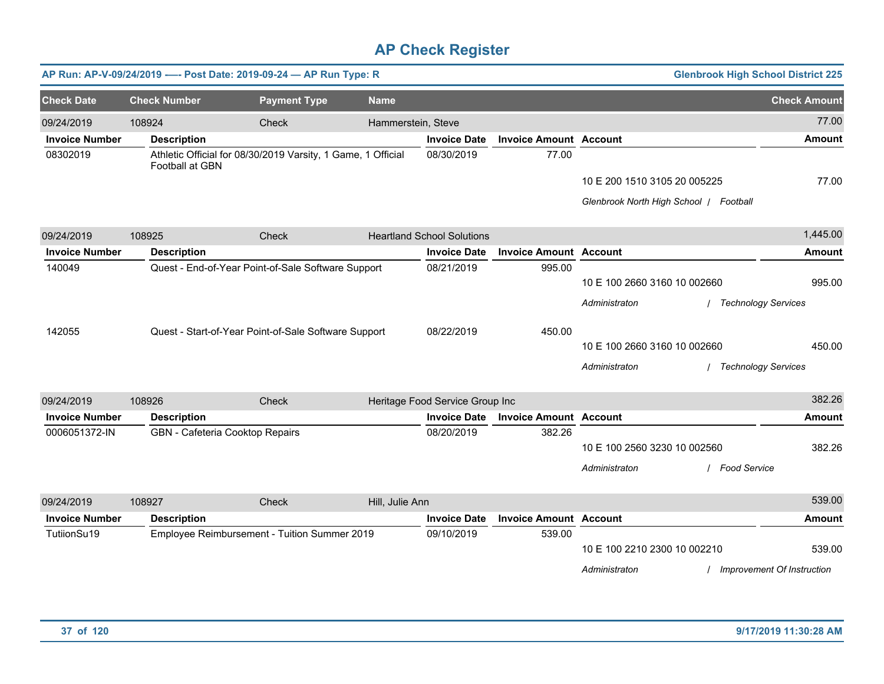# AP Check Register

**AP Run: AP-V-09/24/2019 -—- Post Date: 2019-09-24 — AP Run Type: R** | **Glenbrook High School District 225**

| Check Date | Check Number | Payment Type | Name | Check Amount |
|---|---|---|---|---|
| 09/24/2019 | 108924 | Check | Hammerstein, Steve | 77.00 |

| Invoice Number | Description | Invoice Date | Invoice Amount | Account | Amount |
|---|---|---|---|---|---|
| 08302019 | Athletic Official for 08/30/2019 Varsity, 1 Game, 1 Official Football at GBN | 08/30/2019 | 77.00 | | |
| | | | | 10 E 200 1510 3105 20 005225 | 77.00 |
| | | | | *Glenbrook North High School / Football* | |

| Check Date | Check Number | Payment Type | Name | Check Amount |
|---|---|---|---|---|
| 09/24/2019 | 108925 | Check | Heartland School Solutions | 1,445.00 |

| Invoice Number | Description | Invoice Date | Invoice Amount | Account | Amount |
|---|---|---|---|---|---|
| 140049 | Quest - End-of-Year Point-of-Sale Software Support | 08/21/2019 | 995.00 | | |
| | | | | 10 E 100 2660 3160 10 002660 | 995.00 |
| | | | | *Administraton / Technology Services* | |
| 142055 | Quest - Start-of-Year Point-of-Sale Software Support | 08/22/2019 | 450.00 | | |
| | | | | 10 E 100 2660 3160 10 002660 | 450.00 |
| | | | | *Administraton / Technology Services* | |

| Check Date | Check Number | Payment Type | Name | Check Amount |
|---|---|---|---|---|
| 09/24/2019 | 108926 | Check | Heritage Food Service Group Inc | 382.26 |

| Invoice Number | Description | Invoice Date | Invoice Amount | Account | Amount |
|---|---|---|---|---|---|
| 0006051372-IN | GBN - Cafeteria Cooktop Repairs | 08/20/2019 | 382.26 | | |
| | | | | 10 E 100 2560 3230 10 002560 | 382.26 |
| | | | | *Administraton / Food Service* | |

| Check Date | Check Number | Payment Type | Name | Check Amount |
|---|---|---|---|---|
| 09/24/2019 | 108927 | Check | Hill, Julie Ann | 539.00 |

| Invoice Number | Description | Invoice Date | Invoice Amount | Account | Amount |
|---|---|---|---|---|---|
| TutiionSu19 | Employee Reimbursement - Tuition Summer 2019 | 09/10/2019 | 539.00 | | |
| | | | | 10 E 100 2210 2300 10 002210 | 539.00 |
| | | | | *Administraton / Improvement Of Instruction* | |

9/17/2019 11:30:28 AM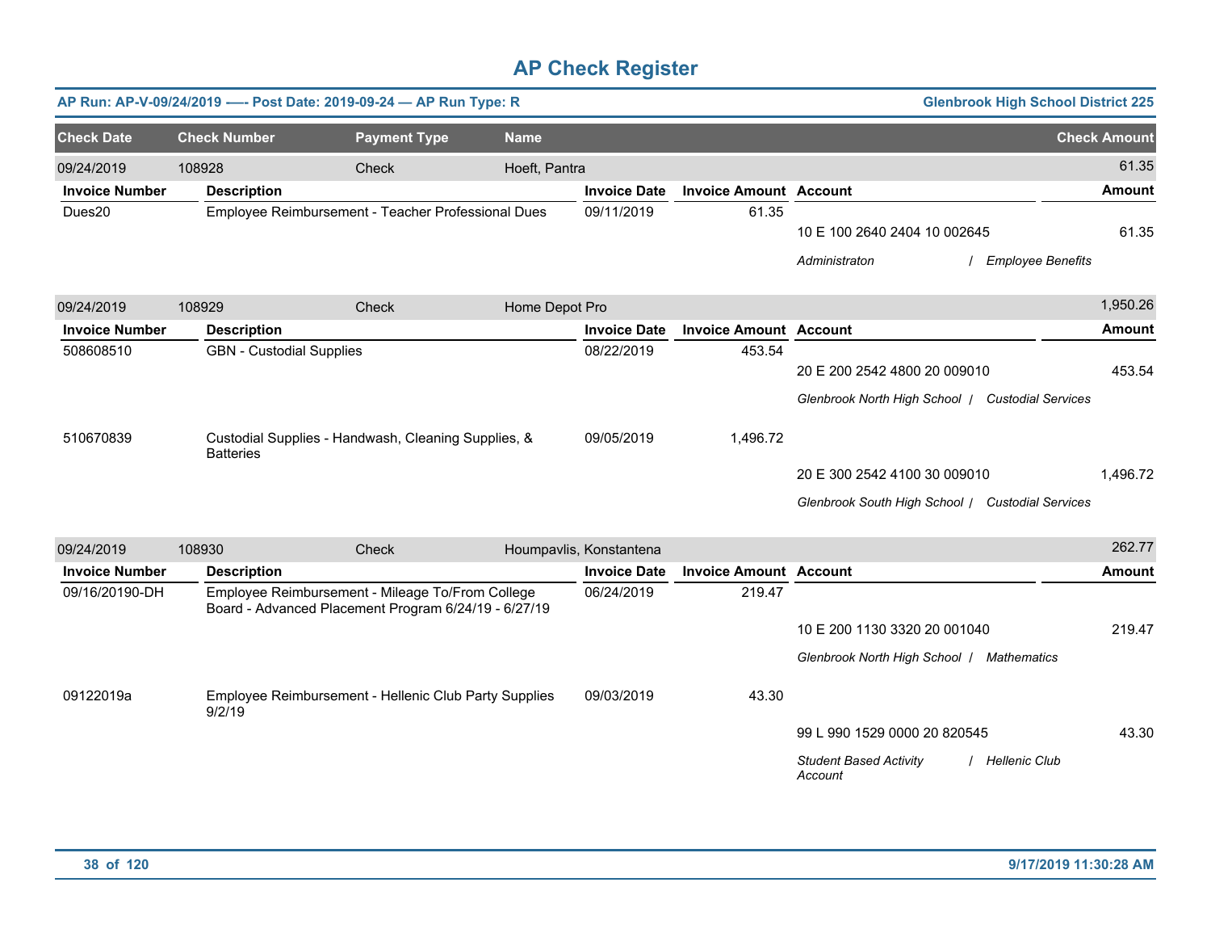# AP Check Register

**AP Run: AP-V-09/24/2019 —- Post Date: 2019-09-24 — AP Run Type: R** — **Glenbrook High School District 225**

| Check Date | Check Number | Payment Type | Name | Check Amount |
|---|---|---|---|---|
| 09/24/2019 | 108928 | Check | Hoeft, Pantra | 61.35 |

| Invoice Number | Description | Invoice Date | Invoice Amount | Account | Amount |
|---|---|---|---|---|---|
| Dues20 | Employee Reimbursement - Teacher Professional Dues | 09/11/2019 | 61.35 | 10 E 100 2640 2404 10 002645<br>*Administraton / Employee Benefits* | 61.35 |

| Check Date | Check Number | Payment Type | Name | Check Amount |
|---|---|---|---|---|
| 09/24/2019 | 108929 | Check | Home Depot Pro | 1,950.26 |

| Invoice Number | Description | Invoice Date | Invoice Amount | Account | Amount |
|---|---|---|---|---|---|
| 508608510 | GBN - Custodial Supplies | 08/22/2019 | 453.54 | 20 E 200 2542 4800 20 009010<br>*Glenbrook North High School / Custodial Services* | 453.54 |
| 510670839 | Custodial Supplies - Handwash, Cleaning Supplies, & Batteries | 09/05/2019 | 1,496.72 | 20 E 300 2542 4100 30 009010<br>*Glenbrook South High School / Custodial Services* | 1,496.72 |

| Check Date | Check Number | Payment Type | Name | Check Amount |
|---|---|---|---|---|
| 09/24/2019 | 108930 | Check | Houmpavlis, Konstantena | 262.77 |

| Invoice Number | Description | Invoice Date | Invoice Amount | Account | Amount |
|---|---|---|---|---|---|
| 09/16/20190-DH | Employee Reimbursement - Mileage To/From College Board - Advanced Placement Program 6/24/19 - 6/27/19 | 06/24/2019 | 219.47 | 10 E 200 1130 3320 20 001040<br>*Glenbrook North High School / Mathematics* | 219.47 |
| 09122019a | Employee Reimbursement - Hellenic Club Party Supplies 9/2/19 | 09/03/2019 | 43.30 | 99 L 990 1529 0000 20 820545<br>*Student Based Activity Account / Hellenic Club* | 43.30 |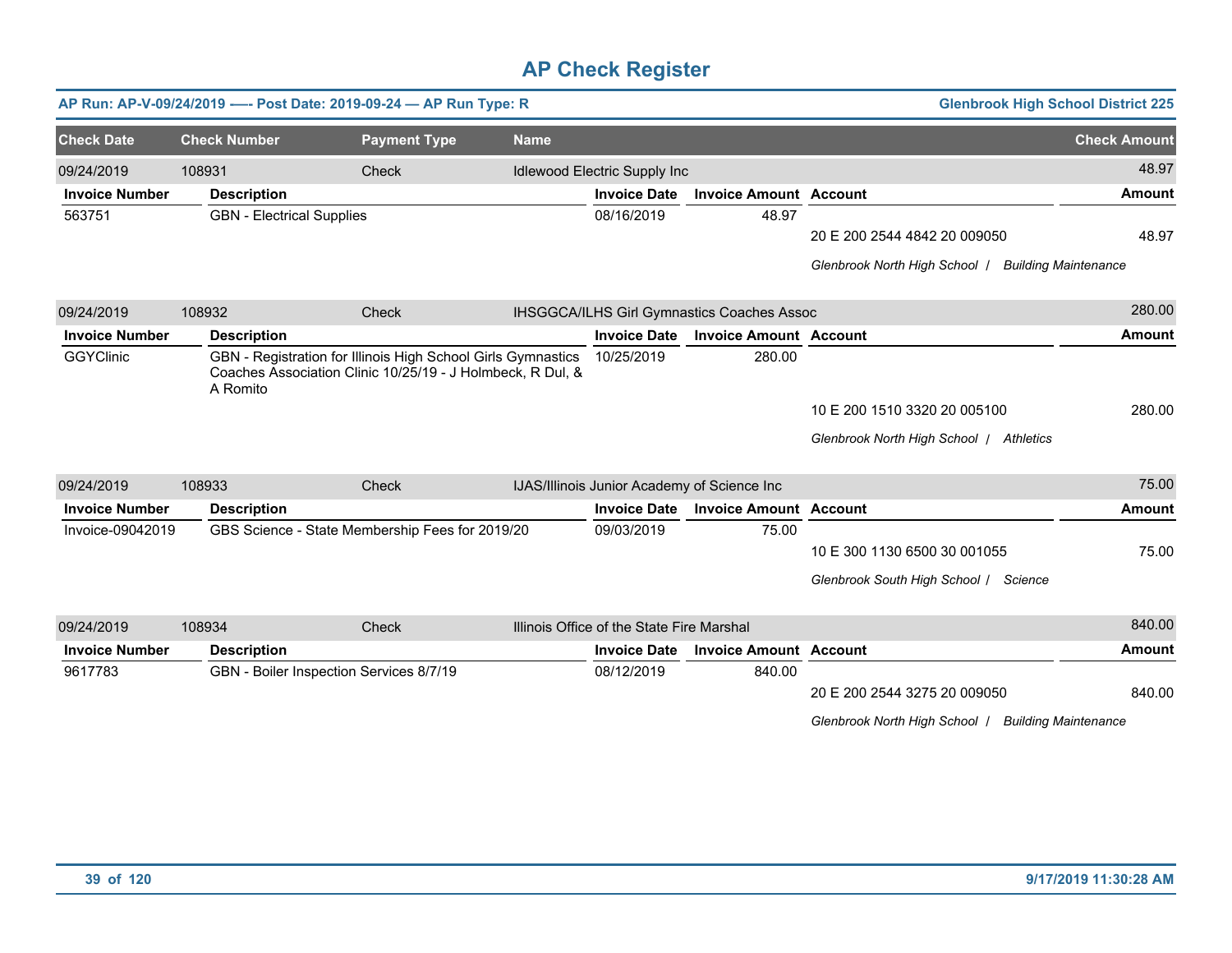# AP Check Register

**AP Run: AP-V-09/24/2019 -—- Post Date: 2019-09-24 — AP Run Type: R** | **Glenbrook High School District 225**

| Check Date | Check Number | Payment Type | Name | Check Amount |
|---|---|---|---|---|
| 09/24/2019 | 108931 | Check | Idlewood Electric Supply Inc | 48.97 |

| Invoice Number | Description | Invoice Date | Invoice Amount | Account | Amount |
|---|---|---|---|---|---|
| 563751 | GBN - Electrical Supplies | 08/16/2019 | 48.97 | | |
| | | | | 20 E 200 2544 4842 20 009050 | 48.97 |
| | | | | *Glenbrook North High School / Building Maintenance* | |

| Check Date | Check Number | Payment Type | Name | Check Amount |
|---|---|---|---|---|
| 09/24/2019 | 108932 | Check | IHSGGCA/ILHS Girl Gymnastics Coaches Assoc | 280.00 |

| Invoice Number | Description | Invoice Date | Invoice Amount | Account | Amount |
|---|---|---|---|---|---|
| GGYClinic | GBN - Registration for Illinois High School Girls Gymnastics Coaches Association Clinic 10/25/19 - J Holmbeck, R Dul, & A Romito | 10/25/2019 | 280.00 | | |
| | | | | 10 E 200 1510 3320 20 005100 | 280.00 |
| | | | | *Glenbrook North High School / Athletics* | |

| Check Date | Check Number | Payment Type | Name | Check Amount |
|---|---|---|---|---|
| 09/24/2019 | 108933 | Check | IJAS/Illinois Junior Academy of Science Inc | 75.00 |

| Invoice Number | Description | Invoice Date | Invoice Amount | Account | Amount |
|---|---|---|---|---|---|
| Invoice-09042019 | GBS Science - State Membership Fees for 2019/20 | 09/03/2019 | 75.00 | | |
| | | | | 10 E 300 1130 6500 30 001055 | 75.00 |
| | | | | *Glenbrook South High School / Science* | |

| Check Date | Check Number | Payment Type | Name | Check Amount |
|---|---|---|---|---|
| 09/24/2019 | 108934 | Check | Illinois Office of the State Fire Marshal | 840.00 |

| Invoice Number | Description | Invoice Date | Invoice Amount | Account | Amount |
|---|---|---|---|---|---|
| 9617783 | GBN - Boiler Inspection Services 8/7/19 | 08/12/2019 | 840.00 | | |
| | | | | 20 E 200 2544 3275 20 009050 | 840.00 |
| | | | | *Glenbrook North High School / Building Maintenance* | |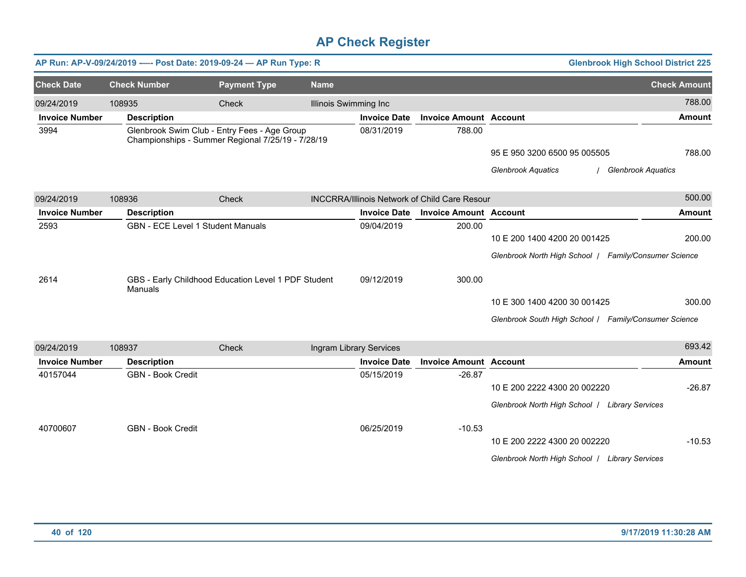# AP Check Register

**AP Run: AP-V-09/24/2019 -—- Post Date: 2019-09-24 — AP Run Type: R** | **Glenbrook High School District 225**

| Check Date | Check Number | Payment Type | Name | | | Check Amount |
|---|---|---|---|---|---|---|
| 09/24/2019 | 108935 | Check | Illinois Swimming Inc | | | 788.00 |

| Invoice Number | Description | Invoice Date | Invoice Amount | Account | Amount |
|---|---|---|---|---|---|
| 3994 | Glenbrook Swim Club - Entry Fees - Age Group Championships - Summer Regional 7/25/19 - 7/28/19 | 08/31/2019 | 788.00 | | |
| | | | | 95 E 950 3200 6500 95 005505 | 788.00 |
| | | | | *Glenbrook Aquatics / Glenbrook Aquatics* | |

| Check Date | Check Number | Payment Type | Name | | | Check Amount |
|---|---|---|---|---|---|---|
| 09/24/2019 | 108936 | Check | INCCRRA/Illinois Network of Child Care Resour | | | 500.00 |

| Invoice Number | Description | Invoice Date | Invoice Amount | Account | Amount |
|---|---|---|---|---|---|
| 2593 | GBN - ECE Level 1 Student Manuals | 09/04/2019 | 200.00 | | |
| | | | | 10 E 200 1400 4200 20 001425 | 200.00 |
| | | | | *Glenbrook North High School / Family/Consumer Science* | |
| 2614 | GBS - Early Childhood Education Level 1 PDF Student Manuals | 09/12/2019 | 300.00 | | |
| | | | | 10 E 300 1400 4200 30 001425 | 300.00 |
| | | | | *Glenbrook South High School / Family/Consumer Science* | |

| Check Date | Check Number | Payment Type | Name | | | Check Amount |
|---|---|---|---|---|---|---|
| 09/24/2019 | 108937 | Check | Ingram Library Services | | | 693.42 |

| Invoice Number | Description | Invoice Date | Invoice Amount | Account | Amount |
|---|---|---|---|---|---|
| 40157044 | GBN - Book Credit | 05/15/2019 | -26.87 | | |
| | | | | 10 E 200 2222 4300 20 002220 | -26.87 |
| | | | | *Glenbrook North High School / Library Services* | |
| 40700607 | GBN - Book Credit | 06/25/2019 | -10.53 | | |
| | | | | 10 E 200 2222 4300 20 002220 | -10.53 |
| | | | | *Glenbrook North High School / Library Services* | |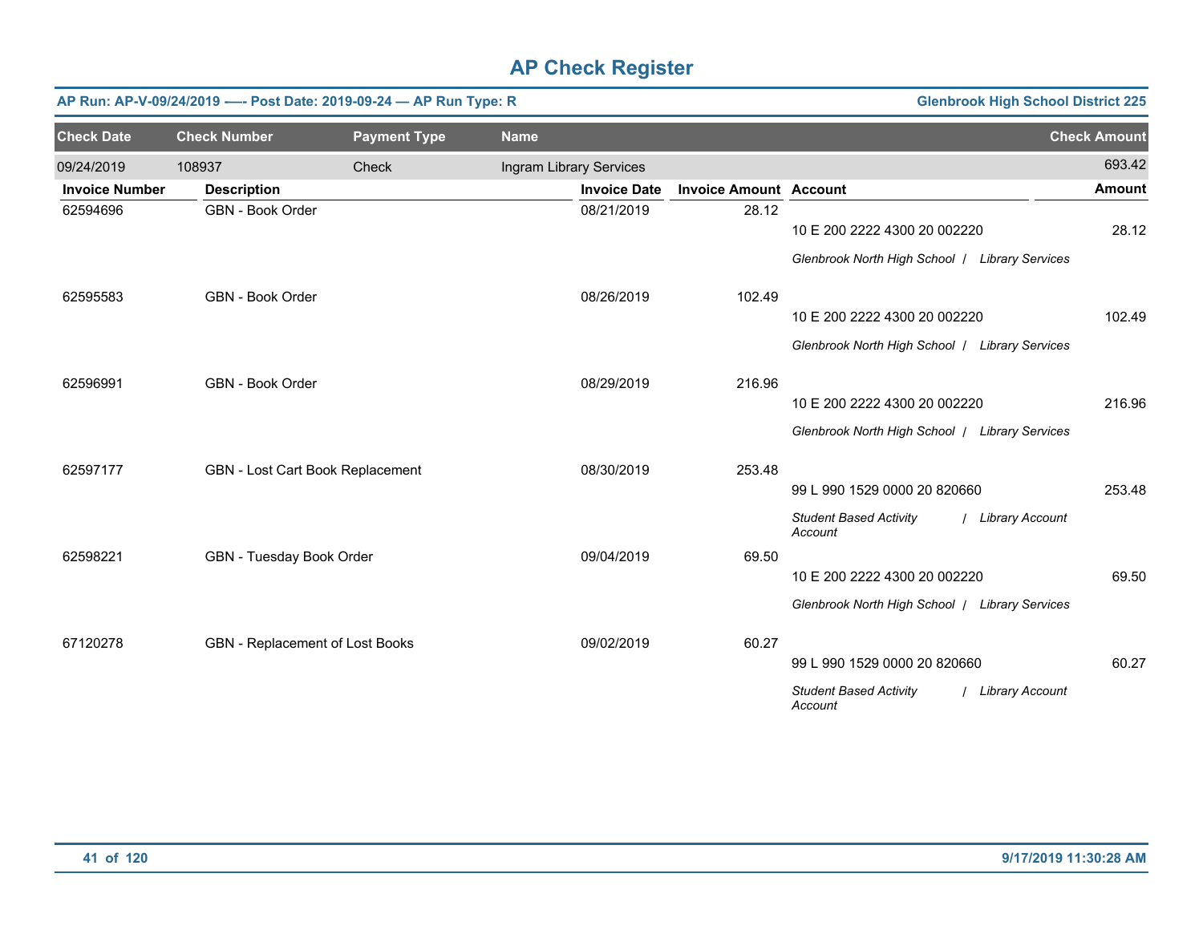# AP Check Register

**AP Run: AP-V-09/24/2019 -—- Post Date: 2019-09-24 — AP Run Type: R** | **Glenbrook High School District 225**

| Check Date | Check Number | Payment Type | Name | Check Amount |
|---|---|---|---|---|
| 09/24/2019 | 108937 | Check | Ingram Library Services | 693.42 |

| Invoice Number | Description | Invoice Date | Invoice Amount | Account | Amount |
|---|---|---|---|---|---|
| 62594696 | GBN - Book Order | 08/21/2019 | 28.12 | 10 E 200 2222 4300 20 002220 | 28.12 |
| | | | | *Glenbrook North High School / Library Services* | |
| 62595583 | GBN - Book Order | 08/26/2019 | 102.49 | 10 E 200 2222 4300 20 002220 | 102.49 |
| | | | | *Glenbrook North High School / Library Services* | |
| 62596991 | GBN - Book Order | 08/29/2019 | 216.96 | 10 E 200 2222 4300 20 002220 | 216.96 |
| | | | | *Glenbrook North High School / Library Services* | |
| 62597177 | GBN - Lost Cart Book Replacement | 08/30/2019 | 253.48 | 99 L 990 1529 0000 20 820660 | 253.48 |
| | | | | *Student Based Activity Account / Library Account* | |
| 62598221 | GBN - Tuesday Book Order | 09/04/2019 | 69.50 | 10 E 200 2222 4300 20 002220 | 69.50 |
| | | | | *Glenbrook North High School / Library Services* | |
| 67120278 | GBN - Replacement of Lost Books | 09/02/2019 | 60.27 | 99 L 990 1529 0000 20 820660 | 60.27 |
| | | | | *Student Based Activity Account / Library Account* | |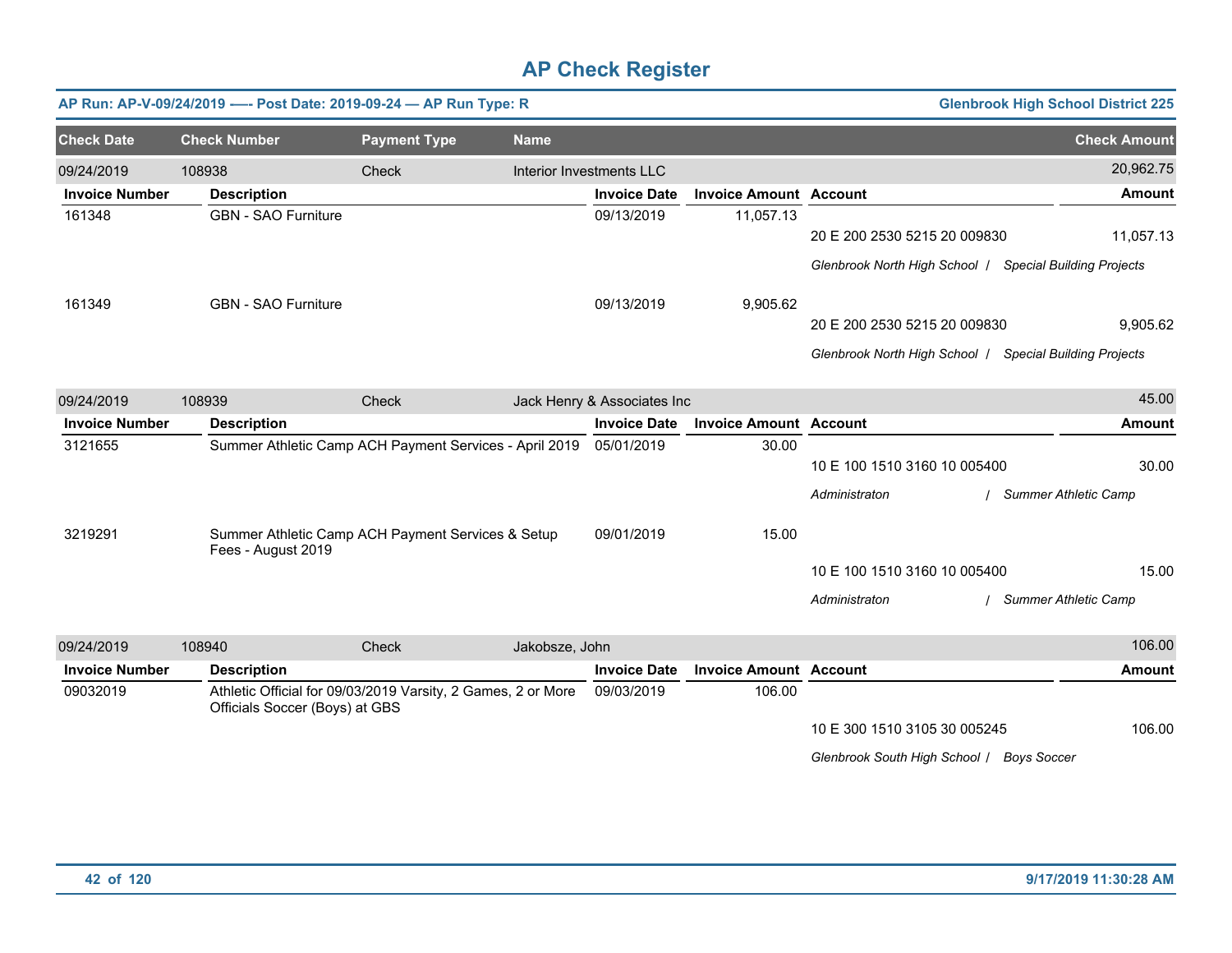# AP Check Register

**AP Run: AP-V-09/24/2019 —- Post Date: 2019-09-24 — AP Run Type: R** | **Glenbrook High School District 225**

| Check Date | Check Number | Payment Type | Name | Check Amount |
|---|---|---|---|---|
| 09/24/2019 | 108938 | Check | Interior Investments LLC | 20,962.75 |

| Invoice Number | Description | Invoice Date | Invoice Amount | Account | Amount |
|---|---|---|---|---|---|
| 161348 | GBN - SAO Furniture | 09/13/2019 | 11,057.13 | 20 E 200 2530 5215 20 009830 | 11,057.13 |
| | | | | *Glenbrook North High School / Special Building Projects* | |
| 161349 | GBN - SAO Furniture | 09/13/2019 | 9,905.62 | 20 E 200 2530 5215 20 009830 | 9,905.62 |
| | | | | *Glenbrook North High School / Special Building Projects* | |

| Check Date | Check Number | Payment Type | Name | Check Amount |
|---|---|---|---|---|
| 09/24/2019 | 108939 | Check | Jack Henry & Associates Inc | 45.00 |

| Invoice Number | Description | Invoice Date | Invoice Amount | Account | Amount |
|---|---|---|---|---|---|
| 3121655 | Summer Athletic Camp ACH Payment Services - April 2019 | 05/01/2019 | 30.00 | 10 E 100 1510 3160 10 005400 | 30.00 |
| | | | | *Administraton / Summer Athletic Camp* | |
| 3219291 | Summer Athletic Camp ACH Payment Services & Setup Fees - August 2019 | 09/01/2019 | 15.00 | 10 E 100 1510 3160 10 005400 | 15.00 |
| | | | | *Administraton / Summer Athletic Camp* | |

| Check Date | Check Number | Payment Type | Name | Check Amount |
|---|---|---|---|---|
| 09/24/2019 | 108940 | Check | Jakobsze, John | 106.00 |

| Invoice Number | Description | Invoice Date | Invoice Amount | Account | Amount |
|---|---|---|---|---|---|
| 09032019 | Athletic Official for 09/03/2019 Varsity, 2 Games, 2 or More Officials Soccer (Boys) at GBS | 09/03/2019 | 106.00 | 10 E 300 1510 3105 30 005245 | 106.00 |
| | | | | *Glenbrook South High School / Boys Soccer* | |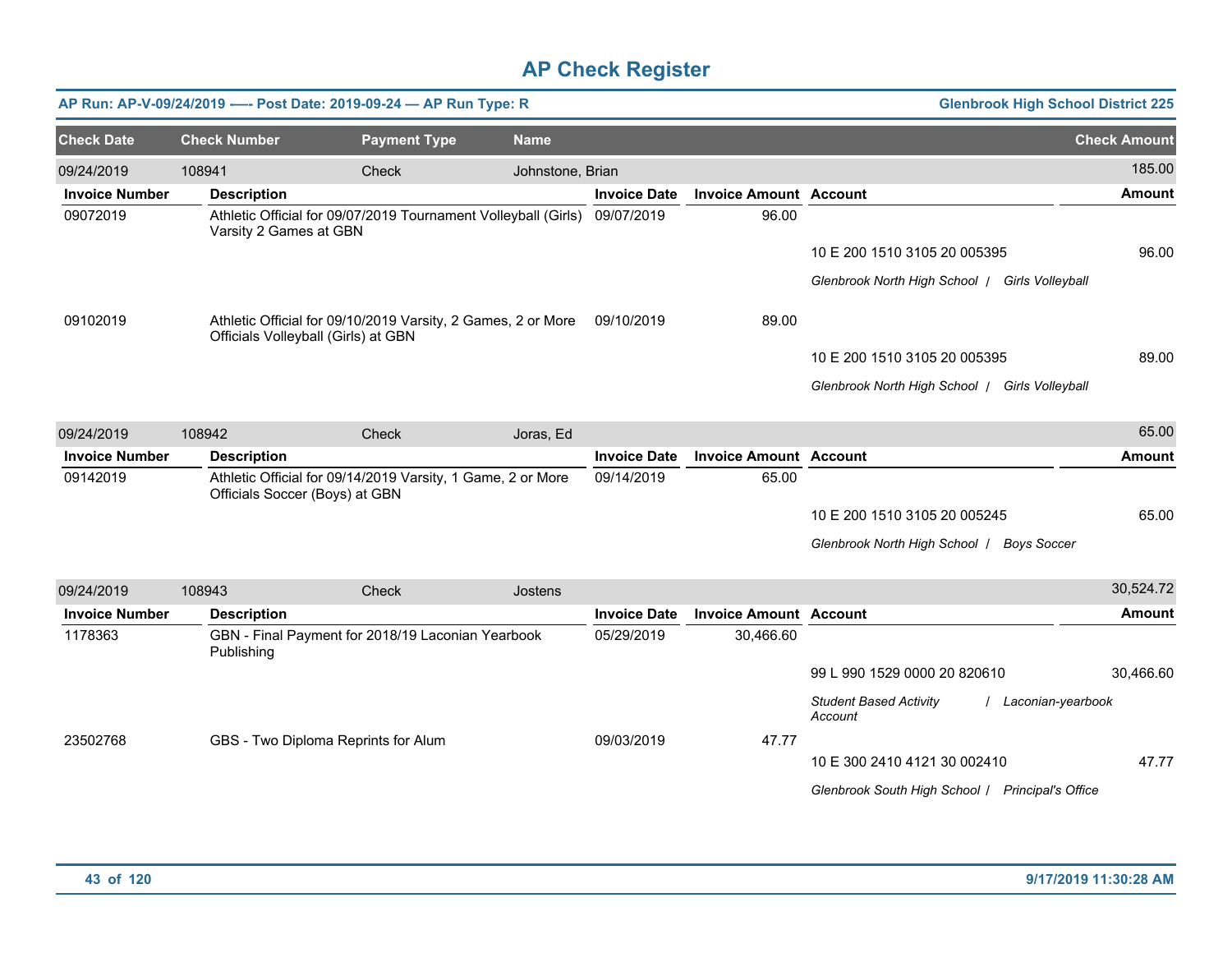# AP Check Register

**AP Run: AP-V-09/24/2019 -—- Post Date: 2019-09-24 — AP Run Type: R** | **Glenbrook High School District 225**

| Check Date | Check Number | Payment Type | Name | Check Amount |
|---|---|---|---|---|
| 09/24/2019 | 108941 | Check | Johnstone, Brian | 185.00 |

| Invoice Number | Description | Invoice Date | Invoice Amount | Account | Amount |
|---|---|---|---|---|---|
| 09072019 | Athletic Official for 09/07/2019 Tournament Volleyball (Girls) Varsity 2 Games at GBN | 09/07/2019 | 96.00 | | |
| | | | | 10 E 200 1510 3105 20 005395 | 96.00 |
| | | | | *Glenbrook North High School / Girls Volleyball* | |
| 09102019 | Athletic Official for 09/10/2019 Varsity, 2 Games, 2 or More Officials Volleyball (Girls) at GBN | 09/10/2019 | 89.00 | | |
| | | | | 10 E 200 1510 3105 20 005395 | 89.00 |
| | | | | *Glenbrook North High School / Girls Volleyball* | |

| Check Date | Check Number | Payment Type | Name | Check Amount |
|---|---|---|---|---|
| 09/24/2019 | 108942 | Check | Joras, Ed | 65.00 |

| Invoice Number | Description | Invoice Date | Invoice Amount | Account | Amount |
|---|---|---|---|---|---|
| 09142019 | Athletic Official for 09/14/2019 Varsity, 1 Game, 2 or More Officials Soccer (Boys) at GBN | 09/14/2019 | 65.00 | | |
| | | | | 10 E 200 1510 3105 20 005245 | 65.00 |
| | | | | *Glenbrook North High School / Boys Soccer* | |

| Check Date | Check Number | Payment Type | Name | Check Amount |
|---|---|---|---|---|
| 09/24/2019 | 108943 | Check | Jostens | 30,524.72 |

| Invoice Number | Description | Invoice Date | Invoice Amount | Account | Amount |
|---|---|---|---|---|---|
| 1178363 | GBN - Final Payment for 2018/19 Laconian Yearbook Publishing | 05/29/2019 | 30,466.60 | | |
| | | | | 99 L 990 1529 0000 20 820610 | 30,466.60 |
| | | | | *Student Based Activity Account / Laconian-yearbook* | |
| 23502768 | GBS - Two Diploma Reprints for Alum | 09/03/2019 | 47.77 | | |
| | | | | 10 E 300 2410 4121 30 002410 | 47.77 |
| | | | | *Glenbrook South High School / Principal's Office* | |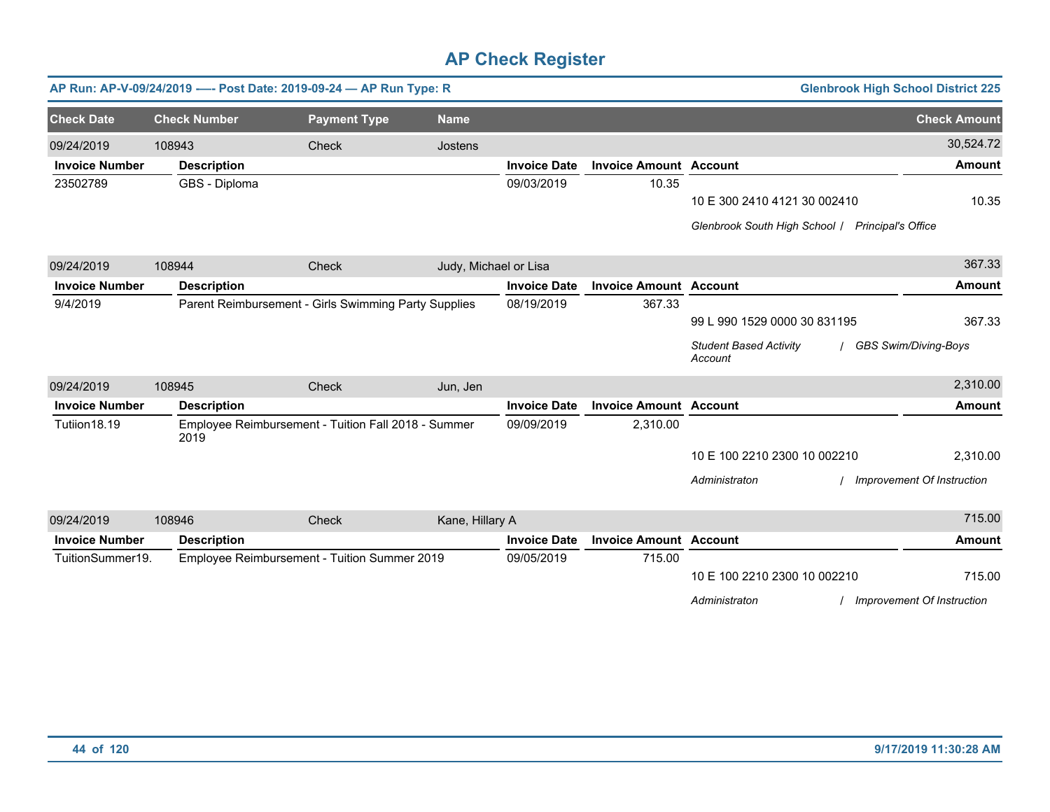# AP Check Register

**AP Run: AP-V-09/24/2019 -—- Post Date: 2019-09-24 — AP Run Type: R** | **Glenbrook High School District 225**

| Check Date | Check Number | Payment Type | Name | Check Amount |
|---|---|---|---|---|
| 09/24/2019 | 108943 | Check | Jostens | 30,524.72 |

| Invoice Number | Description | Invoice Date | Invoice Amount | Account | Amount |
|---|---|---|---|---|---|
| 23502789 | GBS - Diploma | 09/03/2019 | 10.35 | | |
| | | | | 10 E 300 2410 4121 30 002410 | 10.35 |
| | | | | *Glenbrook South High School / Principal's Office* | |

| Check Date | Check Number | Payment Type | Name | Check Amount |
|---|---|---|---|---|
| 09/24/2019 | 108944 | Check | Judy, Michael or Lisa | 367.33 |

| Invoice Number | Description | Invoice Date | Invoice Amount | Account | Amount |
|---|---|---|---|---|---|
| 9/4/2019 | Parent Reimbursement - Girls Swimming Party Supplies | 08/19/2019 | 367.33 | | |
| | | | | 99 L 990 1529 0000 30 831195 | 367.33 |
| | | | | *Student Based Activity Account / GBS Swim/Diving-Boys* | |

| Check Date | Check Number | Payment Type | Name | Check Amount |
|---|---|---|---|---|
| 09/24/2019 | 108945 | Check | Jun, Jen | 2,310.00 |

| Invoice Number | Description | Invoice Date | Invoice Amount | Account | Amount |
|---|---|---|---|---|---|
| Tutiion18.19 | Employee Reimbursement - Tuition Fall 2018 - Summer 2019 | 09/09/2019 | 2,310.00 | | |
| | | | | 10 E 100 2210 2300 10 002210 | 2,310.00 |
| | | | | *Administraton / Improvement Of Instruction* | |

| Check Date | Check Number | Payment Type | Name | Check Amount |
|---|---|---|---|---|
| 09/24/2019 | 108946 | Check | Kane, Hillary A | 715.00 |

| Invoice Number | Description | Invoice Date | Invoice Amount | Account | Amount |
|---|---|---|---|---|---|
| TuitionSummer19. | Employee Reimbursement - Tuition Summer 2019 | 09/05/2019 | 715.00 | | |
| | | | | 10 E 100 2210 2300 10 002210 | 715.00 |
| | | | | *Administraton / Improvement Of Instruction* | |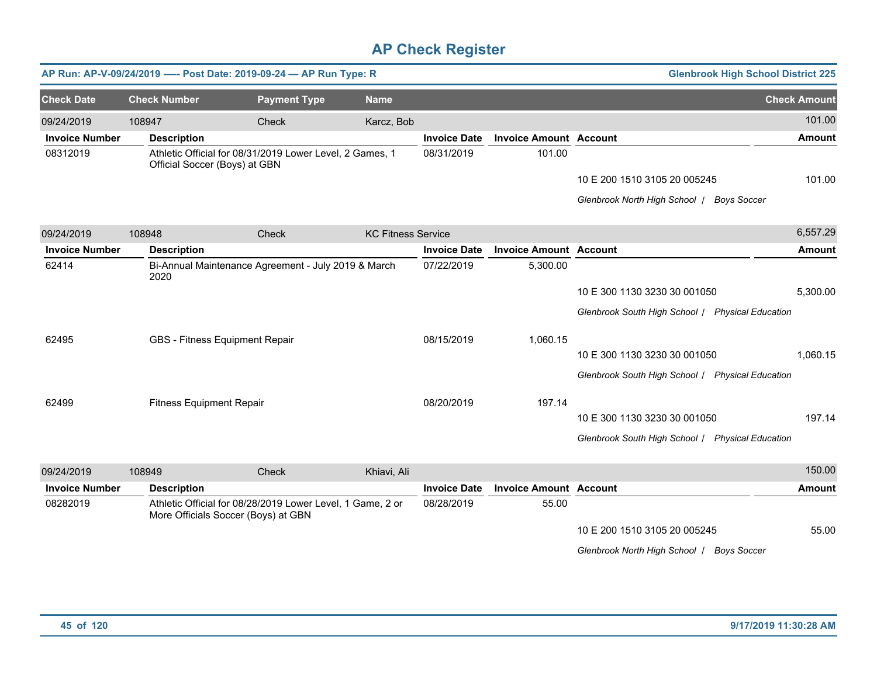# AP Check Register

**AP Run: AP-V-09/24/2019 —- Post Date: 2019-09-24 — AP Run Type: R** | **Glenbrook High School District 225**

| Check Date | Check Number | Payment Type | Name | Check Amount |
|---|---|---|---|---|
| 09/24/2019 | 108947 | Check | Karcz, Bob | 101.00 |

| Invoice Number | Description | Invoice Date | Invoice Amount | Account | Amount |
|---|---|---|---|---|---|
| 08312019 | Athletic Official for 08/31/2019 Lower Level, 2 Games, 1 Official Soccer (Boys) at GBN | 08/31/2019 | 101.00 | | |
| | | | | 10 E 200 1510 3105 20 005245 | 101.00 |
| | | | | *Glenbrook North High School / Boys Soccer* | |

| Check Date | Check Number | Payment Type | Name | Check Amount |
|---|---|---|---|---|
| 09/24/2019 | 108948 | Check | KC Fitness Service | 6,557.29 |

| Invoice Number | Description | Invoice Date | Invoice Amount | Account | Amount |
|---|---|---|---|---|---|
| 62414 | Bi-Annual Maintenance Agreement - July 2019 & March 2020 | 07/22/2019 | 5,300.00 | | |
| | | | | 10 E 300 1130 3230 30 001050 | 5,300.00 |
| | | | | *Glenbrook South High School / Physical Education* | |
| 62495 | GBS - Fitness Equipment Repair | 08/15/2019 | 1,060.15 | | |
| | | | | 10 E 300 1130 3230 30 001050 | 1,060.15 |
| | | | | *Glenbrook South High School / Physical Education* | |
| 62499 | Fitness Equipment Repair | 08/20/2019 | 197.14 | | |
| | | | | 10 E 300 1130 3230 30 001050 | 197.14 |
| | | | | *Glenbrook South High School / Physical Education* | |

| Check Date | Check Number | Payment Type | Name | Check Amount |
|---|---|---|---|---|
| 09/24/2019 | 108949 | Check | Khiavi, Ali | 150.00 |

| Invoice Number | Description | Invoice Date | Invoice Amount | Account | Amount |
|---|---|---|---|---|---|
| 08282019 | Athletic Official for 08/28/2019 Lower Level, 1 Game, 2 or More Officials Soccer (Boys) at GBN | 08/28/2019 | 55.00 | | |
| | | | | 10 E 200 1510 3105 20 005245 | 55.00 |
| | | | | *Glenbrook North High School / Boys Soccer* | |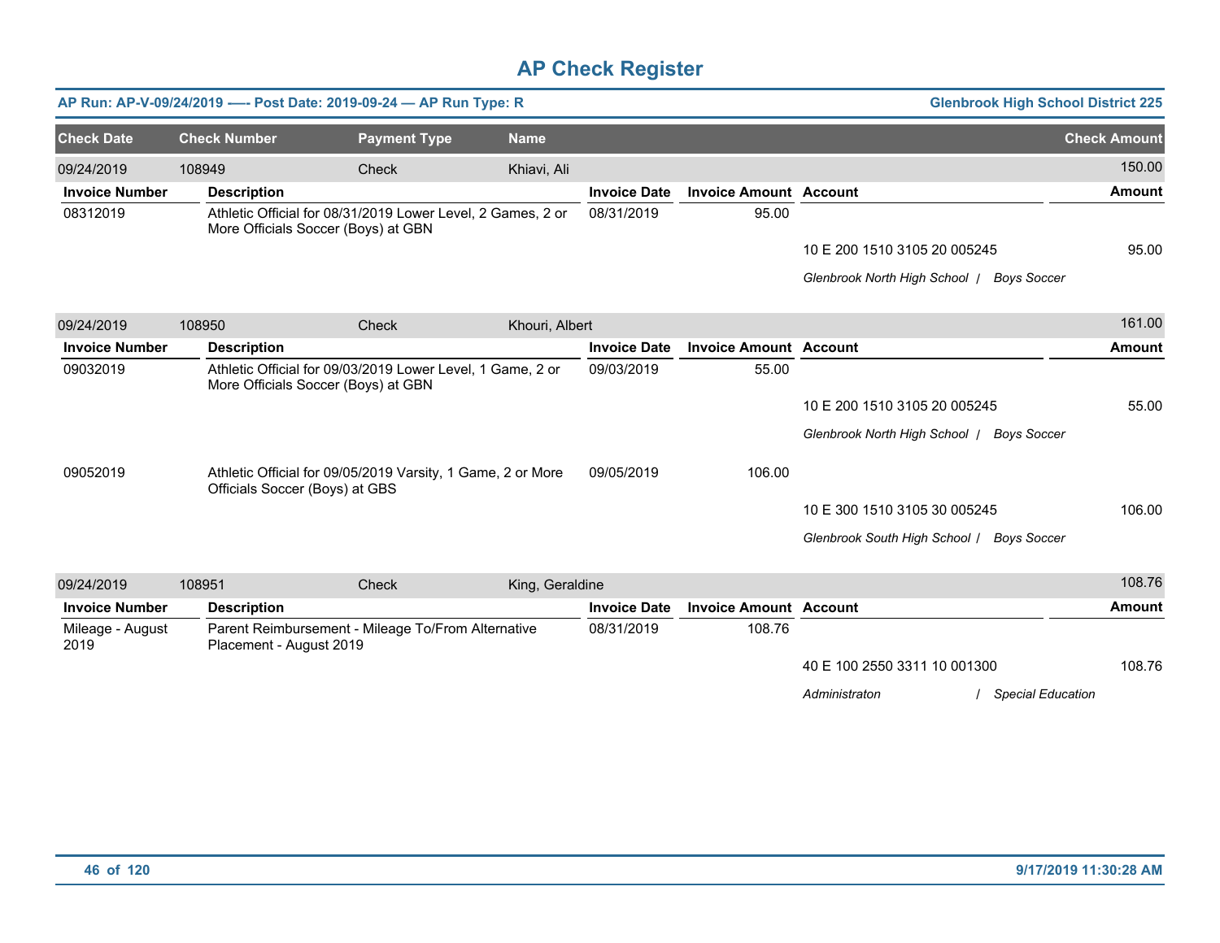# AP Check Register

**AP Run: AP-V-09/24/2019 -—- Post Date: 2019-09-24 — AP Run Type: R** | **Glenbrook High School District 225**

| Check Date | Check Number | Payment Type | Name | Check Amount |
|---|---|---|---|---|
| 09/24/2019 | 108949 | Check | Khiavi, Ali | 150.00 |

| Invoice Number | Description | Invoice Date | Invoice Amount | Account | Amount |
|---|---|---|---|---|---|
| 08312019 | Athletic Official for 08/31/2019 Lower Level, 2 Games, 2 or More Officials Soccer (Boys) at GBN | 08/31/2019 | 95.00 | | |
| | | | | 10 E 200 1510 3105 20 005245 | 95.00 |
| | | | | *Glenbrook North High School / Boys Soccer* | |

| Check Date | Check Number | Payment Type | Name | Check Amount |
|---|---|---|---|---|
| 09/24/2019 | 108950 | Check | Khouri, Albert | 161.00 |

| Invoice Number | Description | Invoice Date | Invoice Amount | Account | Amount |
|---|---|---|---|---|---|
| 09032019 | Athletic Official for 09/03/2019 Lower Level, 1 Game, 2 or More Officials Soccer (Boys) at GBN | 09/03/2019 | 55.00 | | |
| | | | | 10 E 200 1510 3105 20 005245 | 55.00 |
| | | | | *Glenbrook North High School / Boys Soccer* | |
| 09052019 | Athletic Official for 09/05/2019 Varsity, 1 Game, 2 or More Officials Soccer (Boys) at GBS | 09/05/2019 | 106.00 | | |
| | | | | 10 E 300 1510 3105 30 005245 | 106.00 |
| | | | | *Glenbrook South High School / Boys Soccer* | |

| Check Date | Check Number | Payment Type | Name | Check Amount |
|---|---|---|---|---|
| 09/24/2019 | 108951 | Check | King, Geraldine | 108.76 |

| Invoice Number | Description | Invoice Date | Invoice Amount | Account | Amount |
|---|---|---|---|---|---|
| Mileage - August 2019 | Parent Reimbursement - Mileage To/From Alternative Placement - August 2019 | 08/31/2019 | 108.76 | | |
| | | | | 40 E 100 2550 3311 10 001300 | 108.76 |
| | | | | *Administraton / Special Education* | |

9/17/2019 11:30:28 AM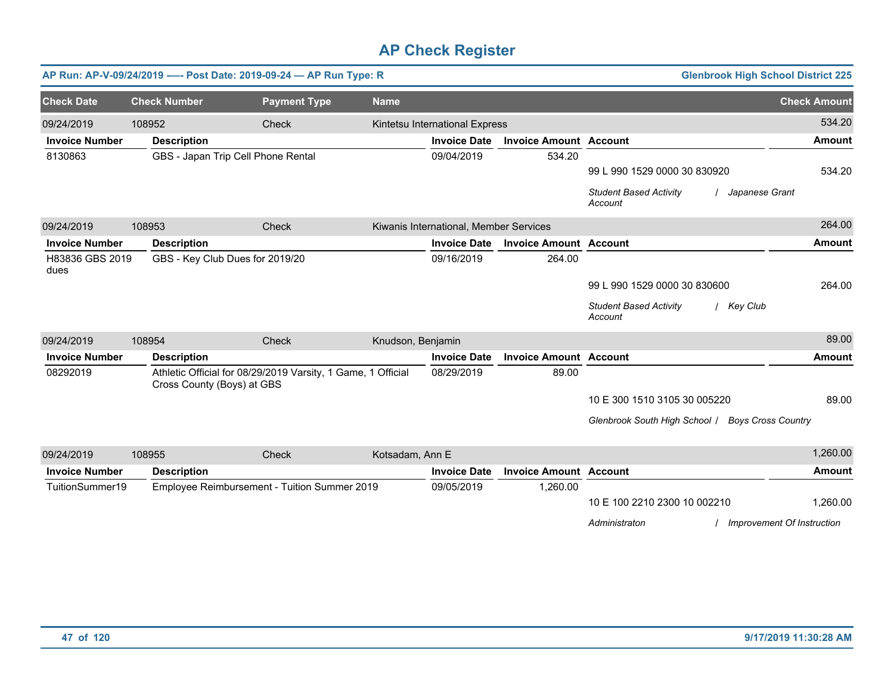# AP Check Register

**AP Run: AP-V-09/24/2019 —- Post Date: 2019-09-24 — AP Run Type: R** | **Glenbrook High School District 225**

| Check Date | Check Number | Payment Type | Name | Check Amount |
|---|---|---|---|---|
| 09/24/2019 | 108952 | Check | Kintetsu International Express | 534.20 |

| Invoice Number | Description | Invoice Date | Invoice Amount | Account | Amount |
|---|---|---|---|---|---|
| 8130863 | GBS - Japan Trip Cell Phone Rental | 09/04/2019 | 534.20 | | |
| | | | | 99 L 990 1529 0000 30 830920 | 534.20 |
| | | | | *Student Based Activity Account / Japanese Grant* | |

| Check Date | Check Number | Payment Type | Name | Check Amount |
|---|---|---|---|---|
| 09/24/2019 | 108953 | Check | Kiwanis International, Member Services | 264.00 |

| Invoice Number | Description | Invoice Date | Invoice Amount | Account | Amount |
|---|---|---|---|---|---|
| H83836 GBS 2019 dues | GBS - Key Club Dues for 2019/20 | 09/16/2019 | 264.00 | | |
| | | | | 99 L 990 1529 0000 30 830600 | 264.00 |
| | | | | *Student Based Activity Account / Key Club* | |

| Check Date | Check Number | Payment Type | Name | Check Amount |
|---|---|---|---|---|
| 09/24/2019 | 108954 | Check | Knudson, Benjamin | 89.00 |

| Invoice Number | Description | Invoice Date | Invoice Amount | Account | Amount |
|---|---|---|---|---|---|
| 08292019 | Athletic Official for 08/29/2019 Varsity, 1 Game, 1 Official Cross County (Boys) at GBS | 08/29/2019 | 89.00 | | |
| | | | | 10 E 300 1510 3105 30 005220 | 89.00 |
| | | | | *Glenbrook South High School / Boys Cross Country* | |

| Check Date | Check Number | Payment Type | Name | Check Amount |
|---|---|---|---|---|
| 09/24/2019 | 108955 | Check | Kotsadam, Ann E | 1,260.00 |

| Invoice Number | Description | Invoice Date | Invoice Amount | Account | Amount |
|---|---|---|---|---|---|
| TuitionSummer19 | Employee Reimbursement - Tuition Summer 2019 | 09/05/2019 | 1,260.00 | | |
| | | | | 10 E 100 2210 2300 10 002210 | 1,260.00 |
| | | | | *Administraton / Improvement Of Instruction* | |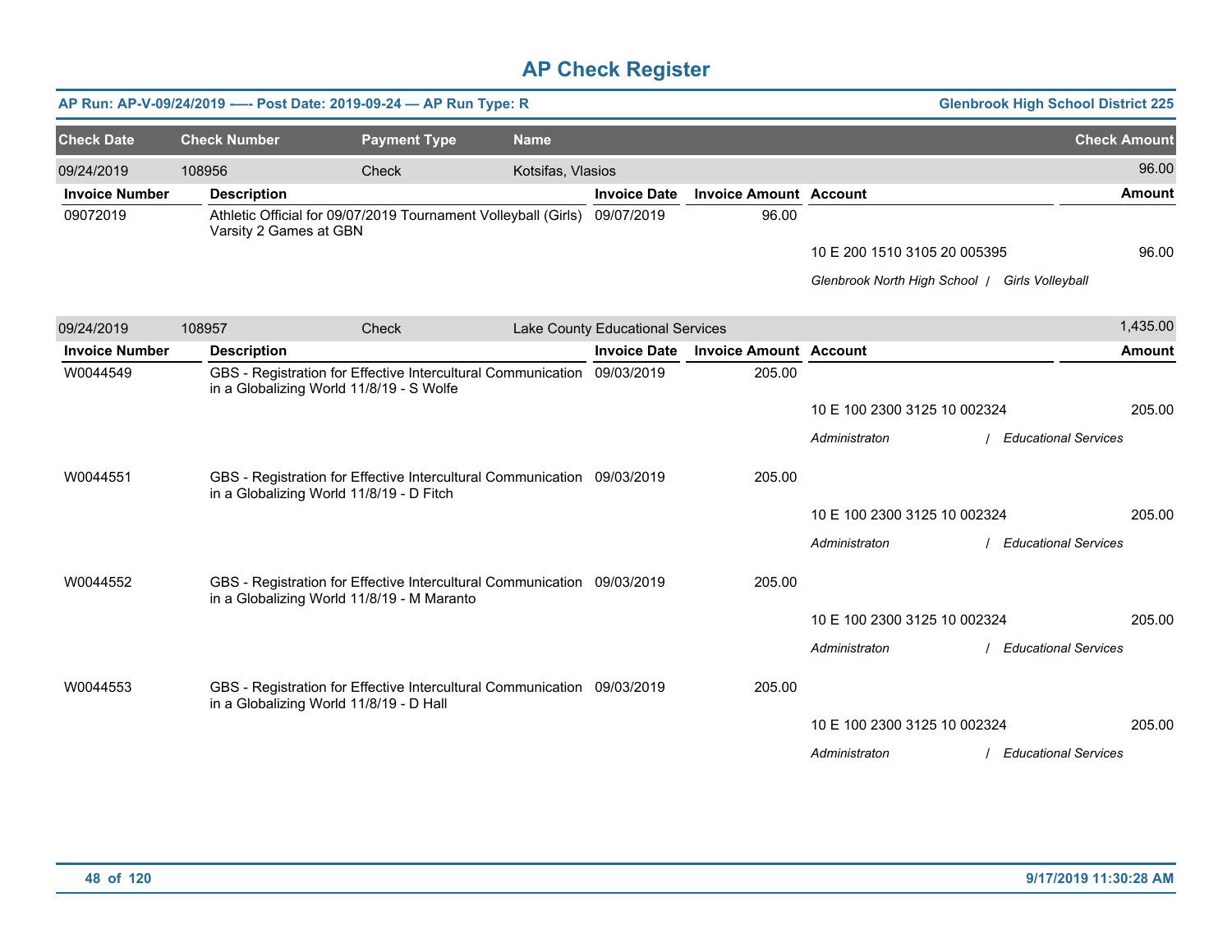# AP Check Register

**AP Run: AP-V-09/24/2019 -— Post Date: 2019-09-24 — AP Run Type: R** — **Glenbrook High School District 225**

| Check Date | Check Number | Payment Type | Name | Check Amount |
|---|---|---|---|---|
| 09/24/2019 | 108956 | Check | Kotsifas, Vlasios | 96.00 |

| Invoice Number | Description | Invoice Date | Invoice Amount | Account | Amount |
|---|---|---|---|---|---|
| 09072019 | Athletic Official for 09/07/2019 Tournament Volleyball (Girls) Varsity 2 Games at GBN | 09/07/2019 | 96.00 | | |
| | | | | 10 E 200 1510 3105 20 005395 | 96.00 |
| | | | | *Glenbrook North High School / Girls Volleyball* | |

| Check Date | Check Number | Payment Type | Name | Check Amount |
|---|---|---|---|---|
| 09/24/2019 | 108957 | Check | Lake County Educational Services | 1,435.00 |

| Invoice Number | Description | Invoice Date | Invoice Amount | Account | Amount |
|---|---|---|---|---|---|
| W0044549 | GBS - Registration for Effective Intercultural Communication in a Globalizing World 11/8/19 - S Wolfe | 09/03/2019 | 205.00 | | |
| | | | | 10 E 100 2300 3125 10 002324 | 205.00 |
| | | | | *Administraton / Educational Services* | |
| W0044551 | GBS - Registration for Effective Intercultural Communication in a Globalizing World 11/8/19 - D Fitch | 09/03/2019 | 205.00 | | |
| | | | | 10 E 100 2300 3125 10 002324 | 205.00 |
| | | | | *Administraton / Educational Services* | |
| W0044552 | GBS - Registration for Effective Intercultural Communication in a Globalizing World 11/8/19 - M Maranto | 09/03/2019 | 205.00 | | |
| | | | | 10 E 100 2300 3125 10 002324 | 205.00 |
| | | | | *Administraton / Educational Services* | |
| W0044553 | GBS - Registration for Effective Intercultural Communication in a Globalizing World 11/8/19 - D Hall | 09/03/2019 | 205.00 | | |
| | | | | 10 E 100 2300 3125 10 002324 | 205.00 |
| | | | | *Administraton / Educational Services* | |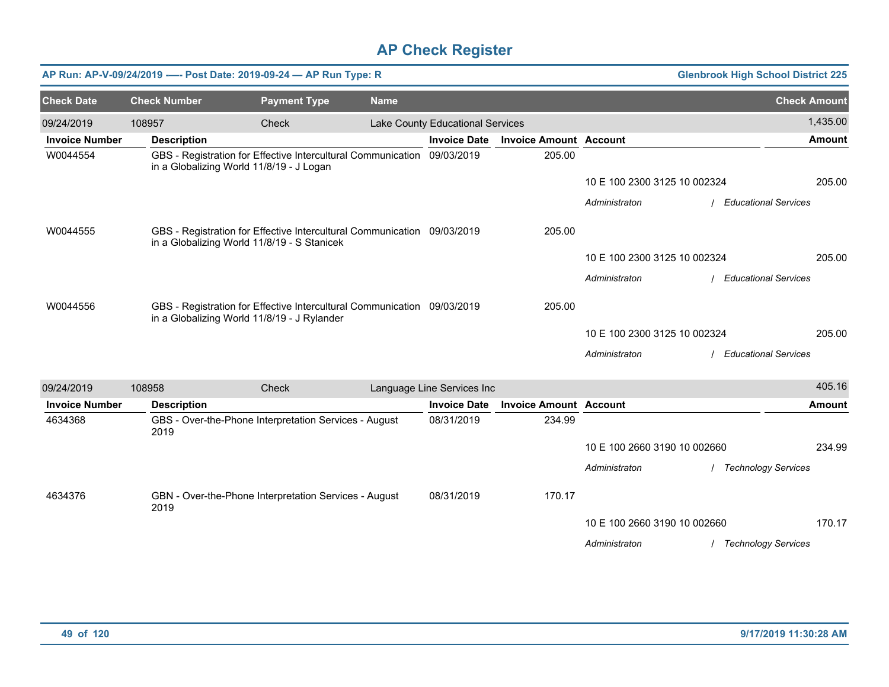# AP Check Register

**AP Run: AP-V-09/24/2019 —- Post Date: 2019-09-24 — AP Run Type: R** — **Glenbrook High School District 225**

| Check Date | Check Number | Payment Type | Name | Check Amount |
|---|---|---|---|---|
| 09/24/2019 | 108957 | Check | Lake County Educational Services | 1,435.00 |

| Invoice Number | Description | Invoice Date | Invoice Amount | Account | Amount |
|---|---|---|---|---|---|
| W0044554 | GBS - Registration for Effective Intercultural Communication in a Globalizing World 11/8/19 - J Logan | 09/03/2019 | 205.00 | | |
| | | | | 10 E 100 2300 3125 10 002324 | 205.00 |
| | | | | *Administraton / Educational Services* | |
| W0044555 | GBS - Registration for Effective Intercultural Communication in a Globalizing World 11/8/19 - S Stanicek | 09/03/2019 | 205.00 | | |
| | | | | 10 E 100 2300 3125 10 002324 | 205.00 |
| | | | | *Administraton / Educational Services* | |
| W0044556 | GBS - Registration for Effective Intercultural Communication in a Globalizing World 11/8/19 - J Rylander | 09/03/2019 | 205.00 | | |
| | | | | 10 E 100 2300 3125 10 002324 | 205.00 |
| | | | | *Administraton / Educational Services* | |

| Check Date | Check Number | Payment Type | Name | Check Amount |
|---|---|---|---|---|
| 09/24/2019 | 108958 | Check | Language Line Services Inc | 405.16 |

| Invoice Number | Description | Invoice Date | Invoice Amount | Account | Amount |
|---|---|---|---|---|---|
| 4634368 | GBS - Over-the-Phone Interpretation Services - August 2019 | 08/31/2019 | 234.99 | | |
| | | | | 10 E 100 2660 3190 10 002660 | 234.99 |
| | | | | *Administraton / Technology Services* | |
| 4634376 | GBN - Over-the-Phone Interpretation Services - August 2019 | 08/31/2019 | 170.17 | | |
| | | | | 10 E 100 2660 3190 10 002660 | 170.17 |
| | | | | *Administraton / Technology Services* | |

9/17/2019 11:30:28 AM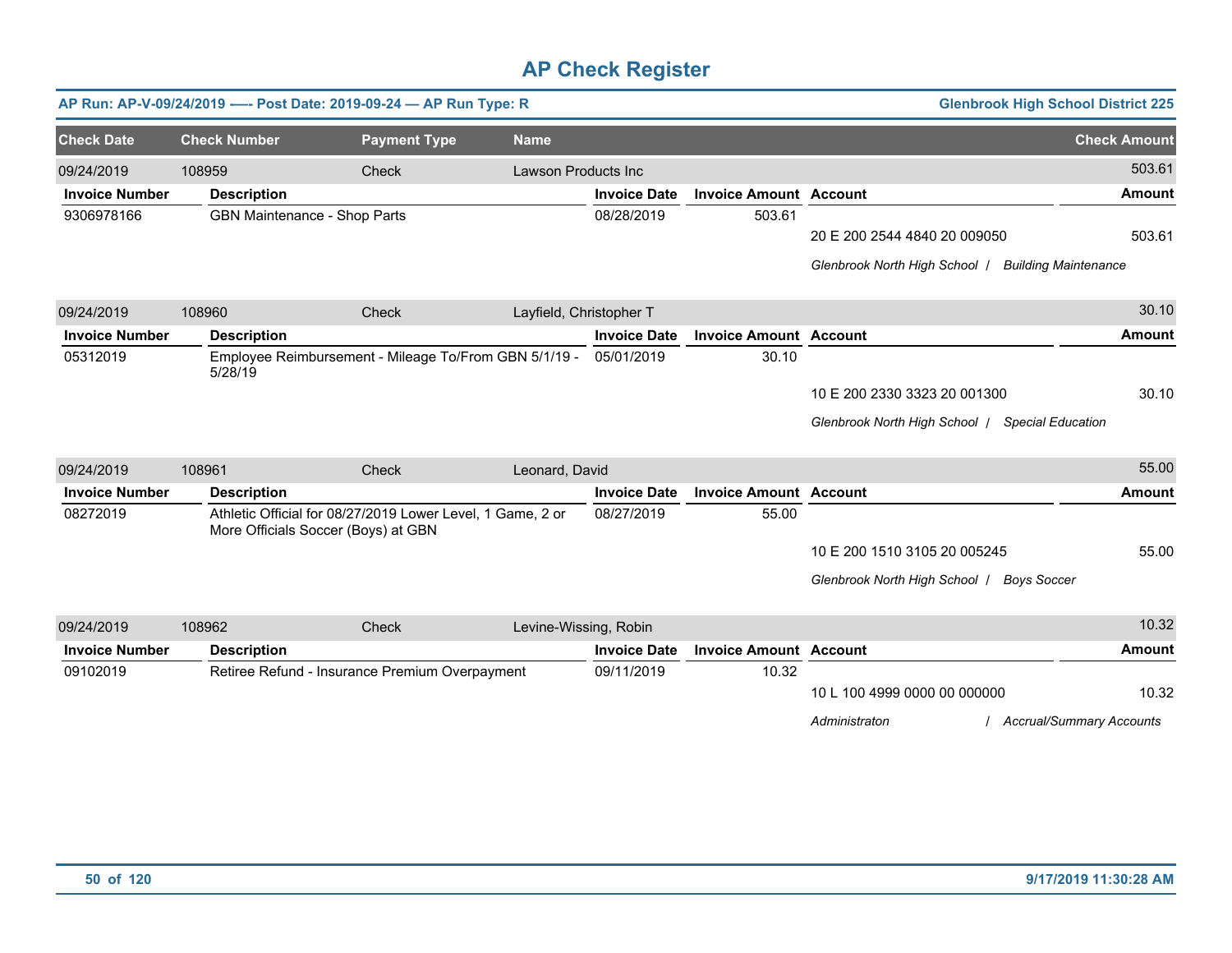# AP Check Register

**AP Run: AP-V-09/24/2019 —- Post Date: 2019-09-24 — AP Run Type: R** — **Glenbrook High School District 225**

| Check Date | Check Number | Payment Type | Name | Check Amount |
|---|---|---|---|---|
| 09/24/2019 | 108959 | Check | Lawson Products Inc | 503.61 |

| Invoice Number | Description | Invoice Date | Invoice Amount | Account | Amount |
|---|---|---|---|---|---|
| 9306978166 | GBN Maintenance - Shop Parts | 08/28/2019 | 503.61 | | |
| | | | | 20 E 200 2544 4840 20 009050 | 503.61 |
| | | | | *Glenbrook North High School / Building Maintenance* | |

| Check Date | Check Number | Payment Type | Name | Check Amount |
|---|---|---|---|---|
| 09/24/2019 | 108960 | Check | Layfield, Christopher T | 30.10 |

| Invoice Number | Description | Invoice Date | Invoice Amount | Account | Amount |
|---|---|---|---|---|---|
| 05312019 | Employee Reimbursement - Mileage To/From GBN 5/1/19 - 5/28/19 | 05/01/2019 | 30.10 | | |
| | | | | 10 E 200 2330 3323 20 001300 | 30.10 |
| | | | | *Glenbrook North High School / Special Education* | |

| Check Date | Check Number | Payment Type | Name | Check Amount |
|---|---|---|---|---|
| 09/24/2019 | 108961 | Check | Leonard, David | 55.00 |

| Invoice Number | Description | Invoice Date | Invoice Amount | Account | Amount |
|---|---|---|---|---|---|
| 08272019 | Athletic Official for 08/27/2019 Lower Level, 1 Game, 2 or More Officials Soccer (Boys) at GBN | 08/27/2019 | 55.00 | | |
| | | | | 10 E 200 1510 3105 20 005245 | 55.00 |
| | | | | *Glenbrook North High School / Boys Soccer* | |

| Check Date | Check Number | Payment Type | Name | Check Amount |
|---|---|---|---|---|
| 09/24/2019 | 108962 | Check | Levine-Wissing, Robin | 10.32 |

| Invoice Number | Description | Invoice Date | Invoice Amount | Account | Amount |
|---|---|---|---|---|---|
| 09102019 | Retiree Refund - Insurance Premium Overpayment | 09/11/2019 | 10.32 | | |
| | | | | 10 L 100 4999 0000 00 000000 | 10.32 |
| | | | | *Administraton / Accrual/Summary Accounts* | |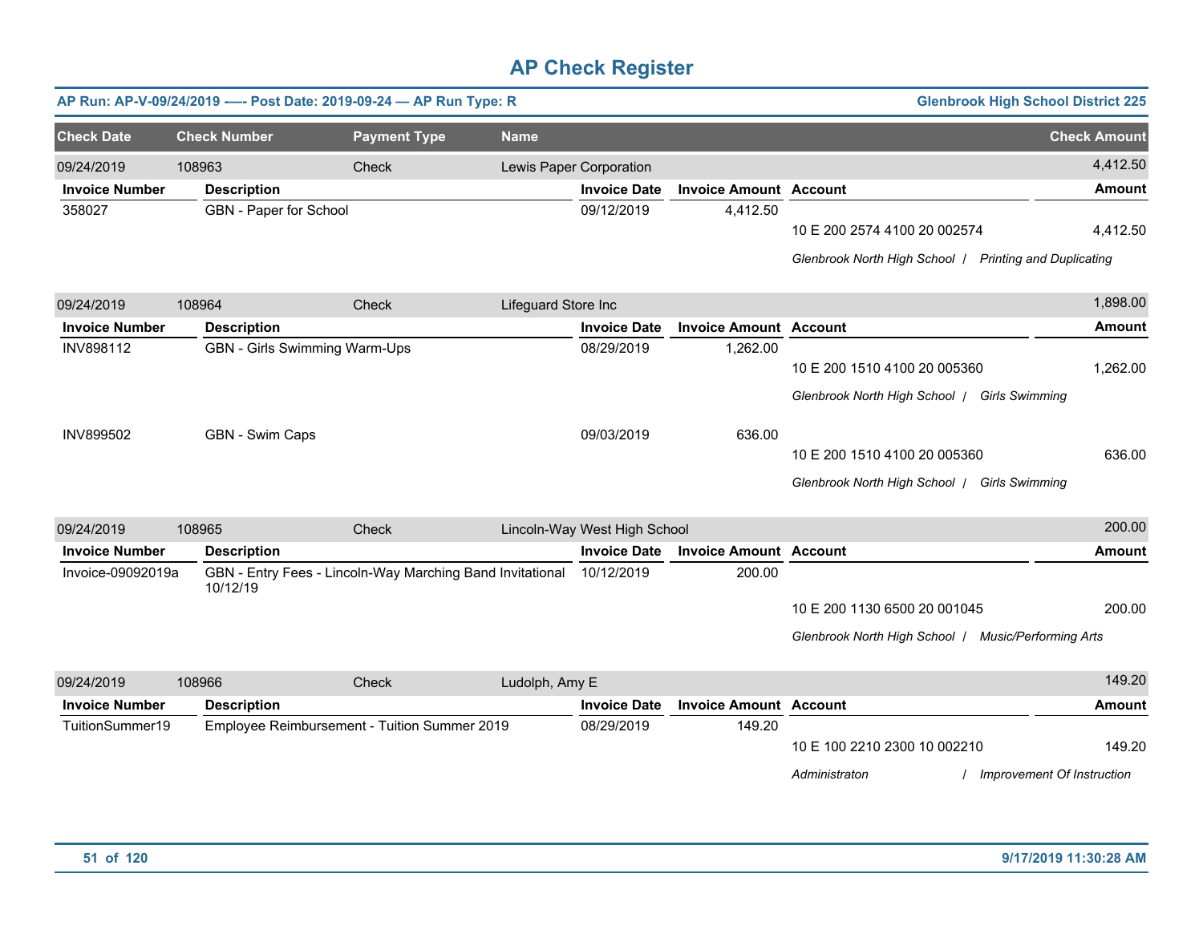# AP Check Register

**AP Run: AP-V-09/24/2019 —- Post Date: 2019-09-24 — AP Run Type: R** | **Glenbrook High School District 225**

| Check Date | Check Number | Payment Type | Name | Check Amount |
|---|---|---|---|---|
| 09/24/2019 | 108963 | Check | Lewis Paper Corporation | 4,412.50 |

| Invoice Number | Description | Invoice Date | Invoice Amount | Account | Amount |
|---|---|---|---|---|---|
| 358027 | GBN - Paper for School | 09/12/2019 | 4,412.50 | 10 E 200 2574 4100 20 002574 | 4,412.50 |
| | | | | *Glenbrook North High School / Printing and Duplicating* | |

| Check Date | Check Number | Payment Type | Name | Check Amount |
|---|---|---|---|---|
| 09/24/2019 | 108964 | Check | Lifeguard Store Inc | 1,898.00 |

| Invoice Number | Description | Invoice Date | Invoice Amount | Account | Amount |
|---|---|---|---|---|---|
| INV898112 | GBN - Girls Swimming Warm-Ups | 08/29/2019 | 1,262.00 | 10 E 200 1510 4100 20 005360 | 1,262.00 |
| | | | | *Glenbrook North High School / Girls Swimming* | |
| INV899502 | GBN - Swim Caps | 09/03/2019 | 636.00 | 10 E 200 1510 4100 20 005360 | 636.00 |
| | | | | *Glenbrook North High School / Girls Swimming* | |

| Check Date | Check Number | Payment Type | Name | Check Amount |
|---|---|---|---|---|
| 09/24/2019 | 108965 | Check | Lincoln-Way West High School | 200.00 |

| Invoice Number | Description | Invoice Date | Invoice Amount | Account | Amount |
|---|---|---|---|---|---|
| Invoice-09092019a | GBN - Entry Fees - Lincoln-Way Marching Band Invitational 10/12/19 | 10/12/2019 | 200.00 | 10 E 200 1130 6500 20 001045 | 200.00 |
| | | | | *Glenbrook North High School / Music/Performing Arts* | |

| Check Date | Check Number | Payment Type | Name | Check Amount |
|---|---|---|---|---|
| 09/24/2019 | 108966 | Check | Ludolph, Amy E | 149.20 |

| Invoice Number | Description | Invoice Date | Invoice Amount | Account | Amount |
|---|---|---|---|---|---|
| TuitionSummer19 | Employee Reimbursement - Tuition Summer 2019 | 08/29/2019 | 149.20 | 10 E 100 2210 2300 10 002210 | 149.20 |
| | | | | *Administraton / Improvement Of Instruction* | |

9/17/2019 11:30:28 AM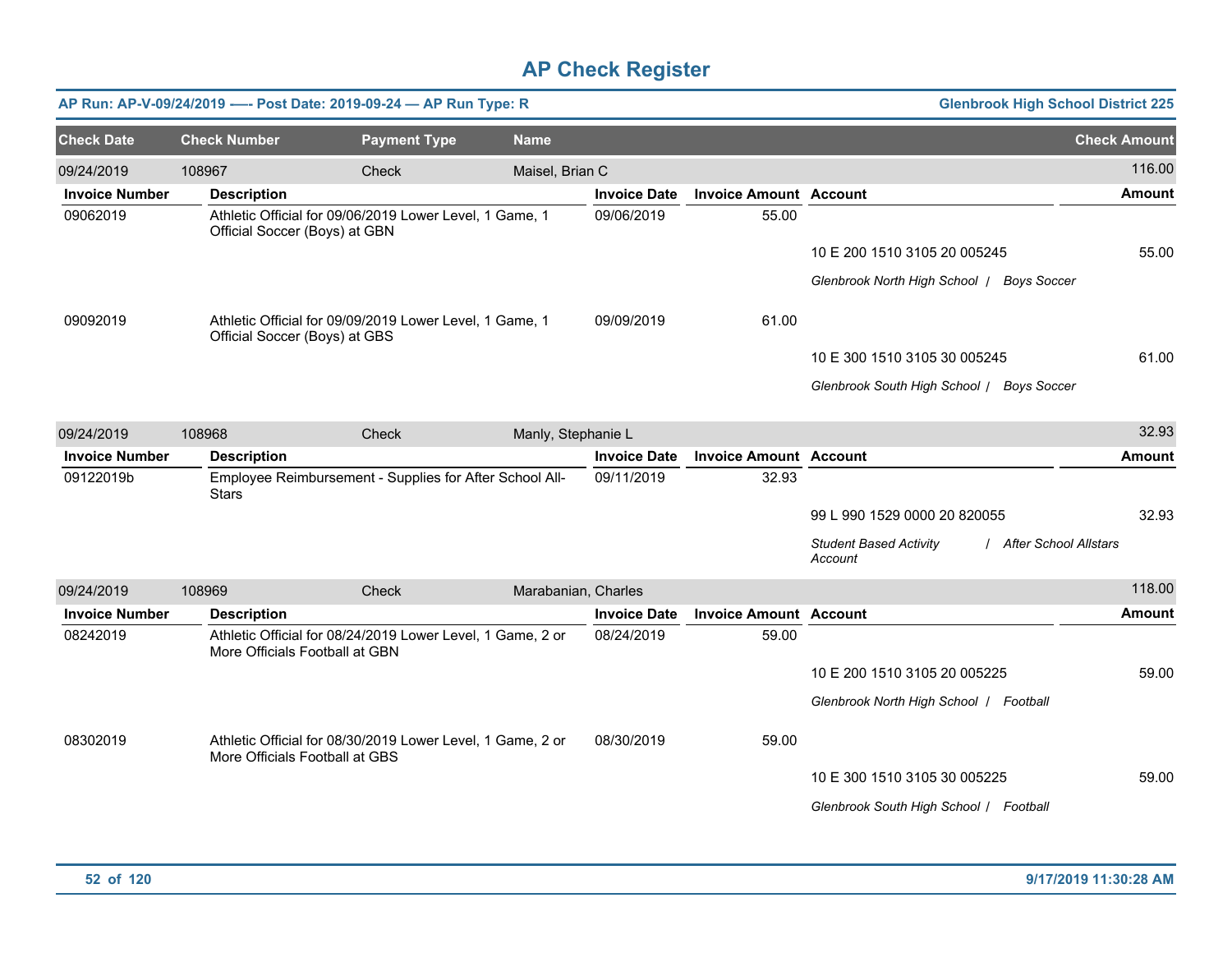# AP Check Register

**AP Run: AP-V-09/24/2019 —- Post Date: 2019-09-24 — AP Run Type: R** | **Glenbrook High School District 225**

| Check Date | Check Number | Payment Type | Name | Check Amount |
|---|---|---|---|---|
| 09/24/2019 | 108967 | Check | Maisel, Brian C | 116.00 |

| Invoice Number | Description | Invoice Date | Invoice Amount | Account | Amount |
|---|---|---|---|---|---|
| 09062019 | Athletic Official for 09/06/2019 Lower Level, 1 Game, 1 Official Soccer (Boys) at GBN | 09/06/2019 | 55.00 | | |
| | | | | 10 E 200 1510 3105 20 005245 | 55.00 |
| | | | | *Glenbrook North High School / Boys Soccer* | |
| 09092019 | Athletic Official for 09/09/2019 Lower Level, 1 Game, 1 Official Soccer (Boys) at GBS | 09/09/2019 | 61.00 | | |
| | | | | 10 E 300 1510 3105 30 005245 | 61.00 |
| | | | | *Glenbrook South High School / Boys Soccer* | |

| Check Date | Check Number | Payment Type | Name | Check Amount |
|---|---|---|---|---|
| 09/24/2019 | 108968 | Check | Manly, Stephanie L | 32.93 |

| Invoice Number | Description | Invoice Date | Invoice Amount | Account | Amount |
|---|---|---|---|---|---|
| 09122019b | Employee Reimbursement - Supplies for After School All-Stars | 09/11/2019 | 32.93 | | |
| | | | | 99 L 990 1529 0000 20 820055 | 32.93 |
| | | | | *Student Based Activity Account / After School Allstars* | |

| Check Date | Check Number | Payment Type | Name | Check Amount |
|---|---|---|---|---|
| 09/24/2019 | 108969 | Check | Marabanian, Charles | 118.00 |

| Invoice Number | Description | Invoice Date | Invoice Amount | Account | Amount |
|---|---|---|---|---|---|
| 08242019 | Athletic Official for 08/24/2019 Lower Level, 1 Game, 2 or More Officials Football at GBN | 08/24/2019 | 59.00 | | |
| | | | | 10 E 200 1510 3105 20 005225 | 59.00 |
| | | | | *Glenbrook North High School / Football* | |
| 08302019 | Athletic Official for 08/30/2019 Lower Level, 1 Game, 2 or More Officials Football at GBS | 08/30/2019 | 59.00 | | |
| | | | | 10 E 300 1510 3105 30 005225 | 59.00 |
| | | | | *Glenbrook South High School / Football* | |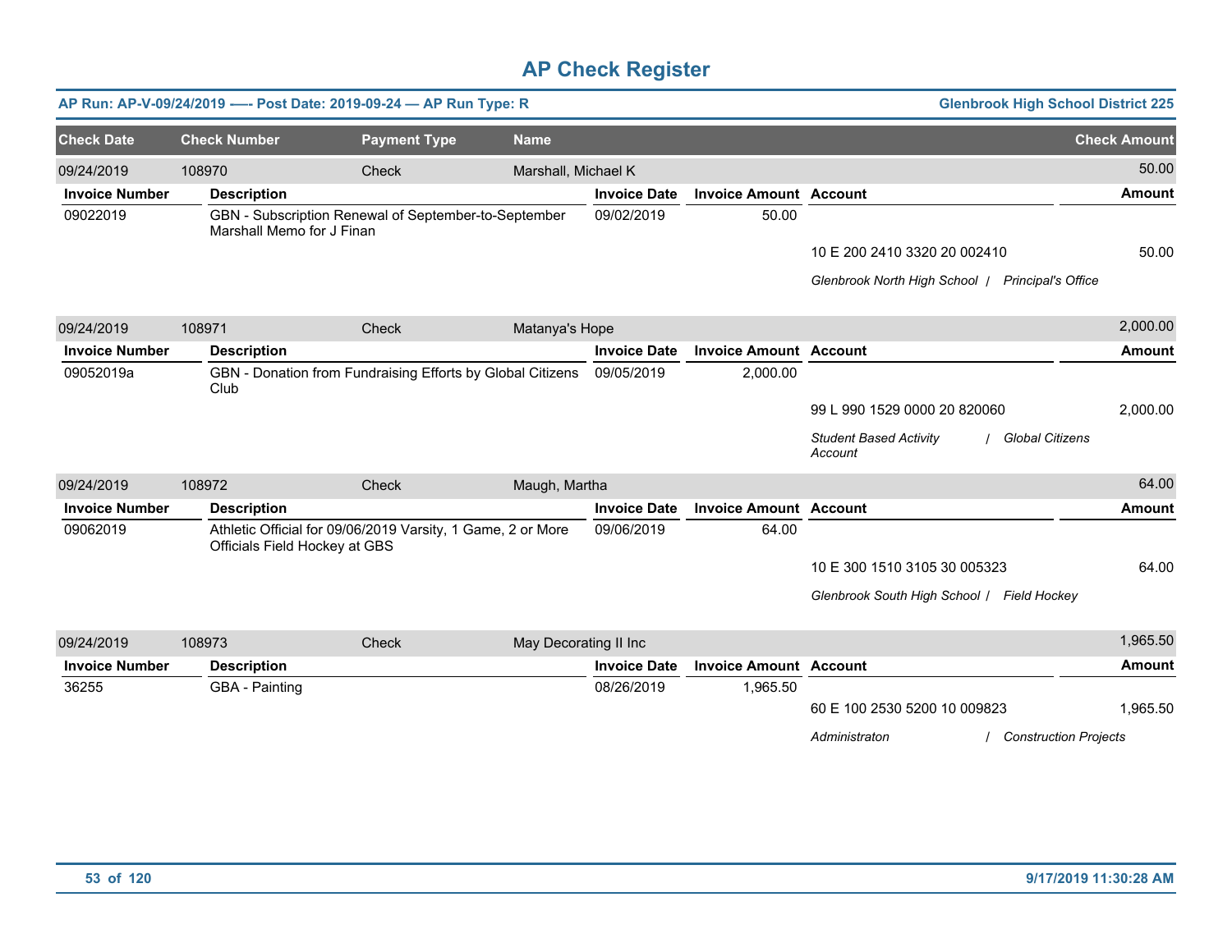# AP Check Register

**AP Run: AP-V-09/24/2019 —- Post Date: 2019-09-24 — AP Run Type: R** | **Glenbrook High School District 225**

| Check Date | Check Number | Payment Type | Name | Check Amount |
|---|---|---|---|---|
| 09/24/2019 | 108970 | Check | Marshall, Michael K | 50.00 |

| Invoice Number | Description | Invoice Date | Invoice Amount | Account | Amount |
|---|---|---|---|---|---|
| 09022019 | GBN - Subscription Renewal of September-to-September Marshall Memo for J Finan | 09/02/2019 | 50.00 | | |
| | | | | 10 E 200 2410 3320 20 002410 | 50.00 |
| | | | | *Glenbrook North High School / Principal's Office* | |

| Check Date | Check Number | Payment Type | Name | Check Amount |
|---|---|---|---|---|
| 09/24/2019 | 108971 | Check | Matanya's Hope | 2,000.00 |

| Invoice Number | Description | Invoice Date | Invoice Amount | Account | Amount |
|---|---|---|---|---|---|
| 09052019a | GBN - Donation from Fundraising Efforts by Global Citizens Club | 09/05/2019 | 2,000.00 | | |
| | | | | 99 L 990 1529 0000 20 820060 | 2,000.00 |
| | | | | *Student Based Activity Account / Global Citizens* | |

| Check Date | Check Number | Payment Type | Name | Check Amount |
|---|---|---|---|---|
| 09/24/2019 | 108972 | Check | Maugh, Martha | 64.00 |

| Invoice Number | Description | Invoice Date | Invoice Amount | Account | Amount |
|---|---|---|---|---|---|
| 09062019 | Athletic Official for 09/06/2019 Varsity, 1 Game, 2 or More Officials Field Hockey at GBS | 09/06/2019 | 64.00 | | |
| | | | | 10 E 300 1510 3105 30 005323 | 64.00 |
| | | | | *Glenbrook South High School / Field Hockey* | |

| Check Date | Check Number | Payment Type | Name | Check Amount |
|---|---|---|---|---|
| 09/24/2019 | 108973 | Check | May Decorating II Inc | 1,965.50 |

| Invoice Number | Description | Invoice Date | Invoice Amount | Account | Amount |
|---|---|---|---|---|---|
| 36255 | GBA - Painting | 08/26/2019 | 1,965.50 | | |
| | | | | 60 E 100 2530 5200 10 009823 | 1,965.50 |
| | | | | *Administraton / Construction Projects* | |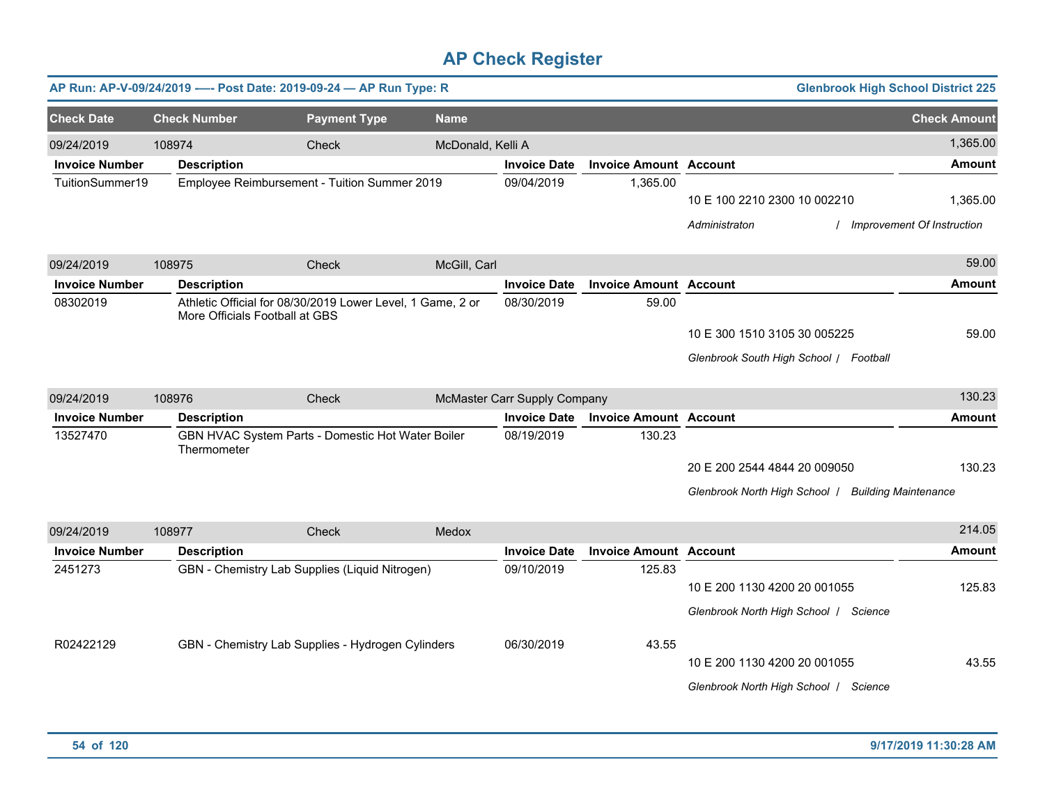# AP Check Register

**AP Run: AP-V-09/24/2019 -—- Post Date: 2019-09-24 — AP Run Type: R** | **Glenbrook High School District 225**

| Check Date | Check Number | Payment Type | Name | Check Amount |
|---|---|---|---|---|
| 09/24/2019 | 108974 | Check | McDonald, Kelli A | 1,365.00 |

| Invoice Number | Description | Invoice Date | Invoice Amount | Account | Amount |
|---|---|---|---|---|---|
| TuitionSummer19 | Employee Reimbursement - Tuition Summer 2019 | 09/04/2019 | 1,365.00 | 10 E 100 2210 2300 10 002210 | 1,365.00 |
| | | | | *Administraton / Improvement Of Instruction* | |

| Check Date | Check Number | Payment Type | Name | Check Amount |
|---|---|---|---|---|
| 09/24/2019 | 108975 | Check | McGill, Carl | 59.00 |

| Invoice Number | Description | Invoice Date | Invoice Amount | Account | Amount |
|---|---|---|---|---|---|
| 08302019 | Athletic Official for 08/30/2019 Lower Level, 1 Game, 2 or More Officials Football at GBS | 08/30/2019 | 59.00 | 10 E 300 1510 3105 30 005225 | 59.00 |
| | | | | *Glenbrook South High School / Football* | |

| Check Date | Check Number | Payment Type | Name | Check Amount |
|---|---|---|---|---|
| 09/24/2019 | 108976 | Check | McMaster Carr Supply Company | 130.23 |

| Invoice Number | Description | Invoice Date | Invoice Amount | Account | Amount |
|---|---|---|---|---|---|
| 13527470 | GBN HVAC System Parts - Domestic Hot Water Boiler Thermometer | 08/19/2019 | 130.23 | 20 E 200 2544 4844 20 009050 | 130.23 |
| | | | | *Glenbrook North High School / Building Maintenance* | |

| Check Date | Check Number | Payment Type | Name | Check Amount |
|---|---|---|---|---|
| 09/24/2019 | 108977 | Check | Medox | 214.05 |

| Invoice Number | Description | Invoice Date | Invoice Amount | Account | Amount |
|---|---|---|---|---|---|
| 2451273 | GBN - Chemistry Lab Supplies (Liquid Nitrogen) | 09/10/2019 | 125.83 | 10 E 200 1130 4200 20 001055 | 125.83 |
| | | | | *Glenbrook North High School / Science* | |
| R02422129 | GBN - Chemistry Lab Supplies - Hydrogen Cylinders | 06/30/2019 | 43.55 | 10 E 200 1130 4200 20 001055 | 43.55 |
| | | | | *Glenbrook North High School / Science* | |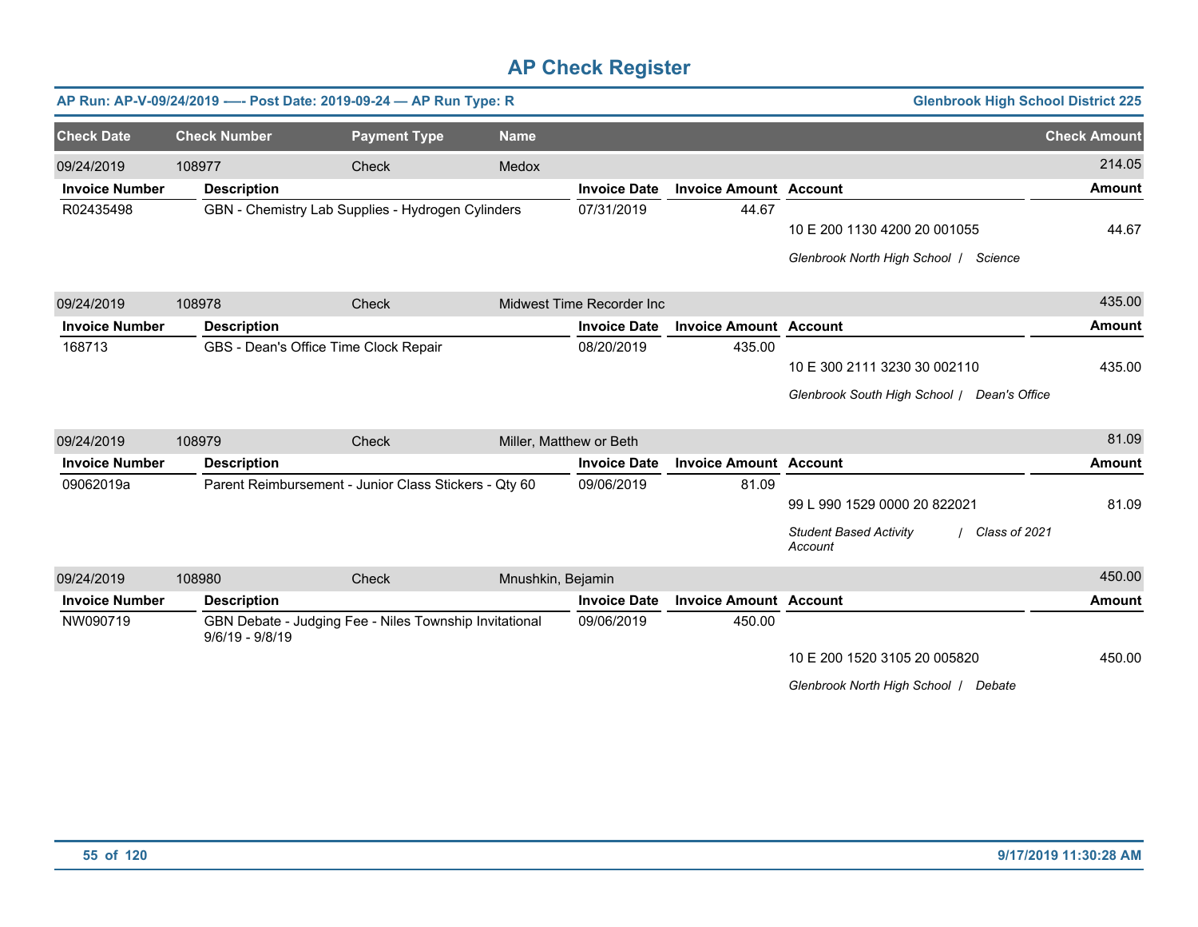# AP Check Register

**AP Run: AP-V-09/24/2019 -—- Post Date: 2019-09-24 — AP Run Type: R** | **Glenbrook High School District 225**

| Check Date | Check Number | Payment Type | Name | Check Amount |
|---|---|---|---|---|
| 09/24/2019 | 108977 | Check | Medox | 214.05 |

| Invoice Number | Description | Invoice Date | Invoice Amount | Account | Amount |
|---|---|---|---|---|---|
| R02435498 | GBN - Chemistry Lab Supplies - Hydrogen Cylinders | 07/31/2019 | 44.67 | 10 E 200 1130 4200 20 001055 | 44.67 |
| | | | | *Glenbrook North High School / Science* | |

| Check Date | Check Number | Payment Type | Name | Check Amount |
|---|---|---|---|---|
| 09/24/2019 | 108978 | Check | Midwest Time Recorder Inc | 435.00 |

| Invoice Number | Description | Invoice Date | Invoice Amount | Account | Amount |
|---|---|---|---|---|---|
| 168713 | GBS - Dean's Office Time Clock Repair | 08/20/2019 | 435.00 | 10 E 300 2111 3230 30 002110 | 435.00 |
| | | | | *Glenbrook South High School / Dean's Office* | |

| Check Date | Check Number | Payment Type | Name | Check Amount |
|---|---|---|---|---|
| 09/24/2019 | 108979 | Check | Miller, Matthew or Beth | 81.09 |

| Invoice Number | Description | Invoice Date | Invoice Amount | Account | Amount |
|---|---|---|---|---|---|
| 09062019a | Parent Reimbursement - Junior Class Stickers - Qty 60 | 09/06/2019 | 81.09 | 99 L 990 1529 0000 20 822021 | 81.09 |
| | | | | *Student Based Activity Account / Class of 2021* | |

| Check Date | Check Number | Payment Type | Name | Check Amount |
|---|---|---|---|---|
| 09/24/2019 | 108980 | Check | Mnushkin, Bejamin | 450.00 |

| Invoice Number | Description | Invoice Date | Invoice Amount | Account | Amount |
|---|---|---|---|---|---|
| NW090719 | GBN Debate - Judging Fee - Niles Township Invitational 9/6/19 - 9/8/19 | 09/06/2019 | 450.00 | 10 E 200 1520 3105 20 005820 | 450.00 |
| | | | | *Glenbrook North High School / Debate* | |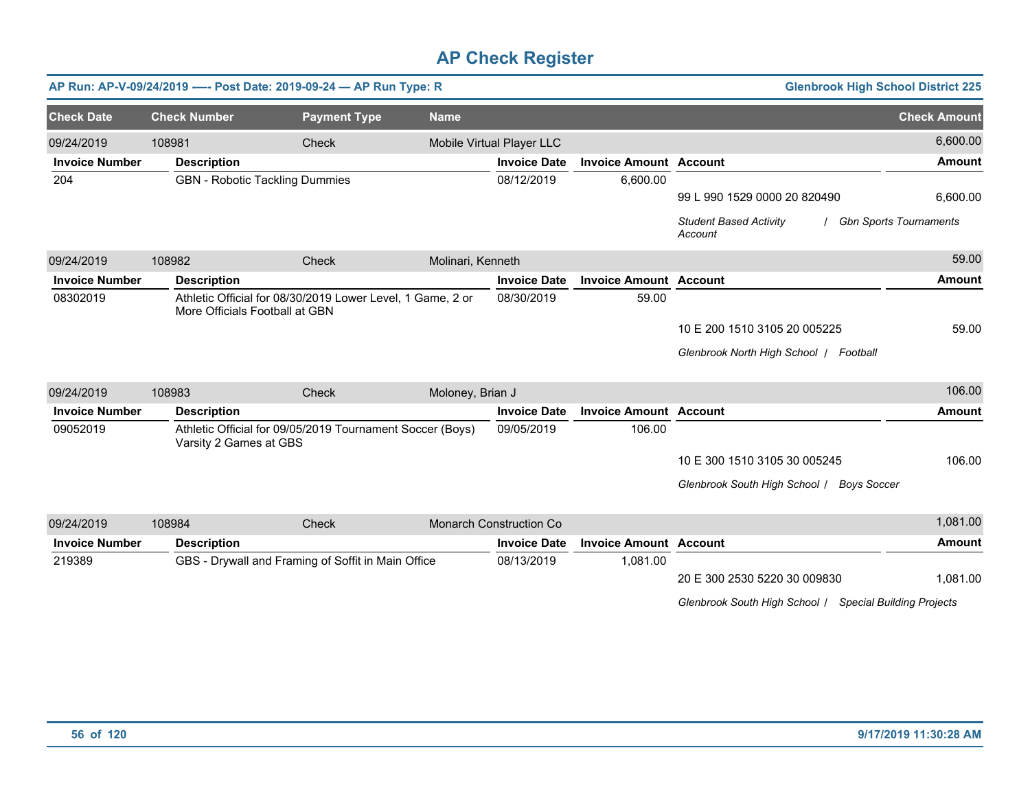# AP Check Register

**AP Run: AP-V-09/24/2019 -—- Post Date: 2019-09-24 — AP Run Type: R** — **Glenbrook High School District 225**

| Check Date | Check Number | Payment Type | Name | Check Amount |
|---|---|---|---|---|
| 09/24/2019 | 108981 | Check | Mobile Virtual Player LLC | 6,600.00 |

| Invoice Number | Description | Invoice Date | Invoice Amount | Account | Amount |
|---|---|---|---|---|---|
| 204 | GBN - Robotic Tackling Dummies | 08/12/2019 | 6,600.00 | | |
| | | | | 99 L 990 1529 0000 20 820490 | 6,600.00 |
| | | | | *Student Based Activity Account / Gbn Sports Tournaments* | |

| Check Date | Check Number | Payment Type | Name | Check Amount |
|---|---|---|---|---|
| 09/24/2019 | 108982 | Check | Molinari, Kenneth | 59.00 |

| Invoice Number | Description | Invoice Date | Invoice Amount | Account | Amount |
|---|---|---|---|---|---|
| 08302019 | Athletic Official for 08/30/2019 Lower Level, 1 Game, 2 or More Officials Football at GBN | 08/30/2019 | 59.00 | | |
| | | | | 10 E 200 1510 3105 20 005225 | 59.00 |
| | | | | *Glenbrook North High School / Football* | |

| Check Date | Check Number | Payment Type | Name | Check Amount |
|---|---|---|---|---|
| 09/24/2019 | 108983 | Check | Moloney, Brian J | 106.00 |

| Invoice Number | Description | Invoice Date | Invoice Amount | Account | Amount |
|---|---|---|---|---|---|
| 09052019 | Athletic Official for 09/05/2019 Tournament Soccer (Boys) Varsity 2 Games at GBS | 09/05/2019 | 106.00 | | |
| | | | | 10 E 300 1510 3105 30 005245 | 106.00 |
| | | | | *Glenbrook South High School / Boys Soccer* | |

| Check Date | Check Number | Payment Type | Name | Check Amount |
|---|---|---|---|---|
| 09/24/2019 | 108984 | Check | Monarch Construction Co | 1,081.00 |

| Invoice Number | Description | Invoice Date | Invoice Amount | Account | Amount |
|---|---|---|---|---|---|
| 219389 | GBS - Drywall and Framing of Soffit in Main Office | 08/13/2019 | 1,081.00 | | |
| | | | | 20 E 300 2530 5220 30 009830 | 1,081.00 |
| | | | | *Glenbrook South High School / Special Building Projects* | |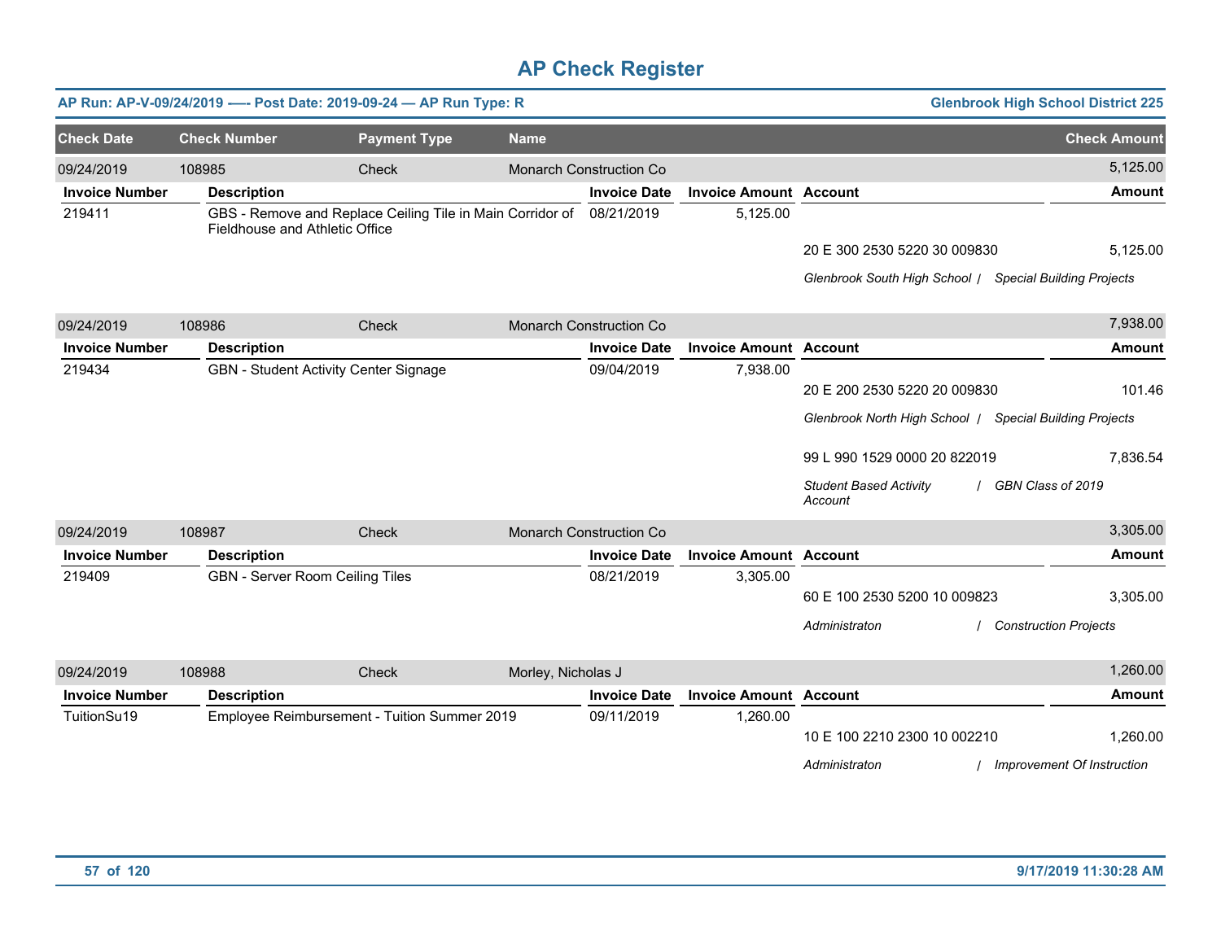# AP Check Register

**AP Run: AP-V-09/24/2019 —- Post Date: 2019-09-24 — AP Run Type: R** — **Glenbrook High School District 225**

| Check Date | Check Number | Payment Type | Name | Check Amount |
|---|---|---|---|---|
| 09/24/2019 | 108985 | Check | Monarch Construction Co | 5,125.00 |

| Invoice Number | Description | Invoice Date | Invoice Amount | Account | Amount |
|---|---|---|---|---|---|
| 219411 | GBS - Remove and Replace Ceiling Tile in Main Corridor of Fieldhouse and Athletic Office | 08/21/2019 | 5,125.00 | | |
| | | | | 20 E 300 2530 5220 30 009830 | 5,125.00 |
| | | | | *Glenbrook South High School / Special Building Projects* | |

| Check Date | Check Number | Payment Type | Name | Check Amount |
|---|---|---|---|---|
| 09/24/2019 | 108986 | Check | Monarch Construction Co | 7,938.00 |

| Invoice Number | Description | Invoice Date | Invoice Amount | Account | Amount |
|---|---|---|---|---|---|
| 219434 | GBN - Student Activity Center Signage | 09/04/2019 | 7,938.00 | | |
| | | | | 20 E 200 2530 5220 20 009830 | 101.46 |
| | | | | *Glenbrook North High School / Special Building Projects* | |
| | | | | 99 L 990 1529 0000 20 822019 | 7,836.54 |
| | | | | *Student Based Activity Account / GBN Class of 2019* | |

| Check Date | Check Number | Payment Type | Name | Check Amount |
|---|---|---|---|---|
| 09/24/2019 | 108987 | Check | Monarch Construction Co | 3,305.00 |

| Invoice Number | Description | Invoice Date | Invoice Amount | Account | Amount |
|---|---|---|---|---|---|
| 219409 | GBN - Server Room Ceiling Tiles | 08/21/2019 | 3,305.00 | | |
| | | | | 60 E 100 2530 5200 10 009823 | 3,305.00 |
| | | | | *Administraton / Construction Projects* | |

| Check Date | Check Number | Payment Type | Name | Check Amount |
|---|---|---|---|---|
| 09/24/2019 | 108988 | Check | Morley, Nicholas J | 1,260.00 |

| Invoice Number | Description | Invoice Date | Invoice Amount | Account | Amount |
|---|---|---|---|---|---|
| TuitionSu19 | Employee Reimbursement - Tuition Summer 2019 | 09/11/2019 | 1,260.00 | | |
| | | | | 10 E 100 2210 2300 10 002210 | 1,260.00 |
| | | | | *Administraton / Improvement Of Instruction* | |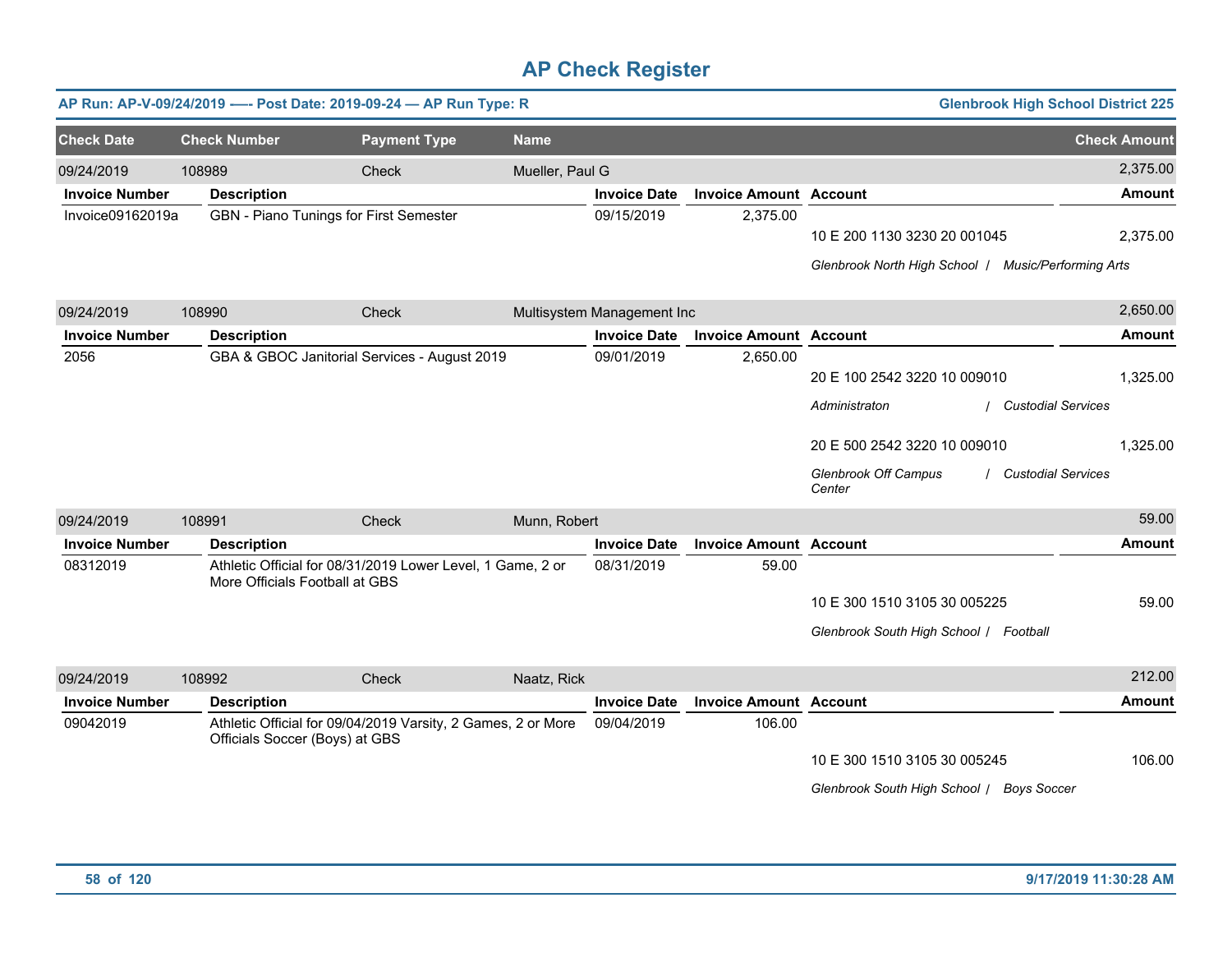# AP Check Register

**AP Run: AP-V-09/24/2019 -—- Post Date: 2019-09-24 — AP Run Type: R** | **Glenbrook High School District 225**

| Check Date | Check Number | Payment Type | Name | | | | Check Amount |
|---|---|---|---|---|---|---|---|
| 09/24/2019 | 108989 | Check | Mueller, Paul G | | | | 2,375.00 |
| **Invoice Number** | **Description** | | | **Invoice Date** | **Invoice Amount** | **Account** | **Amount** |
| Invoice09162019a | GBN - Piano Tunings for First Semester | | | 09/15/2019 | 2,375.00 | | |
| | | | | | | 10 E 200 1130 3230 20 001045 | 2,375.00 |
| | | | | | | *Glenbrook North High School / Music/Performing Arts* | |
| 09/24/2019 | 108990 | Check | Multisystem Management Inc | | | | 2,650.00 |
| **Invoice Number** | **Description** | | | **Invoice Date** | **Invoice Amount** | **Account** | **Amount** |
| 2056 | GBA & GBOC Janitorial Services - August 2019 | | | 09/01/2019 | 2,650.00 | | |
| | | | | | | 20 E 100 2542 3220 10 009010 | 1,325.00 |
| | | | | | | *Administraton / Custodial Services* | |
| | | | | | | 20 E 500 2542 3220 10 009010 | 1,325.00 |
| | | | | | | *Glenbrook Off Campus Center / Custodial Services* | |
| 09/24/2019 | 108991 | Check | Munn, Robert | | | | 59.00 |
| **Invoice Number** | **Description** | | | **Invoice Date** | **Invoice Amount** | **Account** | **Amount** |
| 08312019 | Athletic Official for 08/31/2019 Lower Level, 1 Game, 2 or More Officials Football at GBS | | | 08/31/2019 | 59.00 | | |
| | | | | | | 10 E 300 1510 3105 30 005225 | 59.00 |
| | | | | | | *Glenbrook South High School / Football* | |
| 09/24/2019 | 108992 | Check | Naatz, Rick | | | | 212.00 |
| **Invoice Number** | **Description** | | | **Invoice Date** | **Invoice Amount** | **Account** | **Amount** |
| 09042019 | Athletic Official for 09/04/2019 Varsity, 2 Games, 2 or More Officials Soccer (Boys) at GBS | | | 09/04/2019 | 106.00 | | |
| | | | | | | 10 E 300 1510 3105 30 005245 | 106.00 |
| | | | | | | *Glenbrook South High School / Boys Soccer* | |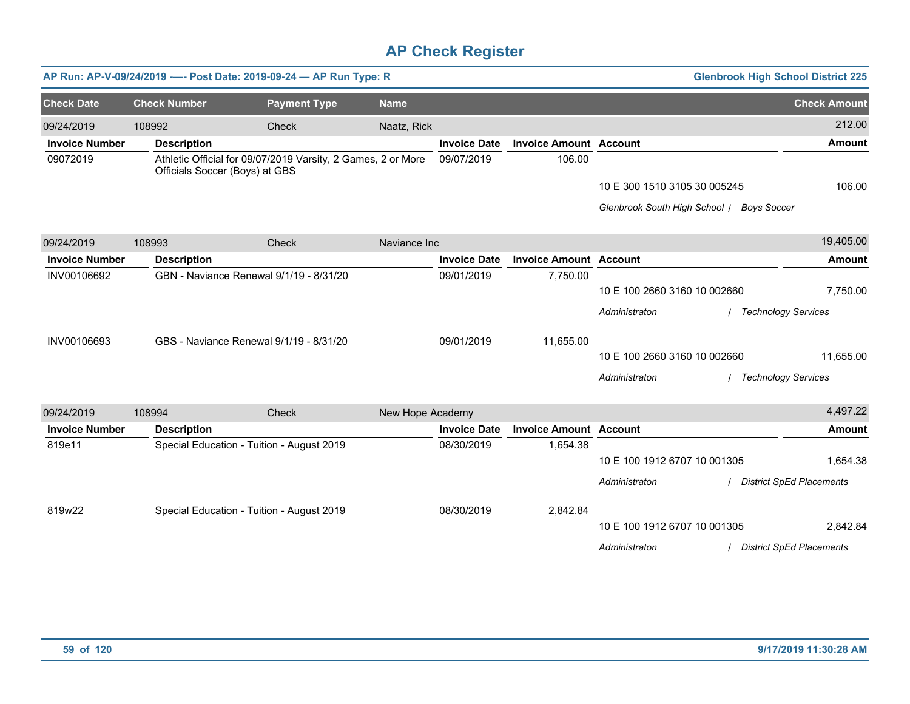# AP Check Register

**AP Run: AP-V-09/24/2019 -—- Post Date: 2019-09-24 — AP Run Type: R** — **Glenbrook High School District 225**

| Check Date | Check Number | Payment Type | Name | Check Amount |
|---|---|---|---|---|
| 09/24/2019 | 108992 | Check | Naatz, Rick | 212.00 |

| Invoice Number | Description | Invoice Date | Invoice Amount | Account | Amount |
|---|---|---|---|---|---|
| 09072019 | Athletic Official for 09/07/2019 Varsity, 2 Games, 2 or More Officials Soccer (Boys) at GBS | 09/07/2019 | 106.00 | | |
| | | | | 10 E 300 1510 3105 30 005245 | 106.00 |
| | | | | *Glenbrook South High School / Boys Soccer* | |

| Check Date | Check Number | Payment Type | Name | Check Amount |
|---|---|---|---|---|
| 09/24/2019 | 108993 | Check | Naviance Inc | 19,405.00 |

| Invoice Number | Description | Invoice Date | Invoice Amount | Account | Amount |
|---|---|---|---|---|---|
| INV00106692 | GBN - Naviance Renewal 9/1/19 - 8/31/20 | 09/01/2019 | 7,750.00 | | |
| | | | | 10 E 100 2660 3160 10 002660 | 7,750.00 |
| | | | | *Administraton / Technology Services* | |
| INV00106693 | GBS - Naviance Renewal 9/1/19 - 8/31/20 | 09/01/2019 | 11,655.00 | | |
| | | | | 10 E 100 2660 3160 10 002660 | 11,655.00 |
| | | | | *Administraton / Technology Services* | |

| Check Date | Check Number | Payment Type | Name | Check Amount |
|---|---|---|---|---|
| 09/24/2019 | 108994 | Check | New Hope Academy | 4,497.22 |

| Invoice Number | Description | Invoice Date | Invoice Amount | Account | Amount |
|---|---|---|---|---|---|
| 819e11 | Special Education - Tuition - August 2019 | 08/30/2019 | 1,654.38 | | |
| | | | | 10 E 100 1912 6707 10 001305 | 1,654.38 |
| | | | | *Administraton / District SpEd Placements* | |
| 819w22 | Special Education - Tuition - August 2019 | 08/30/2019 | 2,842.84 | | |
| | | | | 10 E 100 1912 6707 10 001305 | 2,842.84 |
| | | | | *Administraton / District SpEd Placements* | |

9/17/2019 11:30:28 AM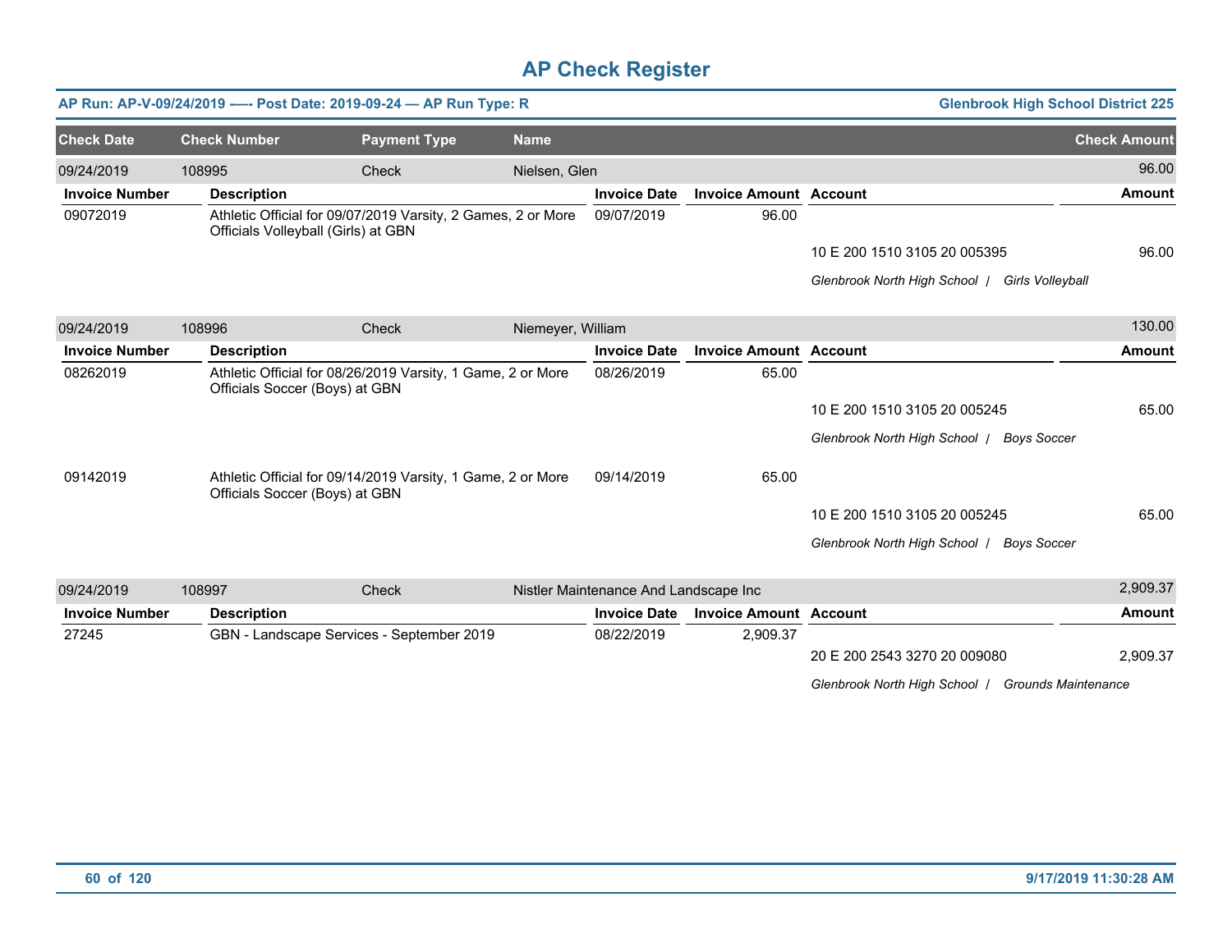# AP Check Register

**AP Run: AP-V-09/24/2019 -—- Post Date: 2019-09-24 — AP Run Type: R** — **Glenbrook High School District 225**

| Check Date | Check Number | Payment Type | Name | Check Amount |
|---|---|---|---|---|
| 09/24/2019 | 108995 | Check | Nielsen, Glen | 96.00 |

| Invoice Number | Description | Invoice Date | Invoice Amount | Account | Amount |
|---|---|---|---|---|---|
| 09072019 | Athletic Official for 09/07/2019 Varsity, 2 Games, 2 or More Officials Volleyball (Girls) at GBN | 09/07/2019 | 96.00 | | |
| | | | | 10 E 200 1510 3105 20 005395 | 96.00 |
| | | | | *Glenbrook North High School / Girls Volleyball* | |

| Check Date | Check Number | Payment Type | Name | Check Amount |
|---|---|---|---|---|
| 09/24/2019 | 108996 | Check | Niemeyer, William | 130.00 |

| Invoice Number | Description | Invoice Date | Invoice Amount | Account | Amount |
|---|---|---|---|---|---|
| 08262019 | Athletic Official for 08/26/2019 Varsity, 1 Game, 2 or More Officials Soccer (Boys) at GBN | 08/26/2019 | 65.00 | | |
| | | | | 10 E 200 1510 3105 20 005245 | 65.00 |
| | | | | *Glenbrook North High School / Boys Soccer* | |
| 09142019 | Athletic Official for 09/14/2019 Varsity, 1 Game, 2 or More Officials Soccer (Boys) at GBN | 09/14/2019 | 65.00 | | |
| | | | | 10 E 200 1510 3105 20 005245 | 65.00 |
| | | | | *Glenbrook North High School / Boys Soccer* | |

| Check Date | Check Number | Payment Type | Name | Check Amount |
|---|---|---|---|---|
| 09/24/2019 | 108997 | Check | Nistler Maintenance And Landscape Inc | 2,909.37 |

| Invoice Number | Description | Invoice Date | Invoice Amount | Account | Amount |
|---|---|---|---|---|---|
| 27245 | GBN - Landscape Services - September 2019 | 08/22/2019 | 2,909.37 | | |
| | | | | 20 E 200 2543 3270 20 009080 | 2,909.37 |
| | | | | *Glenbrook North High School / Grounds Maintenance* | |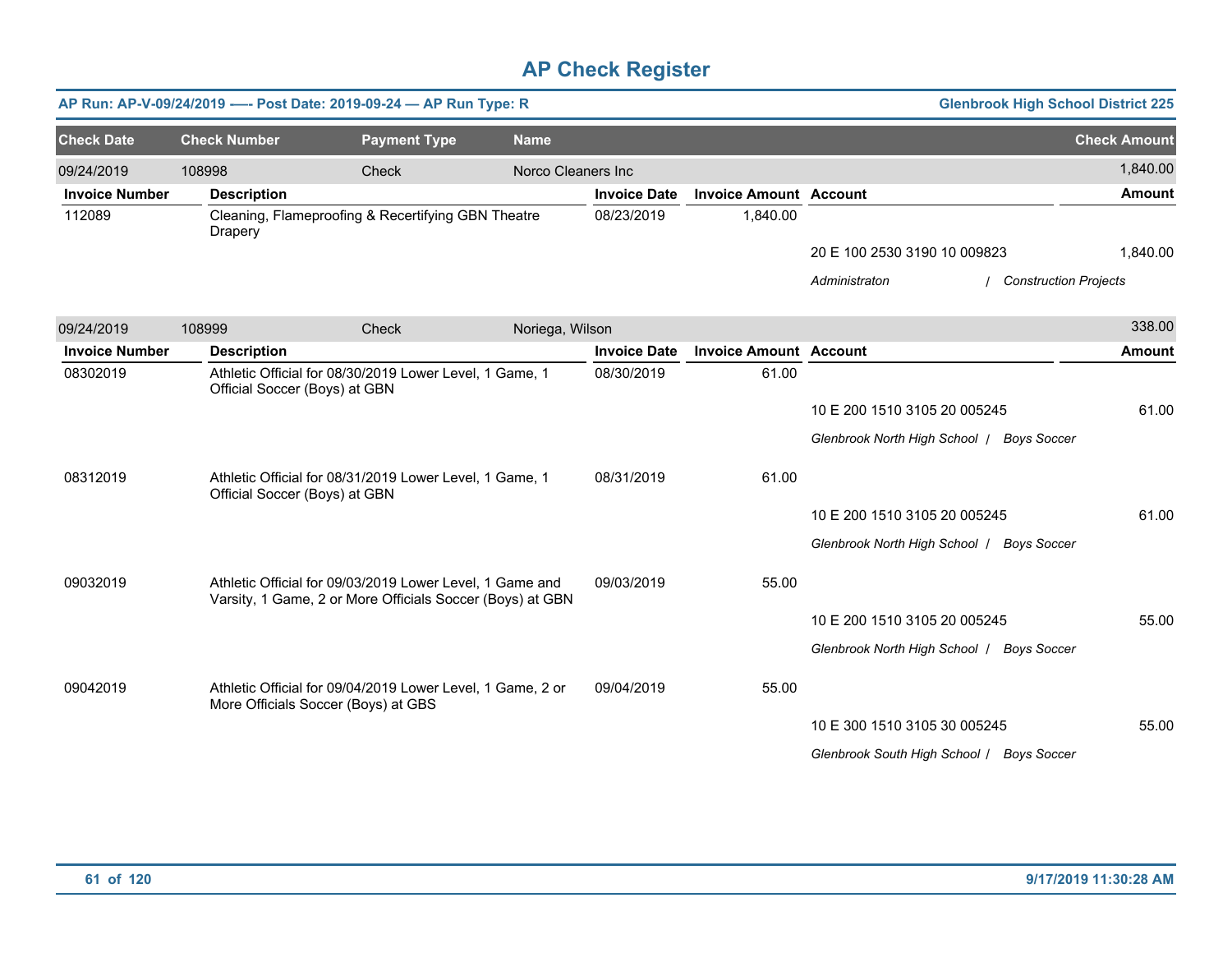# AP Check Register

**AP Run: AP-V-09/24/2019 -—- Post Date: 2019-09-24 — AP Run Type: R** | **Glenbrook High School District 225**

| Check Date | Check Number | Payment Type | Name | Check Amount |
|---|---|---|---|---|
| 09/24/2019 | 108998 | Check | Norco Cleaners Inc | 1,840.00 |

| Invoice Number | Description | Invoice Date | Invoice Amount | Account | Amount |
|---|---|---|---|---|---|
| 112089 | Cleaning, Flameproofing & Recertifying GBN Theatre Drapery | 08/23/2019 | 1,840.00 | | |
| | | | | 20 E 100 2530 3190 10 009823 | 1,840.00 |
| | | | | *Administraton / Construction Projects* | |

| Check Date | Check Number | Payment Type | Name | Check Amount |
|---|---|---|---|---|
| 09/24/2019 | 108999 | Check | Noriega, Wilson | 338.00 |

| Invoice Number | Description | Invoice Date | Invoice Amount | Account | Amount |
|---|---|---|---|---|---|
| 08302019 | Athletic Official for 08/30/2019 Lower Level, 1 Game, 1 Official Soccer (Boys) at GBN | 08/30/2019 | 61.00 | | |
| | | | | 10 E 200 1510 3105 20 005245 | 61.00 |
| | | | | *Glenbrook North High School / Boys Soccer* | |
| 08312019 | Athletic Official for 08/31/2019 Lower Level, 1 Game, 1 Official Soccer (Boys) at GBN | 08/31/2019 | 61.00 | | |
| | | | | 10 E 200 1510 3105 20 005245 | 61.00 |
| | | | | *Glenbrook North High School / Boys Soccer* | |
| 09032019 | Athletic Official for 09/03/2019 Lower Level, 1 Game and Varsity, 1 Game, 2 or More Officials Soccer (Boys) at GBN | 09/03/2019 | 55.00 | | |
| | | | | 10 E 200 1510 3105 20 005245 | 55.00 |
| | | | | *Glenbrook North High School / Boys Soccer* | |
| 09042019 | Athletic Official for 09/04/2019 Lower Level, 1 Game, 2 or More Officials Soccer (Boys) at GBS | 09/04/2019 | 55.00 | | |
| | | | | 10 E 300 1510 3105 30 005245 | 55.00 |
| | | | | *Glenbrook South High School / Boys Soccer* | |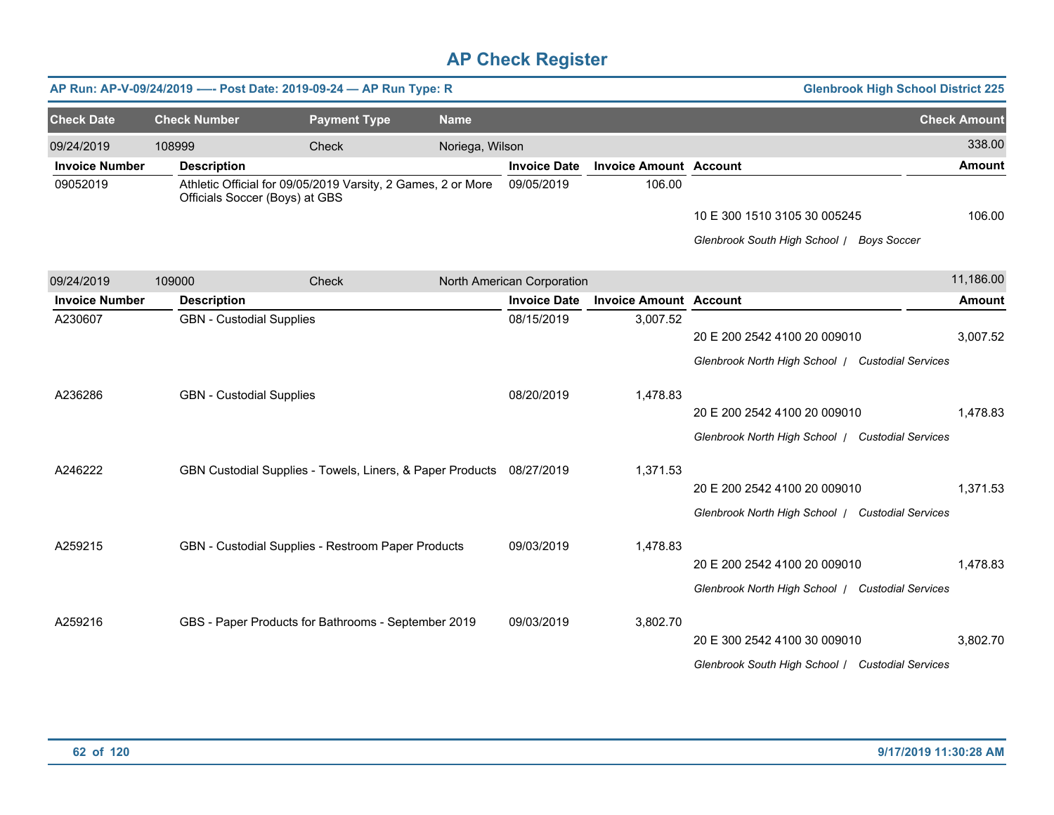# AP Check Register

**AP Run: AP-V-09/24/2019 -—- Post Date: 2019-09-24 — AP Run Type: R** | **Glenbrook High School District 225**

| Check Date | Check Number | Payment Type | Name | Check Amount |
|---|---|---|---|---|
| 09/24/2019 | 108999 | Check | Noriega, Wilson | 338.00 |

| Invoice Number | Description | Invoice Date | Invoice Amount | Account | Amount |
|---|---|---|---|---|---|
| 09052019 | Athletic Official for 09/05/2019 Varsity, 2 Games, 2 or More Officials Soccer (Boys) at GBS | 09/05/2019 | 106.00 | | |
| | | | | 10 E 300 1510 3105 30 005245 | 106.00 |
| | | | | *Glenbrook South High School / Boys Soccer* | |

| Check Date | Check Number | Payment Type | Name | Check Amount |
|---|---|---|---|---|
| 09/24/2019 | 109000 | Check | North American Corporation | 11,186.00 |

| Invoice Number | Description | Invoice Date | Invoice Amount | Account | Amount |
|---|---|---|---|---|---|
| A230607 | GBN - Custodial Supplies | 08/15/2019 | 3,007.52 | | |
| | | | | 20 E 200 2542 4100 20 009010 | 3,007.52 |
| | | | | *Glenbrook North High School / Custodial Services* | |
| A236286 | GBN - Custodial Supplies | 08/20/2019 | 1,478.83 | | |
| | | | | 20 E 200 2542 4100 20 009010 | 1,478.83 |
| | | | | *Glenbrook North High School / Custodial Services* | |
| A246222 | GBN Custodial Supplies - Towels, Liners, & Paper Products | 08/27/2019 | 1,371.53 | | |
| | | | | 20 E 200 2542 4100 20 009010 | 1,371.53 |
| | | | | *Glenbrook North High School / Custodial Services* | |
| A259215 | GBN - Custodial Supplies - Restroom Paper Products | 09/03/2019 | 1,478.83 | | |
| | | | | 20 E 200 2542 4100 20 009010 | 1,478.83 |
| | | | | *Glenbrook North High School / Custodial Services* | |
| A259216 | GBS - Paper Products for Bathrooms - September 2019 | 09/03/2019 | 3,802.70 | | |
| | | | | 20 E 300 2542 4100 30 009010 | 3,802.70 |
| | | | | *Glenbrook South High School / Custodial Services* | |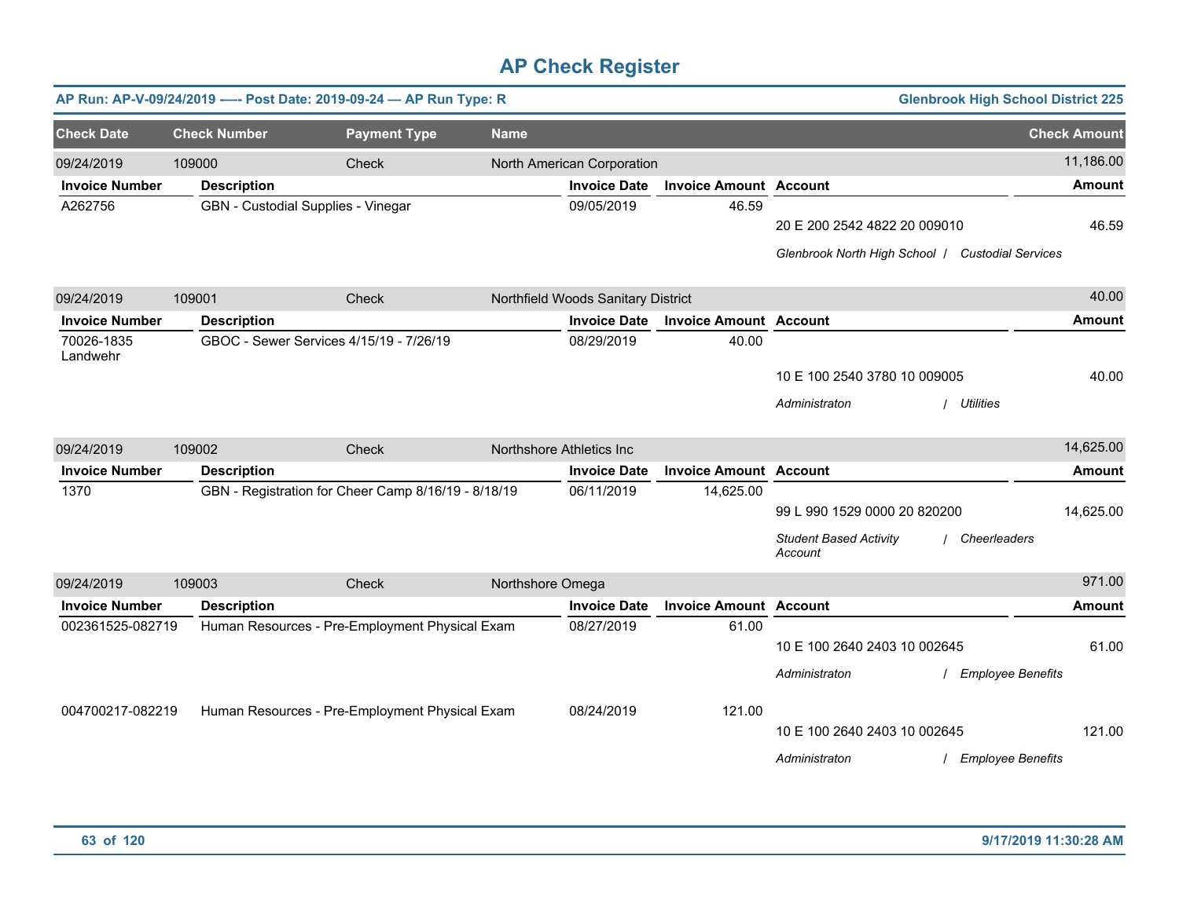# AP Check Register

**AP Run: AP-V-09/24/2019 —- Post Date: 2019-09-24 — AP Run Type: R** | **Glenbrook High School District 225**

| Check Date | Check Number | Payment Type | Name | Check Amount |
|---|---|---|---|---|
| 09/24/2019 | 109000 | Check | North American Corporation | 11,186.00 |

| Invoice Number | Description | Invoice Date | Invoice Amount | Account | Amount |
|---|---|---|---|---|---|
| A262756 | GBN - Custodial Supplies - Vinegar | 09/05/2019 | 46.59 | 20 E 200 2542 4822 20 009010 | 46.59 |
| | | | | *Glenbrook North High School / Custodial Services* | |

| Check Date | Check Number | Payment Type | Name | Check Amount |
|---|---|---|---|---|
| 09/24/2019 | 109001 | Check | Northfield Woods Sanitary District | 40.00 |

| Invoice Number | Description | Invoice Date | Invoice Amount | Account | Amount |
|---|---|---|---|---|---|
| 70026-1835 Landwehr | GBOC - Sewer Services 4/15/19 - 7/26/19 | 08/29/2019 | 40.00 | 10 E 100 2540 3780 10 009005 | 40.00 |
| | | | | *Administraton / Utilities* | |

| Check Date | Check Number | Payment Type | Name | Check Amount |
|---|---|---|---|---|
| 09/24/2019 | 109002 | Check | Northshore Athletics Inc | 14,625.00 |

| Invoice Number | Description | Invoice Date | Invoice Amount | Account | Amount |
|---|---|---|---|---|---|
| 1370 | GBN - Registration for Cheer Camp 8/16/19 - 8/18/19 | 06/11/2019 | 14,625.00 | 99 L 990 1529 0000 20 820200 | 14,625.00 |
| | | | | *Student Based Activity Account / Cheerleaders* | |

| Check Date | Check Number | Payment Type | Name | Check Amount |
|---|---|---|---|---|
| 09/24/2019 | 109003 | Check | Northshore Omega | 971.00 |

| Invoice Number | Description | Invoice Date | Invoice Amount | Account | Amount |
|---|---|---|---|---|---|
| 002361525-082719 | Human Resources - Pre-Employment Physical Exam | 08/27/2019 | 61.00 | 10 E 100 2640 2403 10 002645 | 61.00 |
| | | | | *Administraton / Employee Benefits* | |
| 004700217-082219 | Human Resources - Pre-Employment Physical Exam | 08/24/2019 | 121.00 | 10 E 100 2640 2403 10 002645 | 121.00 |
| | | | | *Administraton / Employee Benefits* | |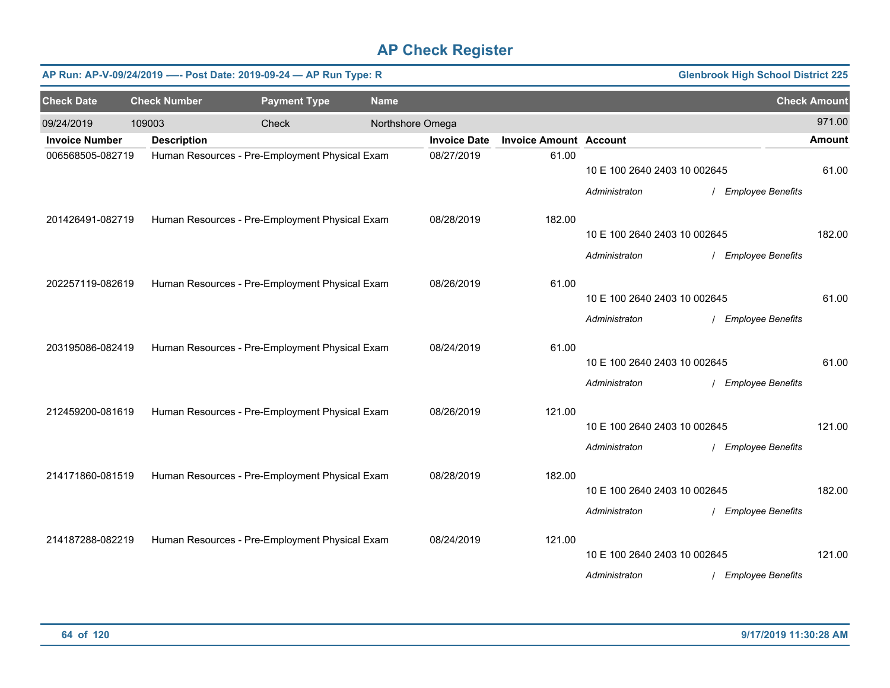# AP Check Register

**AP Run: AP-V-09/24/2019 -—- Post Date: 2019-09-24 — AP Run Type: R** — **Glenbrook High School District 225**

| Check Date | Check Number | Payment Type | Name | Check Amount |
|---|---|---|---|---|
| 09/24/2019 | 109003 | Check | Northshore Omega | 971.00 |

| Invoice Number | Description | Invoice Date | Invoice Amount | Account | Amount |
|---|---|---|---|---|---|
| 006568505-082719 | Human Resources - Pre-Employment Physical Exam | 08/27/2019 | 61.00 | 10 E 100 2640 2403 10 002645<br>*Administraton / Employee Benefits* | 61.00 |
| 201426491-082719 | Human Resources - Pre-Employment Physical Exam | 08/28/2019 | 182.00 | 10 E 100 2640 2403 10 002645<br>*Administraton / Employee Benefits* | 182.00 |
| 202257119-082619 | Human Resources - Pre-Employment Physical Exam | 08/26/2019 | 61.00 | 10 E 100 2640 2403 10 002645<br>*Administraton / Employee Benefits* | 61.00 |
| 203195086-082419 | Human Resources - Pre-Employment Physical Exam | 08/24/2019 | 61.00 | 10 E 100 2640 2403 10 002645<br>*Administraton / Employee Benefits* | 61.00 |
| 212459200-081619 | Human Resources - Pre-Employment Physical Exam | 08/26/2019 | 121.00 | 10 E 100 2640 2403 10 002645<br>*Administraton / Employee Benefits* | 121.00 |
| 214171860-081519 | Human Resources - Pre-Employment Physical Exam | 08/28/2019 | 182.00 | 10 E 100 2640 2403 10 002645<br>*Administraton / Employee Benefits* | 182.00 |
| 214187288-082219 | Human Resources - Pre-Employment Physical Exam | 08/24/2019 | 121.00 | 10 E 100 2640 2403 10 002645<br>*Administraton / Employee Benefits* | 121.00 |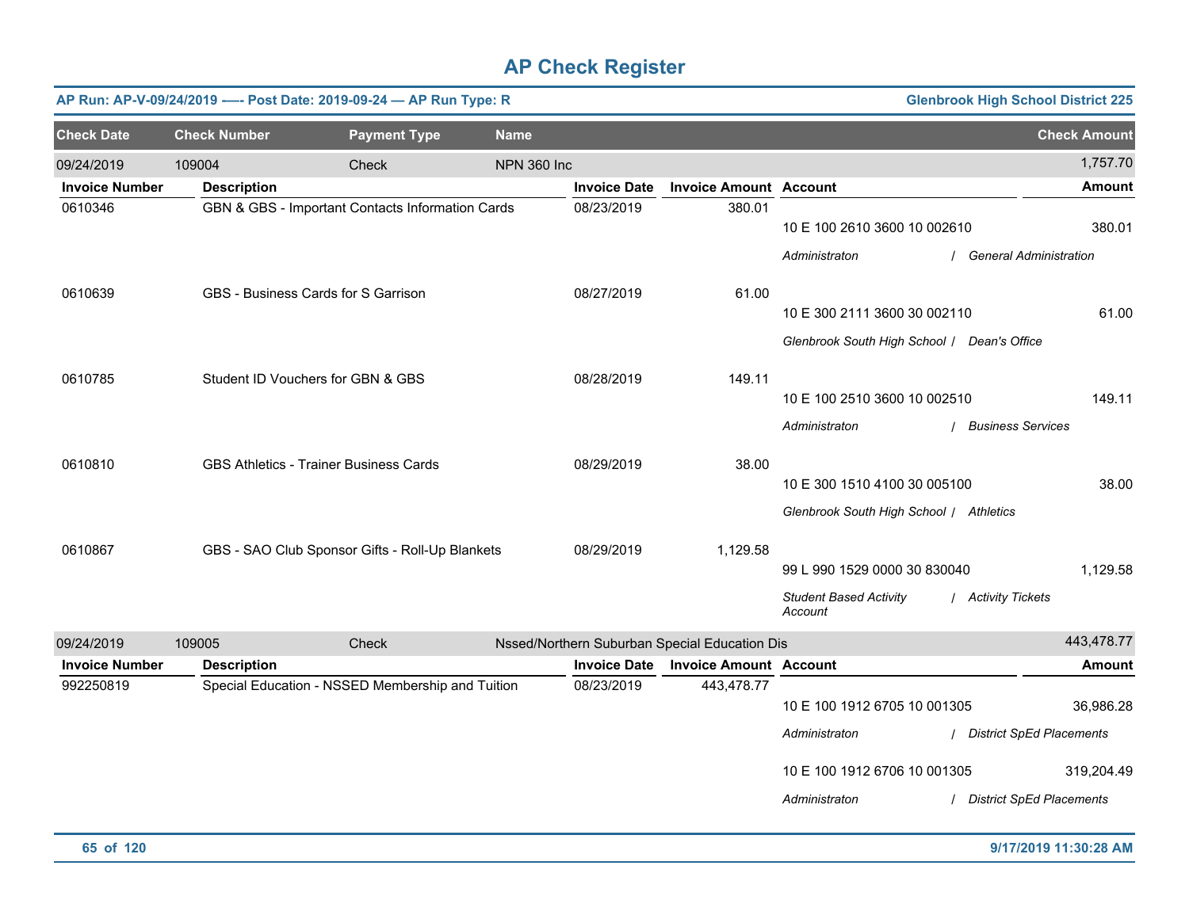# AP Check Register

**AP Run: AP-V-09/24/2019 —- Post Date: 2019-09-24 — AP Run Type: R** — **Glenbrook High School District 225**

| Check Date | Check Number | Payment Type | Name | Check Amount |
|---|---|---|---|---|
| 09/24/2019 | 109004 | Check | NPN 360 Inc | 1,757.70 |

| Invoice Number | Description | Invoice Date | Invoice Amount | Account | Amount |
|---|---|---|---|---|---|
| 0610346 | GBN & GBS - Important Contacts Information Cards | 08/23/2019 | 380.01 | 10 E 100 2610 3600 10 002610<br>*Administraton / General Administration* | 380.01 |
| 0610639 | GBS - Business Cards for S Garrison | 08/27/2019 | 61.00 | 10 E 300 2111 3600 30 002110<br>*Glenbrook South High School / Dean's Office* | 61.00 |
| 0610785 | Student ID Vouchers for GBN & GBS | 08/28/2019 | 149.11 | 10 E 100 2510 3600 10 002510<br>*Administraton / Business Services* | 149.11 |
| 0610810 | GBS Athletics - Trainer Business Cards | 08/29/2019 | 38.00 | 10 E 300 1510 4100 30 005100<br>*Glenbrook South High School / Athletics* | 38.00 |
| 0610867 | GBS - SAO Club Sponsor Gifts - Roll-Up Blankets | 08/29/2019 | 1,129.58 | 99 L 990 1529 0000 30 830040<br>*Student Based Activity Account / Activity Tickets* | 1,129.58 |

| Check Date | Check Number | Payment Type | Name | Check Amount |
|---|---|---|---|---|
| 09/24/2019 | 109005 | Check | Nssed/Northern Suburban Special Education Dis | 443,478.77 |

| Invoice Number | Description | Invoice Date | Invoice Amount | Account | Amount |
|---|---|---|---|---|---|
| 992250819 | Special Education - NSSED Membership and Tuition | 08/23/2019 | 443,478.77 | 10 E 100 1912 6705 10 001305<br>*Administraton / District SpEd Placements* | 36,986.28 |
| | | | | 10 E 100 1912 6706 10 001305<br>*Administraton / District SpEd Placements* | 319,204.49 |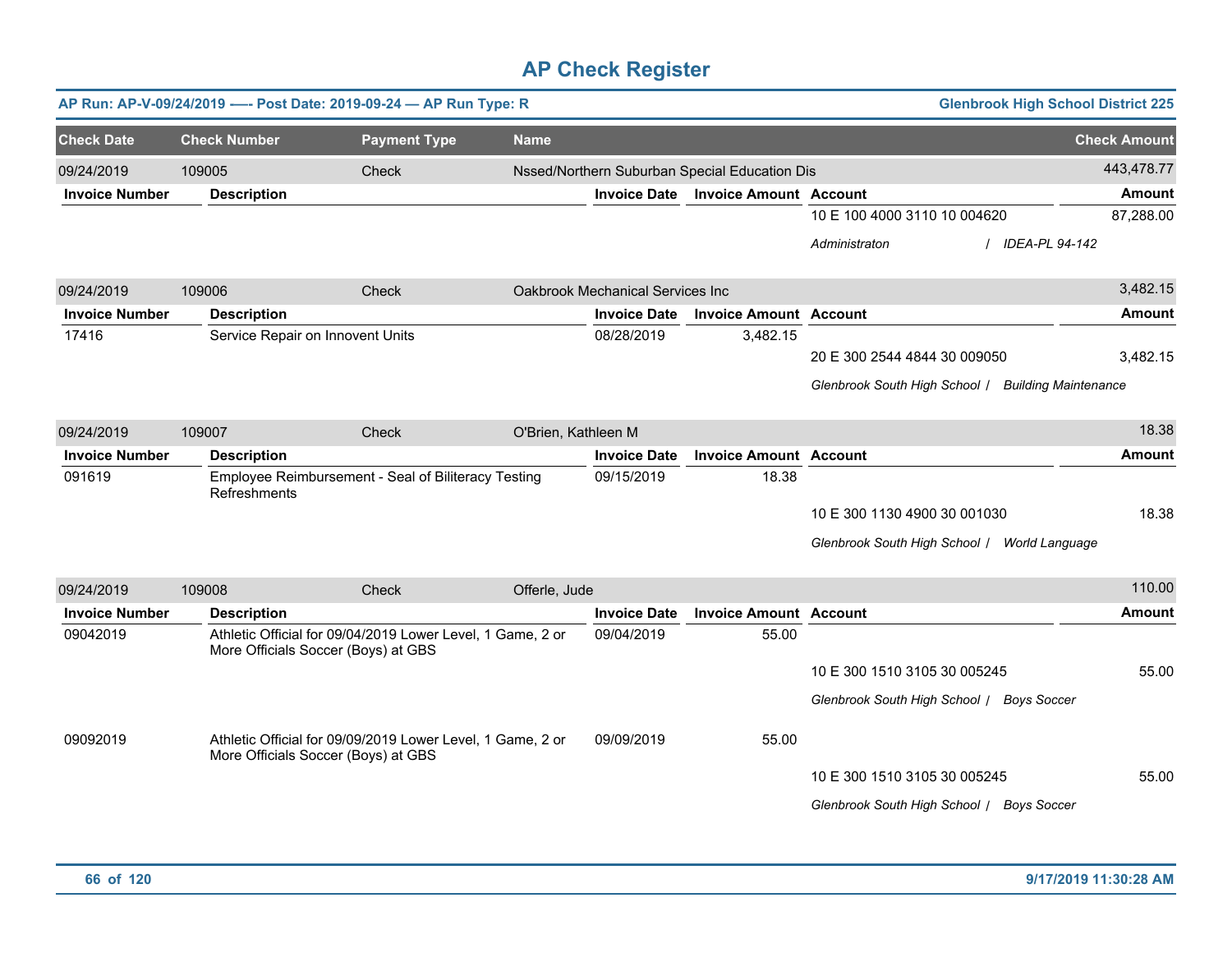# AP Check Register

**AP Run: AP-V-09/24/2019 —- Post Date: 2019-09-24 — AP Run Type: R** — **Glenbrook High School District 225**

| Check Date | Check Number | Payment Type | Name | Check Amount |
|---|---|---|---|---|
| 09/24/2019 | 109005 | Check | Nssed/Northern Suburban Special Education Dis | 443,478.77 |

| Invoice Number | Description | Invoice Date | Invoice Amount | Account | Amount |
|---|---|---|---|---|---|
| | | | | 10 E 100 4000 3110 10 004620 | 87,288.00 |
| | | | | *Administraton / IDEA-PL 94-142* | |

| Check Date | Check Number | Payment Type | Name | Check Amount |
|---|---|---|---|---|
| 09/24/2019 | 109006 | Check | Oakbrook Mechanical Services Inc | 3,482.15 |

| Invoice Number | Description | Invoice Date | Invoice Amount | Account | Amount |
|---|---|---|---|---|---|
| 17416 | Service Repair on Innovent Units | 08/28/2019 | 3,482.15 | | |
| | | | | 20 E 300 2544 4844 30 009050 | 3,482.15 |
| | | | | *Glenbrook South High School / Building Maintenance* | |

| Check Date | Check Number | Payment Type | Name | Check Amount |
|---|---|---|---|---|
| 09/24/2019 | 109007 | Check | O'Brien, Kathleen M | 18.38 |

| Invoice Number | Description | Invoice Date | Invoice Amount | Account | Amount |
|---|---|---|---|---|---|
| 091619 | Employee Reimbursement - Seal of Biliteracy Testing Refreshments | 09/15/2019 | 18.38 | | |
| | | | | 10 E 300 1130 4900 30 001030 | 18.38 |
| | | | | *Glenbrook South High School / World Language* | |

| Check Date | Check Number | Payment Type | Name | Check Amount |
|---|---|---|---|---|
| 09/24/2019 | 109008 | Check | Offerle, Jude | 110.00 |

| Invoice Number | Description | Invoice Date | Invoice Amount | Account | Amount |
|---|---|---|---|---|---|
| 09042019 | Athletic Official for 09/04/2019 Lower Level, 1 Game, 2 or More Officials Soccer (Boys) at GBS | 09/04/2019 | 55.00 | | |
| | | | | 10 E 300 1510 3105 30 005245 | 55.00 |
| | | | | *Glenbrook South High School / Boys Soccer* | |
| 09092019 | Athletic Official for 09/09/2019 Lower Level, 1 Game, 2 or More Officials Soccer (Boys) at GBS | 09/09/2019 | 55.00 | | |
| | | | | 10 E 300 1510 3105 30 005245 | 55.00 |
| | | | | *Glenbrook South High School / Boys Soccer* | |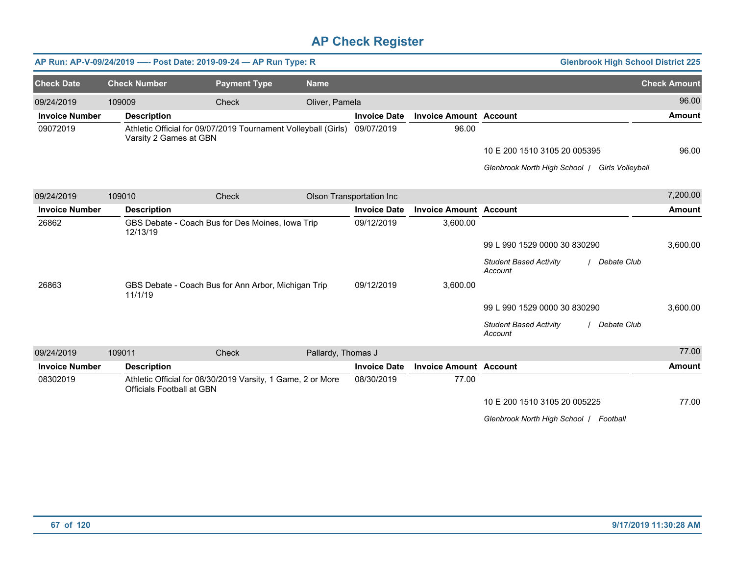# AP Check Register

**AP Run: AP-V-09/24/2019 —- Post Date: 2019-09-24 — AP Run Type: R** | **Glenbrook High School District 225**

| Check Date | Check Number | Payment Type | Name | Check Amount |
|---|---|---|---|---|
| 09/24/2019 | 109009 | Check | Oliver, Pamela | 96.00 |

| Invoice Number | Description | Invoice Date | Invoice Amount | Account | Amount |
|---|---|---|---|---|---|
| 09072019 | Athletic Official for 09/07/2019 Tournament Volleyball (Girls) Varsity 2 Games at GBN | 09/07/2019 | 96.00 | | |
| | | | | 10 E 200 1510 3105 20 005395 | 96.00 |
| | | | | *Glenbrook North High School / Girls Volleyball* | |

| Check Date | Check Number | Payment Type | Name | Check Amount |
|---|---|---|---|---|
| 09/24/2019 | 109010 | Check | Olson Transportation Inc | 7,200.00 |

| Invoice Number | Description | Invoice Date | Invoice Amount | Account | Amount |
|---|---|---|---|---|---|
| 26862 | GBS Debate - Coach Bus for Des Moines, Iowa Trip 12/13/19 | 09/12/2019 | 3,600.00 | | |
| | | | | 99 L 990 1529 0000 30 830290 | 3,600.00 |
| | | | | *Student Based Activity Account / Debate Club* | |
| 26863 | GBS Debate - Coach Bus for Ann Arbor, Michigan Trip 11/1/19 | 09/12/2019 | 3,600.00 | | |
| | | | | 99 L 990 1529 0000 30 830290 | 3,600.00 |
| | | | | *Student Based Activity Account / Debate Club* | |

| Check Date | Check Number | Payment Type | Name | Check Amount |
|---|---|---|---|---|
| 09/24/2019 | 109011 | Check | Pallardy, Thomas J | 77.00 |

| Invoice Number | Description | Invoice Date | Invoice Amount | Account | Amount |
|---|---|---|---|---|---|
| 08302019 | Athletic Official for 08/30/2019 Varsity, 1 Game, 2 or More Officials Football at GBN | 08/30/2019 | 77.00 | | |
| | | | | 10 E 200 1510 3105 20 005225 | 77.00 |
| | | | | *Glenbrook North High School / Football* | |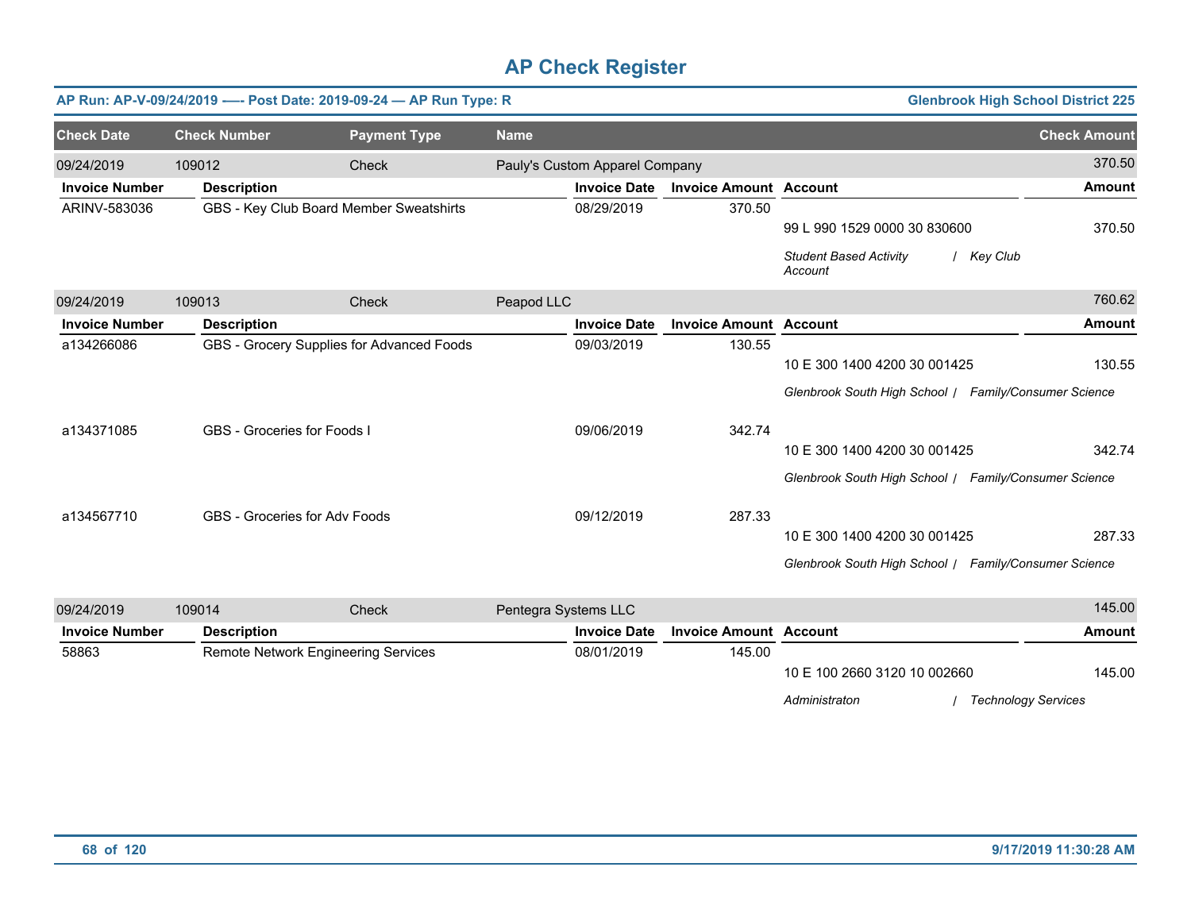# AP Check Register

**AP Run: AP-V-09/24/2019 —- Post Date: 2019-09-24 — AP Run Type: R** | **Glenbrook High School District 225**

| Check Date | Check Number | Payment Type | Name | Check Amount |
|---|---|---|---|---|
| 09/24/2019 | 109012 | Check | Pauly's Custom Apparel Company | 370.50 |

| Invoice Number | Description | Invoice Date | Invoice Amount | Account | Amount |
|---|---|---|---|---|---|
| ARINV-583036 | GBS - Key Club Board Member Sweatshirts | 08/29/2019 | 370.50 | 99 L 990 1529 0000 30 830600 | 370.50 |
| | | | | *Student Based Activity Account / Key Club* | |

| Check Date | Check Number | Payment Type | Name | Check Amount |
|---|---|---|---|---|
| 09/24/2019 | 109013 | Check | Peapod LLC | 760.62 |

| Invoice Number | Description | Invoice Date | Invoice Amount | Account | Amount |
|---|---|---|---|---|---|
| a134266086 | GBS - Grocery Supplies for Advanced Foods | 09/03/2019 | 130.55 | 10 E 300 1400 4200 30 001425 | 130.55 |
| | | | | *Glenbrook South High School / Family/Consumer Science* | |
| a134371085 | GBS - Groceries for Foods I | 09/06/2019 | 342.74 | 10 E 300 1400 4200 30 001425 | 342.74 |
| | | | | *Glenbrook South High School / Family/Consumer Science* | |
| a134567710 | GBS - Groceries for Adv Foods | 09/12/2019 | 287.33 | 10 E 300 1400 4200 30 001425 | 287.33 |
| | | | | *Glenbrook South High School / Family/Consumer Science* | |

| Check Date | Check Number | Payment Type | Name | Check Amount |
|---|---|---|---|---|
| 09/24/2019 | 109014 | Check | Pentegra Systems LLC | 145.00 |

| Invoice Number | Description | Invoice Date | Invoice Amount | Account | Amount |
|---|---|---|---|---|---|
| 58863 | Remote Network Engineering Services | 08/01/2019 | 145.00 | 10 E 100 2660 3120 10 002660 | 145.00 |
| | | | | *Administraton / Technology Services* | |

9/17/2019 11:30:28 AM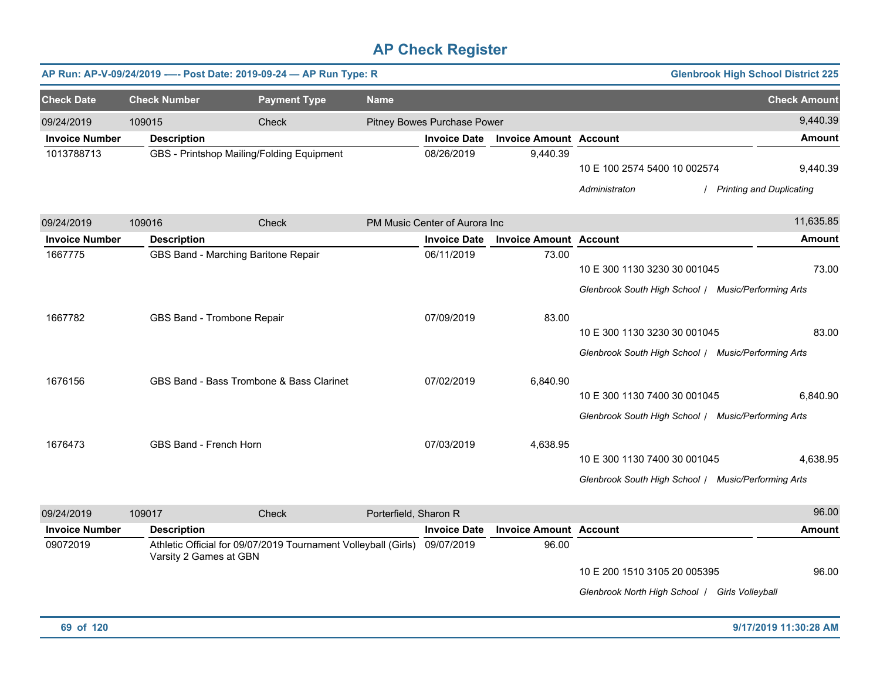# AP Check Register

**AP Run: AP-V-09/24/2019 —- Post Date: 2019-09-24 — AP Run Type: R** | **Glenbrook High School District 225**

| Check Date | Check Number | Payment Type | Name | Check Amount |
|---|---|---|---|---|
| 09/24/2019 | 109015 | Check | Pitney Bowes Purchase Power | 9,440.39 |

| Invoice Number | Description | Invoice Date | Invoice Amount | Account | Amount |
|---|---|---|---|---|---|
| 1013788713 | GBS - Printshop Mailing/Folding Equipment | 08/26/2019 | 9,440.39 | 10 E 100 2574 5400 10 002574 | 9,440.39 |
| | | | | *Administraton / Printing and Duplicating* | |

| Check Date | Check Number | Payment Type | Name | Check Amount |
|---|---|---|---|---|
| 09/24/2019 | 109016 | Check | PM Music Center of Aurora Inc | 11,635.85 |

| Invoice Number | Description | Invoice Date | Invoice Amount | Account | Amount |
|---|---|---|---|---|---|
| 1667775 | GBS Band - Marching Baritone Repair | 06/11/2019 | 73.00 | 10 E 300 1130 3230 30 001045 | 73.00 |
| | | | | *Glenbrook South High School / Music/Performing Arts* | |
| 1667782 | GBS Band - Trombone Repair | 07/09/2019 | 83.00 | 10 E 300 1130 3230 30 001045 | 83.00 |
| | | | | *Glenbrook South High School / Music/Performing Arts* | |
| 1676156 | GBS Band - Bass Trombone & Bass Clarinet | 07/02/2019 | 6,840.90 | 10 E 300 1130 7400 30 001045 | 6,840.90 |
| | | | | *Glenbrook South High School / Music/Performing Arts* | |
| 1676473 | GBS Band - French Horn | 07/03/2019 | 4,638.95 | 10 E 300 1130 7400 30 001045 | 4,638.95 |
| | | | | *Glenbrook South High School / Music/Performing Arts* | |

| Check Date | Check Number | Payment Type | Name | Check Amount |
|---|---|---|---|---|
| 09/24/2019 | 109017 | Check | Porterfield, Sharon R | 96.00 |

| Invoice Number | Description | Invoice Date | Invoice Amount | Account | Amount |
|---|---|---|---|---|---|
| 09072019 | Athletic Official for 09/07/2019 Tournament Volleyball (Girls) Varsity 2 Games at GBN | 09/07/2019 | 96.00 | 10 E 200 1510 3105 20 005395 | 96.00 |
| | | | | *Glenbrook North High School / Girls Volleyball* | |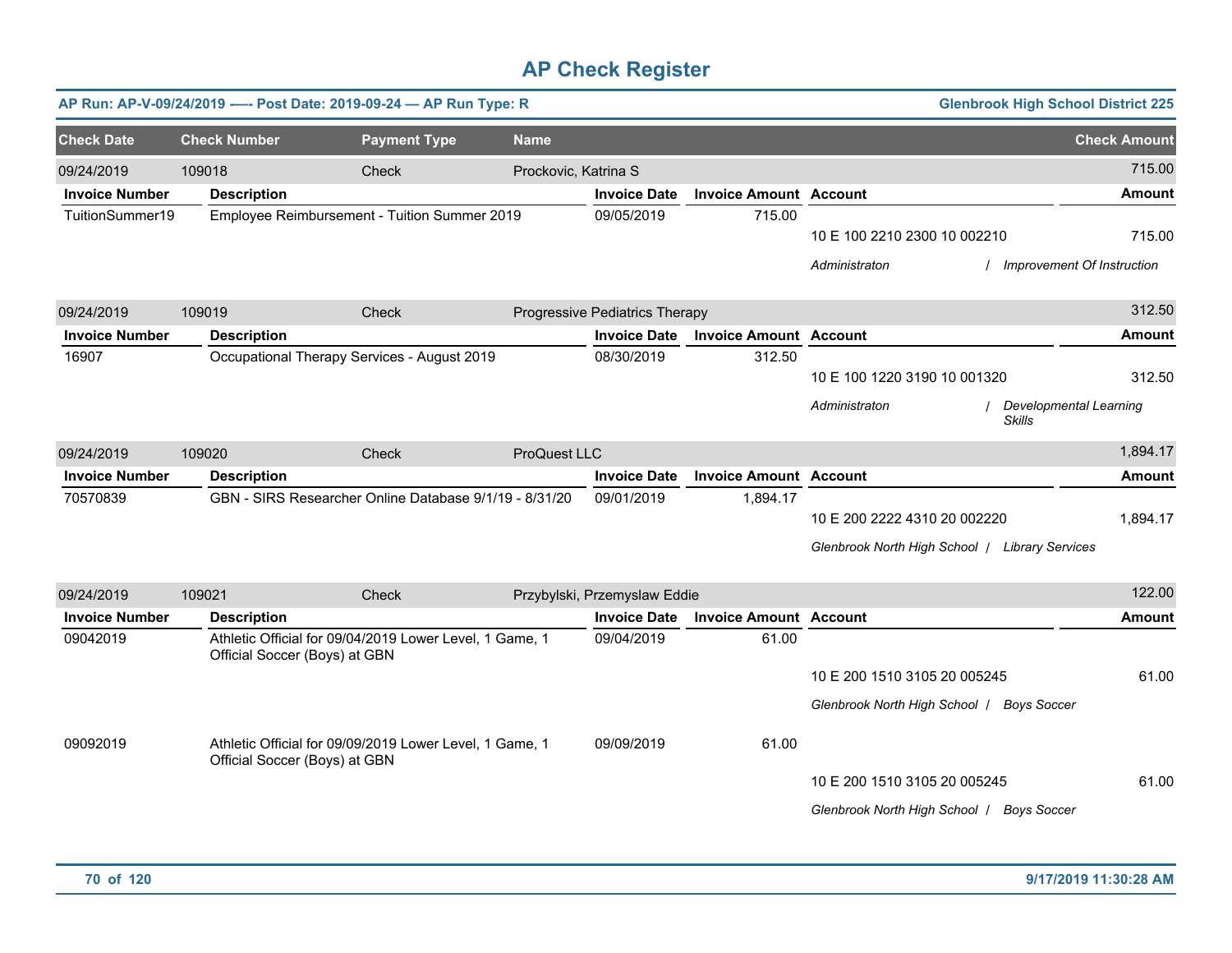# AP Check Register

**AP Run: AP-V-09/24/2019 —- Post Date: 2019-09-24 — AP Run Type: R** | **Glenbrook High School District 225**

| Check Date | Check Number | Payment Type | Name | Check Amount |
|---|---|---|---|---|
| 09/24/2019 | 109018 | Check | Prockovic, Katrina S | 715.00 |

| Invoice Number | Description | Invoice Date | Invoice Amount | Account | Amount |
|---|---|---|---|---|---|
| TuitionSummer19 | Employee Reimbursement - Tuition Summer 2019 | 09/05/2019 | 715.00 | | |
| | | | | 10 E 100 2210 2300 10 002210 | 715.00 |
| | | | | *Administraton / Improvement Of Instruction* | |

| Check Date | Check Number | Payment Type | Name | Check Amount |
|---|---|---|---|---|
| 09/24/2019 | 109019 | Check | Progressive Pediatrics Therapy | 312.50 |

| Invoice Number | Description | Invoice Date | Invoice Amount | Account | Amount |
|---|---|---|---|---|---|
| 16907 | Occupational Therapy Services - August 2019 | 08/30/2019 | 312.50 | | |
| | | | | 10 E 100 1220 3190 10 001320 | 312.50 |
| | | | | *Administraton / Developmental Learning Skills* | |

| Check Date | Check Number | Payment Type | Name | Check Amount |
|---|---|---|---|---|
| 09/24/2019 | 109020 | Check | ProQuest LLC | 1,894.17 |

| Invoice Number | Description | Invoice Date | Invoice Amount | Account | Amount |
|---|---|---|---|---|---|
| 70570839 | GBN - SIRS Researcher Online Database 9/1/19 - 8/31/20 | 09/01/2019 | 1,894.17 | | |
| | | | | 10 E 200 2222 4310 20 002220 | 1,894.17 |
| | | | | *Glenbrook North High School / Library Services* | |

| Check Date | Check Number | Payment Type | Name | Check Amount |
|---|---|---|---|---|
| 09/24/2019 | 109021 | Check | Przybylski, Przemyslaw Eddie | 122.00 |

| Invoice Number | Description | Invoice Date | Invoice Amount | Account | Amount |
|---|---|---|---|---|---|
| 09042019 | Athletic Official for 09/04/2019 Lower Level, 1 Game, 1 Official Soccer (Boys) at GBN | 09/04/2019 | 61.00 | | |
| | | | | 10 E 200 1510 3105 20 005245 | 61.00 |
| | | | | *Glenbrook North High School / Boys Soccer* | |
| 09092019 | Athletic Official for 09/09/2019 Lower Level, 1 Game, 1 Official Soccer (Boys) at GBN | 09/09/2019 | 61.00 | | |
| | | | | 10 E 200 1510 3105 20 005245 | 61.00 |
| | | | | *Glenbrook North High School / Boys Soccer* | |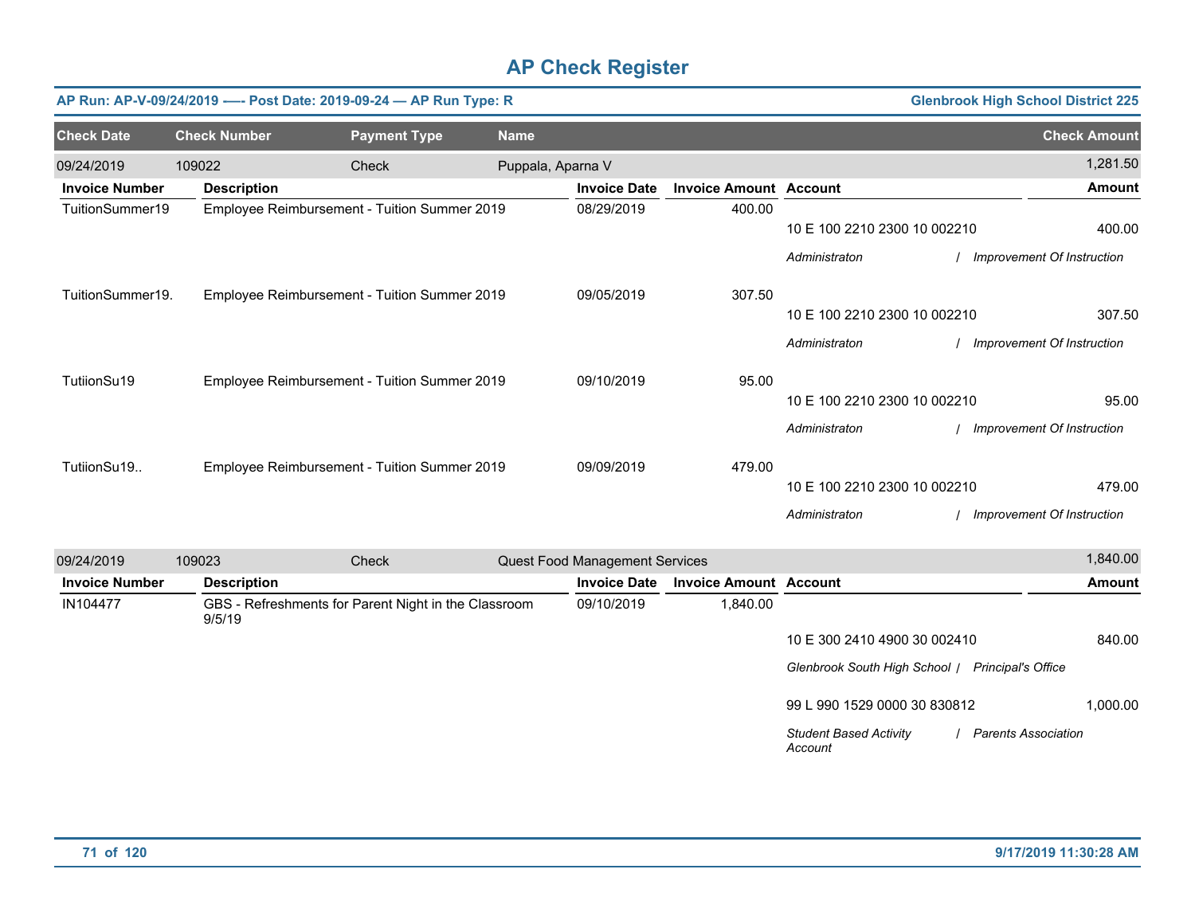# AP Check Register

**AP Run: AP-V-09/24/2019 -— Post Date: 2019-09-24 — AP Run Type: R** | **Glenbrook High School District 225**

| Check Date | Check Number | Payment Type | Name | | | | Check Amount |
|---|---|---|---|---|---|---|---|
| 09/24/2019 | 109022 | Check | Puppala, Aparna V | | | | 1,281.50 |
| **Invoice Number** | **Description** | | | **Invoice Date** | **Invoice Amount** | **Account** | **Amount** |
| TuitionSummer19 | Employee Reimbursement - Tuition Summer 2019 | | | 08/29/2019 | 400.00 | | |
| | | | | | | 10 E 100 2210 2300 10 002210 | 400.00 |
| | | | | | | *Administraton / Improvement Of Instruction* | |
| TuitionSummer19. | Employee Reimbursement - Tuition Summer 2019 | | | 09/05/2019 | 307.50 | | |
| | | | | | | 10 E 100 2210 2300 10 002210 | 307.50 |
| | | | | | | *Administraton / Improvement Of Instruction* | |
| TutiionSu19 | Employee Reimbursement - Tuition Summer 2019 | | | 09/10/2019 | 95.00 | | |
| | | | | | | 10 E 100 2210 2300 10 002210 | 95.00 |
| | | | | | | *Administraton / Improvement Of Instruction* | |
| TutiionSu19.. | Employee Reimbursement - Tuition Summer 2019 | | | 09/09/2019 | 479.00 | | |
| | | | | | | 10 E 100 2210 2300 10 002210 | 479.00 |
| | | | | | | *Administraton / Improvement Of Instruction* | |
| 09/24/2019 | 109023 | Check | Quest Food Management Services | | | | 1,840.00 |
| **Invoice Number** | **Description** | | | **Invoice Date** | **Invoice Amount** | **Account** | **Amount** |
| IN104477 | GBS - Refreshments for Parent Night in the Classroom 9/5/19 | | | 09/10/2019 | 1,840.00 | | |
| | | | | | | 10 E 300 2410 4900 30 002410 | 840.00 |
| | | | | | | *Glenbrook South High School / Principal's Office* | |
| | | | | | | 99 L 990 1529 0000 30 830812 | 1,000.00 |
| | | | | | | *Student Based Activity Account / Parents Association* | |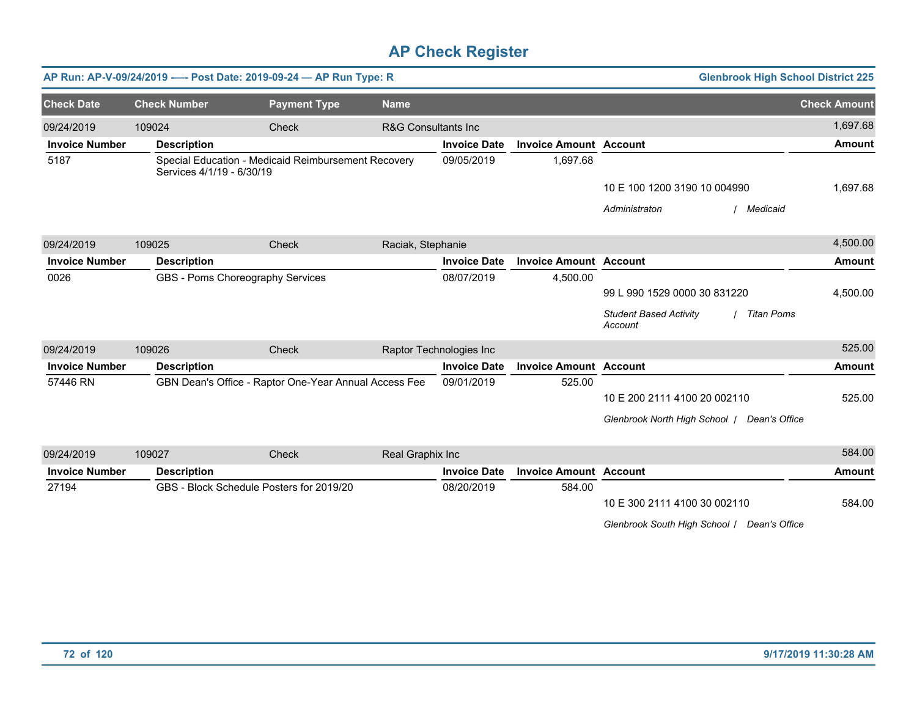# AP Check Register

**AP Run: AP-V-09/24/2019 -— Post Date: 2019-09-24 — AP Run Type: R** | **Glenbrook High School District 225**

| Check Date | Check Number | Payment Type | Name | Check Amount |
|---|---|---|---|---|
| 09/24/2019 | 109024 | Check | R&G Consultants Inc | 1,697.68 |

| Invoice Number | Description | Invoice Date | Invoice Amount | Account | Amount |
|---|---|---|---|---|---|
| 5187 | Special Education - Medicaid Reimbursement Recovery Services 4/1/19 - 6/30/19 | 09/05/2019 | 1,697.68 | | |
| | | | | 10 E 100 1200 3190 10 004990 | 1,697.68 |
| | | | | *Administraton / Medicaid* | |

| Check Date | Check Number | Payment Type | Name | Check Amount |
|---|---|---|---|---|
| 09/24/2019 | 109025 | Check | Raciak, Stephanie | 4,500.00 |

| Invoice Number | Description | Invoice Date | Invoice Amount | Account | Amount |
|---|---|---|---|---|---|
| 0026 | GBS - Poms Choreography Services | 08/07/2019 | 4,500.00 | | |
| | | | | 99 L 990 1529 0000 30 831220 | 4,500.00 |
| | | | | *Student Based Activity Account / Titan Poms* | |

| Check Date | Check Number | Payment Type | Name | Check Amount |
|---|---|---|---|---|
| 09/24/2019 | 109026 | Check | Raptor Technologies Inc | 525.00 |

| Invoice Number | Description | Invoice Date | Invoice Amount | Account | Amount |
|---|---|---|---|---|---|
| 57446 RN | GBN Dean's Office - Raptor One-Year Annual Access Fee | 09/01/2019 | 525.00 | | |
| | | | | 10 E 200 2111 4100 20 002110 | 525.00 |
| | | | | *Glenbrook North High School / Dean's Office* | |

| Check Date | Check Number | Payment Type | Name | Check Amount |
|---|---|---|---|---|
| 09/24/2019 | 109027 | Check | Real Graphix Inc | 584.00 |

| Invoice Number | Description | Invoice Date | Invoice Amount | Account | Amount |
|---|---|---|---|---|---|
| 27194 | GBS - Block Schedule Posters for 2019/20 | 08/20/2019 | 584.00 | | |
| | | | | 10 E 300 2111 4100 30 002110 | 584.00 |
| | | | | *Glenbrook South High School / Dean's Office* | |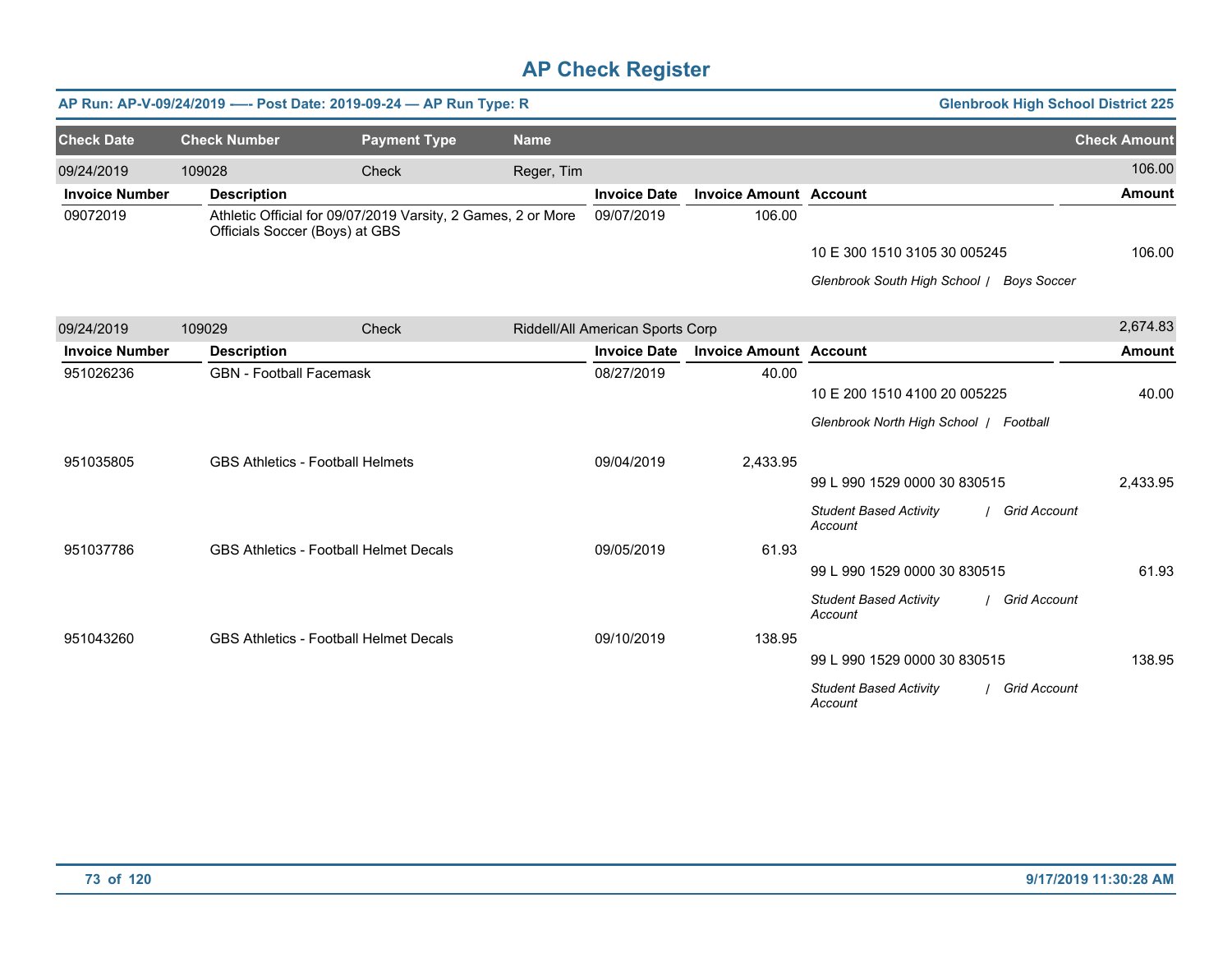# AP Check Register

**AP Run: AP-V-09/24/2019 —- Post Date: 2019-09-24 — AP Run Type: R** | **Glenbrook High School District 225**

| Check Date | Check Number | Payment Type | Name | Check Amount |
|---|---|---|---|---|
| 09/24/2019 | 109028 | Check | Reger, Tim | 106.00 |

| Invoice Number | Description | Invoice Date | Invoice Amount | Account | Amount |
|---|---|---|---|---|---|
| 09072019 | Athletic Official for 09/07/2019 Varsity, 2 Games, 2 or More Officials Soccer (Boys) at GBS | 09/07/2019 | 106.00 | | |
| | | | | 10 E 300 1510 3105 30 005245 | 106.00 |
| | | | | *Glenbrook South High School / Boys Soccer* | |

| Check Date | Check Number | Payment Type | Name | Check Amount |
|---|---|---|---|---|
| 09/24/2019 | 109029 | Check | Riddell/All American Sports Corp | 2,674.83 |

| Invoice Number | Description | Invoice Date | Invoice Amount | Account | Amount |
|---|---|---|---|---|---|
| 951026236 | GBN - Football Facemask | 08/27/2019 | 40.00 | | |
| | | | | 10 E 200 1510 4100 20 005225 | 40.00 |
| | | | | *Glenbrook North High School / Football* | |
| 951035805 | GBS Athletics - Football Helmets | 09/04/2019 | 2,433.95 | | |
| | | | | 99 L 990 1529 0000 30 830515 | 2,433.95 |
| | | | | *Student Based Activity Account / Grid Account* | |
| 951037786 | GBS Athletics - Football Helmet Decals | 09/05/2019 | 61.93 | | |
| | | | | 99 L 990 1529 0000 30 830515 | 61.93 |
| | | | | *Student Based Activity Account / Grid Account* | |
| 951043260 | GBS Athletics - Football Helmet Decals | 09/10/2019 | 138.95 | | |
| | | | | 99 L 990 1529 0000 30 830515 | 138.95 |
| | | | | *Student Based Activity Account / Grid Account* | |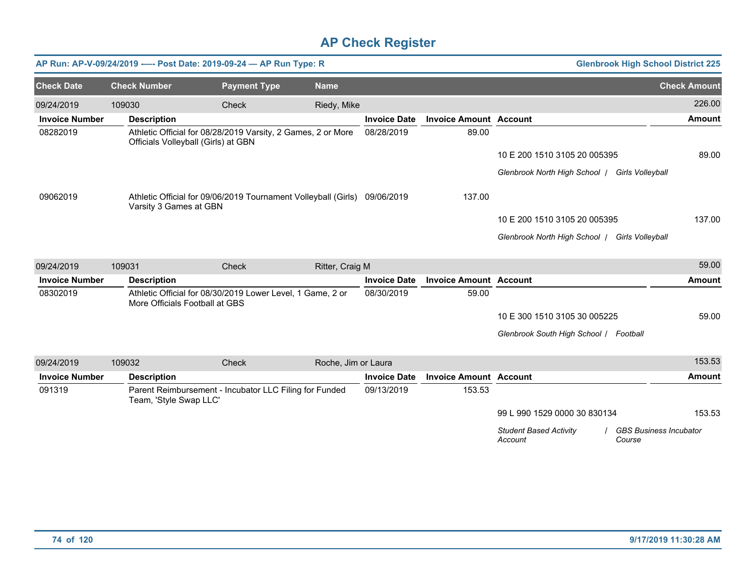# AP Check Register

**AP Run: AP-V-09/24/2019 —- Post Date: 2019-09-24 — AP Run Type: R** | **Glenbrook High School District 225**

| Check Date | Check Number | Payment Type | Name | Check Amount |
|---|---|---|---|---|
| 09/24/2019 | 109030 | Check | Riedy, Mike | 226.00 |

| Invoice Number | Description | Invoice Date | Invoice Amount | Account | Amount |
|---|---|---|---|---|---|
| 08282019 | Athletic Official for 08/28/2019 Varsity, 2 Games, 2 or More Officials Volleyball (Girls) at GBN | 08/28/2019 | 89.00 | | |
| | | | | 10 E 200 1510 3105 20 005395 | 89.00 |
| | | | | *Glenbrook North High School / Girls Volleyball* | |
| 09062019 | Athletic Official for 09/06/2019 Tournament Volleyball (Girls) Varsity 3 Games at GBN | 09/06/2019 | 137.00 | | |
| | | | | 10 E 200 1510 3105 20 005395 | 137.00 |
| | | | | *Glenbrook North High School / Girls Volleyball* | |

| Check Date | Check Number | Payment Type | Name | Check Amount |
|---|---|---|---|---|
| 09/24/2019 | 109031 | Check | Ritter, Craig M | 59.00 |

| Invoice Number | Description | Invoice Date | Invoice Amount | Account | Amount |
|---|---|---|---|---|---|
| 08302019 | Athletic Official for 08/30/2019 Lower Level, 1 Game, 2 or More Officials Football at GBS | 08/30/2019 | 59.00 | | |
| | | | | 10 E 300 1510 3105 30 005225 | 59.00 |
| | | | | *Glenbrook South High School / Football* | |

| Check Date | Check Number | Payment Type | Name | Check Amount |
|---|---|---|---|---|
| 09/24/2019 | 109032 | Check | Roche, Jim or Laura | 153.53 |

| Invoice Number | Description | Invoice Date | Invoice Amount | Account | Amount |
|---|---|---|---|---|---|
| 091319 | Parent Reimbursement - Incubator LLC Filing for Funded Team, 'Style Swap LLC' | 09/13/2019 | 153.53 | | |
| | | | | 99 L 990 1529 0000 30 830134 | 153.53 |
| | | | | *Student Based Activity Account / GBS Business Incubator Course* | |

9/17/2019 11:30:28 AM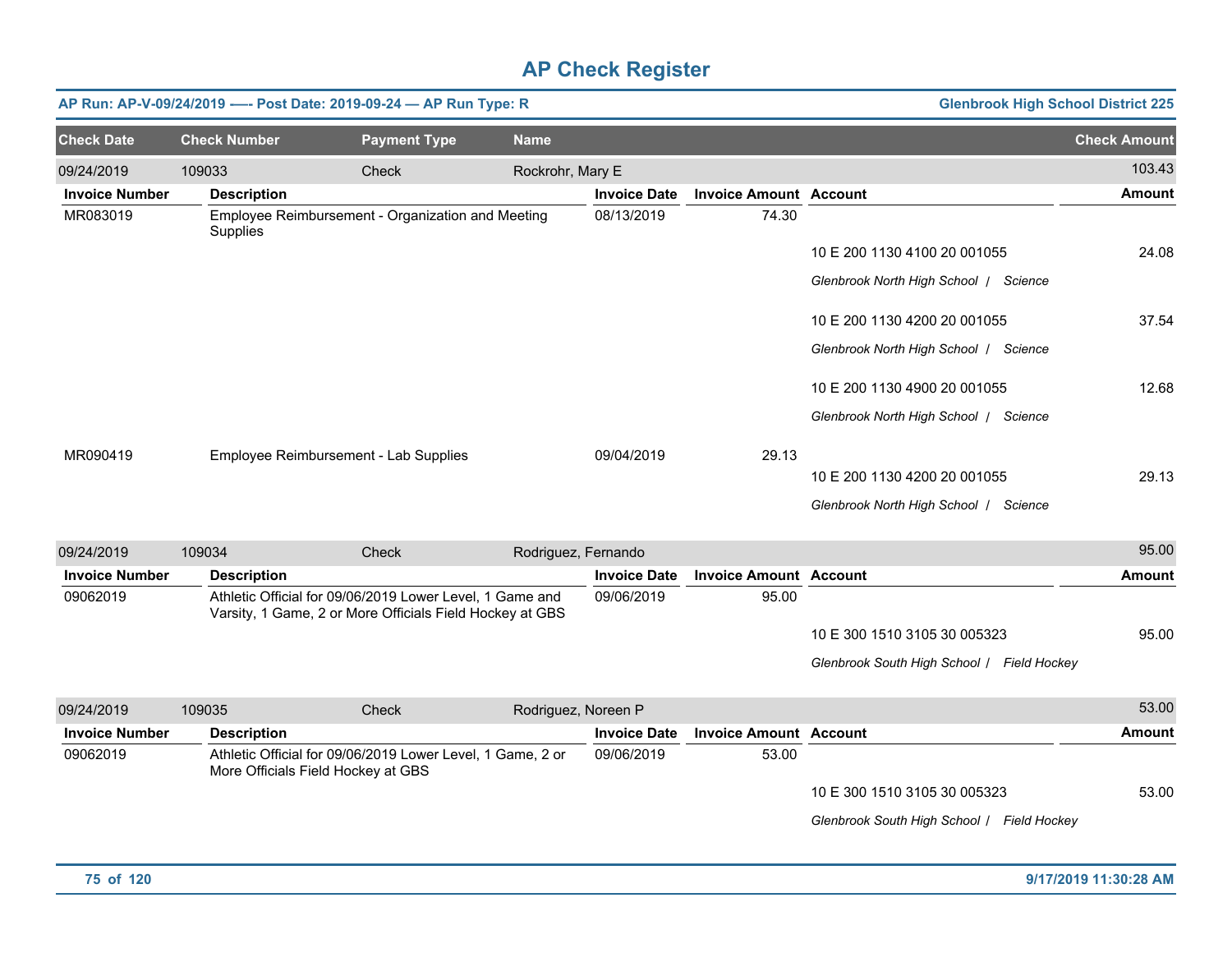# AP Check Register

**AP Run: AP-V-09/24/2019 –-- Post Date: 2019-09-24 — AP Run Type: R** | **Glenbrook High School District 225**

| Check Date | Check Number | Payment Type | Name | | | Check Amount |
|---|---|---|---|---|---|---|
| 09/24/2019 | 109033 | Check | Rockrohr, Mary E | | | 103.43 |
| **Invoice Number** | **Description** | **Invoice Date** | **Invoice Amount** | **Account** | | **Amount** |
| MR083019 | Employee Reimbursement - Organization and Meeting Supplies | 08/13/2019 | 74.30 | | | |
| | | | | 10 E 200 1130 4100 20 001055 | | 24.08 |
| | | | | *Glenbrook North High School / Science* | | |
| | | | | 10 E 200 1130 4200 20 001055 | | 37.54 |
| | | | | *Glenbrook North High School / Science* | | |
| | | | | 10 E 200 1130 4900 20 001055 | | 12.68 |
| | | | | *Glenbrook North High School / Science* | | |
| MR090419 | Employee Reimbursement - Lab Supplies | 09/04/2019 | 29.13 | | | |
| | | | | 10 E 200 1130 4200 20 001055 | | 29.13 |
| | | | | *Glenbrook North High School / Science* | | |
| 09/24/2019 | 109034 | Check | Rodriguez, Fernando | | | 95.00 |
| **Invoice Number** | **Description** | **Invoice Date** | **Invoice Amount** | **Account** | | **Amount** |
| 09062019 | Athletic Official for 09/06/2019 Lower Level, 1 Game and Varsity, 1 Game, 2 or More Officials Field Hockey at GBS | 09/06/2019 | 95.00 | | | |
| | | | | 10 E 300 1510 3105 30 005323 | | 95.00 |
| | | | | *Glenbrook South High School / Field Hockey* | | |
| 09/24/2019 | 109035 | Check | Rodriguez, Noreen P | | | 53.00 |
| **Invoice Number** | **Description** | **Invoice Date** | **Invoice Amount** | **Account** | | **Amount** |
| 09062019 | Athletic Official for 09/06/2019 Lower Level, 1 Game, 2 or More Officials Field Hockey at GBS | 09/06/2019 | 53.00 | | | |
| | | | | 10 E 300 1510 3105 30 005323 | | 53.00 |
| | | | | *Glenbrook South High School / Field Hockey* | | |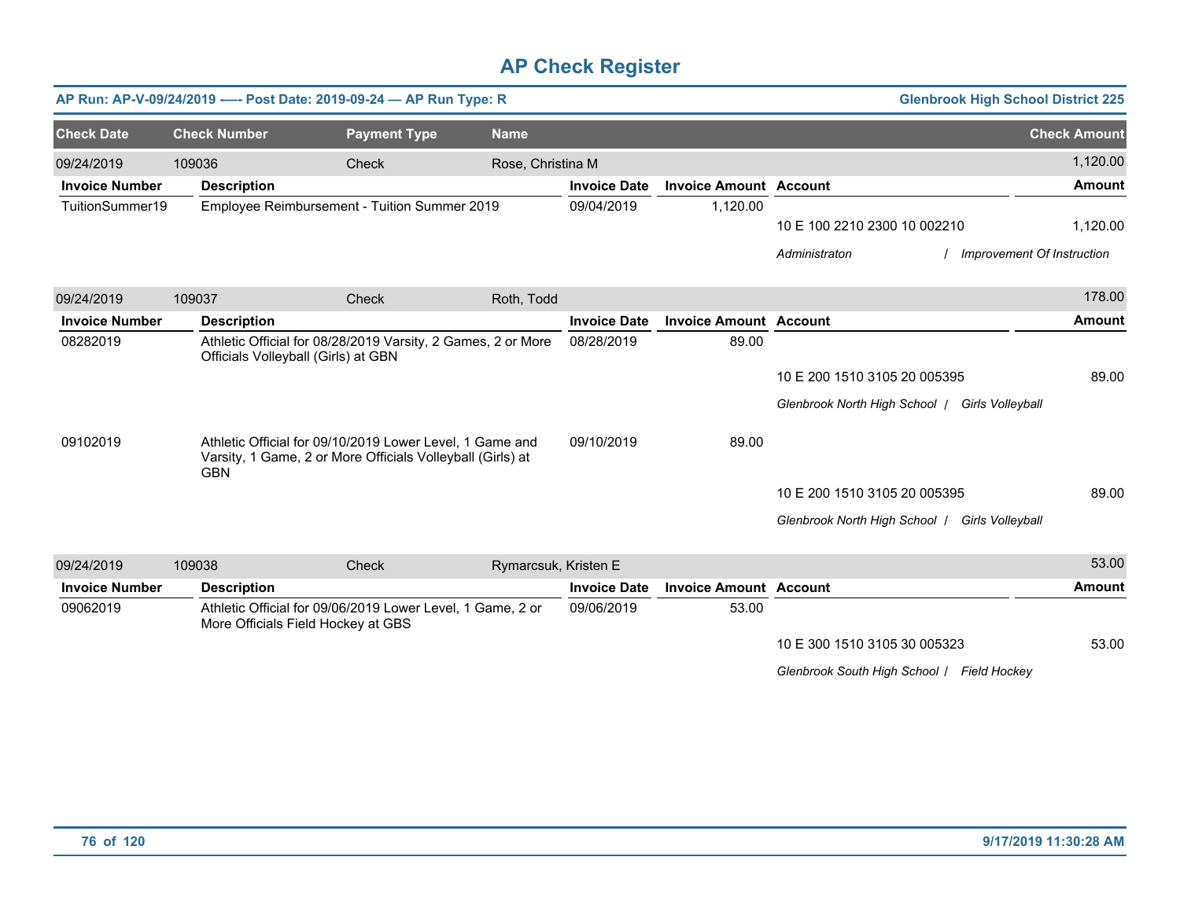# AP Check Register

**AP Run: AP-V-09/24/2019 -—- Post Date: 2019-09-24 — AP Run Type: R** | **Glenbrook High School District 225**

| Check Date | Check Number | Payment Type | Name | Check Amount |
|---|---|---|---|---|
| 09/24/2019 | 109036 | Check | Rose, Christina M | 1,120.00 |

| Invoice Number | Description | Invoice Date | Invoice Amount | Account | Amount |
|---|---|---|---|---|---|
| TuitionSummer19 | Employee Reimbursement - Tuition Summer 2019 | 09/04/2019 | 1,120.00 | | |
| | | | | 10 E 100 2210 2300 10 002210 | 1,120.00 |
| | | | | *Administraton / Improvement Of Instruction* | |

| Check Date | Check Number | Payment Type | Name | Check Amount |
|---|---|---|---|---|
| 09/24/2019 | 109037 | Check | Roth, Todd | 178.00 |

| Invoice Number | Description | Invoice Date | Invoice Amount | Account | Amount |
|---|---|---|---|---|---|
| 08282019 | Athletic Official for 08/28/2019 Varsity, 2 Games, 2 or More Officials Volleyball (Girls) at GBN | 08/28/2019 | 89.00 | | |
| | | | | 10 E 200 1510 3105 20 005395 | 89.00 |
| | | | | *Glenbrook North High School / Girls Volleyball* | |
| 09102019 | Athletic Official for 09/10/2019 Lower Level, 1 Game and Varsity, 1 Game, 2 or More Officials Volleyball (Girls) at GBN | 09/10/2019 | 89.00 | | |
| | | | | 10 E 200 1510 3105 20 005395 | 89.00 |
| | | | | *Glenbrook North High School / Girls Volleyball* | |

| Check Date | Check Number | Payment Type | Name | Check Amount |
|---|---|---|---|---|
| 09/24/2019 | 109038 | Check | Rymarcsuk, Kristen E | 53.00 |

| Invoice Number | Description | Invoice Date | Invoice Amount | Account | Amount |
|---|---|---|---|---|---|
| 09062019 | Athletic Official for 09/06/2019 Lower Level, 1 Game, 2 or More Officials Field Hockey at GBS | 09/06/2019 | 53.00 | | |
| | | | | 10 E 300 1510 3105 30 005323 | 53.00 |
| | | | | *Glenbrook South High School / Field Hockey* | |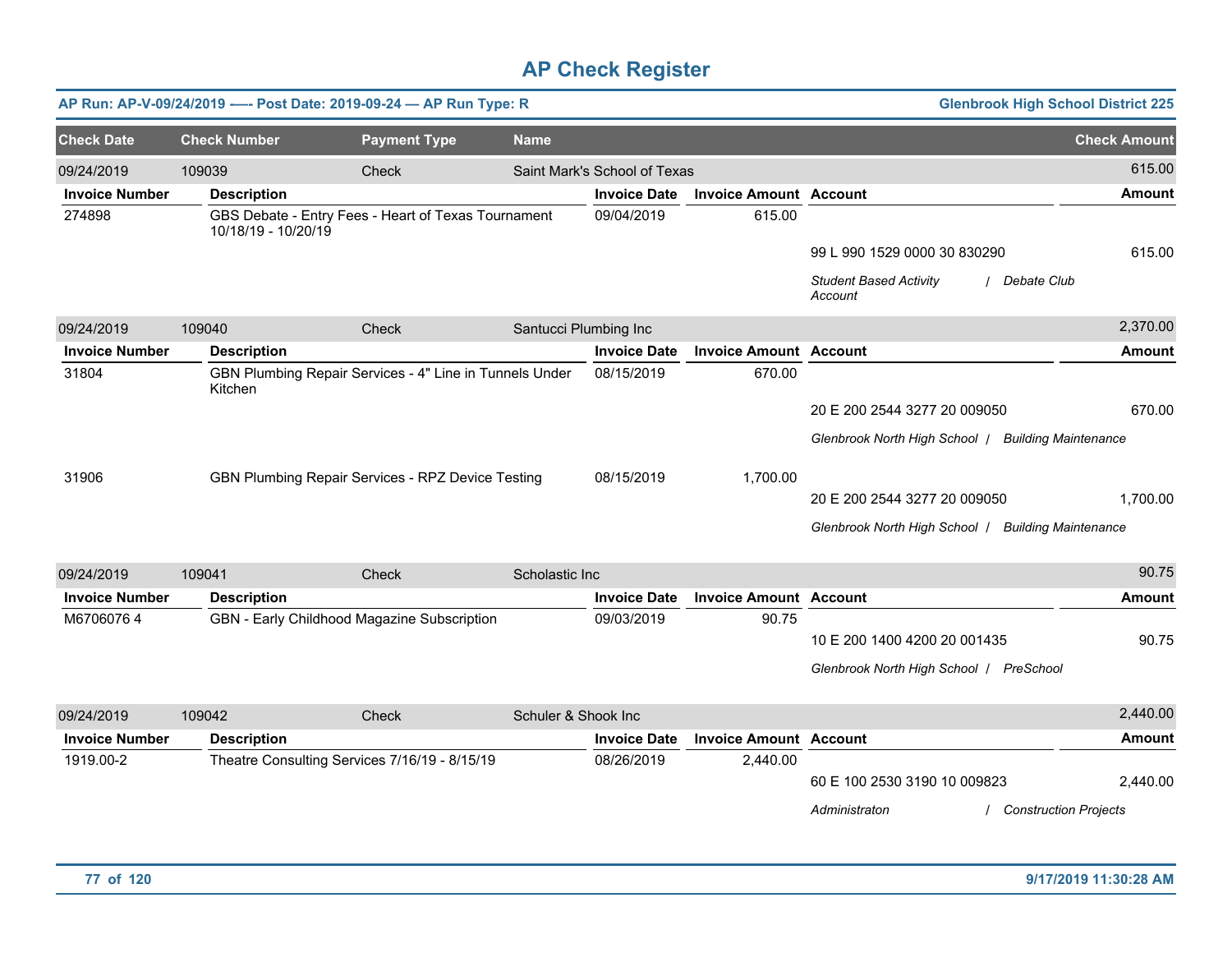# AP Check Register

**AP Run: AP-V-09/24/2019 —- Post Date: 2019-09-24 — AP Run Type: R** | **Glenbrook High School District 225**

| Check Date | Check Number | Payment Type | Name | Check Amount |
|---|---|---|---|---|
| 09/24/2019 | 109039 | Check | Saint Mark's School of Texas | 615.00 |

| Invoice Number | Description | Invoice Date | Invoice Amount | Account | Amount |
|---|---|---|---|---|---|
| 274898 | GBS Debate - Entry Fees - Heart of Texas Tournament 10/18/19 - 10/20/19 | 09/04/2019 | 615.00 | | |
| | | | | 99 L 990 1529 0000 30 830290 | 615.00 |
| | | | | *Student Based Activity Account / Debate Club* | |

| Check Date | Check Number | Payment Type | Name | Check Amount |
|---|---|---|---|---|
| 09/24/2019 | 109040 | Check | Santucci Plumbing Inc | 2,370.00 |

| Invoice Number | Description | Invoice Date | Invoice Amount | Account | Amount |
|---|---|---|---|---|---|
| 31804 | GBN Plumbing Repair Services - 4" Line in Tunnels Under Kitchen | 08/15/2019 | 670.00 | | |
| | | | | 20 E 200 2544 3277 20 009050 | 670.00 |
| | | | | *Glenbrook North High School / Building Maintenance* | |
| 31906 | GBN Plumbing Repair Services - RPZ Device Testing | 08/15/2019 | 1,700.00 | | |
| | | | | 20 E 200 2544 3277 20 009050 | 1,700.00 |
| | | | | *Glenbrook North High School / Building Maintenance* | |

| Check Date | Check Number | Payment Type | Name | Check Amount |
|---|---|---|---|---|
| 09/24/2019 | 109041 | Check | Scholastic Inc | 90.75 |

| Invoice Number | Description | Invoice Date | Invoice Amount | Account | Amount |
|---|---|---|---|---|---|
| M6706076 4 | GBN - Early Childhood Magazine Subscription | 09/03/2019 | 90.75 | | |
| | | | | 10 E 200 1400 4200 20 001435 | 90.75 |
| | | | | *Glenbrook North High School / PreSchool* | |

| Check Date | Check Number | Payment Type | Name | Check Amount |
|---|---|---|---|---|
| 09/24/2019 | 109042 | Check | Schuler & Shook Inc | 2,440.00 |

| Invoice Number | Description | Invoice Date | Invoice Amount | Account | Amount |
|---|---|---|---|---|---|
| 1919.00-2 | Theatre Consulting Services 7/16/19 - 8/15/19 | 08/26/2019 | 2,440.00 | | |
| | | | | 60 E 100 2530 3190 10 009823 | 2,440.00 |
| | | | | *Administraton / Construction Projects* | |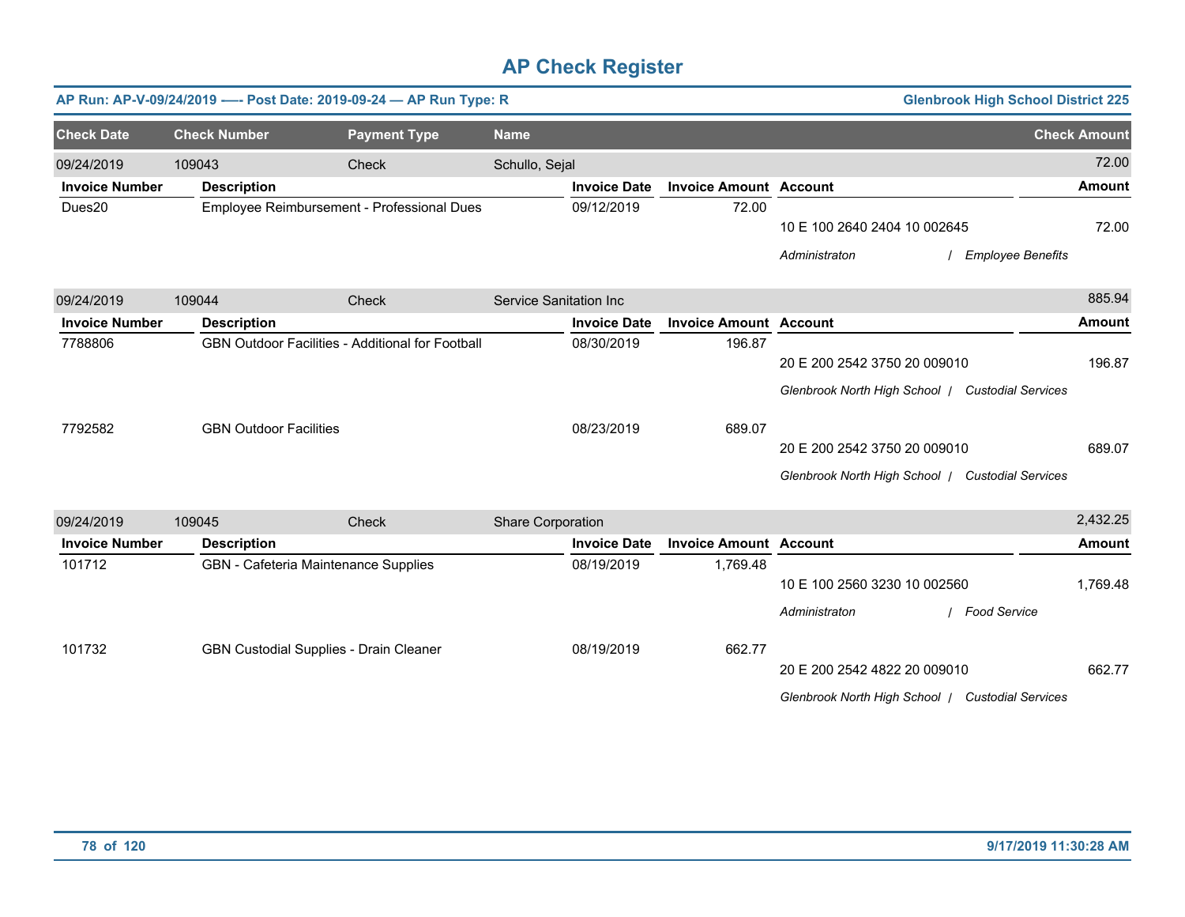# AP Check Register

**AP Run: AP-V-09/24/2019 –-- Post Date: 2019-09-24 — AP Run Type: R** — **Glenbrook High School District 225**

| Check Date | Check Number | Payment Type | Name | Check Amount |
|---|---|---|---|---|
| 09/24/2019 | 109043 | Check | Schullo, Sejal | 72.00 |

| Invoice Number | Description | Invoice Date | Invoice Amount | Account | Amount |
|---|---|---|---|---|---|
| Dues20 | Employee Reimbursement - Professional Dues | 09/12/2019 | 72.00 | 10 E 100 2640 2404 10 002645 | 72.00 |
| | | | | *Administraton / Employee Benefits* | |

| Check Date | Check Number | Payment Type | Name | Check Amount |
|---|---|---|---|---|
| 09/24/2019 | 109044 | Check | Service Sanitation Inc | 885.94 |

| Invoice Number | Description | Invoice Date | Invoice Amount | Account | Amount |
|---|---|---|---|---|---|
| 7788806 | GBN Outdoor Facilities - Additional for Football | 08/30/2019 | 196.87 | 20 E 200 2542 3750 20 009010 | 196.87 |
| | | | | *Glenbrook North High School / Custodial Services* | |
| 7792582 | GBN Outdoor Facilities | 08/23/2019 | 689.07 | 20 E 200 2542 3750 20 009010 | 689.07 |
| | | | | *Glenbrook North High School / Custodial Services* | |

| Check Date | Check Number | Payment Type | Name | Check Amount |
|---|---|---|---|---|
| 09/24/2019 | 109045 | Check | Share Corporation | 2,432.25 |

| Invoice Number | Description | Invoice Date | Invoice Amount | Account | Amount |
|---|---|---|---|---|---|
| 101712 | GBN - Cafeteria Maintenance Supplies | 08/19/2019 | 1,769.48 | 10 E 100 2560 3230 10 002560 | 1,769.48 |
| | | | | *Administraton / Food Service* | |
| 101732 | GBN Custodial Supplies - Drain Cleaner | 08/19/2019 | 662.77 | 20 E 200 2542 4822 20 009010 | 662.77 |
| | | | | *Glenbrook North High School / Custodial Services* | |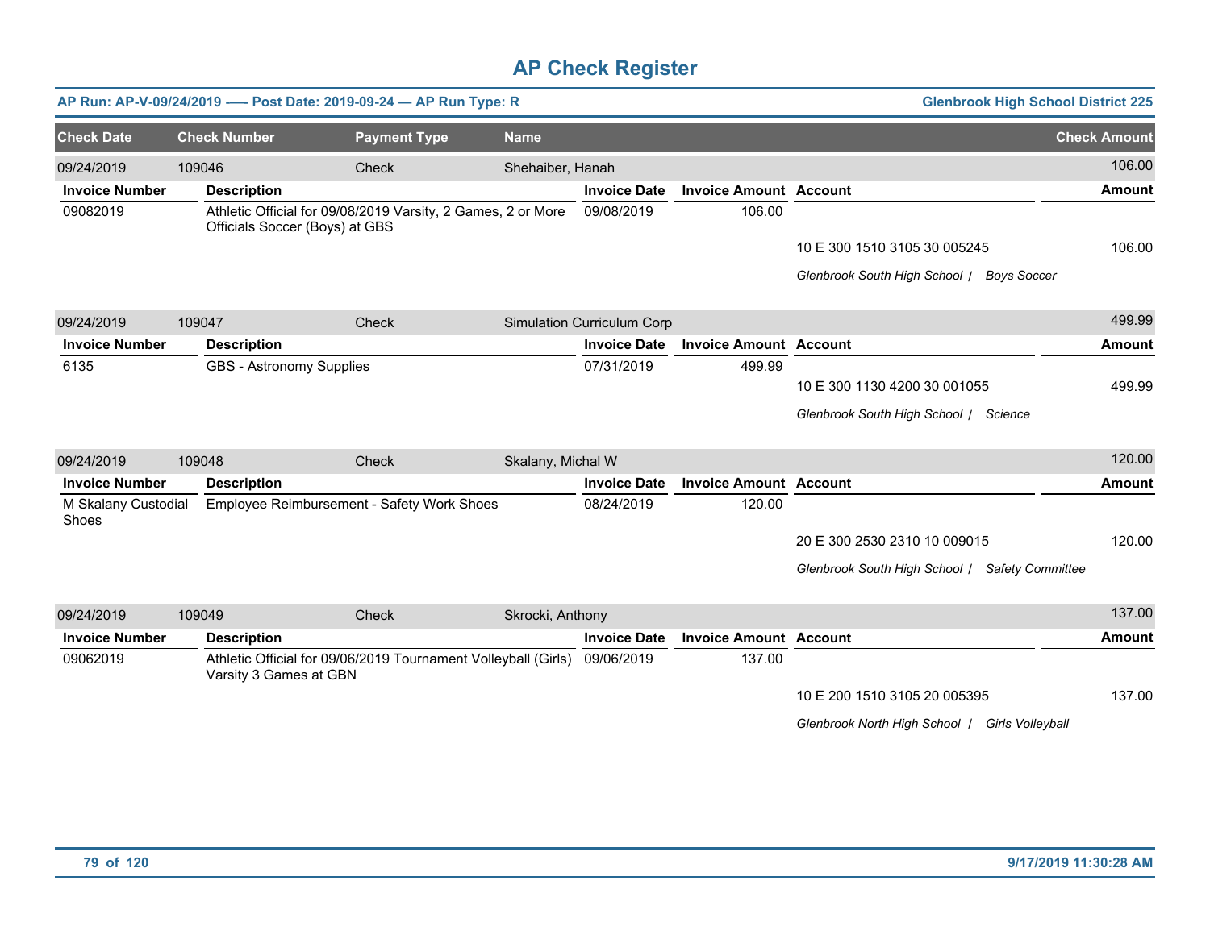# AP Check Register

**AP Run: AP-V-09/24/2019 –-- Post Date: 2019-09-24 — AP Run Type: R** — **Glenbrook High School District 225**

| Check Date | Check Number | Payment Type | Name | Check Amount |
|---|---|---|---|---|
| 09/24/2019 | 109046 | Check | Shehaiber, Hanah | 106.00 |

| Invoice Number | Description | Invoice Date | Invoice Amount | Account | Amount |
|---|---|---|---|---|---|
| 09082019 | Athletic Official for 09/08/2019 Varsity, 2 Games, 2 or More Officials Soccer (Boys) at GBS | 09/08/2019 | 106.00 | | |
| | | | | 10 E 300 1510 3105 30 005245 | 106.00 |
| | | | | *Glenbrook South High School / Boys Soccer* | |

| Check Date | Check Number | Payment Type | Name | Check Amount |
|---|---|---|---|---|
| 09/24/2019 | 109047 | Check | Simulation Curriculum Corp | 499.99 |

| Invoice Number | Description | Invoice Date | Invoice Amount | Account | Amount |
|---|---|---|---|---|---|
| 6135 | GBS - Astronomy Supplies | 07/31/2019 | 499.99 | | |
| | | | | 10 E 300 1130 4200 30 001055 | 499.99 |
| | | | | *Glenbrook South High School / Science* | |

| Check Date | Check Number | Payment Type | Name | Check Amount |
|---|---|---|---|---|
| 09/24/2019 | 109048 | Check | Skalany, Michal W | 120.00 |

| Invoice Number | Description | Invoice Date | Invoice Amount | Account | Amount |
|---|---|---|---|---|---|
| M Skalany Custodial Shoes | Employee Reimbursement - Safety Work Shoes | 08/24/2019 | 120.00 | | |
| | | | | 20 E 300 2530 2310 10 009015 | 120.00 |
| | | | | *Glenbrook South High School / Safety Committee* | |

| Check Date | Check Number | Payment Type | Name | Check Amount |
|---|---|---|---|---|
| 09/24/2019 | 109049 | Check | Skrocki, Anthony | 137.00 |

| Invoice Number | Description | Invoice Date | Invoice Amount | Account | Amount |
|---|---|---|---|---|---|
| 09062019 | Athletic Official for 09/06/2019 Tournament Volleyball (Girls) Varsity 3 Games at GBN | 09/06/2019 | 137.00 | | |
| | | | | 10 E 200 1510 3105 20 005395 | 137.00 |
| | | | | *Glenbrook North High School / Girls Volleyball* | |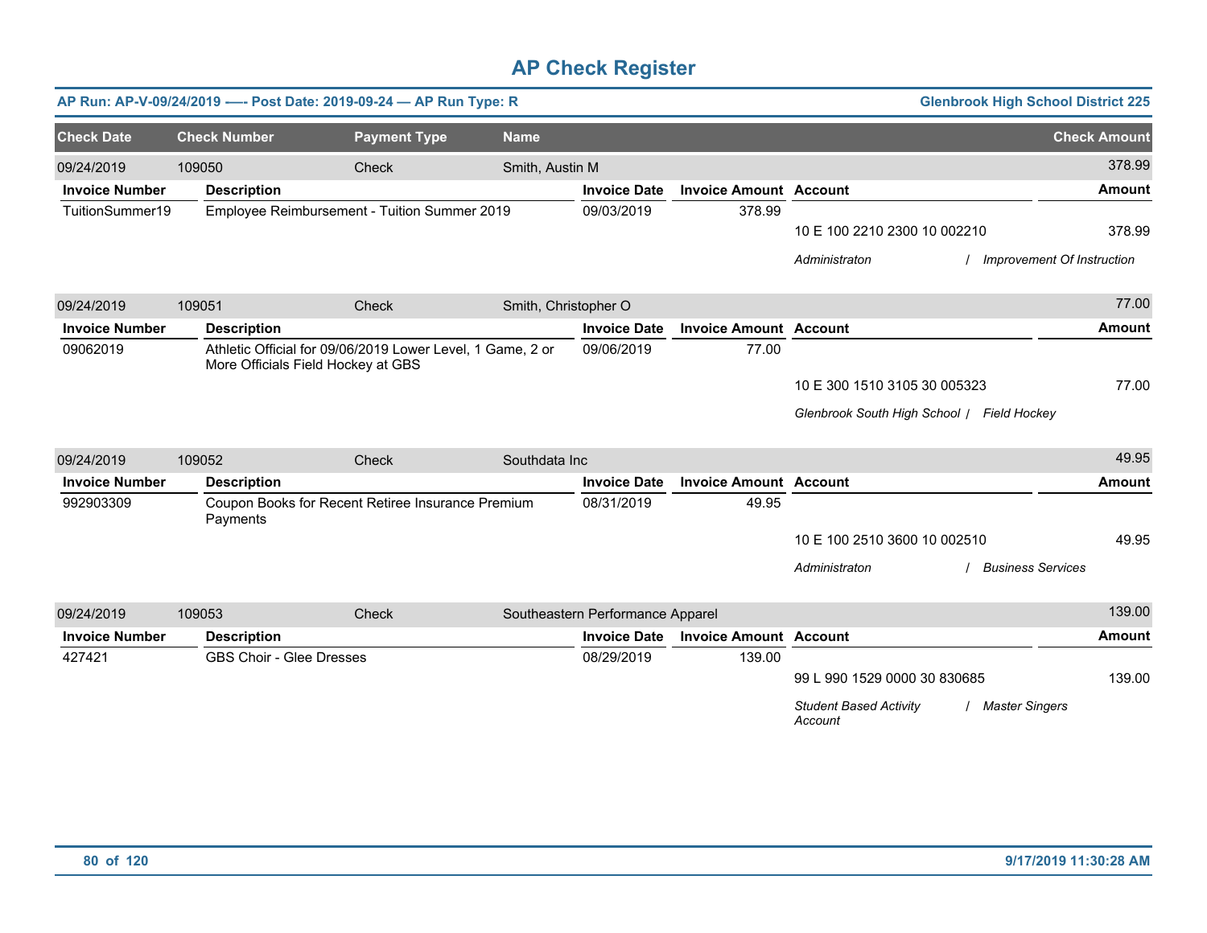# AP Check Register

**AP Run: AP-V-09/24/2019 -— Post Date: 2019-09-24 — AP Run Type: R** | **Glenbrook High School District 225**

| Check Date | Check Number | Payment Type | Name | Check Amount |
|---|---|---|---|---|
| 09/24/2019 | 109050 | Check | Smith, Austin M | 378.99 |

| Invoice Number | Description | Invoice Date | Invoice Amount | Account | Amount |
|---|---|---|---|---|---|
| TuitionSummer19 | Employee Reimbursement - Tuition Summer 2019 | 09/03/2019 | 378.99 | | |
| | | | | 10 E 100 2210 2300 10 002210 | 378.99 |
| | | | | *Administraton / Improvement Of Instruction* | |

| Check Date | Check Number | Payment Type | Name | Check Amount |
|---|---|---|---|---|
| 09/24/2019 | 109051 | Check | Smith, Christopher O | 77.00 |

| Invoice Number | Description | Invoice Date | Invoice Amount | Account | Amount |
|---|---|---|---|---|---|
| 09062019 | Athletic Official for 09/06/2019 Lower Level, 1 Game, 2 or More Officials Field Hockey at GBS | 09/06/2019 | 77.00 | | |
| | | | | 10 E 300 1510 3105 30 005323 | 77.00 |
| | | | | *Glenbrook South High School / Field Hockey* | |

| Check Date | Check Number | Payment Type | Name | Check Amount |
|---|---|---|---|---|
| 09/24/2019 | 109052 | Check | Southdata Inc | 49.95 |

| Invoice Number | Description | Invoice Date | Invoice Amount | Account | Amount |
|---|---|---|---|---|---|
| 992903309 | Coupon Books for Recent Retiree Insurance Premium Payments | 08/31/2019 | 49.95 | | |
| | | | | 10 E 100 2510 3600 10 002510 | 49.95 |
| | | | | *Administraton / Business Services* | |

| Check Date | Check Number | Payment Type | Name | Check Amount |
|---|---|---|---|---|
| 09/24/2019 | 109053 | Check | Southeastern Performance Apparel | 139.00 |

| Invoice Number | Description | Invoice Date | Invoice Amount | Account | Amount |
|---|---|---|---|---|---|
| 427421 | GBS Choir - Glee Dresses | 08/29/2019 | 139.00 | | |
| | | | | 99 L 990 1529 0000 30 830685 | 139.00 |
| | | | | *Student Based Activity Account / Master Singers* | |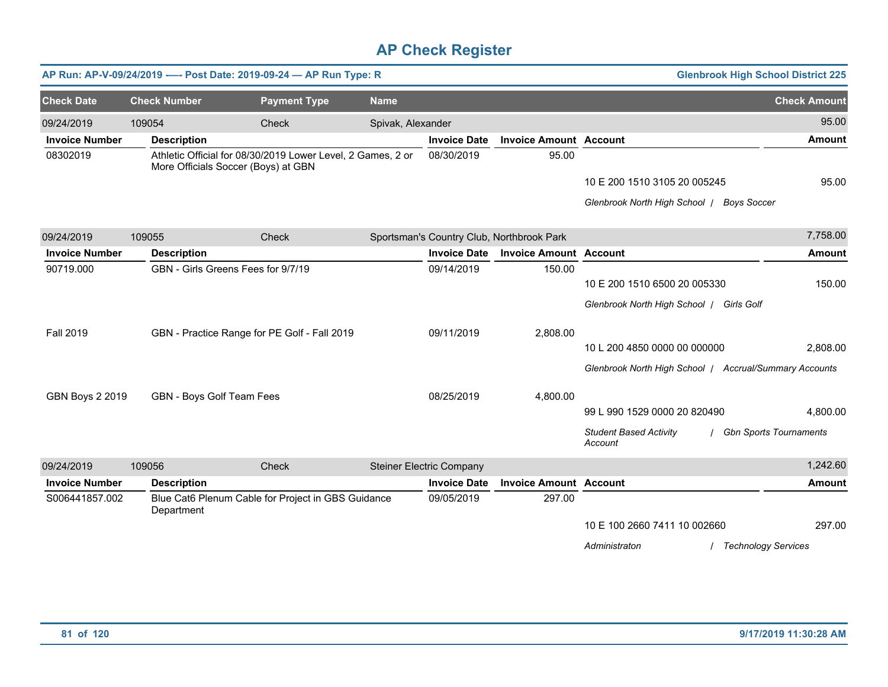# AP Check Register

**AP Run: AP-V-09/24/2019 -—- Post Date: 2019-09-24 — AP Run Type: R** **Glenbrook High School District 225**

| Check Date | Check Number | Payment Type | Name | Check Amount |
|---|---|---|---|---|
| 09/24/2019 | 109054 | Check | Spivak, Alexander | 95.00 |

| Invoice Number | Description | Invoice Date | Invoice Amount | Account | Amount |
|---|---|---|---|---|---|
| 08302019 | Athletic Official for 08/30/2019 Lower Level, 2 Games, 2 or More Officials Soccer (Boys) at GBN | 08/30/2019 | 95.00 | | |
| | | | | 10 E 200 1510 3105 20 005245 | 95.00 |
| | | | | *Glenbrook North High School / Boys Soccer* | |

| Check Date | Check Number | Payment Type | Name | Check Amount |
|---|---|---|---|---|
| 09/24/2019 | 109055 | Check | Sportsman's Country Club, Northbrook Park | 7,758.00 |

| Invoice Number | Description | Invoice Date | Invoice Amount | Account | Amount |
|---|---|---|---|---|---|
| 90719.000 | GBN - Girls Greens Fees for 9/7/19 | 09/14/2019 | 150.00 | | |
| | | | | 10 E 200 1510 6500 20 005330 | 150.00 |
| | | | | *Glenbrook North High School / Girls Golf* | |
| Fall 2019 | GBN - Practice Range for PE Golf - Fall 2019 | 09/11/2019 | 2,808.00 | | |
| | | | | 10 L 200 4850 0000 00 000000 | 2,808.00 |
| | | | | *Glenbrook North High School / Accrual/Summary Accounts* | |
| GBN Boys 2 2019 | GBN - Boys Golf Team Fees | 08/25/2019 | 4,800.00 | | |
| | | | | 99 L 990 1529 0000 20 820490 | 4,800.00 |
| | | | | *Student Based Activity Account / Gbn Sports Tournaments* | |

| Check Date | Check Number | Payment Type | Name | Check Amount |
|---|---|---|---|---|
| 09/24/2019 | 109056 | Check | Steiner Electric Company | 1,242.60 |

| Invoice Number | Description | Invoice Date | Invoice Amount | Account | Amount |
|---|---|---|---|---|---|
| S006441857.002 | Blue Cat6 Plenum Cable for Project in GBS Guidance Department | 09/05/2019 | 297.00 | | |
| | | | | 10 E 100 2660 7411 10 002660 | 297.00 |
| | | | | *Administraton / Technology Services* | |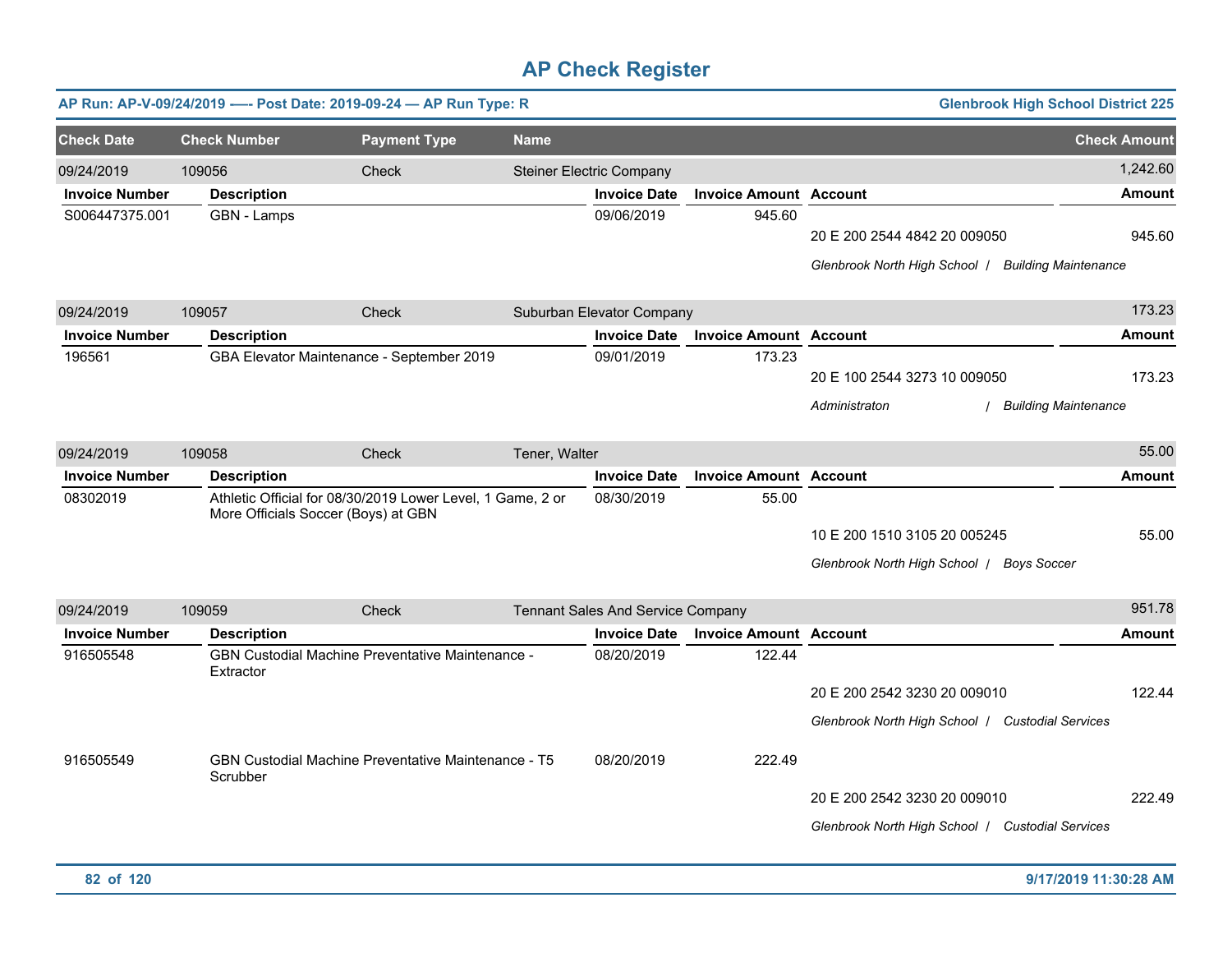# AP Check Register

**AP Run: AP-V-09/24/2019 -—- Post Date: 2019-09-24 — AP Run Type: R** | **Glenbrook High School District 225**

| Check Date | Check Number | Payment Type | Name | Check Amount |
|---|---|---|---|---|
| 09/24/2019 | 109056 | Check | Steiner Electric Company | 1,242.60 |

| Invoice Number | Description | Invoice Date | Invoice Amount | Account | Amount |
|---|---|---|---|---|---|
| S006447375.001 | GBN - Lamps | 09/06/2019 | 945.60 | | |
| | | | | 20 E 200 2544 4842 20 009050 | 945.60 |
| | | | | *Glenbrook North High School / Building Maintenance* | |

| Check Date | Check Number | Payment Type | Name | Check Amount |
|---|---|---|---|---|
| 09/24/2019 | 109057 | Check | Suburban Elevator Company | 173.23 |

| Invoice Number | Description | Invoice Date | Invoice Amount | Account | Amount |
|---|---|---|---|---|---|
| 196561 | GBA Elevator Maintenance - September 2019 | 09/01/2019 | 173.23 | | |
| | | | | 20 E 100 2544 3273 10 009050 | 173.23 |
| | | | | *Administraton / Building Maintenance* | |

| Check Date | Check Number | Payment Type | Name | Check Amount |
|---|---|---|---|---|
| 09/24/2019 | 109058 | Check | Tener, Walter | 55.00 |

| Invoice Number | Description | Invoice Date | Invoice Amount | Account | Amount |
|---|---|---|---|---|---|
| 08302019 | Athletic Official for 08/30/2019 Lower Level, 1 Game, 2 or More Officials Soccer (Boys) at GBN | 08/30/2019 | 55.00 | | |
| | | | | 10 E 200 1510 3105 20 005245 | 55.00 |
| | | | | *Glenbrook North High School / Boys Soccer* | |

| Check Date | Check Number | Payment Type | Name | Check Amount |
|---|---|---|---|---|
| 09/24/2019 | 109059 | Check | Tennant Sales And Service Company | 951.78 |

| Invoice Number | Description | Invoice Date | Invoice Amount | Account | Amount |
|---|---|---|---|---|---|
| 916505548 | GBN Custodial Machine Preventative Maintenance - Extractor | 08/20/2019 | 122.44 | | |
| | | | | 20 E 200 2542 3230 20 009010 | 122.44 |
| | | | | *Glenbrook North High School / Custodial Services* | |
| 916505549 | GBN Custodial Machine Preventative Maintenance - T5 Scrubber | 08/20/2019 | 222.49 | | |
| | | | | 20 E 200 2542 3230 20 009010 | 222.49 |
| | | | | *Glenbrook North High School / Custodial Services* | |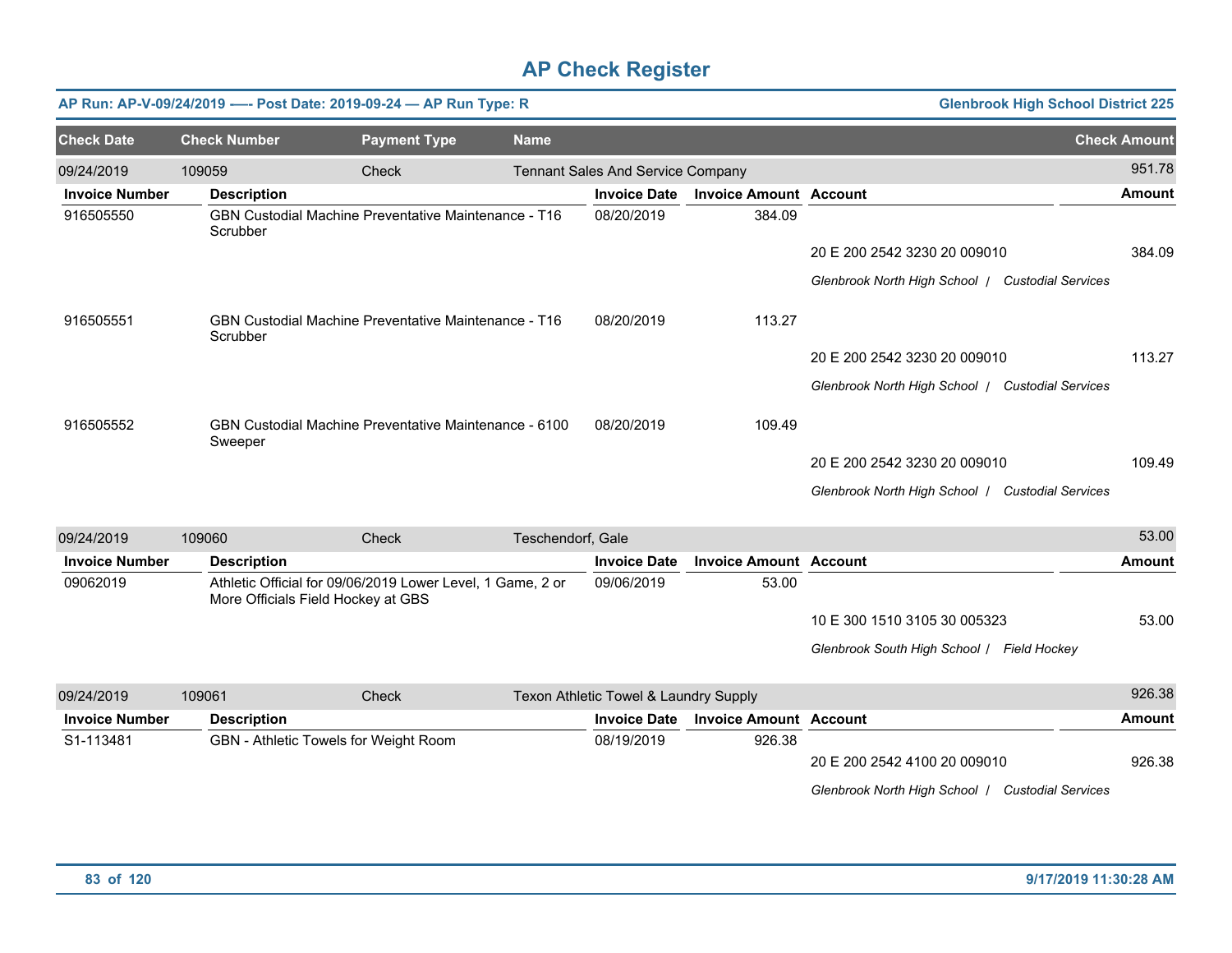# AP Check Register

**AP Run: AP-V-09/24/2019 —- Post Date: 2019-09-24 — AP Run Type: R** | **Glenbrook High School District 225**

| Check Date | Check Number | Payment Type | Name | Check Amount |
|---|---|---|---|---|
| 09/24/2019 | 109059 | Check | Tennant Sales And Service Company | 951.78 |

| Invoice Number | Description | Invoice Date | Invoice Amount | Account | Amount |
|---|---|---|---|---|---|
| 916505550 | GBN Custodial Machine Preventative Maintenance - T16 Scrubber | 08/20/2019 | 384.09 | | |
| | | | | 20 E 200 2542 3230 20 009010 | 384.09 |
| | | | | *Glenbrook North High School / Custodial Services* | |
| 916505551 | GBN Custodial Machine Preventative Maintenance - T16 Scrubber | 08/20/2019 | 113.27 | | |
| | | | | 20 E 200 2542 3230 20 009010 | 113.27 |
| | | | | *Glenbrook North High School / Custodial Services* | |
| 916505552 | GBN Custodial Machine Preventative Maintenance - 6100 Sweeper | 08/20/2019 | 109.49 | | |
| | | | | 20 E 200 2542 3230 20 009010 | 109.49 |
| | | | | *Glenbrook North High School / Custodial Services* | |

| Check Date | Check Number | Payment Type | Name | Check Amount |
|---|---|---|---|---|
| 09/24/2019 | 109060 | Check | Teschendorf, Gale | 53.00 |

| Invoice Number | Description | Invoice Date | Invoice Amount | Account | Amount |
|---|---|---|---|---|---|
| 09062019 | Athletic Official for 09/06/2019 Lower Level, 1 Game, 2 or More Officials Field Hockey at GBS | 09/06/2019 | 53.00 | | |
| | | | | 10 E 300 1510 3105 30 005323 | 53.00 |
| | | | | *Glenbrook South High School / Field Hockey* | |

| Check Date | Check Number | Payment Type | Name | Check Amount |
|---|---|---|---|---|
| 09/24/2019 | 109061 | Check | Texon Athletic Towel & Laundry Supply | 926.38 |

| Invoice Number | Description | Invoice Date | Invoice Amount | Account | Amount |
|---|---|---|---|---|---|
| S1-113481 | GBN - Athletic Towels for Weight Room | 08/19/2019 | 926.38 | | |
| | | | | 20 E 200 2542 4100 20 009010 | 926.38 |
| | | | | *Glenbrook North High School / Custodial Services* | |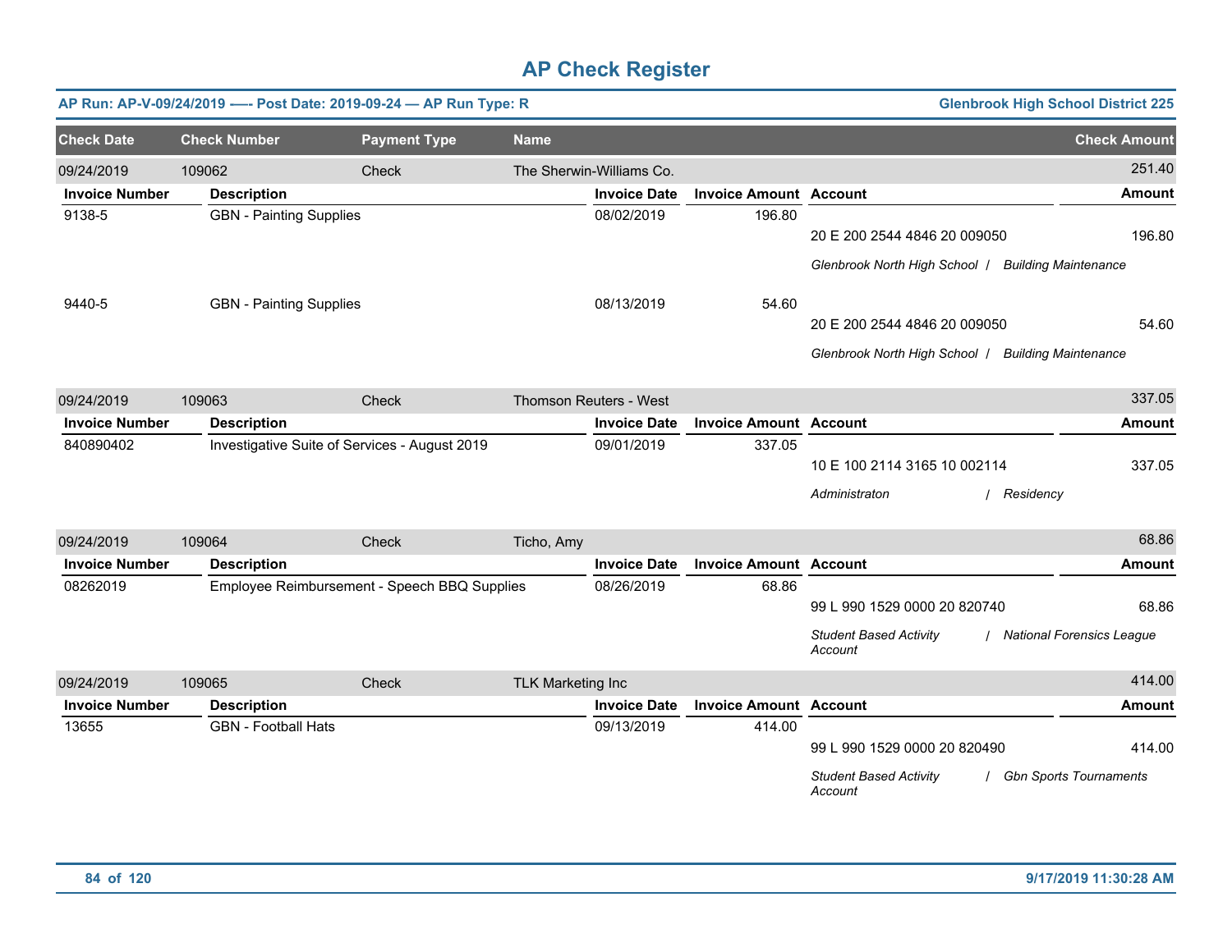# AP Check Register

**AP Run: AP-V-09/24/2019 -—- Post Date: 2019-09-24 — AP Run Type: R** | **Glenbrook High School District 225**

| Check Date | Check Number | Payment Type | Name | Check Amount |
|---|---|---|---|---|
| 09/24/2019 | 109062 | Check | The Sherwin-Williams Co. | 251.40 |

| Invoice Number | Description | Invoice Date | Invoice Amount | Account | Amount |
|---|---|---|---|---|---|
| 9138-5 | GBN - Painting Supplies | 08/02/2019 | 196.80 | 20 E 200 2544 4846 20 009050 | 196.80 |
| | | | | *Glenbrook North High School / Building Maintenance* | |
| 9440-5 | GBN - Painting Supplies | 08/13/2019 | 54.60 | 20 E 200 2544 4846 20 009050 | 54.60 |
| | | | | *Glenbrook North High School / Building Maintenance* | |

| Check Date | Check Number | Payment Type | Name | Check Amount |
|---|---|---|---|---|
| 09/24/2019 | 109063 | Check | Thomson Reuters - West | 337.05 |

| Invoice Number | Description | Invoice Date | Invoice Amount | Account | Amount |
|---|---|---|---|---|---|
| 840890402 | Investigative Suite of Services - August 2019 | 09/01/2019 | 337.05 | 10 E 100 2114 3165 10 002114 | 337.05 |
| | | | | *Administraton / Residency* | |

| Check Date | Check Number | Payment Type | Name | Check Amount |
|---|---|---|---|---|
| 09/24/2019 | 109064 | Check | Ticho, Amy | 68.86 |

| Invoice Number | Description | Invoice Date | Invoice Amount | Account | Amount |
|---|---|---|---|---|---|
| 08262019 | Employee Reimbursement - Speech BBQ Supplies | 08/26/2019 | 68.86 | 99 L 990 1529 0000 20 820740 | 68.86 |
| | | | | *Student Based Activity Account / National Forensics League* | |

| Check Date | Check Number | Payment Type | Name | Check Amount |
|---|---|---|---|---|
| 09/24/2019 | 109065 | Check | TLK Marketing Inc | 414.00 |

| Invoice Number | Description | Invoice Date | Invoice Amount | Account | Amount |
|---|---|---|---|---|---|
| 13655 | GBN - Football Hats | 09/13/2019 | 414.00 | 99 L 990 1529 0000 20 820490 | 414.00 |
| | | | | *Student Based Activity Account / Gbn Sports Tournaments* | |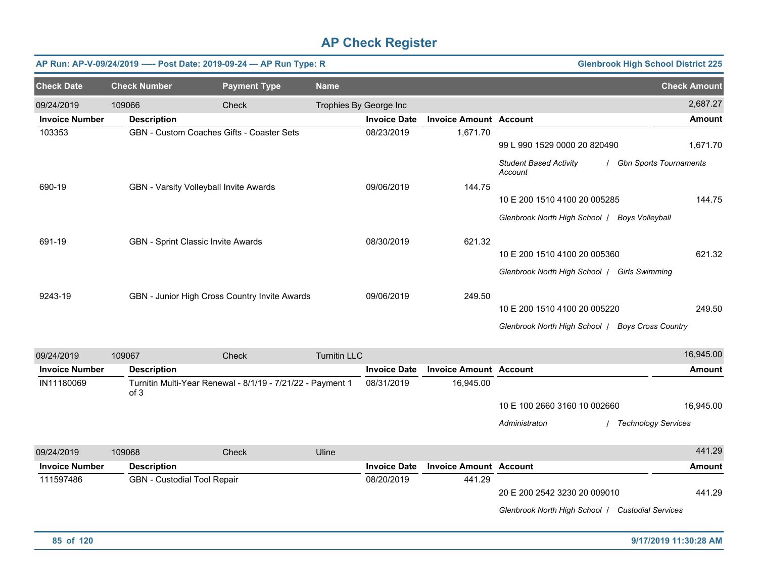# AP Check Register

**AP Run: AP-V-09/24/2019 —- Post Date: 2019-09-24 — AP Run Type: R** — **Glenbrook High School District 225**

| Check Date | Check Number | Payment Type | Name | Check Amount |
|---|---|---|---|---|
| 09/24/2019 | 109066 | Check | Trophies By George Inc | 2,687.27 |

| Invoice Number | Description | Invoice Date | Invoice Amount | Account | Amount |
|---|---|---|---|---|---|
| 103353 | GBN - Custom Coaches Gifts - Coaster Sets | 08/23/2019 | 1,671.70 | 99 L 990 1529 0000 20 820490 | 1,671.70 |
| | | | | *Student Based Activity Account / Gbn Sports Tournaments* | |
| 690-19 | GBN - Varsity Volleyball Invite Awards | 09/06/2019 | 144.75 | 10 E 200 1510 4100 20 005285 | 144.75 |
| | | | | *Glenbrook North High School / Boys Volleyball* | |
| 691-19 | GBN - Sprint Classic Invite Awards | 08/30/2019 | 621.32 | 10 E 200 1510 4100 20 005360 | 621.32 |
| | | | | *Glenbrook North High School / Girls Swimming* | |
| 9243-19 | GBN - Junior High Cross Country Invite Awards | 09/06/2019 | 249.50 | 10 E 200 1510 4100 20 005220 | 249.50 |
| | | | | *Glenbrook North High School / Boys Cross Country* | |

| Check Date | Check Number | Payment Type | Name | Check Amount |
|---|---|---|---|---|
| 09/24/2019 | 109067 | Check | Turnitin LLC | 16,945.00 |

| Invoice Number | Description | Invoice Date | Invoice Amount | Account | Amount |
|---|---|---|---|---|---|
| IN11180069 | Turnitin Multi-Year Renewal - 8/1/19 - 7/21/22 - Payment 1 of 3 | 08/31/2019 | 16,945.00 | 10 E 100 2660 3160 10 002660 | 16,945.00 |
| | | | | *Administraton / Technology Services* | |

| Check Date | Check Number | Payment Type | Name | Check Amount |
|---|---|---|---|---|
| 09/24/2019 | 109068 | Check | Uline | 441.29 |

| Invoice Number | Description | Invoice Date | Invoice Amount | Account | Amount |
|---|---|---|---|---|---|
| 111597486 | GBN - Custodial Tool Repair | 08/20/2019 | 441.29 | 20 E 200 2542 3230 20 009010 | 441.29 |
| | | | | *Glenbrook North High School / Custodial Services* | |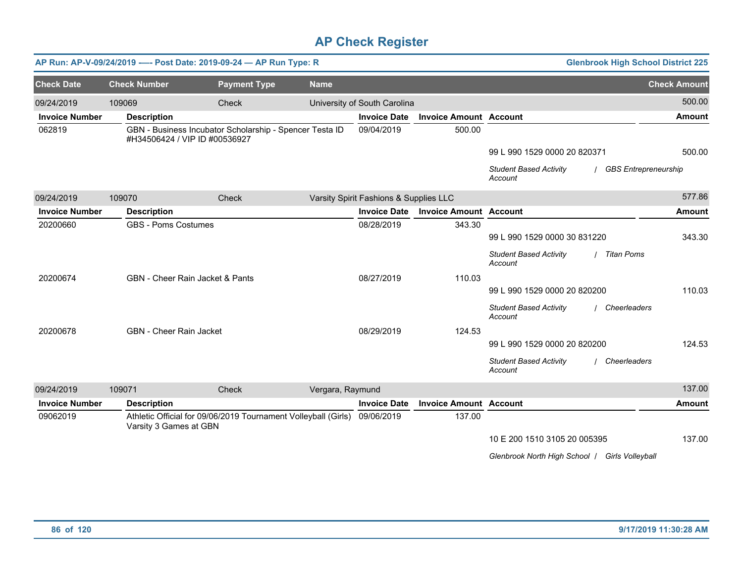# AP Check Register

**AP Run: AP-V-09/24/2019 —- Post Date: 2019-09-24 — AP Run Type: R** | **Glenbrook High School District 225**

| Check Date | Check Number | Payment Type | Name | Check Amount |
|---|---|---|---|---|
| 09/24/2019 | 109069 | Check | University of South Carolina | 500.00 |

| Invoice Number | Description | Invoice Date | Invoice Amount | Account | Amount |
|---|---|---|---|---|---|
| 062819 | GBN - Business Incubator Scholarship - Spencer Testa ID #H34506424 / VIP ID #00536927 | 09/04/2019 | 500.00 | | |
| | | | | 99 L 990 1529 0000 20 820371 | 500.00 |
| | | | | *Student Based Activity Account / GBS Entrepreneurship* | |

| Check Date | Check Number | Payment Type | Name | Check Amount |
|---|---|---|---|---|
| 09/24/2019 | 109070 | Check | Varsity Spirit Fashions & Supplies LLC | 577.86 |

| Invoice Number | Description | Invoice Date | Invoice Amount | Account | Amount |
|---|---|---|---|---|---|
| 20200660 | GBS - Poms Costumes | 08/28/2019 | 343.30 | | |
| | | | | 99 L 990 1529 0000 30 831220 | 343.30 |
| | | | | *Student Based Activity Account / Titan Poms* | |
| 20200674 | GBN - Cheer Rain Jacket & Pants | 08/27/2019 | 110.03 | | |
| | | | | 99 L 990 1529 0000 20 820200 | 110.03 |
| | | | | *Student Based Activity Account / Cheerleaders* | |
| 20200678 | GBN - Cheer Rain Jacket | 08/29/2019 | 124.53 | | |
| | | | | 99 L 990 1529 0000 20 820200 | 124.53 |
| | | | | *Student Based Activity Account / Cheerleaders* | |

| Check Date | Check Number | Payment Type | Name | Check Amount |
|---|---|---|---|---|
| 09/24/2019 | 109071 | Check | Vergara, Raymund | 137.00 |

| Invoice Number | Description | Invoice Date | Invoice Amount | Account | Amount |
|---|---|---|---|---|---|
| 09062019 | Athletic Official for 09/06/2019 Tournament Volleyball (Girls) Varsity 3 Games at GBN | 09/06/2019 | 137.00 | | |
| | | | | 10 E 200 1510 3105 20 005395 | 137.00 |
| | | | | *Glenbrook North High School / Girls Volleyball* | |

9/17/2019 11:30:28 AM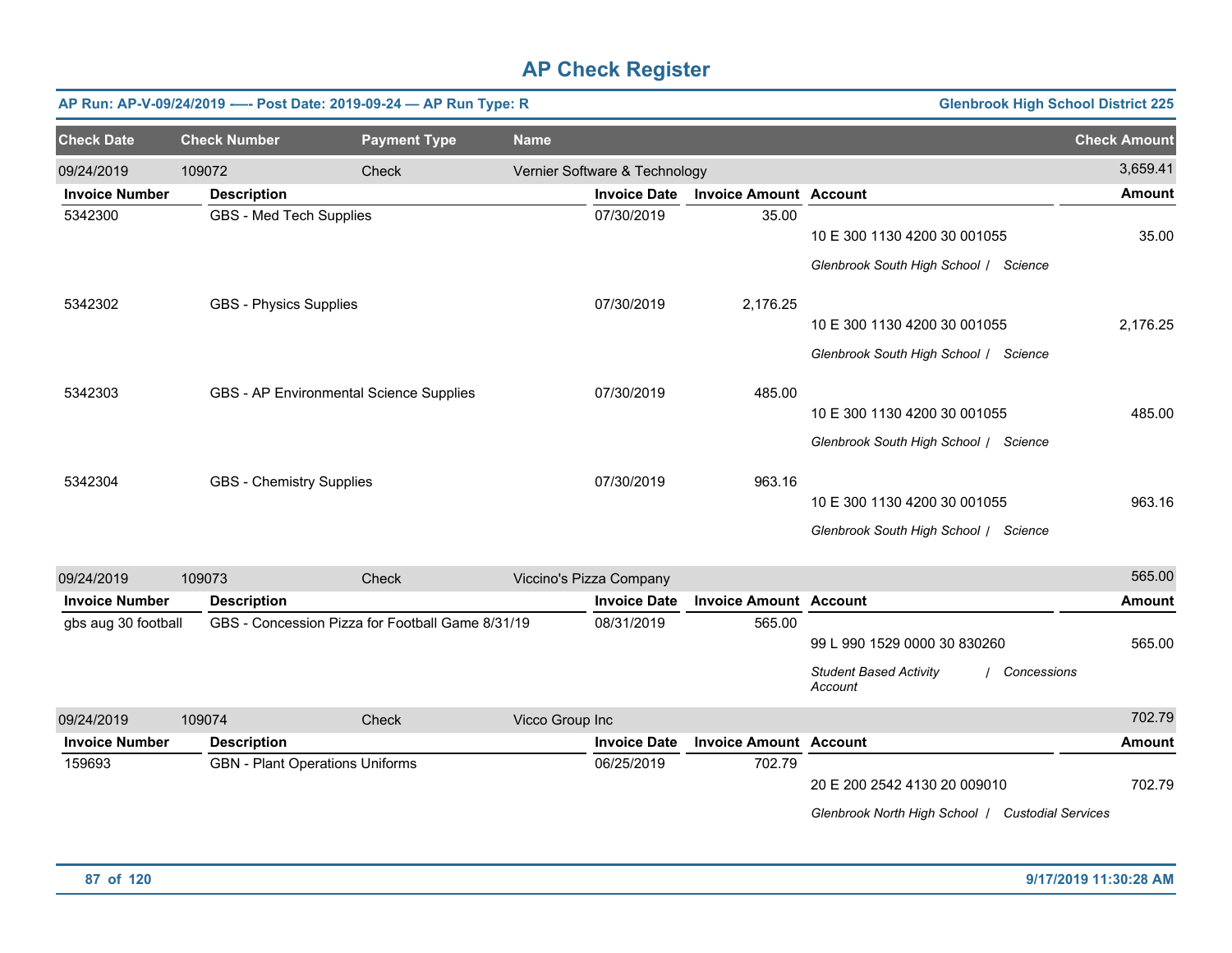# AP Check Register

**AP Run: AP-V-09/24/2019 -—- Post Date: 2019-09-24 — AP Run Type: R** | **Glenbrook High School District 225**

| Check Date | Check Number | Payment Type | Name | Check Amount |
|---|---|---|---|---|
| 09/24/2019 | 109072 | Check | Vernier Software & Technology | 3,659.41 |

| Invoice Number | Description | Invoice Date | Invoice Amount | Account | Amount |
|---|---|---|---|---|---|
| 5342300 | GBS - Med Tech Supplies | 07/30/2019 | 35.00 | 10 E 300 1130 4200 30 001055 | 35.00 |
| | | | | *Glenbrook South High School / Science* | |
| 5342302 | GBS - Physics Supplies | 07/30/2019 | 2,176.25 | 10 E 300 1130 4200 30 001055 | 2,176.25 |
| | | | | *Glenbrook South High School / Science* | |
| 5342303 | GBS - AP Environmental Science Supplies | 07/30/2019 | 485.00 | 10 E 300 1130 4200 30 001055 | 485.00 |
| | | | | *Glenbrook South High School / Science* | |
| 5342304 | GBS - Chemistry Supplies | 07/30/2019 | 963.16 | 10 E 300 1130 4200 30 001055 | 963.16 |
| | | | | *Glenbrook South High School / Science* | |

| Check Date | Check Number | Payment Type | Name | Check Amount |
|---|---|---|---|---|
| 09/24/2019 | 109073 | Check | Viccino's Pizza Company | 565.00 |

| Invoice Number | Description | Invoice Date | Invoice Amount | Account | Amount |
|---|---|---|---|---|---|
| gbs aug 30 football | GBS - Concession Pizza for Football Game 8/31/19 | 08/31/2019 | 565.00 | 99 L 990 1529 0000 30 830260 | 565.00 |
| | | | | *Student Based Activity Account / Concessions* | |

| Check Date | Check Number | Payment Type | Name | Check Amount |
|---|---|---|---|---|
| 09/24/2019 | 109074 | Check | Vicco Group Inc | 702.79 |

| Invoice Number | Description | Invoice Date | Invoice Amount | Account | Amount |
|---|---|---|---|---|---|
| 159693 | GBN - Plant Operations Uniforms | 06/25/2019 | 702.79 | 20 E 200 2542 4130 20 009010 | 702.79 |
| | | | | *Glenbrook North High School / Custodial Services* | |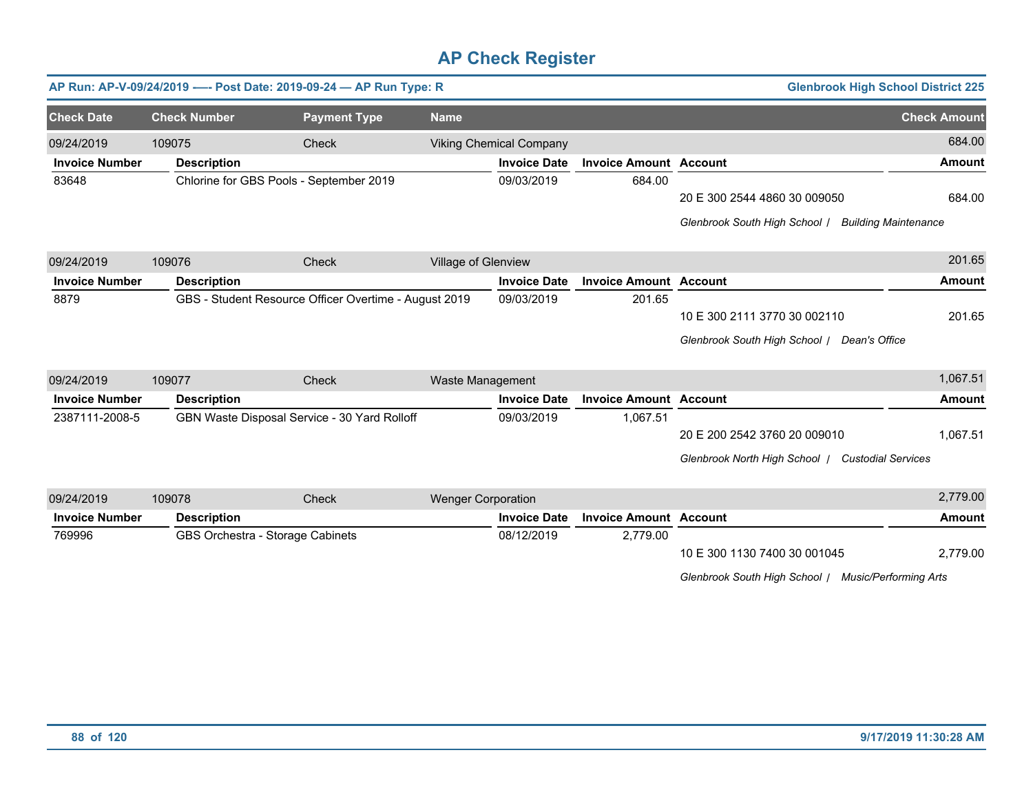# AP Check Register

**AP Run: AP-V-09/24/2019 —- Post Date: 2019-09-24 — AP Run Type: R** | **Glenbrook High School District 225**

| Check Date | Check Number | Payment Type | Name | Check Amount |
|---|---|---|---|---|
| 09/24/2019 | 109075 | Check | Viking Chemical Company | 684.00 |

| Invoice Number | Description | Invoice Date | Invoice Amount | Account | Amount |
|---|---|---|---|---|---|
| 83648 | Chlorine for GBS Pools - September 2019 | 09/03/2019 | 684.00 | | |
| | | | | 20 E 300 2544 4860 30 009050 | 684.00 |
| | | | | *Glenbrook South High School / Building Maintenance* | |

| Check Date | Check Number | Payment Type | Name | Check Amount |
|---|---|---|---|---|
| 09/24/2019 | 109076 | Check | Village of Glenview | 201.65 |

| Invoice Number | Description | Invoice Date | Invoice Amount | Account | Amount |
|---|---|---|---|---|---|
| 8879 | GBS - Student Resource Officer Overtime - August 2019 | 09/03/2019 | 201.65 | | |
| | | | | 10 E 300 2111 3770 30 002110 | 201.65 |
| | | | | *Glenbrook South High School / Dean's Office* | |

| Check Date | Check Number | Payment Type | Name | Check Amount |
|---|---|---|---|---|
| 09/24/2019 | 109077 | Check | Waste Management | 1,067.51 |

| Invoice Number | Description | Invoice Date | Invoice Amount | Account | Amount |
|---|---|---|---|---|---|
| 2387111-2008-5 | GBN Waste Disposal Service - 30 Yard Rolloff | 09/03/2019 | 1,067.51 | | |
| | | | | 20 E 200 2542 3760 20 009010 | 1,067.51 |
| | | | | *Glenbrook North High School / Custodial Services* | |

| Check Date | Check Number | Payment Type | Name | Check Amount |
|---|---|---|---|---|
| 09/24/2019 | 109078 | Check | Wenger Corporation | 2,779.00 |

| Invoice Number | Description | Invoice Date | Invoice Amount | Account | Amount |
|---|---|---|---|---|---|
| 769996 | GBS Orchestra - Storage Cabinets | 08/12/2019 | 2,779.00 | | |
| | | | | 10 E 300 1130 7400 30 001045 | 2,779.00 |
| | | | | *Glenbrook South High School / Music/Performing Arts* | |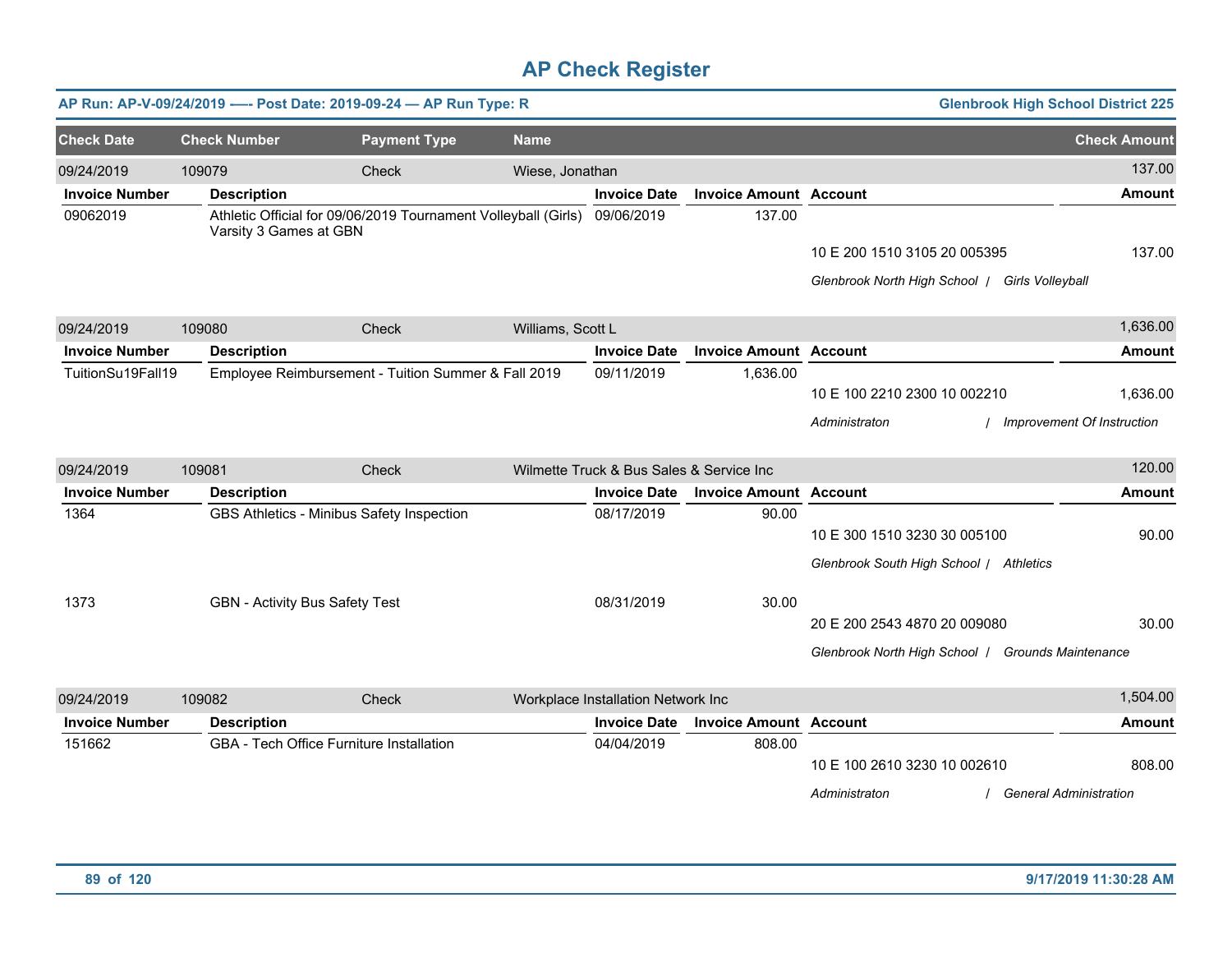# AP Check Register

**AP Run: AP-V-09/24/2019 —- Post Date: 2019-09-24 — AP Run Type: R** | **Glenbrook High School District 225**

| Check Date | Check Number | Payment Type | Name | Check Amount |
|---|---|---|---|---|
| 09/24/2019 | 109079 | Check | Wiese, Jonathan | 137.00 |

| Invoice Number | Description | Invoice Date | Invoice Amount | Account | Amount |
|---|---|---|---|---|---|
| 09062019 | Athletic Official for 09/06/2019 Tournament Volleyball (Girls) Varsity 3 Games at GBN | 09/06/2019 | 137.00 | | |
| | | | | 10 E 200 1510 3105 20 005395 | 137.00 |
| | | | | *Glenbrook North High School / Girls Volleyball* | |

| Check Date | Check Number | Payment Type | Name | Check Amount |
|---|---|---|---|---|
| 09/24/2019 | 109080 | Check | Williams, Scott L | 1,636.00 |

| Invoice Number | Description | Invoice Date | Invoice Amount | Account | Amount |
|---|---|---|---|---|---|
| TuitionSu19Fall19 | Employee Reimbursement - Tuition Summer & Fall 2019 | 09/11/2019 | 1,636.00 | | |
| | | | | 10 E 100 2210 2300 10 002210 | 1,636.00 |
| | | | | *Administraton / Improvement Of Instruction* | |

| Check Date | Check Number | Payment Type | Name | Check Amount |
|---|---|---|---|---|
| 09/24/2019 | 109081 | Check | Wilmette Truck & Bus Sales & Service Inc | 120.00 |

| Invoice Number | Description | Invoice Date | Invoice Amount | Account | Amount |
|---|---|---|---|---|---|
| 1364 | GBS Athletics - Minibus Safety Inspection | 08/17/2019 | 90.00 | | |
| | | | | 10 E 300 1510 3230 30 005100 | 90.00 |
| | | | | *Glenbrook South High School / Athletics* | |
| 1373 | GBN - Activity Bus Safety Test | 08/31/2019 | 30.00 | | |
| | | | | 20 E 200 2543 4870 20 009080 | 30.00 |
| | | | | *Glenbrook North High School / Grounds Maintenance* | |

| Check Date | Check Number | Payment Type | Name | Check Amount |
|---|---|---|---|---|
| 09/24/2019 | 109082 | Check | Workplace Installation Network Inc | 1,504.00 |

| Invoice Number | Description | Invoice Date | Invoice Amount | Account | Amount |
|---|---|---|---|---|---|
| 151662 | GBA - Tech Office Furniture Installation | 04/04/2019 | 808.00 | | |
| | | | | 10 E 100 2610 3230 10 002610 | 808.00 |
| | | | | *Administraton / General Administration* | |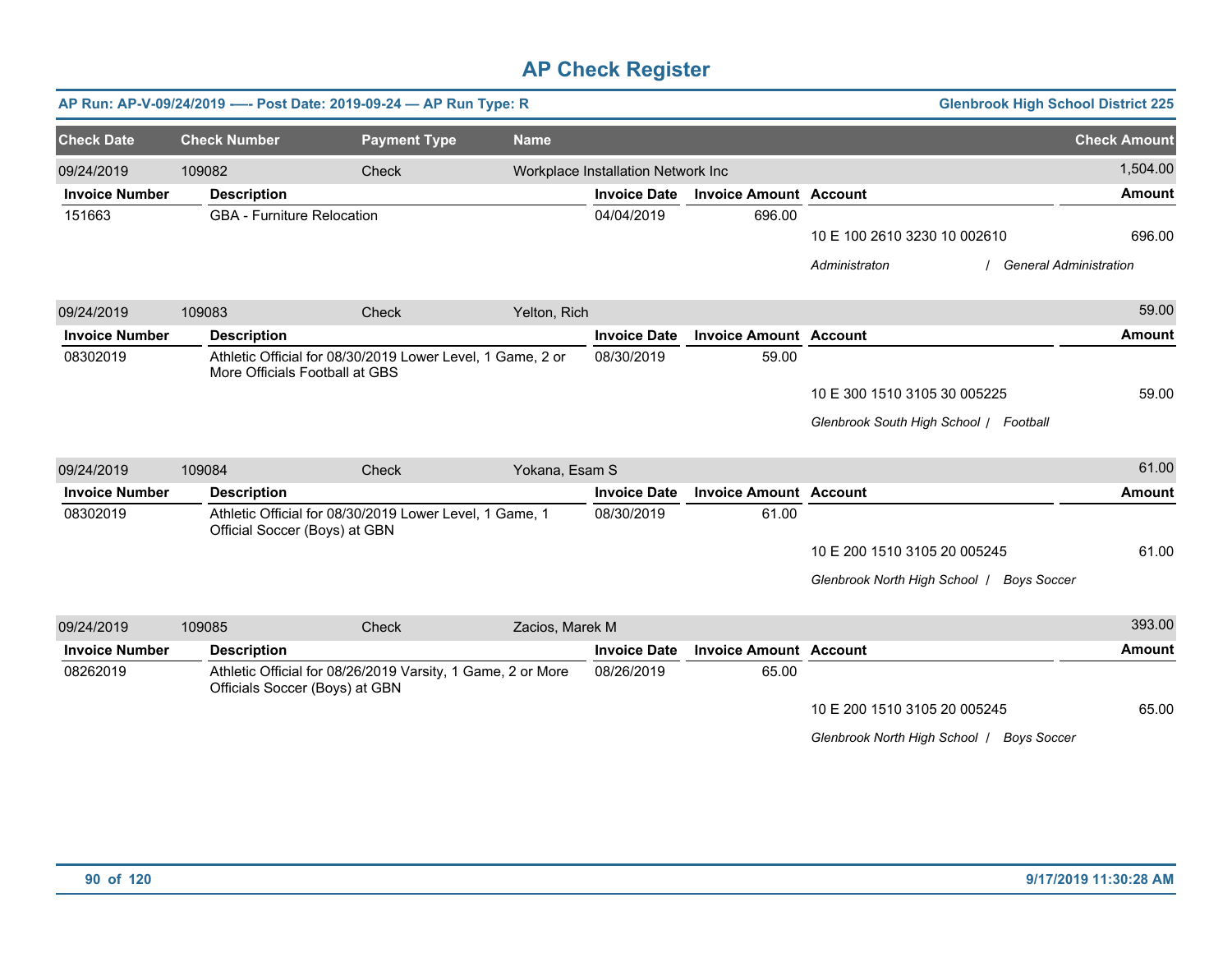# AP Check Register

**AP Run: AP-V-09/24/2019 —- Post Date: 2019-09-24 — AP Run Type: R** | **Glenbrook High School District 225**

| Check Date | Check Number | Payment Type | Name | Check Amount |
|---|---|---|---|---|
| 09/24/2019 | 109082 | Check | Workplace Installation Network Inc | 1,504.00 |

| Invoice Number | Description | Invoice Date | Invoice Amount | Account | Amount |
|---|---|---|---|---|---|
| 151663 | GBA - Furniture Relocation | 04/04/2019 | 696.00 | | |
| | | | | 10 E 100 2610 3230 10 002610 | 696.00 |
| | | | | *Administraton / General Administration* | |

| Check Date | Check Number | Payment Type | Name | Check Amount |
|---|---|---|---|---|
| 09/24/2019 | 109083 | Check | Yelton, Rich | 59.00 |

| Invoice Number | Description | Invoice Date | Invoice Amount | Account | Amount |
|---|---|---|---|---|---|
| 08302019 | Athletic Official for 08/30/2019 Lower Level, 1 Game, 2 or More Officials Football at GBS | 08/30/2019 | 59.00 | | |
| | | | | 10 E 300 1510 3105 30 005225 | 59.00 |
| | | | | *Glenbrook South High School / Football* | |

| Check Date | Check Number | Payment Type | Name | Check Amount |
|---|---|---|---|---|
| 09/24/2019 | 109084 | Check | Yokana, Esam S | 61.00 |

| Invoice Number | Description | Invoice Date | Invoice Amount | Account | Amount |
|---|---|---|---|---|---|
| 08302019 | Athletic Official for 08/30/2019 Lower Level, 1 Game, 1 Official Soccer (Boys) at GBN | 08/30/2019 | 61.00 | | |
| | | | | 10 E 200 1510 3105 20 005245 | 61.00 |
| | | | | *Glenbrook North High School / Boys Soccer* | |

| Check Date | Check Number | Payment Type | Name | Check Amount |
|---|---|---|---|---|
| 09/24/2019 | 109085 | Check | Zacios, Marek M | 393.00 |

| Invoice Number | Description | Invoice Date | Invoice Amount | Account | Amount |
|---|---|---|---|---|---|
| 08262019 | Athletic Official for 08/26/2019 Varsity, 1 Game, 2 or More Officials Soccer (Boys) at GBN | 08/26/2019 | 65.00 | | |
| | | | | 10 E 200 1510 3105 20 005245 | 65.00 |
| | | | | *Glenbrook North High School / Boys Soccer* | |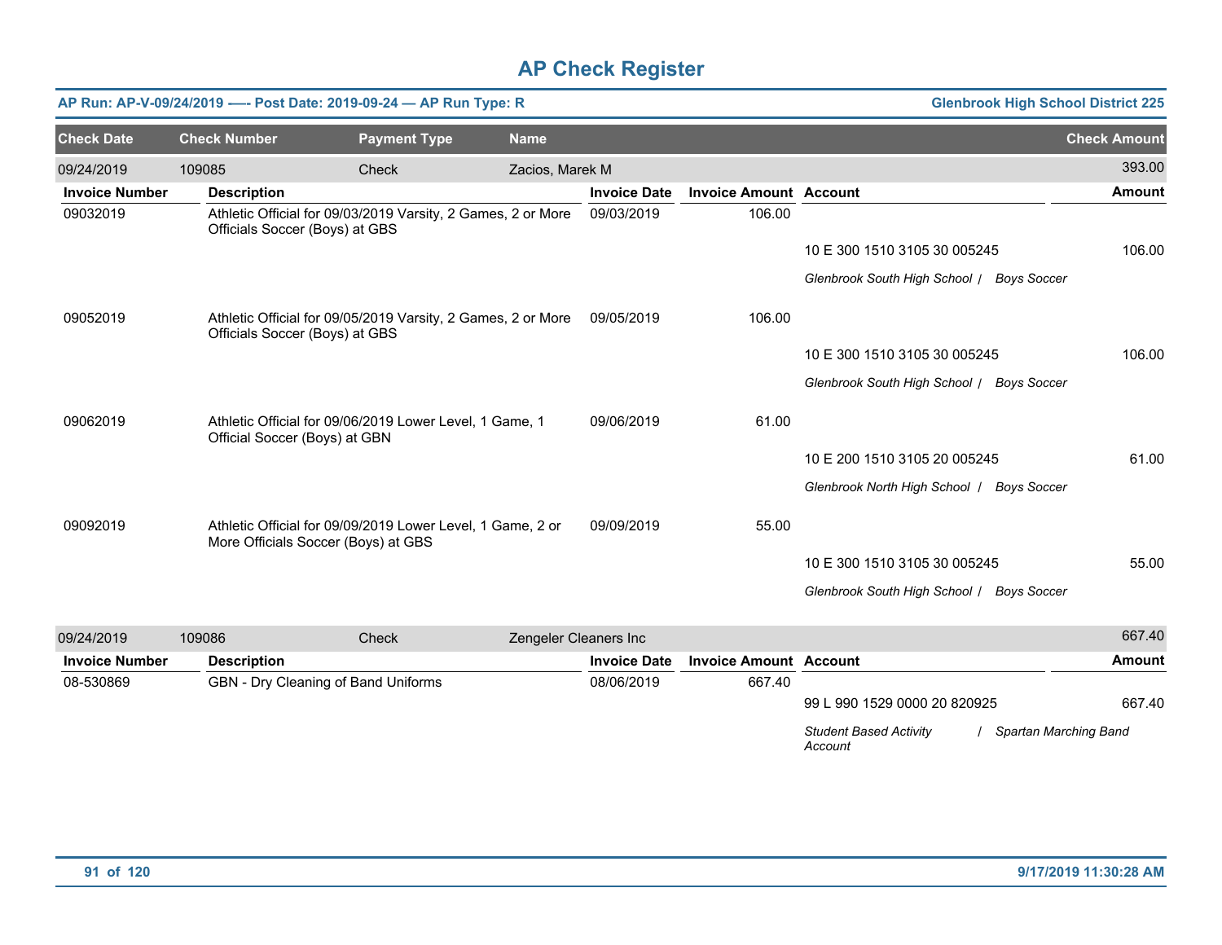# AP Check Register

**AP Run: AP-V-09/24/2019 —- Post Date: 2019-09-24 — AP Run Type: R** | **Glenbrook High School District 225**

| Check Date | Check Number | Payment Type | Name | Check Amount |
|---|---|---|---|---|
| 09/24/2019 | 109085 | Check | Zacios, Marek M | 393.00 |

| Invoice Number | Description | Invoice Date | Invoice Amount | Account | Amount |
|---|---|---|---|---|---|
| 09032019 | Athletic Official for 09/03/2019 Varsity, 2 Games, 2 or More Officials Soccer (Boys) at GBS | 09/03/2019 | 106.00 | | |
| | | | | 10 E 300 1510 3105 30 005245 | 106.00 |
| | | | | *Glenbrook South High School / Boys Soccer* | |
| 09052019 | Athletic Official for 09/05/2019 Varsity, 2 Games, 2 or More Officials Soccer (Boys) at GBS | 09/05/2019 | 106.00 | | |
| | | | | 10 E 300 1510 3105 30 005245 | 106.00 |
| | | | | *Glenbrook South High School / Boys Soccer* | |
| 09062019 | Athletic Official for 09/06/2019 Lower Level, 1 Game, 1 Official Soccer (Boys) at GBN | 09/06/2019 | 61.00 | | |
| | | | | 10 E 200 1510 3105 20 005245 | 61.00 |
| | | | | *Glenbrook North High School / Boys Soccer* | |
| 09092019 | Athletic Official for 09/09/2019 Lower Level, 1 Game, 2 or More Officials Soccer (Boys) at GBS | 09/09/2019 | 55.00 | | |
| | | | | 10 E 300 1510 3105 30 005245 | 55.00 |
| | | | | *Glenbrook South High School / Boys Soccer* | |

| Check Date | Check Number | Payment Type | Name | Check Amount |
|---|---|---|---|---|
| 09/24/2019 | 109086 | Check | Zengeler Cleaners Inc | 667.40 |

| Invoice Number | Description | Invoice Date | Invoice Amount | Account | Amount |
|---|---|---|---|---|---|
| 08-530869 | GBN - Dry Cleaning of Band Uniforms | 08/06/2019 | 667.40 | | |
| | | | | 99 L 990 1529 0000 20 820925 | 667.40 |
| | | | | *Student Based Activity Account / Spartan Marching Band* | |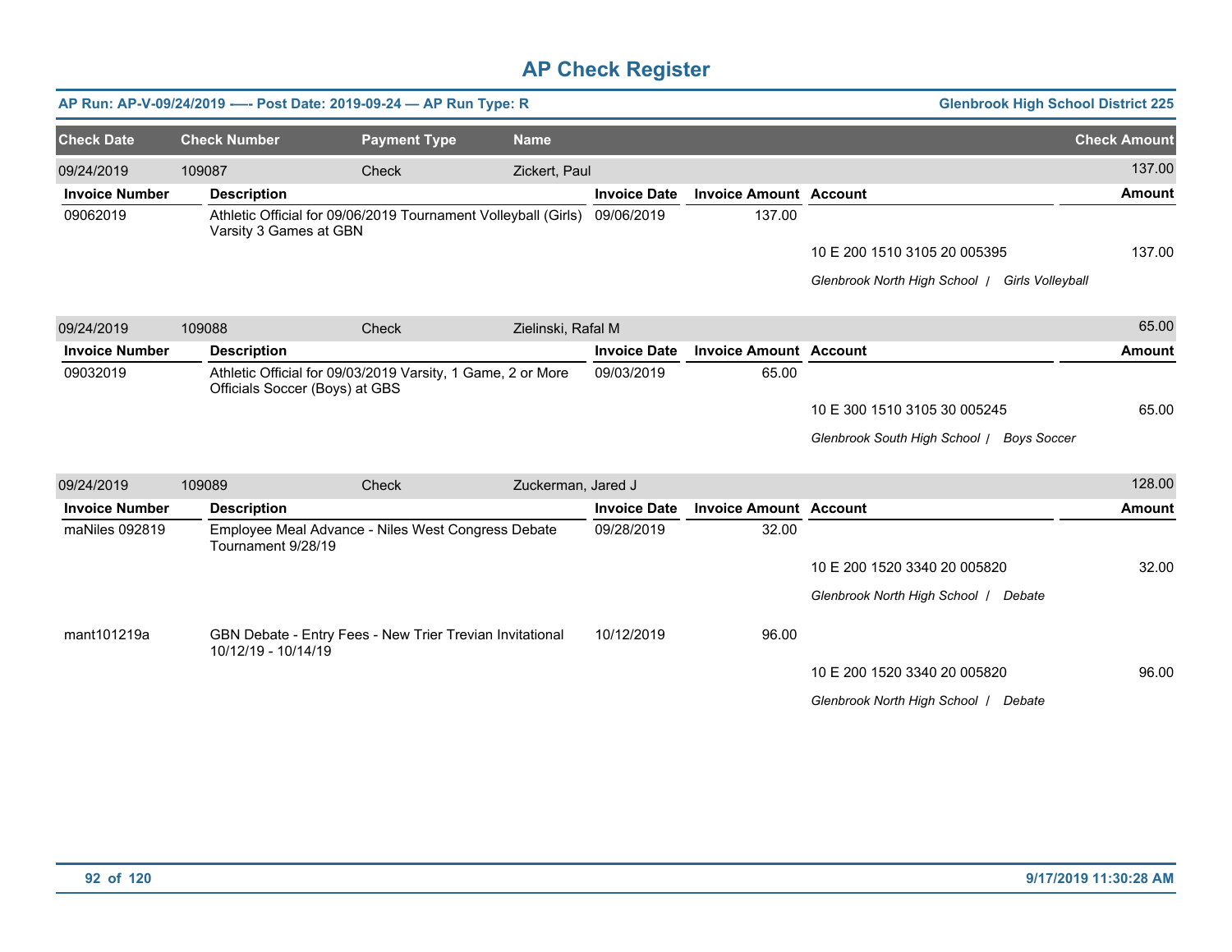# AP Check Register

**AP Run: AP-V-09/24/2019 -—- Post Date: 2019-09-24 — AP Run Type: R** | **Glenbrook High School District 225**

| Check Date | Check Number | Payment Type | Name | Check Amount |
|---|---|---|---|---|
| 09/24/2019 | 109087 | Check | Zickert, Paul | 137.00 |

| Invoice Number | Description | Invoice Date | Invoice Amount | Account | Amount |
|---|---|---|---|---|---|
| 09062019 | Athletic Official for 09/06/2019 Tournament Volleyball (Girls) Varsity 3 Games at GBN | 09/06/2019 | 137.00 | | |
| | | | | 10 E 200 1510 3105 20 005395 | 137.00 |
| | | | | *Glenbrook North High School / Girls Volleyball* | |

| Check Date | Check Number | Payment Type | Name | Check Amount |
|---|---|---|---|---|
| 09/24/2019 | 109088 | Check | Zielinski, Rafal M | 65.00 |

| Invoice Number | Description | Invoice Date | Invoice Amount | Account | Amount |
|---|---|---|---|---|---|
| 09032019 | Athletic Official for 09/03/2019 Varsity, 1 Game, 2 or More Officials Soccer (Boys) at GBS | 09/03/2019 | 65.00 | | |
| | | | | 10 E 300 1510 3105 30 005245 | 65.00 |
| | | | | *Glenbrook South High School / Boys Soccer* | |

| Check Date | Check Number | Payment Type | Name | Check Amount |
|---|---|---|---|---|
| 09/24/2019 | 109089 | Check | Zuckerman, Jared J | 128.00 |

| Invoice Number | Description | Invoice Date | Invoice Amount | Account | Amount |
|---|---|---|---|---|---|
| maNiles 092819 | Employee Meal Advance - Niles West Congress Debate Tournament 9/28/19 | 09/28/2019 | 32.00 | | |
| | | | | 10 E 200 1520 3340 20 005820 | 32.00 |
| | | | | *Glenbrook North High School / Debate* | |
| mant101219a | GBN Debate - Entry Fees - New Trier Trevian Invitational 10/12/19 - 10/14/19 | 10/12/2019 | 96.00 | | |
| | | | | 10 E 200 1520 3340 20 005820 | 96.00 |
| | | | | *Glenbrook North High School / Debate* | |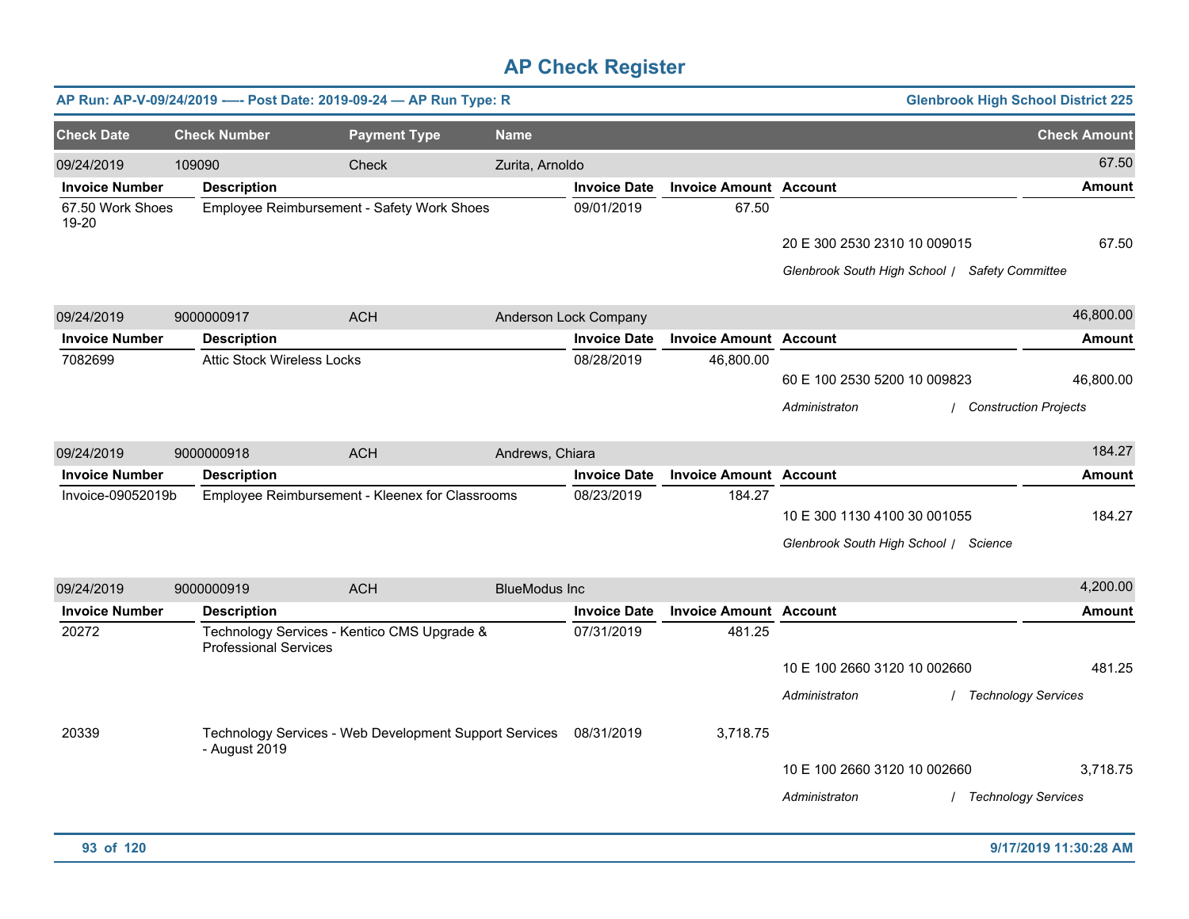# AP Check Register

**AP Run: AP-V-09/24/2019 —- Post Date: 2019-09-24 — AP Run Type: R** — **Glenbrook High School District 225**

| Check Date | Check Number | Payment Type | Name | Check Amount |
|---|---|---|---|---|
| 09/24/2019 | 109090 | Check | Zurita, Arnoldo | 67.50 |

| Invoice Number | Description | Invoice Date | Invoice Amount | Account | Amount |
|---|---|---|---|---|---|
| 67.50 Work Shoes 19-20 | Employee Reimbursement - Safety Work Shoes | 09/01/2019 | 67.50 | | |
| | | | | 20 E 300 2530 2310 10 009015 | 67.50 |
| | | | | *Glenbrook South High School / Safety Committee* | |

| Check Date | Check Number | Payment Type | Name | Check Amount |
|---|---|---|---|---|
| 09/24/2019 | 9000000917 | ACH | Anderson Lock Company | 46,800.00 |

| Invoice Number | Description | Invoice Date | Invoice Amount | Account | Amount |
|---|---|---|---|---|---|
| 7082699 | Attic Stock Wireless Locks | 08/28/2019 | 46,800.00 | | |
| | | | | 60 E 100 2530 5200 10 009823 | 46,800.00 |
| | | | | *Administraton / Construction Projects* | |

| Check Date | Check Number | Payment Type | Name | Check Amount |
|---|---|---|---|---|
| 09/24/2019 | 9000000918 | ACH | Andrews, Chiara | 184.27 |

| Invoice Number | Description | Invoice Date | Invoice Amount | Account | Amount |
|---|---|---|---|---|---|
| Invoice-09052019b | Employee Reimbursement - Kleenex for Classrooms | 08/23/2019 | 184.27 | | |
| | | | | 10 E 300 1130 4100 30 001055 | 184.27 |
| | | | | *Glenbrook South High School / Science* | |

| Check Date | Check Number | Payment Type | Name | Check Amount |
|---|---|---|---|---|
| 09/24/2019 | 9000000919 | ACH | BlueModus Inc | 4,200.00 |

| Invoice Number | Description | Invoice Date | Invoice Amount | Account | Amount |
|---|---|---|---|---|---|
| 20272 | Technology Services - Kentico CMS Upgrade & Professional Services | 07/31/2019 | 481.25 | | |
| | | | | 10 E 100 2660 3120 10 002660 | 481.25 |
| | | | | *Administraton / Technology Services* | |
| 20339 | Technology Services - Web Development Support Services - August 2019 | 08/31/2019 | 3,718.75 | | |
| | | | | 10 E 100 2660 3120 10 002660 | 3,718.75 |
| | | | | *Administraton / Technology Services* | |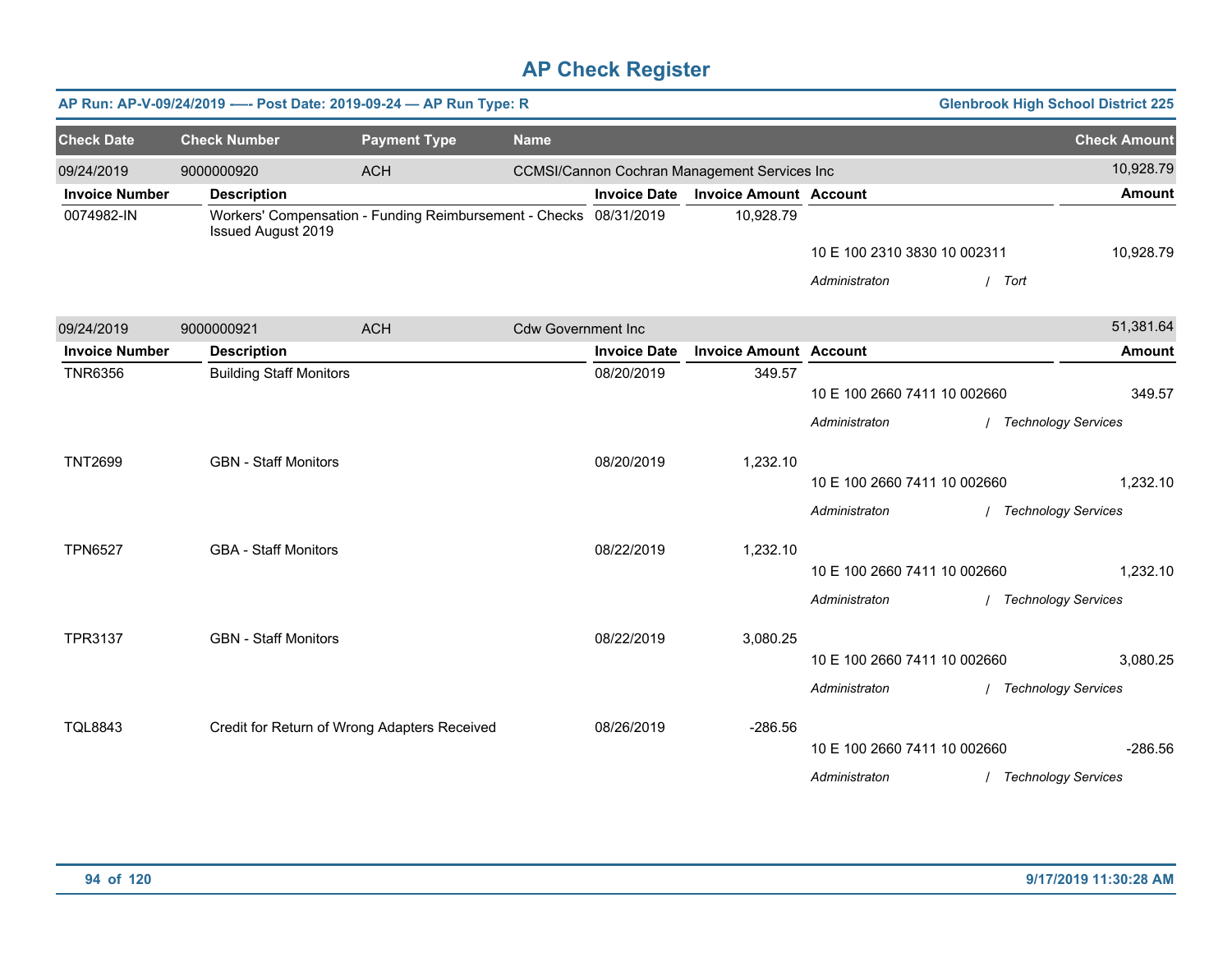# AP Check Register

**AP Run: AP-V-09/24/2019 -—- Post Date: 2019-09-24 — AP Run Type: R** | **Glenbrook High School District 225**

| Check Date | Check Number | Payment Type | Name | Check Amount |
|---|---|---|---|---|
| 09/24/2019 | 9000000920 | ACH | CCMSI/Cannon Cochran Management Services Inc | 10,928.79 |

| Invoice Number | Description | Invoice Date | Invoice Amount | Account | Amount |
|---|---|---|---|---|---|
| 0074982-IN | Workers' Compensation - Funding Reimbursement - Checks Issued August 2019 | 08/31/2019 | 10,928.79 | | |
| | | | | 10 E 100 2310 3830 10 002311 | 10,928.79 |
| | | | | *Administraton / Tort* | |

| Check Date | Check Number | Payment Type | Name | Check Amount |
|---|---|---|---|---|
| 09/24/2019 | 9000000921 | ACH | Cdw Government Inc | 51,381.64 |

| Invoice Number | Description | Invoice Date | Invoice Amount | Account | Amount |
|---|---|---|---|---|---|
| TNR6356 | Building Staff Monitors | 08/20/2019 | 349.57 | | |
| | | | | 10 E 100 2660 7411 10 002660 | 349.57 |
| | | | | *Administraton / Technology Services* | |
| TNT2699 | GBN - Staff Monitors | 08/20/2019 | 1,232.10 | | |
| | | | | 10 E 100 2660 7411 10 002660 | 1,232.10 |
| | | | | *Administraton / Technology Services* | |
| TPN6527 | GBA - Staff Monitors | 08/22/2019 | 1,232.10 | | |
| | | | | 10 E 100 2660 7411 10 002660 | 1,232.10 |
| | | | | *Administraton / Technology Services* | |
| TPR3137 | GBN - Staff Monitors | 08/22/2019 | 3,080.25 | | |
| | | | | 10 E 100 2660 7411 10 002660 | 3,080.25 |
| | | | | *Administraton / Technology Services* | |
| TQL8843 | Credit for Return of Wrong Adapters Received | 08/26/2019 | -286.56 | | |
| | | | | 10 E 100 2660 7411 10 002660 | -286.56 |
| | | | | *Administraton / Technology Services* | |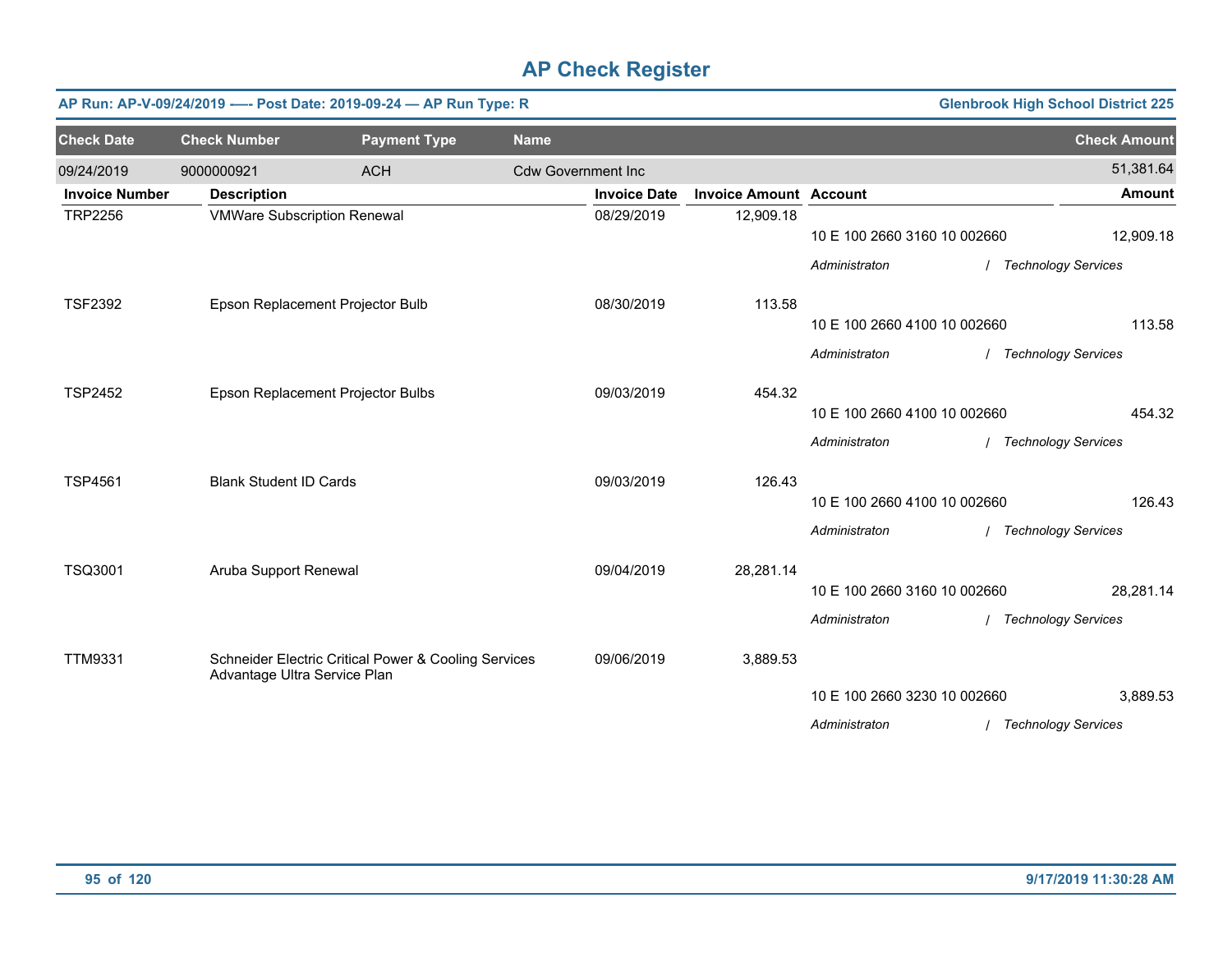# AP Check Register

**AP Run: AP-V-09/24/2019 -—- Post Date: 2019-09-24 — AP Run Type: R** — **Glenbrook High School District 225**

| Check Date | Check Number | Payment Type | Name | Check Amount |
|---|---|---|---|---|
| 09/24/2019 | 9000000921 | ACH | Cdw Government Inc | 51,381.64 |

| Invoice Number | Description | Invoice Date | Invoice Amount | Account | Amount |
|---|---|---|---|---|---|
| TRP2256 | VMWare Subscription Renewal | 08/29/2019 | 12,909.18 | 10 E 100 2660 3160 10 002660 | 12,909.18 |
| | | | | *Administraton / Technology Services* | |
| TSF2392 | Epson Replacement Projector Bulb | 08/30/2019 | 113.58 | 10 E 100 2660 4100 10 002660 | 113.58 |
| | | | | *Administraton / Technology Services* | |
| TSP2452 | Epson Replacement Projector Bulbs | 09/03/2019 | 454.32 | 10 E 100 2660 4100 10 002660 | 454.32 |
| | | | | *Administraton / Technology Services* | |
| TSP4561 | Blank Student ID Cards | 09/03/2019 | 126.43 | 10 E 100 2660 4100 10 002660 | 126.43 |
| | | | | *Administraton / Technology Services* | |
| TSQ3001 | Aruba Support Renewal | 09/04/2019 | 28,281.14 | 10 E 100 2660 3160 10 002660 | 28,281.14 |
| | | | | *Administraton / Technology Services* | |
| TTM9331 | Schneider Electric Critical Power & Cooling Services Advantage Ultra Service Plan | 09/06/2019 | 3,889.53 | 10 E 100 2660 3230 10 002660 | 3,889.53 |
| | | | | *Administraton / Technology Services* | |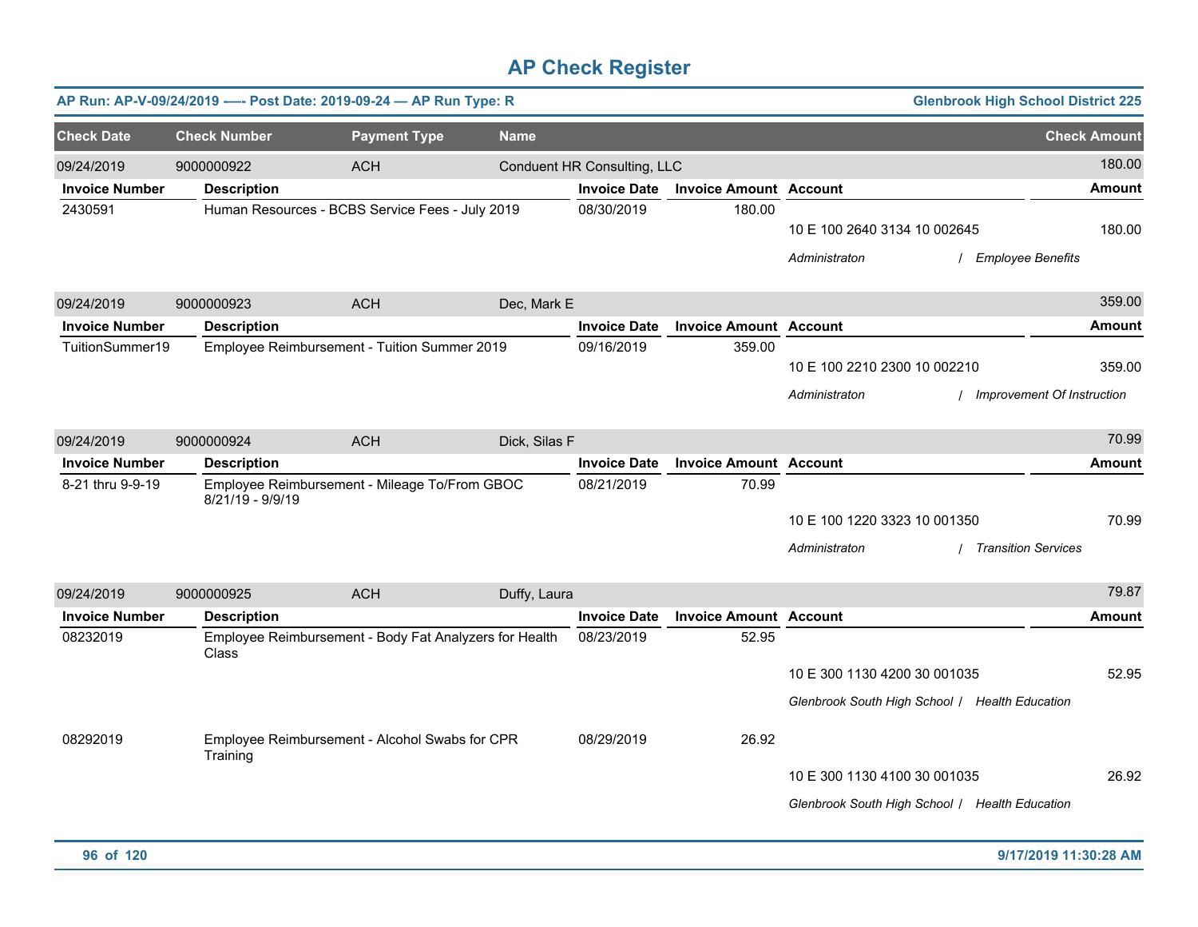# AP Check Register

**AP Run: AP-V-09/24/2019 -—- Post Date: 2019-09-24 — AP Run Type: R** | **Glenbrook High School District 225**

| Check Date | Check Number | Payment Type | Name | Check Amount |
|---|---|---|---|---|
| 09/24/2019 | 9000000922 | ACH | Conduent HR Consulting, LLC | 180.00 |

| Invoice Number | Description | Invoice Date | Invoice Amount | Account | Amount |
|---|---|---|---|---|---|
| 2430591 | Human Resources - BCBS Service Fees - July 2019 | 08/30/2019 | 180.00 | | |
| | | | | 10 E 100 2640 3134 10 002645 | 180.00 |
| | | | | *Administraton / Employee Benefits* | |

| Check Date | Check Number | Payment Type | Name | Check Amount |
|---|---|---|---|---|
| 09/24/2019 | 9000000923 | ACH | Dec, Mark E | 359.00 |

| Invoice Number | Description | Invoice Date | Invoice Amount | Account | Amount |
|---|---|---|---|---|---|
| TuitionSummer19 | Employee Reimbursement - Tuition Summer 2019 | 09/16/2019 | 359.00 | | |
| | | | | 10 E 100 2210 2300 10 002210 | 359.00 |
| | | | | *Administraton / Improvement Of Instruction* | |

| Check Date | Check Number | Payment Type | Name | Check Amount |
|---|---|---|---|---|
| 09/24/2019 | 9000000924 | ACH | Dick, Silas F | 70.99 |

| Invoice Number | Description | Invoice Date | Invoice Amount | Account | Amount |
|---|---|---|---|---|---|
| 8-21 thru 9-9-19 | Employee Reimbursement - Mileage To/From GBOC 8/21/19 - 9/9/19 | 08/21/2019 | 70.99 | | |
| | | | | 10 E 100 1220 3323 10 001350 | 70.99 |
| | | | | *Administraton / Transition Services* | |

| Check Date | Check Number | Payment Type | Name | Check Amount |
|---|---|---|---|---|
| 09/24/2019 | 9000000925 | ACH | Duffy, Laura | 79.87 |

| Invoice Number | Description | Invoice Date | Invoice Amount | Account | Amount |
|---|---|---|---|---|---|
| 08232019 | Employee Reimbursement - Body Fat Analyzers for Health Class | 08/23/2019 | 52.95 | | |
| | | | | 10 E 300 1130 4200 30 001035 | 52.95 |
| | | | | *Glenbrook South High School / Health Education* | |
| 08292019 | Employee Reimbursement - Alcohol Swabs for CPR Training | 08/29/2019 | 26.92 | | |
| | | | | 10 E 300 1130 4100 30 001035 | 26.92 |
| | | | | *Glenbrook South High School / Health Education* | |

**9/17/2019 11:30:28 AM**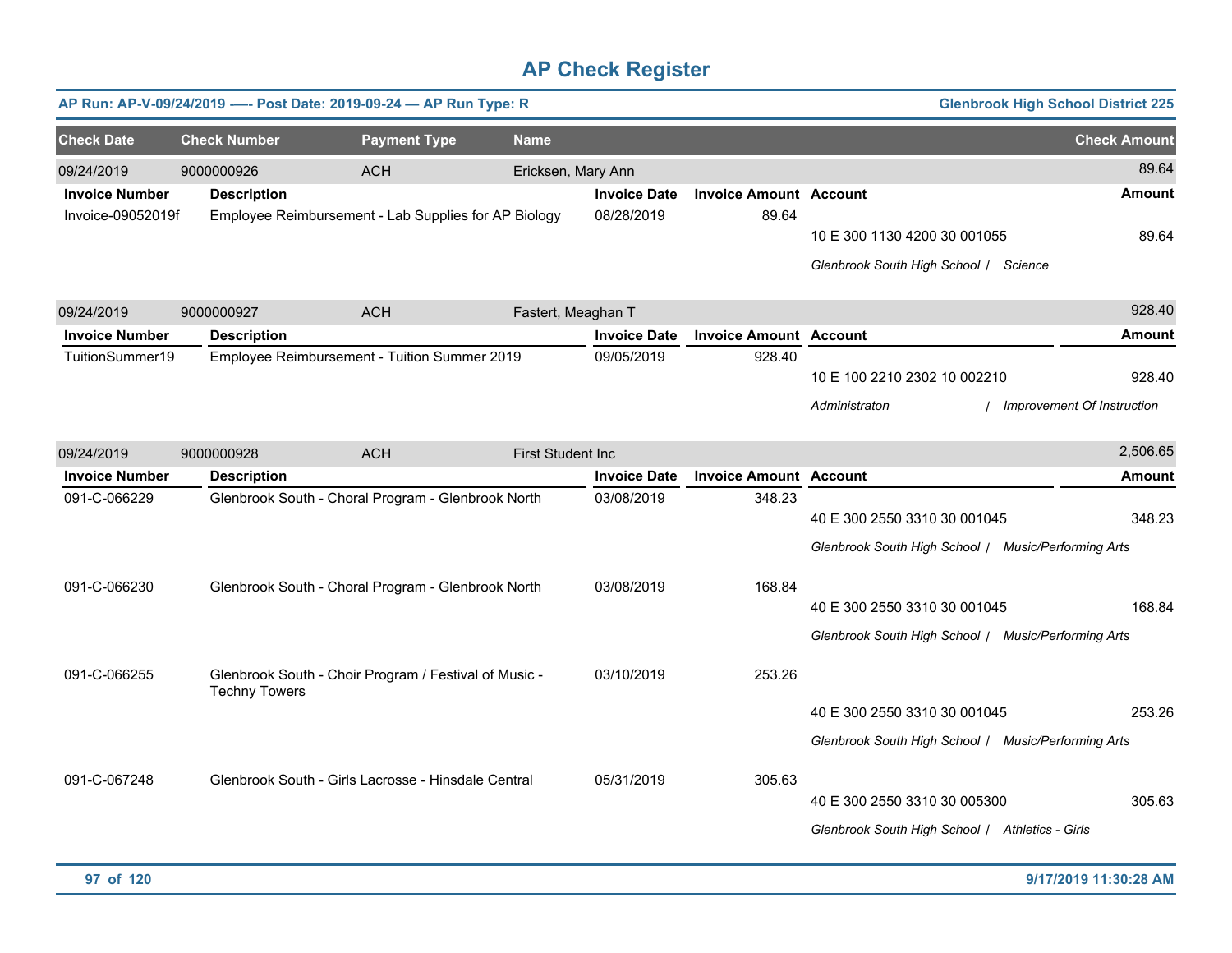# AP Check Register

**AP Run: AP-V-09/24/2019 —- Post Date: 2019-09-24 — AP Run Type: R** | **Glenbrook High School District 225**

| Check Date | Check Number | Payment Type | Name | Check Amount |
|---|---|---|---|---|
| 09/24/2019 | 9000000926 | ACH | Ericksen, Mary Ann | 89.64 |

| Invoice Number | Description | Invoice Date | Invoice Amount | Account | Amount |
|---|---|---|---|---|---|
| Invoice-09052019f | Employee Reimbursement - Lab Supplies for AP Biology | 08/28/2019 | 89.64 | 10 E 300 1130 4200 30 001055<br>*Glenbrook South High School / Science* | 89.64 |

| Check Date | Check Number | Payment Type | Name | Check Amount |
|---|---|---|---|---|
| 09/24/2019 | 9000000927 | ACH | Fastert, Meaghan T | 928.40 |

| Invoice Number | Description | Invoice Date | Invoice Amount | Account | Amount |
|---|---|---|---|---|---|
| TuitionSummer19 | Employee Reimbursement - Tuition Summer 2019 | 09/05/2019 | 928.40 | 10 E 100 2210 2302 10 002210<br>*Administraton / Improvement Of Instruction* | 928.40 |

| Check Date | Check Number | Payment Type | Name | Check Amount |
|---|---|---|---|---|
| 09/24/2019 | 9000000928 | ACH | First Student Inc | 2,506.65 |

| Invoice Number | Description | Invoice Date | Invoice Amount | Account | Amount |
|---|---|---|---|---|---|
| 091-C-066229 | Glenbrook South - Choral Program - Glenbrook North | 03/08/2019 | 348.23 | 40 E 300 2550 3310 30 001045<br>*Glenbrook South High School / Music/Performing Arts* | 348.23 |
| 091-C-066230 | Glenbrook South - Choral Program - Glenbrook North | 03/08/2019 | 168.84 | 40 E 300 2550 3310 30 001045<br>*Glenbrook South High School / Music/Performing Arts* | 168.84 |
| 091-C-066255 | Glenbrook South - Choir Program / Festival of Music - Techny Towers | 03/10/2019 | 253.26 | 40 E 300 2550 3310 30 001045<br>*Glenbrook South High School / Music/Performing Arts* | 253.26 |
| 091-C-067248 | Glenbrook South - Girls Lacrosse - Hinsdale Central | 05/31/2019 | 305.63 | 40 E 300 2550 3310 30 005300<br>*Glenbrook South High School / Athletics - Girls* | 305.63 |

9/17/2019 11:30:28 AM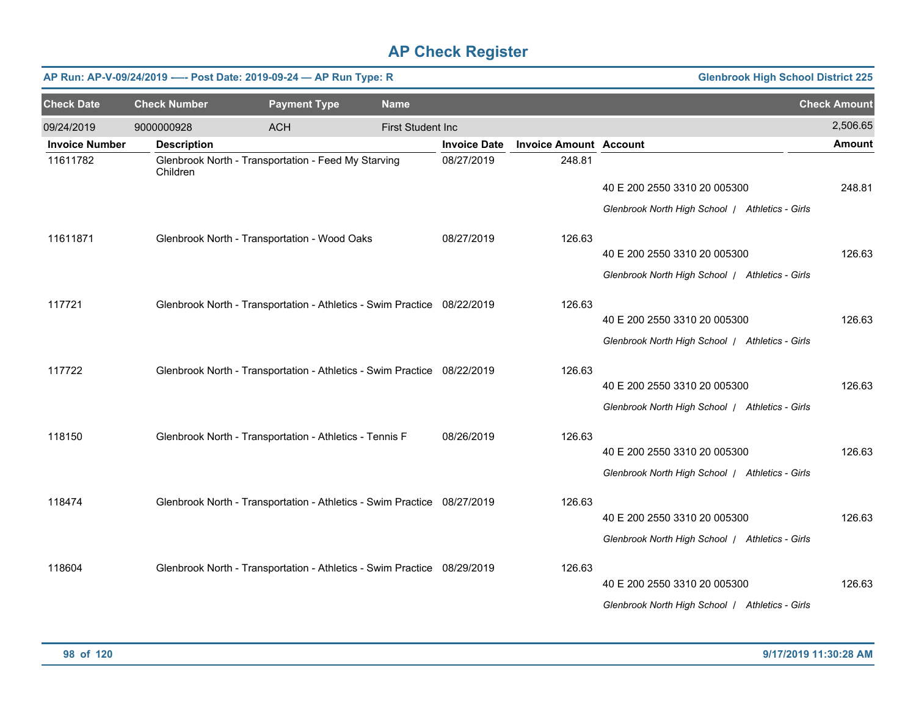# AP Check Register

**AP Run: AP-V-09/24/2019 -—- Post Date: 2019-09-24 — AP Run Type: R** | **Glenbrook High School District 225**

| Check Date | Check Number | Payment Type | Name | Check Amount |
|---|---|---|---|---|
| 09/24/2019 | 9000000928 | ACH | First Student Inc | 2,506.65 |

| Invoice Number | Description | Invoice Date | Invoice Amount | Account | Amount |
|---|---|---|---|---|---|
| 11611782 | Glenbrook North - Transportation - Feed My Starving Children | 08/27/2019 | 248.81 | | |
| | | | | 40 E 200 2550 3310 20 005300 | 248.81 |
| | | | | *Glenbrook North High School / Athletics - Girls* | |
| 11611871 | Glenbrook North - Transportation - Wood Oaks | 08/27/2019 | 126.63 | | |
| | | | | 40 E 200 2550 3310 20 005300 | 126.63 |
| | | | | *Glenbrook North High School / Athletics - Girls* | |
| 117721 | Glenbrook North - Transportation - Athletics - Swim Practice | 08/22/2019 | 126.63 | | |
| | | | | 40 E 200 2550 3310 20 005300 | 126.63 |
| | | | | *Glenbrook North High School / Athletics - Girls* | |
| 117722 | Glenbrook North - Transportation - Athletics - Swim Practice | 08/22/2019 | 126.63 | | |
| | | | | 40 E 200 2550 3310 20 005300 | 126.63 |
| | | | | *Glenbrook North High School / Athletics - Girls* | |
| 118150 | Glenbrook North - Transportation - Athletics - Tennis F | 08/26/2019 | 126.63 | | |
| | | | | 40 E 200 2550 3310 20 005300 | 126.63 |
| | | | | *Glenbrook North High School / Athletics - Girls* | |
| 118474 | Glenbrook North - Transportation - Athletics - Swim Practice | 08/27/2019 | 126.63 | | |
| | | | | 40 E 200 2550 3310 20 005300 | 126.63 |
| | | | | *Glenbrook North High School / Athletics - Girls* | |
| 118604 | Glenbrook North - Transportation - Athletics - Swim Practice | 08/29/2019 | 126.63 | | |
| | | | | 40 E 200 2550 3310 20 005300 | 126.63 |
| | | | | *Glenbrook North High School / Athletics - Girls* | |

9/17/2019 11:30:28 AM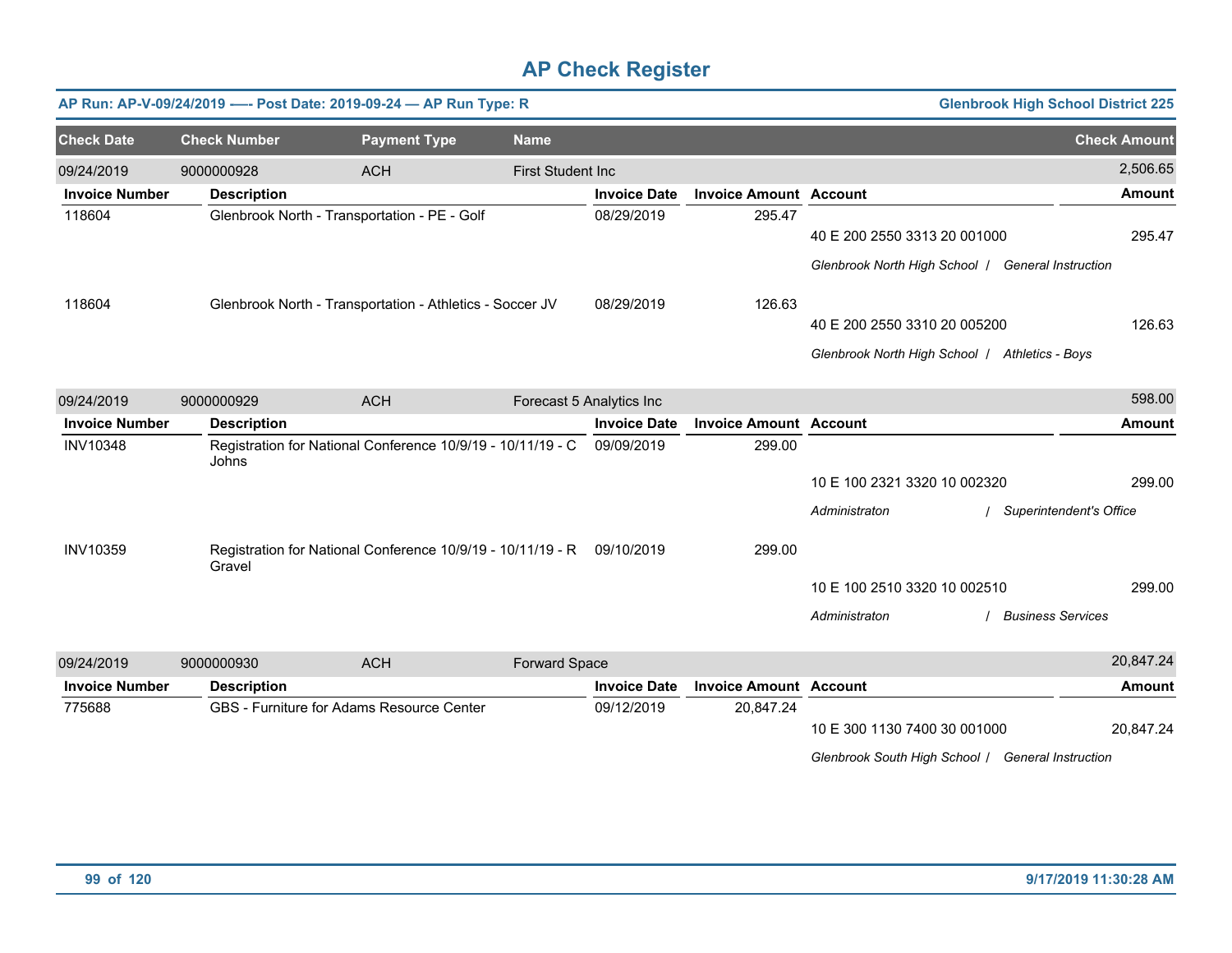# AP Check Register

**AP Run: AP-V-09/24/2019 —- Post Date: 2019-09-24 — AP Run Type: R** | **Glenbrook High School District 225**

| Check Date | Check Number | Payment Type | Name | Check Amount |
|---|---|---|---|---|
| 09/24/2019 | 9000000928 | ACH | First Student Inc | 2,506.65 |

| Invoice Number | Description | Invoice Date | Invoice Amount | Account | Amount |
|---|---|---|---|---|---|
| 118604 | Glenbrook North - Transportation - PE - Golf | 08/29/2019 | 295.47 | 40 E 200 2550 3313 20 001000 | 295.47 |
| | | | | *Glenbrook North High School / General Instruction* | |
| 118604 | Glenbrook North - Transportation - Athletics - Soccer JV | 08/29/2019 | 126.63 | 40 E 200 2550 3310 20 005200 | 126.63 |
| | | | | *Glenbrook North High School / Athletics - Boys* | |

| Check Date | Check Number | Payment Type | Name | Check Amount |
|---|---|---|---|---|
| 09/24/2019 | 9000000929 | ACH | Forecast 5 Analytics Inc | 598.00 |

| Invoice Number | Description | Invoice Date | Invoice Amount | Account | Amount |
|---|---|---|---|---|---|
| INV10348 | Registration for National Conference 10/9/19 - 10/11/19 - C Johns | 09/09/2019 | 299.00 | 10 E 100 2321 3320 10 002320 | 299.00 |
| | | | | *Administraton / Superintendent's Office* | |
| INV10359 | Registration for National Conference 10/9/19 - 10/11/19 - R Gravel | 09/10/2019 | 299.00 | 10 E 100 2510 3320 10 002510 | 299.00 |
| | | | | *Administraton / Business Services* | |

| Check Date | Check Number | Payment Type | Name | Check Amount |
|---|---|---|---|---|
| 09/24/2019 | 9000000930 | ACH | Forward Space | 20,847.24 |

| Invoice Number | Description | Invoice Date | Invoice Amount | Account | Amount |
|---|---|---|---|---|---|
| 775688 | GBS - Furniture for Adams Resource Center | 09/12/2019 | 20,847.24 | 10 E 300 1130 7400 30 001000 | 20,847.24 |
| | | | | *Glenbrook South High School / General Instruction* | |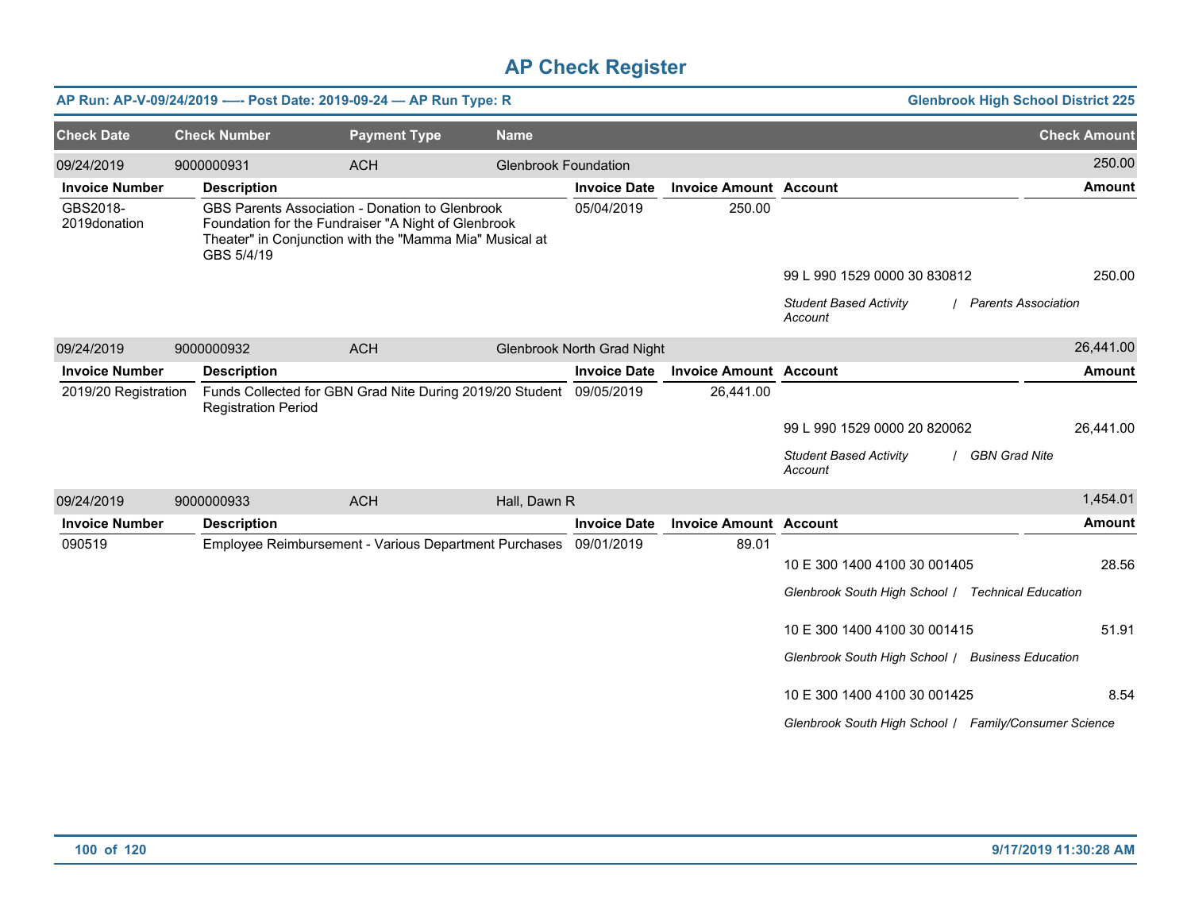# AP Check Register

**AP Run: AP-V-09/24/2019 —- Post Date: 2019-09-24 — AP Run Type: R** — **Glenbrook High School District 225**

| Check Date | Check Number | Payment Type | Name | Check Amount |
|---|---|---|---|---|
| 09/24/2019 | 9000000931 | ACH | Glenbrook Foundation | 250.00 |

| Invoice Number | Description | Invoice Date | Invoice Amount | Account | Amount |
|---|---|---|---|---|---|
| GBS2018-2019donation | GBS Parents Association - Donation to Glenbrook Foundation for the Fundraiser "A Night of Glenbrook Theater" in Conjunction with the "Mamma Mia" Musical at GBS 5/4/19 | 05/04/2019 | 250.00 | | |
| | | | | 99 L 990 1529 0000 30 830812 | 250.00 |
| | | | | *Student Based Activity Account / Parents Association* | |

| Check Date | Check Number | Payment Type | Name | Check Amount |
|---|---|---|---|---|
| 09/24/2019 | 9000000932 | ACH | Glenbrook North Grad Night | 26,441.00 |

| Invoice Number | Description | Invoice Date | Invoice Amount | Account | Amount |
|---|---|---|---|---|---|
| 2019/20 Registration | Funds Collected for GBN Grad Nite During 2019/20 Student Registration Period | 09/05/2019 | 26,441.00 | | |
| | | | | 99 L 990 1529 0000 20 820062 | 26,441.00 |
| | | | | *Student Based Activity Account / GBN Grad Nite* | |

| Check Date | Check Number | Payment Type | Name | Check Amount |
|---|---|---|---|---|
| 09/24/2019 | 9000000933 | ACH | Hall, Dawn R | 1,454.01 |

| Invoice Number | Description | Invoice Date | Invoice Amount | Account | Amount |
|---|---|---|---|---|---|
| 090519 | Employee Reimbursement - Various Department Purchases | 09/01/2019 | 89.01 | | |
| | | | | 10 E 300 1400 4100 30 001405 | 28.56 |
| | | | | *Glenbrook South High School / Technical Education* | |
| | | | | 10 E 300 1400 4100 30 001415 | 51.91 |
| | | | | *Glenbrook South High School / Business Education* | |
| | | | | 10 E 300 1400 4100 30 001425 | 8.54 |
| | | | | *Glenbrook South High School / Family/Consumer Science* | |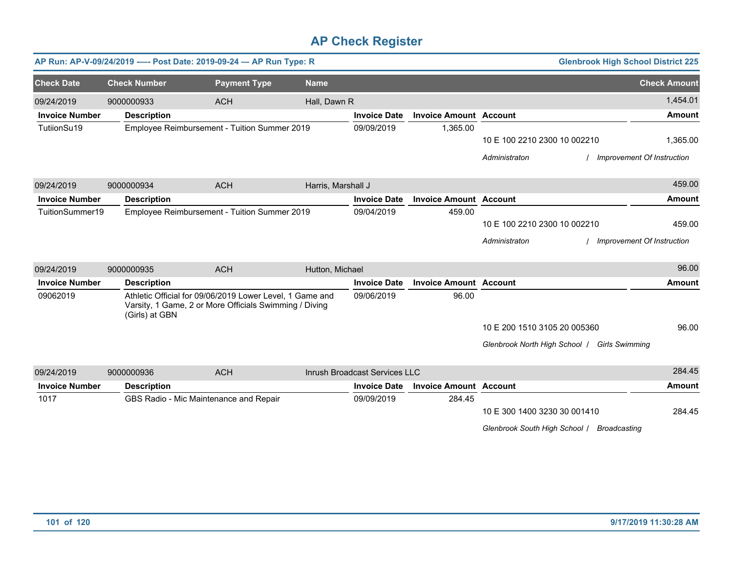# AP Check Register

**AP Run: AP-V-09/24/2019 -—- Post Date: 2019-09-24 — AP Run Type: R** | **Glenbrook High School District 225**

| Check Date | Check Number | Payment Type | Name | Check Amount |
|---|---|---|---|---|
| 09/24/2019 | 9000000933 | ACH | Hall, Dawn R | 1,454.01 |

| Invoice Number | Description | Invoice Date | Invoice Amount | Account | Amount |
|---|---|---|---|---|---|
| TutiionSu19 | Employee Reimbursement - Tuition Summer 2019 | 09/09/2019 | 1,365.00 | | |
| | | | | 10 E 100 2210 2300 10 002210 | 1,365.00 |
| | | | | *Administraton / Improvement Of Instruction* | |

| Check Date | Check Number | Payment Type | Name | Check Amount |
|---|---|---|---|---|
| 09/24/2019 | 9000000934 | ACH | Harris, Marshall J | 459.00 |

| Invoice Number | Description | Invoice Date | Invoice Amount | Account | Amount |
|---|---|---|---|---|---|
| TuitionSummer19 | Employee Reimbursement - Tuition Summer 2019 | 09/04/2019 | 459.00 | | |
| | | | | 10 E 100 2210 2300 10 002210 | 459.00 |
| | | | | *Administraton / Improvement Of Instruction* | |

| Check Date | Check Number | Payment Type | Name | Check Amount |
|---|---|---|---|---|
| 09/24/2019 | 9000000935 | ACH | Hutton, Michael | 96.00 |

| Invoice Number | Description | Invoice Date | Invoice Amount | Account | Amount |
|---|---|---|---|---|---|
| 09062019 | Athletic Official for 09/06/2019 Lower Level, 1 Game and Varsity, 1 Game, 2 or More Officials Swimming / Diving (Girls) at GBN | 09/06/2019 | 96.00 | | |
| | | | | 10 E 200 1510 3105 20 005360 | 96.00 |
| | | | | *Glenbrook North High School / Girls Swimming* | |

| Check Date | Check Number | Payment Type | Name | Check Amount |
|---|---|---|---|---|
| 09/24/2019 | 9000000936 | ACH | Inrush Broadcast Services LLC | 284.45 |

| Invoice Number | Description | Invoice Date | Invoice Amount | Account | Amount |
|---|---|---|---|---|---|
| 1017 | GBS Radio - Mic Maintenance and Repair | 09/09/2019 | 284.45 | | |
| | | | | 10 E 300 1400 3230 30 001410 | 284.45 |
| | | | | *Glenbrook South High School / Broadcasting* | |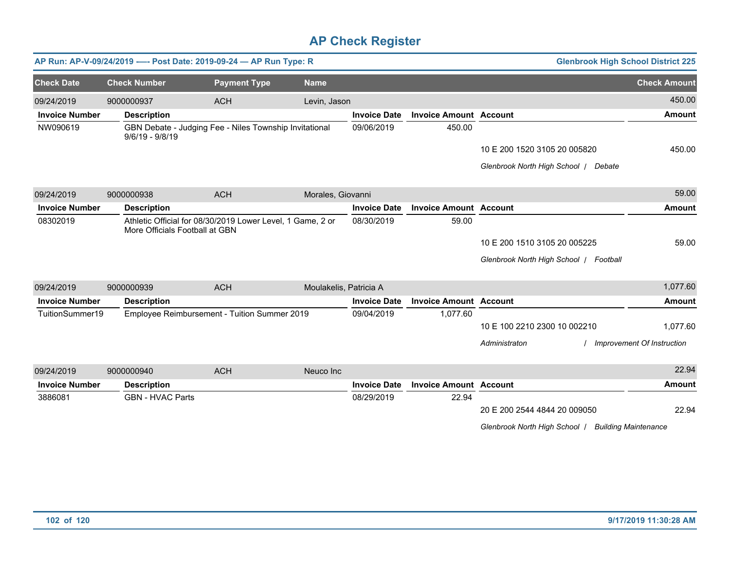# AP Check Register

**AP Run: AP-V-09/24/2019 —- Post Date: 2019-09-24 — AP Run Type: R** | **Glenbrook High School District 225**

| Check Date | Check Number | Payment Type | Name | Check Amount |
|---|---|---|---|---|
| 09/24/2019 | 9000000937 | ACH | Levin, Jason | 450.00 |

| Invoice Number | Description | Invoice Date | Invoice Amount | Account | Amount |
|---|---|---|---|---|---|
| NW090619 | GBN Debate - Judging Fee - Niles Township Invitational 9/6/19 - 9/8/19 | 09/06/2019 | 450.00 | | |
| | | | | 10 E 200 1520 3105 20 005820 | 450.00 |
| | | | | *Glenbrook North High School / Debate* | |

| Check Date | Check Number | Payment Type | Name | Check Amount |
|---|---|---|---|---|
| 09/24/2019 | 9000000938 | ACH | Morales, Giovanni | 59.00 |

| Invoice Number | Description | Invoice Date | Invoice Amount | Account | Amount |
|---|---|---|---|---|---|
| 08302019 | Athletic Official for 08/30/2019 Lower Level, 1 Game, 2 or More Officials Football at GBN | 08/30/2019 | 59.00 | | |
| | | | | 10 E 200 1510 3105 20 005225 | 59.00 |
| | | | | *Glenbrook North High School / Football* | |

| Check Date | Check Number | Payment Type | Name | Check Amount |
|---|---|---|---|---|
| 09/24/2019 | 9000000939 | ACH | Moulakelis, Patricia A | 1,077.60 |

| Invoice Number | Description | Invoice Date | Invoice Amount | Account | Amount |
|---|---|---|---|---|---|
| TuitionSummer19 | Employee Reimbursement - Tuition Summer 2019 | 09/04/2019 | 1,077.60 | 10 E 100 2210 2300 10 002210 | 1,077.60 |
| | | | | *Administraton / Improvement Of Instruction* | |

| Check Date | Check Number | Payment Type | Name | Check Amount |
|---|---|---|---|---|
| 09/24/2019 | 9000000940 | ACH | Neuco Inc | 22.94 |

| Invoice Number | Description | Invoice Date | Invoice Amount | Account | Amount |
|---|---|---|---|---|---|
| 3886081 | GBN - HVAC Parts | 08/29/2019 | 22.94 | 20 E 200 2544 4844 20 009050 | 22.94 |
| | | | | *Glenbrook North High School / Building Maintenance* | |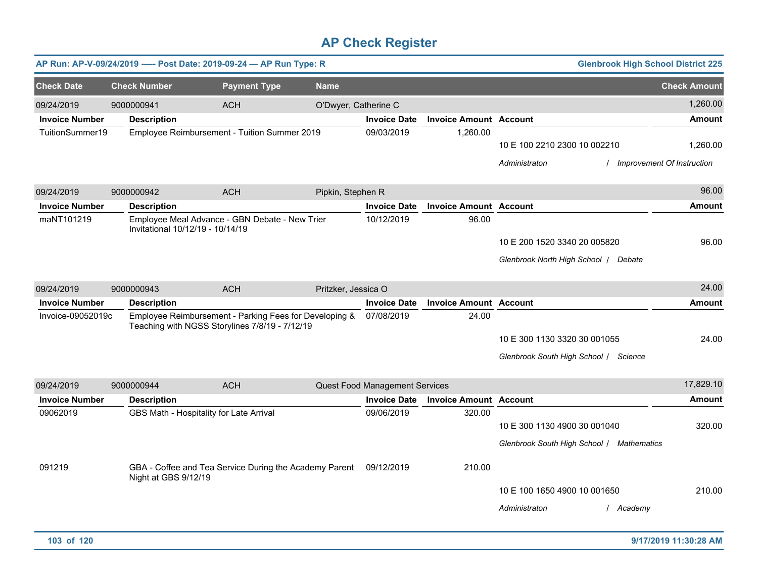# AP Check Register

**AP Run: AP-V-09/24/2019 —- Post Date: 2019-09-24 — AP Run Type: R** | **Glenbrook High School District 225**

| Check Date | Check Number | Payment Type | Name | Check Amount |
|---|---|---|---|---|
| 09/24/2019 | 9000000941 | ACH | O'Dwyer, Catherine C | 1,260.00 |

| Invoice Number | Description | Invoice Date | Invoice Amount | Account | Amount |
|---|---|---|---|---|---|
| TuitionSummer19 | Employee Reimbursement - Tuition Summer 2019 | 09/03/2019 | 1,260.00 | 10 E 100 2210 2300 10 002210 | 1,260.00 |
| | | | | *Administraton / Improvement Of Instruction* | |

| Check Date | Check Number | Payment Type | Name | Check Amount |
|---|---|---|---|---|
| 09/24/2019 | 9000000942 | ACH | Pipkin, Stephen R | 96.00 |

| Invoice Number | Description | Invoice Date | Invoice Amount | Account | Amount |
|---|---|---|---|---|---|
| maNT101219 | Employee Meal Advance - GBN Debate - New Trier Invitational 10/12/19 - 10/14/19 | 10/12/2019 | 96.00 | 10 E 200 1520 3340 20 005820 | 96.00 |
| | | | | *Glenbrook North High School / Debate* | |

| Check Date | Check Number | Payment Type | Name | Check Amount |
|---|---|---|---|---|
| 09/24/2019 | 9000000943 | ACH | Pritzker, Jessica O | 24.00 |

| Invoice Number | Description | Invoice Date | Invoice Amount | Account | Amount |
|---|---|---|---|---|---|
| Invoice-09052019c | Employee Reimbursement - Parking Fees for Developing & Teaching with NGSS Storylines 7/8/19 - 7/12/19 | 07/08/2019 | 24.00 | 10 E 300 1130 3320 30 001055 | 24.00 |
| | | | | *Glenbrook South High School / Science* | |

| Check Date | Check Number | Payment Type | Name | Check Amount |
|---|---|---|---|---|
| 09/24/2019 | 9000000944 | ACH | Quest Food Management Services | 17,829.10 |

| Invoice Number | Description | Invoice Date | Invoice Amount | Account | Amount |
|---|---|---|---|---|---|
| 09062019 | GBS Math - Hospitality for Late Arrival | 09/06/2019 | 320.00 | 10 E 300 1130 4900 30 001040 | 320.00 |
| | | | | *Glenbrook South High School / Mathematics* | |
| 091219 | GBA - Coffee and Tea Service During the Academy Parent Night at GBS 9/12/19 | 09/12/2019 | 210.00 | 10 E 100 1650 4900 10 001650 | 210.00 |
| | | | | *Administraton / Academy* | |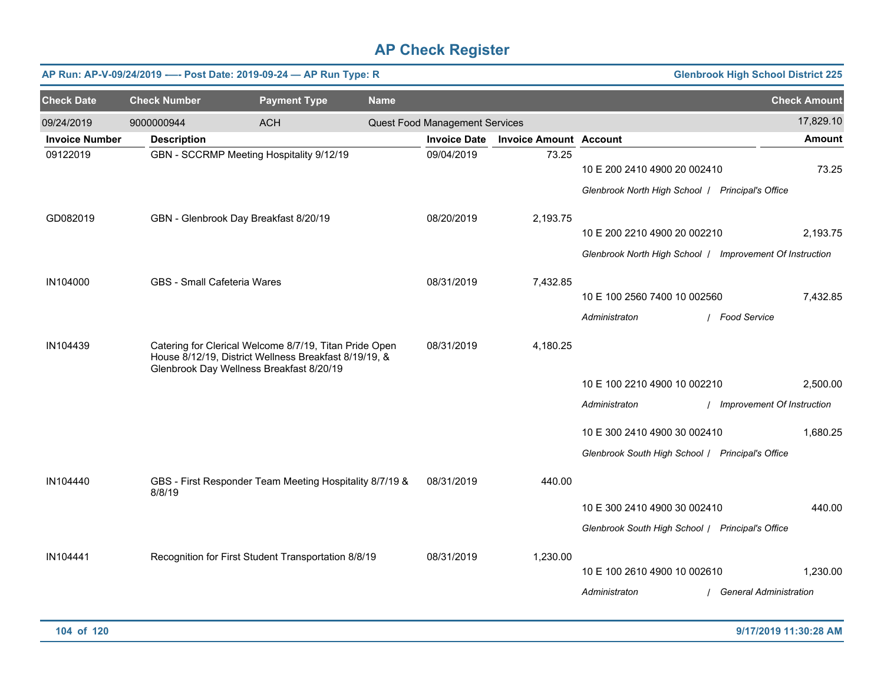# AP Check Register

**AP Run: AP-V-09/24/2019 —- Post Date: 2019-09-24 — AP Run Type: R** | **Glenbrook High School District 225**

| Check Date | Check Number | Payment Type | Name | Check Amount |
|---|---|---|---|---|
| 09/24/2019 | 9000000944 | ACH | Quest Food Management Services | 17,829.10 |

| Invoice Number | Description | Invoice Date | Invoice Amount | Account | Amount |
|---|---|---|---|---|---|
| 09122019 | GBN - SCCRMP Meeting Hospitality 9/12/19 | 09/04/2019 | 73.25 | 10 E 200 2410 4900 20 002410 | 73.25 |
| | | | | *Glenbrook North High School / Principal's Office* | |
| GD082019 | GBN - Glenbrook Day Breakfast 8/20/19 | 08/20/2019 | 2,193.75 | 10 E 200 2210 4900 20 002210 | 2,193.75 |
| | | | | *Glenbrook North High School / Improvement Of Instruction* | |
| IN104000 | GBS - Small Cafeteria Wares | 08/31/2019 | 7,432.85 | 10 E 100 2560 7400 10 002560 | 7,432.85 |
| | | | | *Administraton / Food Service* | |
| IN104439 | Catering for Clerical Welcome 8/7/19, Titan Pride Open House 8/12/19, District Wellness Breakfast 8/19/19, & Glenbrook Day Wellness Breakfast 8/20/19 | 08/31/2019 | 4,180.25 | 10 E 100 2210 4900 10 002210 | 2,500.00 |
| | | | | *Administraton / Improvement Of Instruction* | |
| | | | | 10 E 300 2410 4900 30 002410 | 1,680.25 |
| | | | | *Glenbrook South High School / Principal's Office* | |
| IN104440 | GBS - First Responder Team Meeting Hospitality 8/7/19 & 8/8/19 | 08/31/2019 | 440.00 | 10 E 300 2410 4900 30 002410 | 440.00 |
| | | | | *Glenbrook South High School / Principal's Office* | |
| IN104441 | Recognition for First Student Transportation 8/8/19 | 08/31/2019 | 1,230.00 | 10 E 100 2610 4900 10 002610 | 1,230.00 |
| | | | | *Administraton / General Administration* | |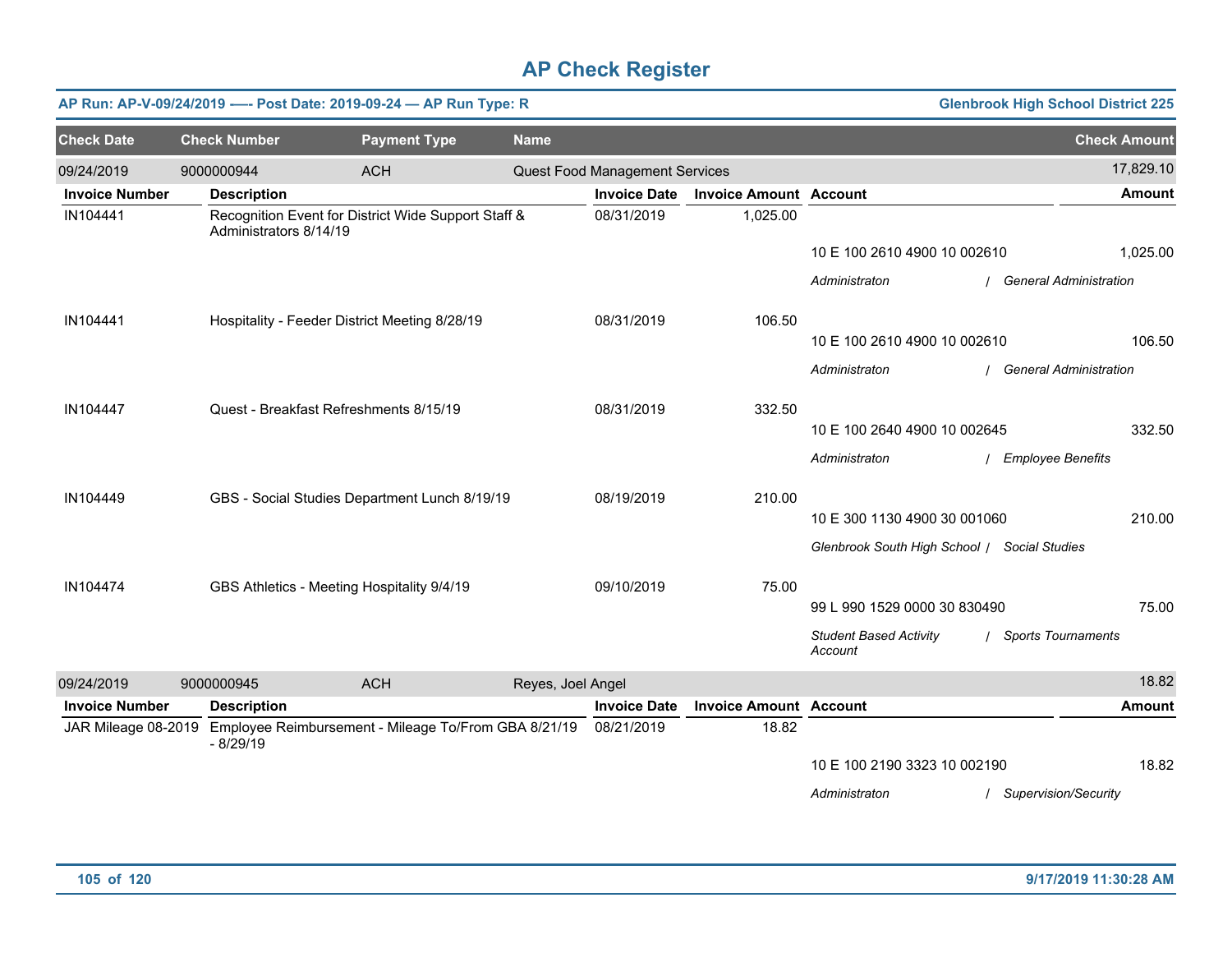# AP Check Register

**AP Run: AP-V-09/24/2019 -— Post Date: 2019-09-24 — AP Run Type: R** | **Glenbrook High School District 225**

| Check Date | Check Number | Payment Type | Name | Check Amount |
|---|---|---|---|---|
| 09/24/2019 | 9000000944 | ACH | Quest Food Management Services | 17,829.10 |

| Invoice Number | Description | Invoice Date | Invoice Amount | Account | Amount |
|---|---|---|---|---|---|
| IN104441 | Recognition Event for District Wide Support Staff & Administrators 8/14/19 | 08/31/2019 | 1,025.00 | 10 E 100 2610 4900 10 002610 | 1,025.00 |
| | | | | *Administraton / General Administration* | |
| IN104441 | Hospitality - Feeder District Meeting 8/28/19 | 08/31/2019 | 106.50 | 10 E 100 2610 4900 10 002610 | 106.50 |
| | | | | *Administraton / General Administration* | |
| IN104447 | Quest - Breakfast Refreshments 8/15/19 | 08/31/2019 | 332.50 | 10 E 100 2640 4900 10 002645 | 332.50 |
| | | | | *Administraton / Employee Benefits* | |
| IN104449 | GBS - Social Studies Department Lunch 8/19/19 | 08/19/2019 | 210.00 | 10 E 300 1130 4900 30 001060 | 210.00 |
| | | | | *Glenbrook South High School / Social Studies* | |
| IN104474 | GBS Athletics - Meeting Hospitality 9/4/19 | 09/10/2019 | 75.00 | 99 L 990 1529 0000 30 830490 | 75.00 |
| | | | | *Student Based Activity Account / Sports Tournaments* | |

| Check Date | Check Number | Payment Type | Name | Check Amount |
|---|---|---|---|---|
| 09/24/2019 | 9000000945 | ACH | Reyes, Joel Angel | 18.82 |

| Invoice Number | Description | Invoice Date | Invoice Amount | Account | Amount |
|---|---|---|---|---|---|
| JAR Mileage 08-2019 | Employee Reimbursement - Mileage To/From GBA 8/21/19 - 8/29/19 | 08/21/2019 | 18.82 | 10 E 100 2190 3323 10 002190 | 18.82 |
| | | | | *Administraton / Supervision/Security* | |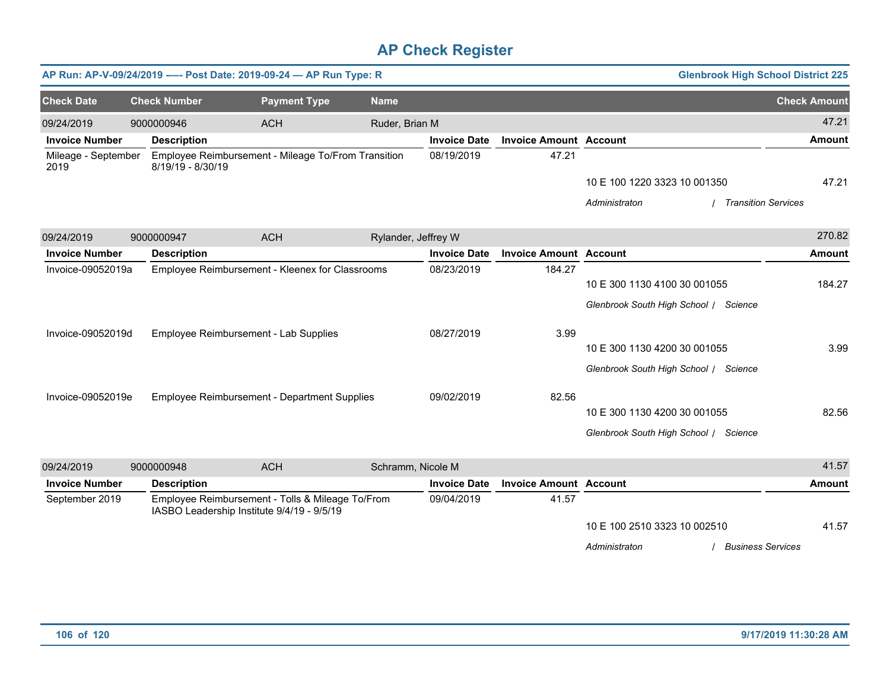# AP Check Register

**AP Run: AP-V-09/24/2019 —- Post Date: 2019-09-24 — AP Run Type: R** | **Glenbrook High School District 225**

| Check Date | Check Number | Payment Type | Name | Check Amount |
|---|---|---|---|---|
| 09/24/2019 | 9000000946 | ACH | Ruder, Brian M | 47.21 |

| Invoice Number | Description | Invoice Date | Invoice Amount | Account | Amount |
|---|---|---|---|---|---|
| Mileage - September 2019 | Employee Reimbursement - Mileage To/From Transition 8/19/19 - 8/30/19 | 08/19/2019 | 47.21 | 10 E 100 1220 3323 10 001350 | 47.21 |
| | | | | *Administraton / Transition Services* | |

| Check Date | Check Number | Payment Type | Name | Check Amount |
|---|---|---|---|---|
| 09/24/2019 | 9000000947 | ACH | Rylander, Jeffrey W | 270.82 |

| Invoice Number | Description | Invoice Date | Invoice Amount | Account | Amount |
|---|---|---|---|---|---|
| Invoice-09052019a | Employee Reimbursement - Kleenex for Classrooms | 08/23/2019 | 184.27 | 10 E 300 1130 4100 30 001055 | 184.27 |
| | | | | *Glenbrook South High School / Science* | |
| Invoice-09052019d | Employee Reimbursement - Lab Supplies | 08/27/2019 | 3.99 | 10 E 300 1130 4200 30 001055 | 3.99 |
| | | | | *Glenbrook South High School / Science* | |
| Invoice-09052019e | Employee Reimbursement - Department Supplies | 09/02/2019 | 82.56 | 10 E 300 1130 4200 30 001055 | 82.56 |
| | | | | *Glenbrook South High School / Science* | |

| Check Date | Check Number | Payment Type | Name | Check Amount |
|---|---|---|---|---|
| 09/24/2019 | 9000000948 | ACH | Schramm, Nicole M | 41.57 |

| Invoice Number | Description | Invoice Date | Invoice Amount | Account | Amount |
|---|---|---|---|---|---|
| September 2019 | Employee Reimbursement - Tolls & Mileage To/From IASBO Leadership Institute 9/4/19 - 9/5/19 | 09/04/2019 | 41.57 | 10 E 100 2510 3323 10 002510 | 41.57 |
| | | | | *Administraton / Business Services* | |

9/17/2019 11:30:28 AM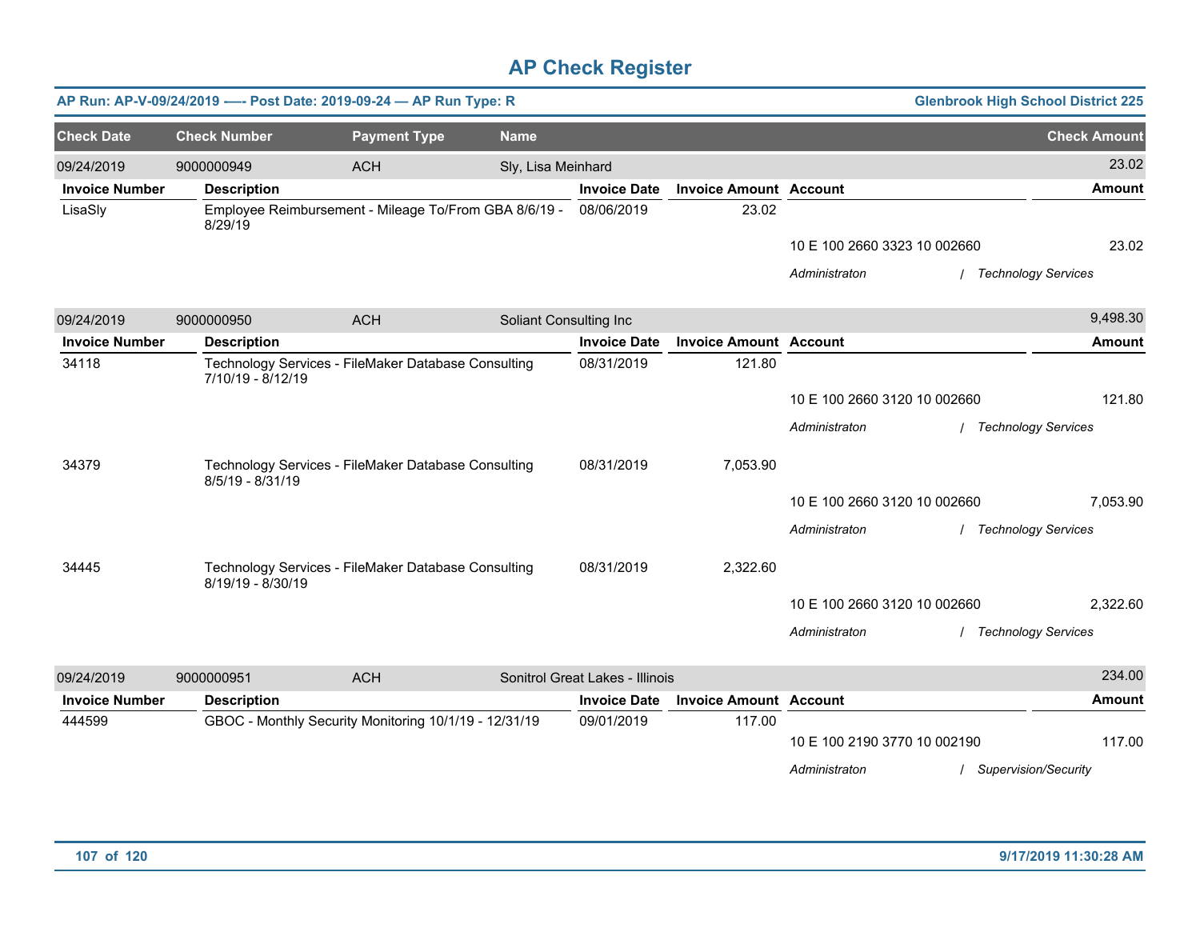# AP Check Register

**AP Run: AP-V-09/24/2019 —- Post Date: 2019-09-24 — AP Run Type: R** | **Glenbrook High School District 225**

| Check Date | Check Number | Payment Type | Name | Check Amount |
|---|---|---|---|---|
| 09/24/2019 | 9000000949 | ACH | Sly, Lisa Meinhard | 23.02 |

| Invoice Number | Description | Invoice Date | Invoice Amount | Account | Amount |
|---|---|---|---|---|---|
| LisaSly | Employee Reimbursement - Mileage To/From GBA 8/6/19 - 8/29/19 | 08/06/2019 | 23.02 | | |
| | | | | 10 E 100 2660 3323 10 002660 | 23.02 |
| | | | | *Administraton / Technology Services* | |

| Check Date | Check Number | Payment Type | Name | Check Amount |
|---|---|---|---|---|
| 09/24/2019 | 9000000950 | ACH | Soliant Consulting Inc | 9,498.30 |

| Invoice Number | Description | Invoice Date | Invoice Amount | Account | Amount |
|---|---|---|---|---|---|
| 34118 | Technology Services - FileMaker Database Consulting 7/10/19 - 8/12/19 | 08/31/2019 | 121.80 | | |
| | | | | 10 E 100 2660 3120 10 002660 | 121.80 |
| | | | | *Administraton / Technology Services* | |
| 34379 | Technology Services - FileMaker Database Consulting 8/5/19 - 8/31/19 | 08/31/2019 | 7,053.90 | | |
| | | | | 10 E 100 2660 3120 10 002660 | 7,053.90 |
| | | | | *Administraton / Technology Services* | |
| 34445 | Technology Services - FileMaker Database Consulting 8/19/19 - 8/30/19 | 08/31/2019 | 2,322.60 | | |
| | | | | 10 E 100 2660 3120 10 002660 | 2,322.60 |
| | | | | *Administraton / Technology Services* | |

| Check Date | Check Number | Payment Type | Name | Check Amount |
|---|---|---|---|---|
| 09/24/2019 | 9000000951 | ACH | Sonitrol Great Lakes - Illinois | 234.00 |

| Invoice Number | Description | Invoice Date | Invoice Amount | Account | Amount |
|---|---|---|---|---|---|
| 444599 | GBOC - Monthly Security Monitoring 10/1/19 - 12/31/19 | 09/01/2019 | 117.00 | | |
| | | | | 10 E 100 2190 3770 10 002190 | 117.00 |
| | | | | *Administraton / Supervision/Security* | |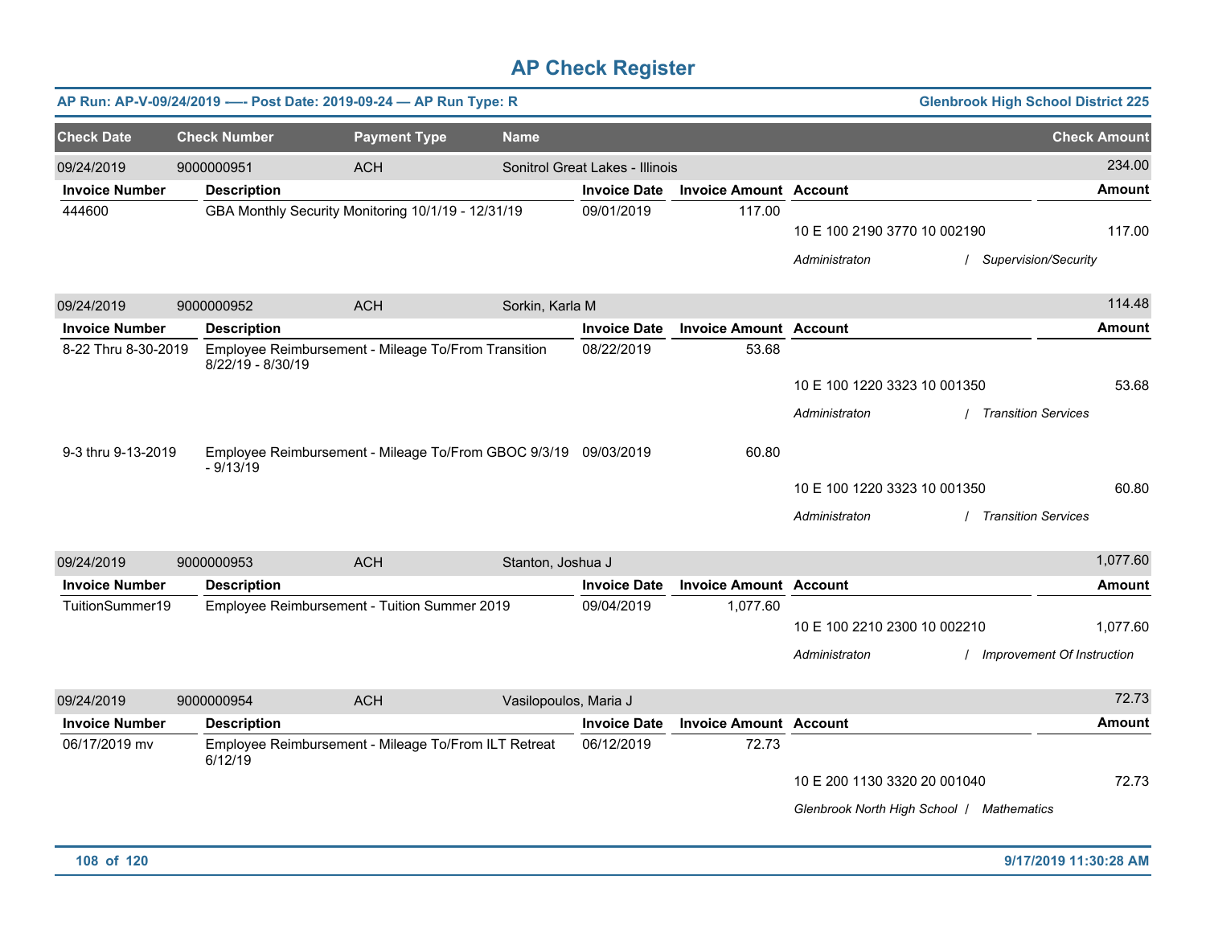# AP Check Register

**AP Run: AP-V-09/24/2019 -—- Post Date: 2019-09-24 — AP Run Type: R** | **Glenbrook High School District 225**

| Check Date | Check Number | Payment Type | Name | Check Amount |
|---|---|---|---|---|
| 09/24/2019 | 9000000951 | ACH | Sonitrol Great Lakes - Illinois | 234.00 |

| Invoice Number | Description | Invoice Date | Invoice Amount | Account | Amount |
|---|---|---|---|---|---|
| 444600 | GBA Monthly Security Monitoring 10/1/19 - 12/31/19 | 09/01/2019 | 117.00 | | |
| | | | | 10 E 100 2190 3770 10 002190 | 117.00 |
| | | | | *Administraton / Supervision/Security* | |

| Check Date | Check Number | Payment Type | Name | Check Amount |
|---|---|---|---|---|
| 09/24/2019 | 9000000952 | ACH | Sorkin, Karla M | 114.48 |

| Invoice Number | Description | Invoice Date | Invoice Amount | Account | Amount |
|---|---|---|---|---|---|
| 8-22 Thru 8-30-2019 | Employee Reimbursement - Mileage To/From Transition 8/22/19 - 8/30/19 | 08/22/2019 | 53.68 | | |
| | | | | 10 E 100 1220 3323 10 001350 | 53.68 |
| | | | | *Administraton / Transition Services* | |
| 9-3 thru 9-13-2019 | Employee Reimbursement - Mileage To/From GBOC 9/3/19 - 9/13/19 | 09/03/2019 | 60.80 | | |
| | | | | 10 E 100 1220 3323 10 001350 | 60.80 |
| | | | | *Administraton / Transition Services* | |

| Check Date | Check Number | Payment Type | Name | Check Amount |
|---|---|---|---|---|
| 09/24/2019 | 9000000953 | ACH | Stanton, Joshua J | 1,077.60 |

| Invoice Number | Description | Invoice Date | Invoice Amount | Account | Amount |
|---|---|---|---|---|---|
| TuitionSummer19 | Employee Reimbursement - Tuition Summer 2019 | 09/04/2019 | 1,077.60 | | |
| | | | | 10 E 100 2210 2300 10 002210 | 1,077.60 |
| | | | | *Administraton / Improvement Of Instruction* | |

| Check Date | Check Number | Payment Type | Name | Check Amount |
|---|---|---|---|---|
| 09/24/2019 | 9000000954 | ACH | Vasilopoulos, Maria J | 72.73 |

| Invoice Number | Description | Invoice Date | Invoice Amount | Account | Amount |
|---|---|---|---|---|---|
| 06/17/2019 mv | Employee Reimbursement - Mileage To/From ILT Retreat 6/12/19 | 06/12/2019 | 72.73 | | |
| | | | | 10 E 200 1130 3320 20 001040 | 72.73 |
| | | | | *Glenbrook North High School / Mathematics* | |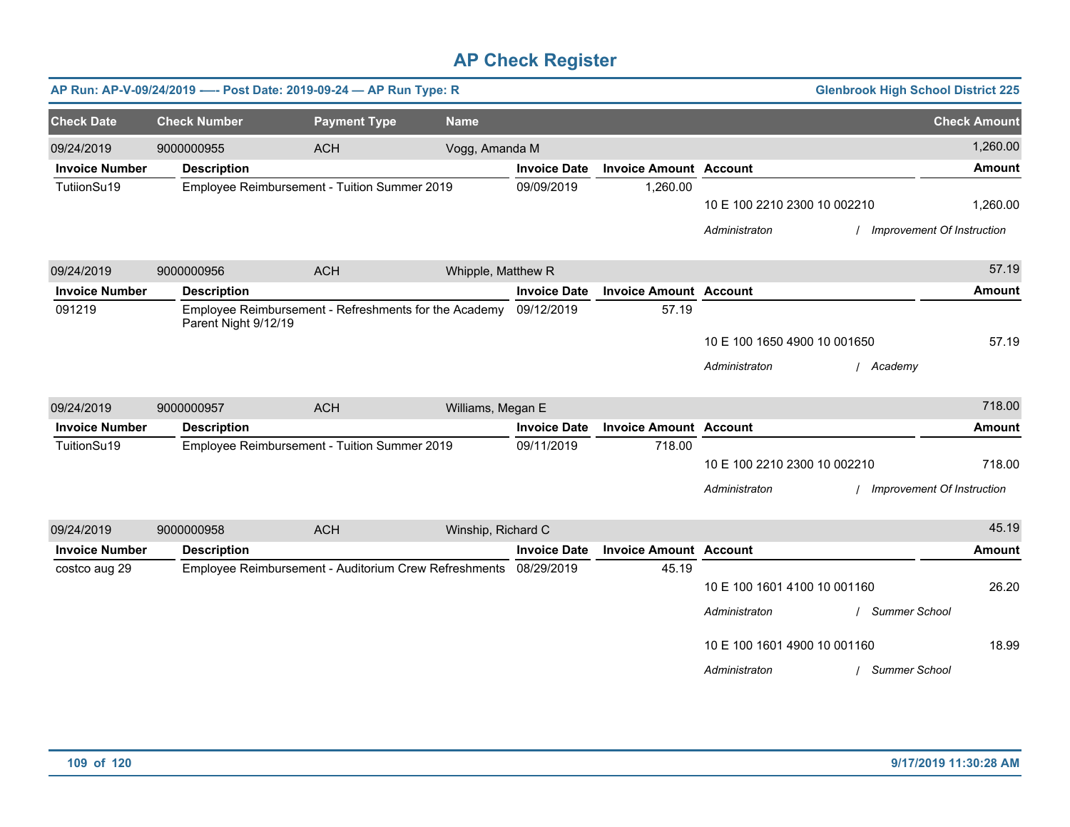# AP Check Register

**AP Run: AP-V-09/24/2019 —- Post Date: 2019-09-24 — AP Run Type: R** | **Glenbrook High School District 225**

| Check Date | Check Number | Payment Type | Name | Check Amount |
|---|---|---|---|---|
| 09/24/2019 | 9000000955 | ACH | Vogg, Amanda M | 1,260.00 |

| Invoice Number | Description | Invoice Date | Invoice Amount | Account | Amount |
|---|---|---|---|---|---|
| TutiionSu19 | Employee Reimbursement - Tuition Summer 2019 | 09/09/2019 | 1,260.00 | | |
| | | | | 10 E 100 2210 2300 10 002210 | 1,260.00 |
| | | | | *Administraton / Improvement Of Instruction* | |

| Check Date | Check Number | Payment Type | Name | Check Amount |
|---|---|---|---|---|
| 09/24/2019 | 9000000956 | ACH | Whipple, Matthew R | 57.19 |

| Invoice Number | Description | Invoice Date | Invoice Amount | Account | Amount |
|---|---|---|---|---|---|
| 091219 | Employee Reimbursement - Refreshments for the Academy Parent Night 9/12/19 | 09/12/2019 | 57.19 | | |
| | | | | 10 E 100 1650 4900 10 001650 | 57.19 |
| | | | | *Administraton / Academy* | |

| Check Date | Check Number | Payment Type | Name | Check Amount |
|---|---|---|---|---|
| 09/24/2019 | 9000000957 | ACH | Williams, Megan E | 718.00 |

| Invoice Number | Description | Invoice Date | Invoice Amount | Account | Amount |
|---|---|---|---|---|---|
| TuitionSu19 | Employee Reimbursement - Tuition Summer 2019 | 09/11/2019 | 718.00 | | |
| | | | | 10 E 100 2210 2300 10 002210 | 718.00 |
| | | | | *Administraton / Improvement Of Instruction* | |

| Check Date | Check Number | Payment Type | Name | Check Amount |
|---|---|---|---|---|
| 09/24/2019 | 9000000958 | ACH | Winship, Richard C | 45.19 |

| Invoice Number | Description | Invoice Date | Invoice Amount | Account | Amount |
|---|---|---|---|---|---|
| costco aug 29 | Employee Reimbursement - Auditorium Crew Refreshments | 08/29/2019 | 45.19 | | |
| | | | | 10 E 100 1601 4100 10 001160 | 26.20 |
| | | | | *Administraton / Summer School* | |
| | | | | 10 E 100 1601 4900 10 001160 | 18.99 |
| | | | | *Administraton / Summer School* | |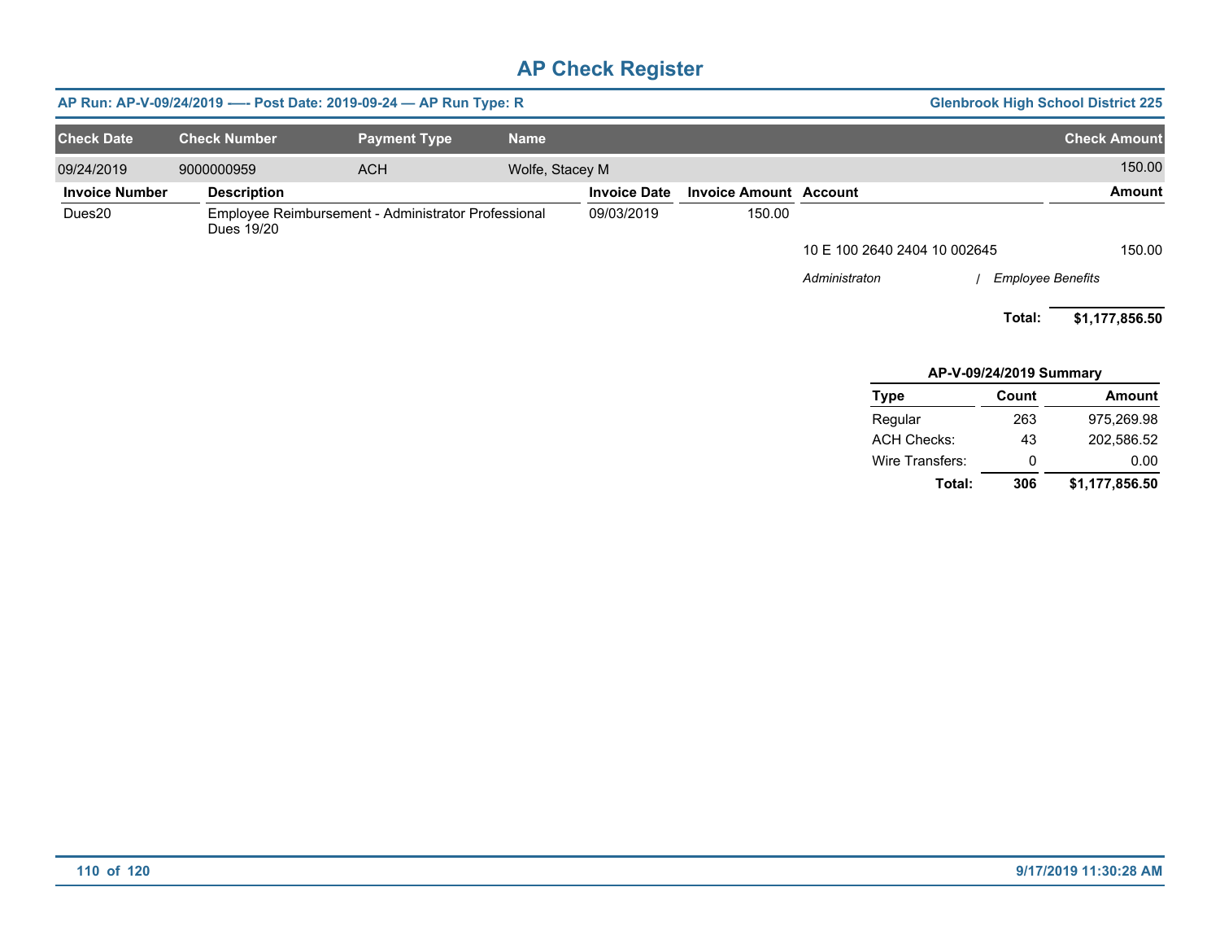# AP Check Register

**AP Run: AP-V-09/24/2019 —- Post Date: 2019-09-24 — AP Run Type: R** | **Glenbrook High School District 225**

| Check Date | Check Number | Payment Type | Name | Check Amount |
|---|---|---|---|---|
| 09/24/2019 | 9000000959 | ACH | Wolfe, Stacey M | 150.00 |

| Invoice Number | Description | Invoice Date | Invoice Amount | Account | Amount |
|---|---|---|---|---|---|
| Dues20 | Employee Reimbursement - Administrator Professional Dues 19/20 | 09/03/2019 | 150.00 | | |
| | | | | 10 E 100 2640 2404 10 002645 | 150.00 |
| | | | | *Administraton* / *Employee Benefits* | |

**Total: $1,177,856.50**

**AP-V-09/24/2019 Summary**

| Type | Count | Amount |
|---|---|---|
| Regular | 263 | 975,269.98 |
| ACH Checks: | 43 | 202,586.52 |
| Wire Transfers: | 0 | 0.00 |
| **Total:** | **306** | **$1,177,856.50** |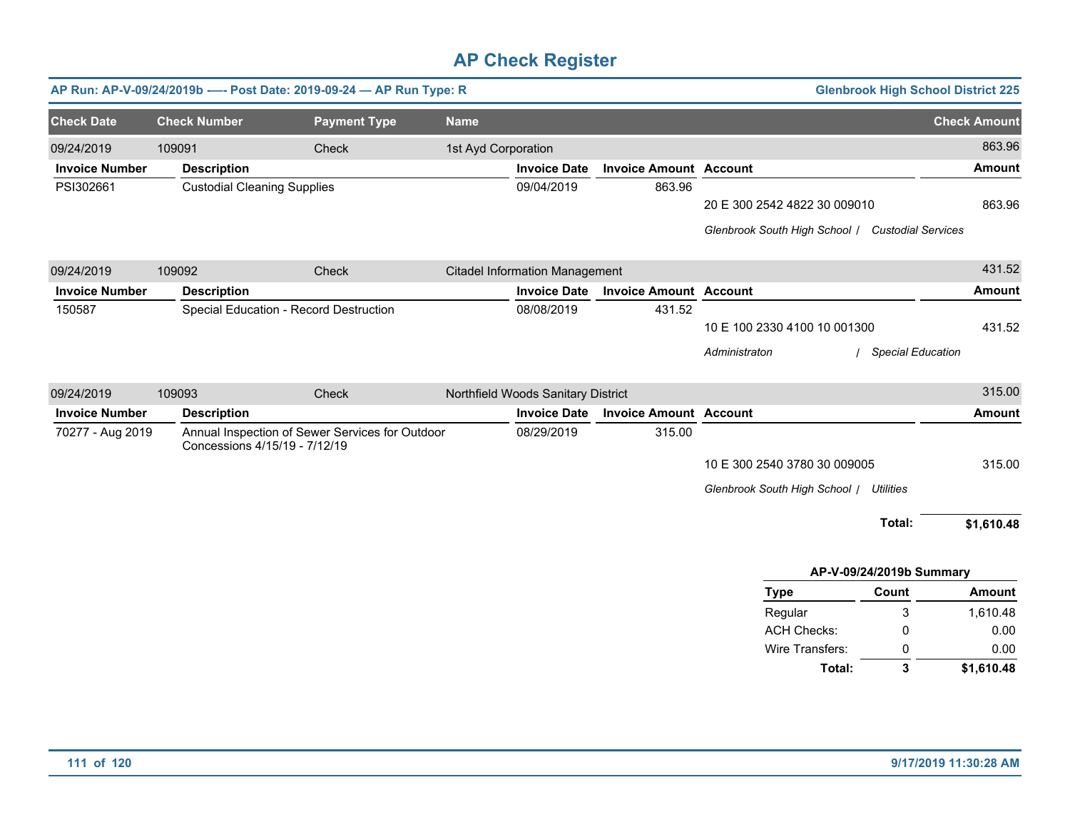# AP Check Register

**AP Run: AP-V-09/24/2019b ---- Post Date: 2019-09-24 — AP Run Type: R** | **Glenbrook High School District 225**

| Check Date | Check Number | Payment Type | Name | Check Amount |
|---|---|---|---|---|
| 09/24/2019 | 109091 | Check | 1st Ayd Corporation | 863.96 |

| Invoice Number | Description | Invoice Date | Invoice Amount | Account | Amount |
|---|---|---|---|---|---|
| PSI302661 | Custodial Cleaning Supplies | 09/04/2019 | 863.96 | 20 E 300 2542 4822 30 009010 | 863.96 |
| | | | | *Glenbrook South High School / Custodial Services* | |

| Check Date | Check Number | Payment Type | Name | Check Amount |
|---|---|---|---|---|
| 09/24/2019 | 109092 | Check | Citadel Information Management | 431.52 |

| Invoice Number | Description | Invoice Date | Invoice Amount | Account | Amount |
|---|---|---|---|---|---|
| 150587 | Special Education - Record Destruction | 08/08/2019 | 431.52 | 10 E 100 2330 4100 10 001300 | 431.52 |
| | | | | *Administraton / Special Education* | |

| Check Date | Check Number | Payment Type | Name | Check Amount |
|---|---|---|---|---|
| 09/24/2019 | 109093 | Check | Northfield Woods Sanitary District | 315.00 |

| Invoice Number | Description | Invoice Date | Invoice Amount | Account | Amount |
|---|---|---|---|---|---|
| 70277 - Aug 2019 | Annual Inspection of Sewer Services for Outdoor Concessions 4/15/19 - 7/12/19 | 08/29/2019 | 315.00 | 10 E 300 2540 3780 30 009005 | 315.00 |
| | | | | *Glenbrook South High School / Utilities* | |

**Total:** **$1,610.48**

**AP-V-09/24/2019b Summary**

| Type | Count | Amount |
|---|---|---|
| Regular | 3 | 1,610.48 |
| ACH Checks: | 0 | 0.00 |
| Wire Transfers: | 0 | 0.00 |
| **Total:** | **3** | **$1,610.48** |

9/17/2019 11:30:28 AM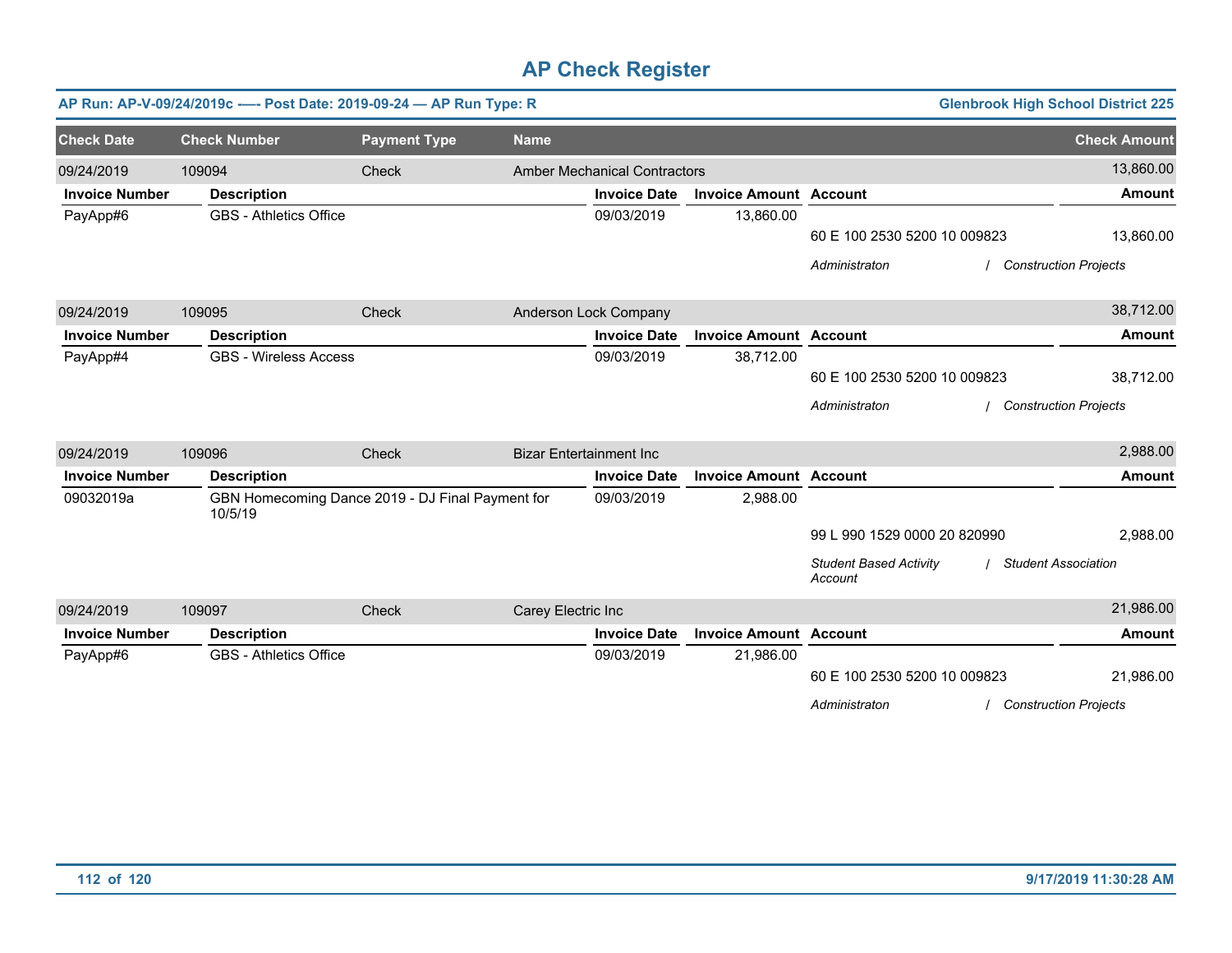# AP Check Register

**AP Run: AP-V-09/24/2019c —- Post Date: 2019-09-24 — AP Run Type: R** | **Glenbrook High School District 225**

| Check Date | Check Number | Payment Type | Name | Check Amount |
|---|---|---|---|---|
| 09/24/2019 | 109094 | Check | Amber Mechanical Contractors | 13,860.00 |

| Invoice Number | Description | Invoice Date | Invoice Amount | Account | Amount |
|---|---|---|---|---|---|
| PayApp#6 | GBS - Athletics Office | 09/03/2019 | 13,860.00 | | |
| | | | | 60 E 100 2530 5200 10 009823 | 13,860.00 |
| | | | | *Administraton / Construction Projects* | |

| Check Date | Check Number | Payment Type | Name | Check Amount |
|---|---|---|---|---|
| 09/24/2019 | 109095 | Check | Anderson Lock Company | 38,712.00 |

| Invoice Number | Description | Invoice Date | Invoice Amount | Account | Amount |
|---|---|---|---|---|---|
| PayApp#4 | GBS - Wireless Access | 09/03/2019 | 38,712.00 | | |
| | | | | 60 E 100 2530 5200 10 009823 | 38,712.00 |
| | | | | *Administraton / Construction Projects* | |

| Check Date | Check Number | Payment Type | Name | Check Amount |
|---|---|---|---|---|
| 09/24/2019 | 109096 | Check | Bizar Entertainment Inc | 2,988.00 |

| Invoice Number | Description | Invoice Date | Invoice Amount | Account | Amount |
|---|---|---|---|---|---|
| 09032019a | GBN Homecoming Dance 2019 - DJ Final Payment for 10/5/19 | 09/03/2019 | 2,988.00 | | |
| | | | | 99 L 990 1529 0000 20 820990 | 2,988.00 |
| | | | | *Student Based Activity Account / Student Association* | |

| Check Date | Check Number | Payment Type | Name | Check Amount |
|---|---|---|---|---|
| 09/24/2019 | 109097 | Check | Carey Electric Inc | 21,986.00 |

| Invoice Number | Description | Invoice Date | Invoice Amount | Account | Amount |
|---|---|---|---|---|---|
| PayApp#6 | GBS - Athletics Office | 09/03/2019 | 21,986.00 | | |
| | | | | 60 E 100 2530 5200 10 009823 | 21,986.00 |
| | | | | *Administraton / Construction Projects* | |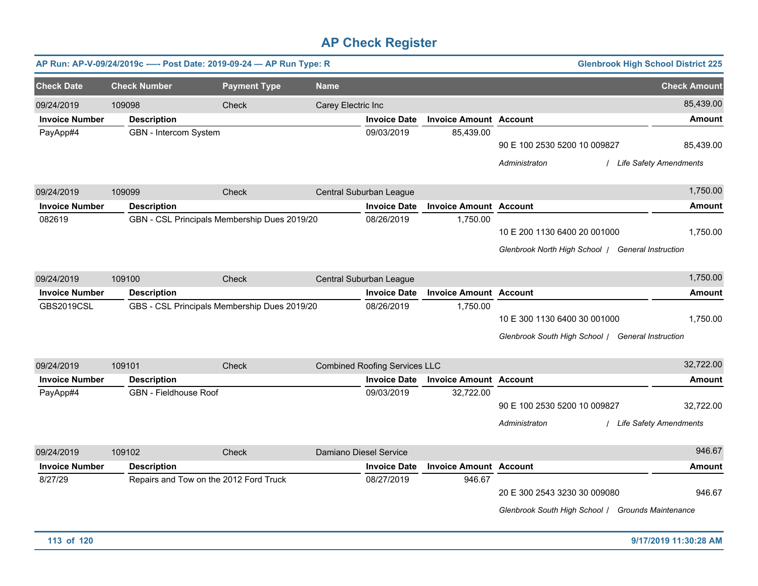# AP Check Register

**AP Run: AP-V-09/24/2019c ---- Post Date: 2019-09-24 — AP Run Type: R** | **Glenbrook High School District 225**

| Check Date | Check Number | Payment Type | Name | Check Amount |
|---|---|---|---|---|
| 09/24/2019 | 109098 | Check | Carey Electric Inc | 85,439.00 |

| Invoice Number | Description | Invoice Date | Invoice Amount | Account | Amount |
|---|---|---|---|---|---|
| PayApp#4 | GBN - Intercom System | 09/03/2019 | 85,439.00 | 90 E 100 2530 5200 10 009827 | 85,439.00 |
| | | | | *Administraton / Life Safety Amendments* | |

| Check Date | Check Number | Payment Type | Name | Check Amount |
|---|---|---|---|---|
| 09/24/2019 | 109099 | Check | Central Suburban League | 1,750.00 |

| Invoice Number | Description | Invoice Date | Invoice Amount | Account | Amount |
|---|---|---|---|---|---|
| 082619 | GBN - CSL Principals Membership Dues 2019/20 | 08/26/2019 | 1,750.00 | 10 E 200 1130 6400 20 001000 | 1,750.00 |
| | | | | *Glenbrook North High School / General Instruction* | |

| Check Date | Check Number | Payment Type | Name | Check Amount |
|---|---|---|---|---|
| 09/24/2019 | 109100 | Check | Central Suburban League | 1,750.00 |

| Invoice Number | Description | Invoice Date | Invoice Amount | Account | Amount |
|---|---|---|---|---|---|
| GBS2019CSL | GBS - CSL Principals Membership Dues 2019/20 | 08/26/2019 | 1,750.00 | 10 E 300 1130 6400 30 001000 | 1,750.00 |
| | | | | *Glenbrook South High School / General Instruction* | |

| Check Date | Check Number | Payment Type | Name | Check Amount |
|---|---|---|---|---|
| 09/24/2019 | 109101 | Check | Combined Roofing Services LLC | 32,722.00 |

| Invoice Number | Description | Invoice Date | Invoice Amount | Account | Amount |
|---|---|---|---|---|---|
| PayApp#4 | GBN - Fieldhouse Roof | 09/03/2019 | 32,722.00 | 90 E 100 2530 5200 10 009827 | 32,722.00 |
| | | | | *Administraton / Life Safety Amendments* | |

| Check Date | Check Number | Payment Type | Name | Check Amount |
|---|---|---|---|---|
| 09/24/2019 | 109102 | Check | Damiano Diesel Service | 946.67 |

| Invoice Number | Description | Invoice Date | Invoice Amount | Account | Amount |
|---|---|---|---|---|---|
| 8/27/29 | Repairs and Tow on the 2012 Ford Truck | 08/27/2019 | 946.67 | 20 E 300 2543 3230 30 009080 | 946.67 |
| | | | | *Glenbrook South High School / Grounds Maintenance* | |

9/17/2019 11:30:28 AM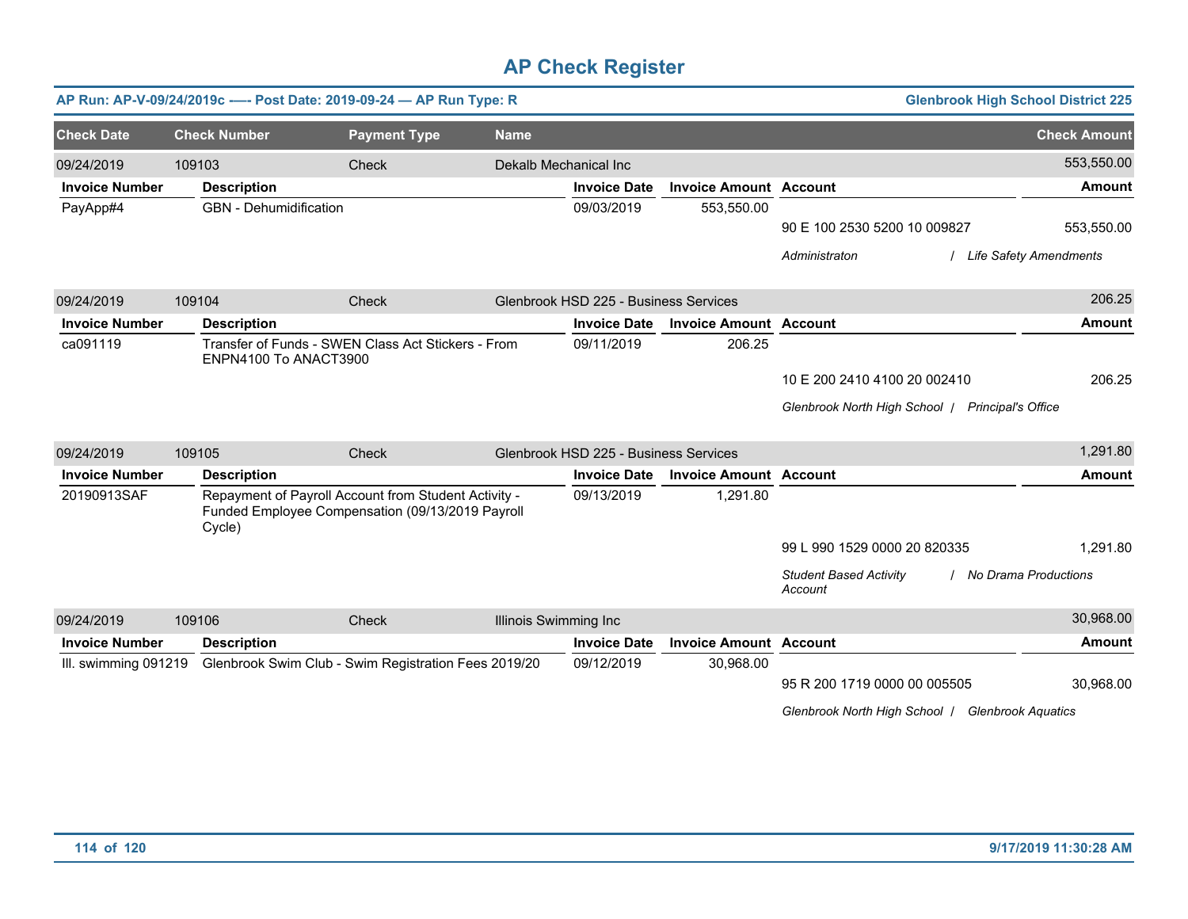# AP Check Register

**AP Run: AP-V-09/24/2019c ---- Post Date: 2019-09-24 — AP Run Type: R** — **Glenbrook High School District 225**

| Check Date | Check Number | Payment Type | Name | Check Amount |
|---|---|---|---|---|
| 09/24/2019 | 109103 | Check | Dekalb Mechanical Inc | 553,550.00 |

| Invoice Number | Description | Invoice Date | Invoice Amount | Account | Amount |
|---|---|---|---|---|---|
| PayApp#4 | GBN - Dehumidification | 09/03/2019 | 553,550.00 | 90 E 100 2530 5200 10 009827 | 553,550.00 |
| | | | | *Administraton / Life Safety Amendments* | |

| Check Date | Check Number | Payment Type | Name | Check Amount |
|---|---|---|---|---|
| 09/24/2019 | 109104 | Check | Glenbrook HSD 225 - Business Services | 206.25 |

| Invoice Number | Description | Invoice Date | Invoice Amount | Account | Amount |
|---|---|---|---|---|---|
| ca091119 | Transfer of Funds - SWEN Class Act Stickers - From ENPN4100 To ANACT3900 | 09/11/2019 | 206.25 | 10 E 200 2410 4100 20 002410 | 206.25 |
| | | | | *Glenbrook North High School / Principal's Office* | |

| Check Date | Check Number | Payment Type | Name | Check Amount |
|---|---|---|---|---|
| 09/24/2019 | 109105 | Check | Glenbrook HSD 225 - Business Services | 1,291.80 |

| Invoice Number | Description | Invoice Date | Invoice Amount | Account | Amount |
|---|---|---|---|---|---|
| 20190913SAF | Repayment of Payroll Account from Student Activity - Funded Employee Compensation (09/13/2019 Payroll Cycle) | 09/13/2019 | 1,291.80 | 99 L 990 1529 0000 20 820335 | 1,291.80 |
| | | | | *Student Based Activity Account / No Drama Productions* | |

| Check Date | Check Number | Payment Type | Name | Check Amount |
|---|---|---|---|---|
| 09/24/2019 | 109106 | Check | Illinois Swimming Inc | 30,968.00 |

| Invoice Number | Description | Invoice Date | Invoice Amount | Account | Amount |
|---|---|---|---|---|---|
| Ill. swimming 091219 | Glenbrook Swim Club - Swim Registration Fees 2019/20 | 09/12/2019 | 30,968.00 | 95 R 200 1719 0000 00 005505 | 30,968.00 |
| | | | | *Glenbrook North High School / Glenbrook Aquatics* | |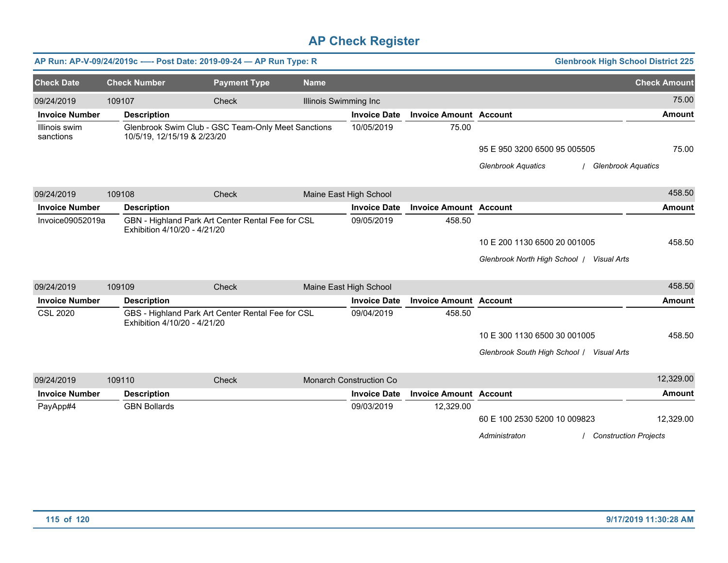# AP Check Register

**AP Run: AP-V-09/24/2019c ---- Post Date: 2019-09-24 — AP Run Type: R** **Glenbrook High School District 225**

| Check Date | Check Number | Payment Type | Name | Check Amount |
|---|---|---|---|---|
| 09/24/2019 | 109107 | Check | Illinois Swimming Inc | 75.00 |

| Invoice Number | Description | Invoice Date | Invoice Amount | Account | Amount |
|---|---|---|---|---|---|
| Illinois swim sanctions | Glenbrook Swim Club - GSC Team-Only Meet Sanctions 10/5/19, 12/15/19 & 2/23/20 | 10/05/2019 | 75.00 | | |
| | | | | 95 E 950 3200 6500 95 005505 | 75.00 |
| | | | | *Glenbrook Aquatics / Glenbrook Aquatics* | |

| Check Date | Check Number | Payment Type | Name | Check Amount |
|---|---|---|---|---|
| 09/24/2019 | 109108 | Check | Maine East High School | 458.50 |

| Invoice Number | Description | Invoice Date | Invoice Amount | Account | Amount |
|---|---|---|---|---|---|
| Invoice09052019a | GBN - Highland Park Art Center Rental Fee for CSL Exhibition 4/10/20 - 4/21/20 | 09/05/2019 | 458.50 | | |
| | | | | 10 E 200 1130 6500 20 001005 | 458.50 |
| | | | | *Glenbrook North High School / Visual Arts* | |

| Check Date | Check Number | Payment Type | Name | Check Amount |
|---|---|---|---|---|
| 09/24/2019 | 109109 | Check | Maine East High School | 458.50 |

| Invoice Number | Description | Invoice Date | Invoice Amount | Account | Amount |
|---|---|---|---|---|---|
| CSL 2020 | GBS - Highland Park Art Center Rental Fee for CSL Exhibition 4/10/20 - 4/21/20 | 09/04/2019 | 458.50 | | |
| | | | | 10 E 300 1130 6500 30 001005 | 458.50 |
| | | | | *Glenbrook South High School / Visual Arts* | |

| Check Date | Check Number | Payment Type | Name | Check Amount |
|---|---|---|---|---|
| 09/24/2019 | 109110 | Check | Monarch Construction Co | 12,329.00 |

| Invoice Number | Description | Invoice Date | Invoice Amount | Account | Amount |
|---|---|---|---|---|---|
| PayApp#4 | GBN Bollards | 09/03/2019 | 12,329.00 | | |
| | | | | 60 E 100 2530 5200 10 009823 | 12,329.00 |
| | | | | *Administraton / Construction Projects* | |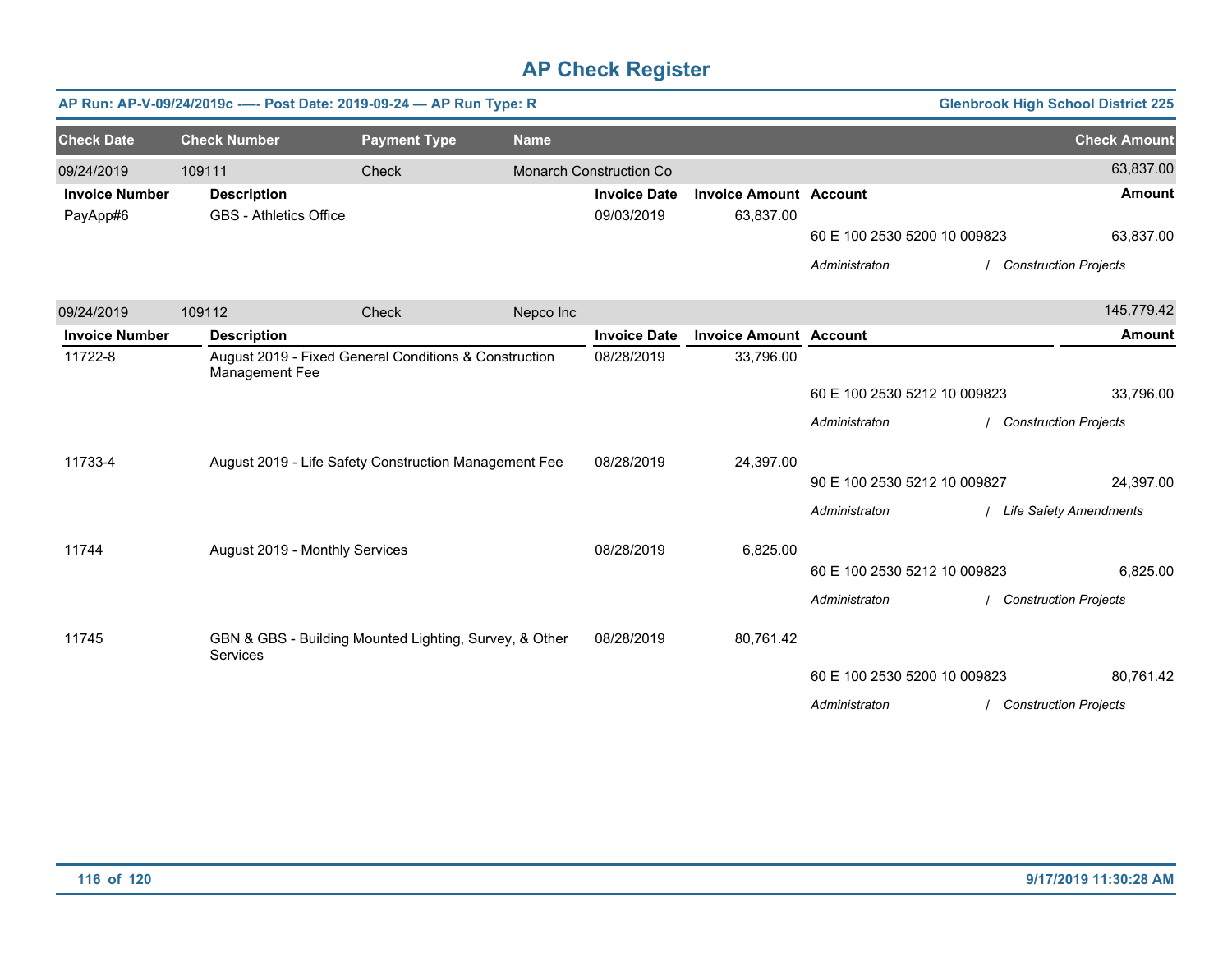# AP Check Register

**AP Run: AP-V-09/24/2019c ---- Post Date: 2019-09-24 — AP Run Type: R** | **Glenbrook High School District 225**

| Check Date | Check Number | Payment Type | Name | Check Amount |
|---|---|---|---|---|
| 09/24/2019 | 109111 | Check | Monarch Construction Co | 63,837.00 |

| Invoice Number | Description | Invoice Date | Invoice Amount | Account | Amount |
|---|---|---|---|---|---|
| PayApp#6 | GBS - Athletics Office | 09/03/2019 | 63,837.00 | | |
| | | | | 60 E 100 2530 5200 10 009823 | 63,837.00 |
| | | | | *Administraton / Construction Projects* | |

| Check Date | Check Number | Payment Type | Name | Check Amount |
|---|---|---|---|---|
| 09/24/2019 | 109112 | Check | Nepco Inc | 145,779.42 |

| Invoice Number | Description | Invoice Date | Invoice Amount | Account | Amount |
|---|---|---|---|---|---|
| 11722-8 | August 2019 - Fixed General Conditions & Construction Management Fee | 08/28/2019 | 33,796.00 | | |
| | | | | 60 E 100 2530 5212 10 009823 | 33,796.00 |
| | | | | *Administraton / Construction Projects* | |
| 11733-4 | August 2019 - Life Safety Construction Management Fee | 08/28/2019 | 24,397.00 | | |
| | | | | 90 E 100 2530 5212 10 009827 | 24,397.00 |
| | | | | *Administraton / Life Safety Amendments* | |
| 11744 | August 2019 - Monthly Services | 08/28/2019 | 6,825.00 | | |
| | | | | 60 E 100 2530 5212 10 009823 | 6,825.00 |
| | | | | *Administraton / Construction Projects* | |
| 11745 | GBN & GBS - Building Mounted Lighting, Survey, & Other Services | 08/28/2019 | 80,761.42 | | |
| | | | | 60 E 100 2530 5200 10 009823 | 80,761.42 |
| | | | | *Administraton / Construction Projects* | |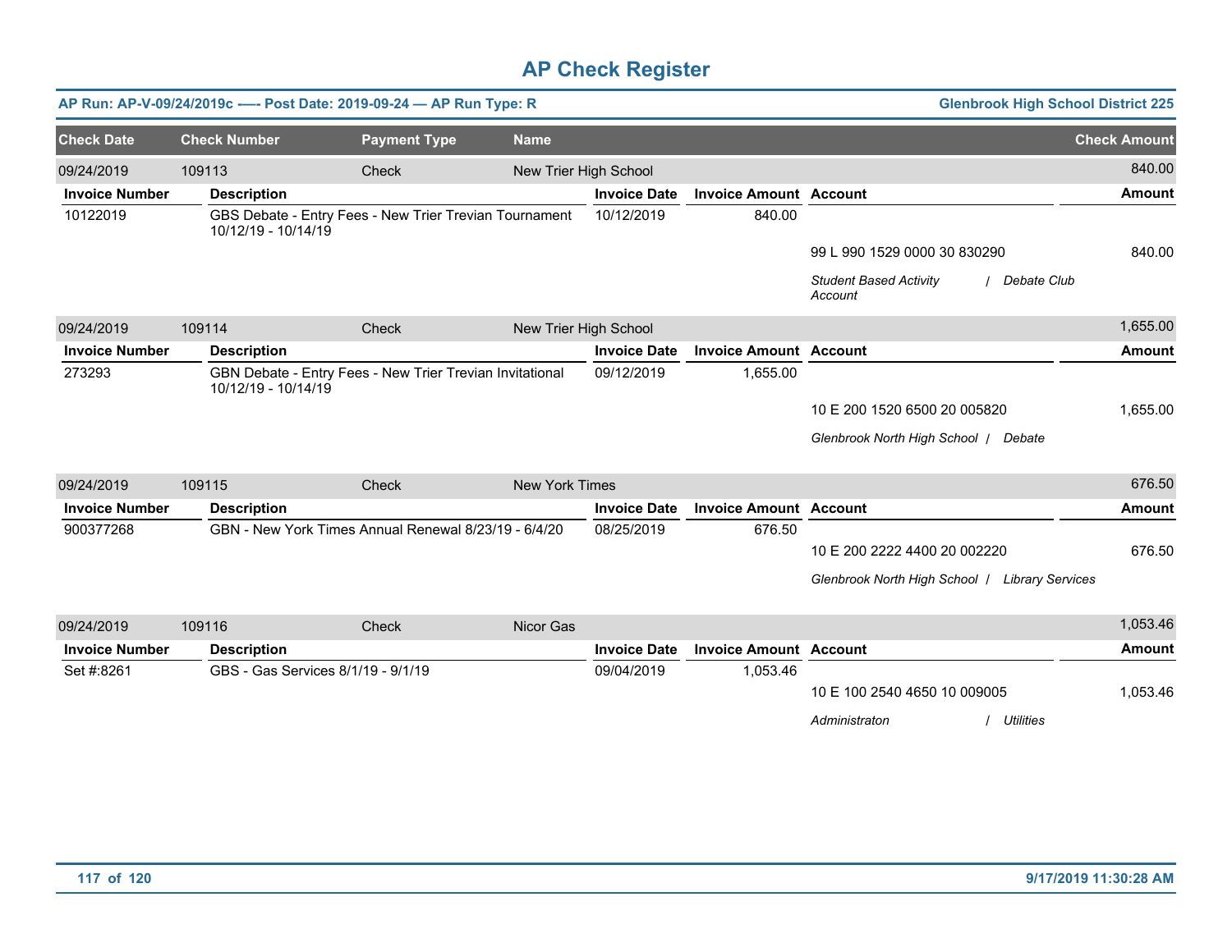# AP Check Register

**AP Run: AP-V-09/24/2019c ---- Post Date: 2019-09-24 — AP Run Type: R** — **Glenbrook High School District 225**

| Check Date | Check Number | Payment Type | Name | Check Amount |
|---|---|---|---|---|
| 09/24/2019 | 109113 | Check | New Trier High School | 840.00 |

| Invoice Number | Description | Invoice Date | Invoice Amount | Account | Amount |
|---|---|---|---|---|---|
| 10122019 | GBS Debate - Entry Fees - New Trier Trevian Tournament 10/12/19 - 10/14/19 | 10/12/2019 | 840.00 | | |
| | | | | 99 L 990 1529 0000 30 830290 | 840.00 |
| | | | | *Student Based Activity Account / Debate Club* | |

| Check Date | Check Number | Payment Type | Name | Check Amount |
|---|---|---|---|---|
| 09/24/2019 | 109114 | Check | New Trier High School | 1,655.00 |

| Invoice Number | Description | Invoice Date | Invoice Amount | Account | Amount |
|---|---|---|---|---|---|
| 273293 | GBN Debate - Entry Fees - New Trier Trevian Invitational 10/12/19 - 10/14/19 | 09/12/2019 | 1,655.00 | | |
| | | | | 10 E 200 1520 6500 20 005820 | 1,655.00 |
| | | | | *Glenbrook North High School / Debate* | |

| Check Date | Check Number | Payment Type | Name | Check Amount |
|---|---|---|---|---|
| 09/24/2019 | 109115 | Check | New York Times | 676.50 |

| Invoice Number | Description | Invoice Date | Invoice Amount | Account | Amount |
|---|---|---|---|---|---|
| 900377268 | GBN - New York Times Annual Renewal 8/23/19 - 6/4/20 | 08/25/2019 | 676.50 | | |
| | | | | 10 E 200 2222 4400 20 002220 | 676.50 |
| | | | | *Glenbrook North High School / Library Services* | |

| Check Date | Check Number | Payment Type | Name | Check Amount |
|---|---|---|---|---|
| 09/24/2019 | 109116 | Check | Nicor Gas | 1,053.46 |

| Invoice Number | Description | Invoice Date | Invoice Amount | Account | Amount |
|---|---|---|---|---|---|
| Set #:8261 | GBS - Gas Services 8/1/19 - 9/1/19 | 09/04/2019 | 1,053.46 | | |
| | | | | 10 E 100 2540 4650 10 009005 | 1,053.46 |
| | | | | *Administraton / Utilities* | |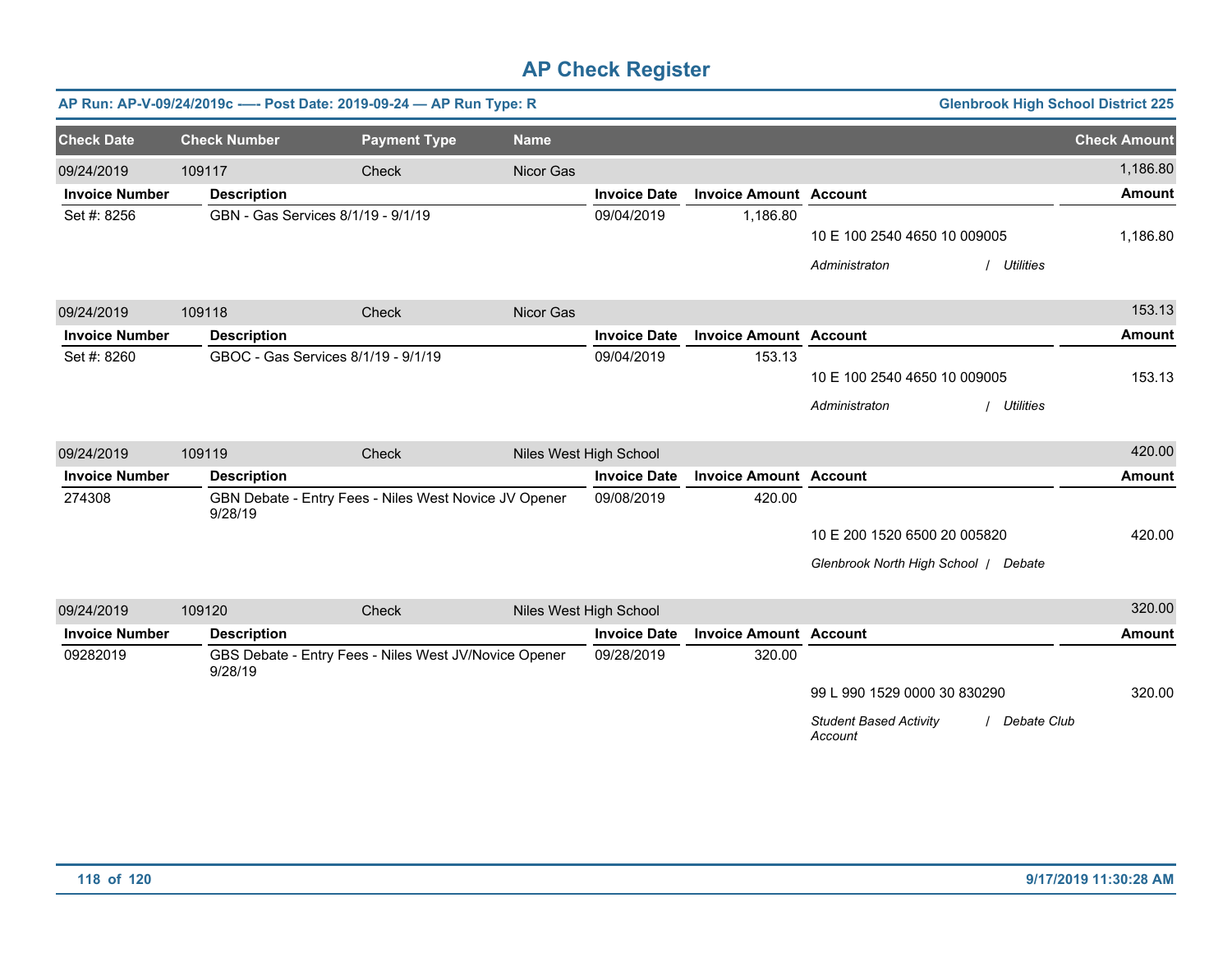# AP Check Register

**AP Run: AP-V-09/24/2019c —- Post Date: 2019-09-24 — AP Run Type: R** | **Glenbrook High School District 225**

| Check Date | Check Number | Payment Type | Name | Check Amount |
|---|---|---|---|---|
| 09/24/2019 | 109117 | Check | Nicor Gas | 1,186.80 |

| Invoice Number | Description | Invoice Date | Invoice Amount | Account | Amount |
|---|---|---|---|---|---|
| Set #: 8256 | GBN - Gas Services 8/1/19 - 9/1/19 | 09/04/2019 | 1,186.80 | 10 E 100 2540 4650 10 009005 | 1,186.80 |
| | | | | *Administraton / Utilities* | |

| Check Date | Check Number | Payment Type | Name | Check Amount |
|---|---|---|---|---|
| 09/24/2019 | 109118 | Check | Nicor Gas | 153.13 |

| Invoice Number | Description | Invoice Date | Invoice Amount | Account | Amount |
|---|---|---|---|---|---|
| Set #: 8260 | GBOC - Gas Services 8/1/19 - 9/1/19 | 09/04/2019 | 153.13 | 10 E 100 2540 4650 10 009005 | 153.13 |
| | | | | *Administraton / Utilities* | |

| Check Date | Check Number | Payment Type | Name | Check Amount |
|---|---|---|---|---|
| 09/24/2019 | 109119 | Check | Niles West High School | 420.00 |

| Invoice Number | Description | Invoice Date | Invoice Amount | Account | Amount |
|---|---|---|---|---|---|
| 274308 | GBN Debate - Entry Fees - Niles West Novice JV Opener 9/28/19 | 09/08/2019 | 420.00 | 10 E 200 1520 6500 20 005820 | 420.00 |
| | | | | *Glenbrook North High School / Debate* | |

| Check Date | Check Number | Payment Type | Name | Check Amount |
|---|---|---|---|---|
| 09/24/2019 | 109120 | Check | Niles West High School | 320.00 |

| Invoice Number | Description | Invoice Date | Invoice Amount | Account | Amount |
|---|---|---|---|---|---|
| 09282019 | GBS Debate - Entry Fees - Niles West JV/Novice Opener 9/28/19 | 09/28/2019 | 320.00 | 99 L 990 1529 0000 30 830290 | 320.00 |
| | | | | *Student Based Activity Account / Debate Club* | |

9/17/2019 11:30:28 AM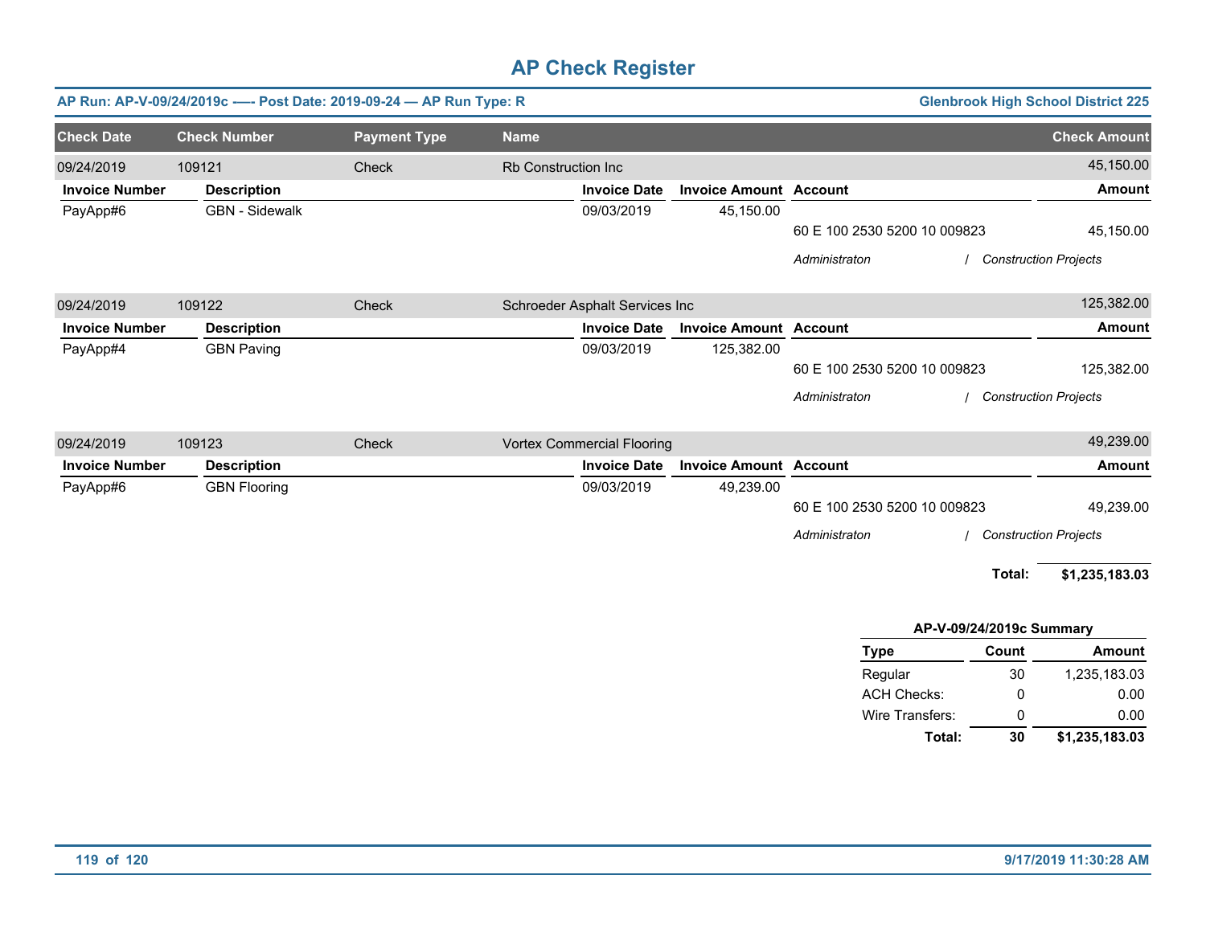# AP Check Register

**AP Run: AP-V-09/24/2019c –-- Post Date: 2019-09-24 — AP Run Type: R** | **Glenbrook High School District 225**

| Check Date | Check Number | Payment Type | Name | Check Amount |
|---|---|---|---|---|
| 09/24/2019 | 109121 | Check | Rb Construction Inc | 45,150.00 |

| Invoice Number | Description | Invoice Date | Invoice Amount | Account | Amount |
|---|---|---|---|---|---|
| PayApp#6 | GBN - Sidewalk | 09/03/2019 | 45,150.00 | | |
| | | | | 60 E 100 2530 5200 10 009823 | 45,150.00 |
| | | | | *Administraton / Construction Projects* | |

| Check Date | Check Number | Payment Type | Name | Check Amount |
|---|---|---|---|---|
| 09/24/2019 | 109122 | Check | Schroeder Asphalt Services Inc | 125,382.00 |

| Invoice Number | Description | Invoice Date | Invoice Amount | Account | Amount |
|---|---|---|---|---|---|
| PayApp#4 | GBN Paving | 09/03/2019 | 125,382.00 | | |
| | | | | 60 E 100 2530 5200 10 009823 | 125,382.00 |
| | | | | *Administraton / Construction Projects* | |

| Check Date | Check Number | Payment Type | Name | Check Amount |
|---|---|---|---|---|
| 09/24/2019 | 109123 | Check | Vortex Commercial Flooring | 49,239.00 |

| Invoice Number | Description | Invoice Date | Invoice Amount | Account | Amount |
|---|---|---|---|---|---|
| PayApp#6 | GBN Flooring | 09/03/2019 | 49,239.00 | | |
| | | | | 60 E 100 2530 5200 10 009823 | 49,239.00 |
| | | | | *Administraton / Construction Projects* | |

**Total: $1,235,183.03**

**AP-V-09/24/2019c Summary**

| Type | Count | Amount |
|---|---|---|
| Regular | 30 | 1,235,183.03 |
| ACH Checks: | 0 | 0.00 |
| Wire Transfers: | 0 | 0.00 |
| **Total:** | **30** | **$1,235,183.03** |

9/17/2019 11:30:28 AM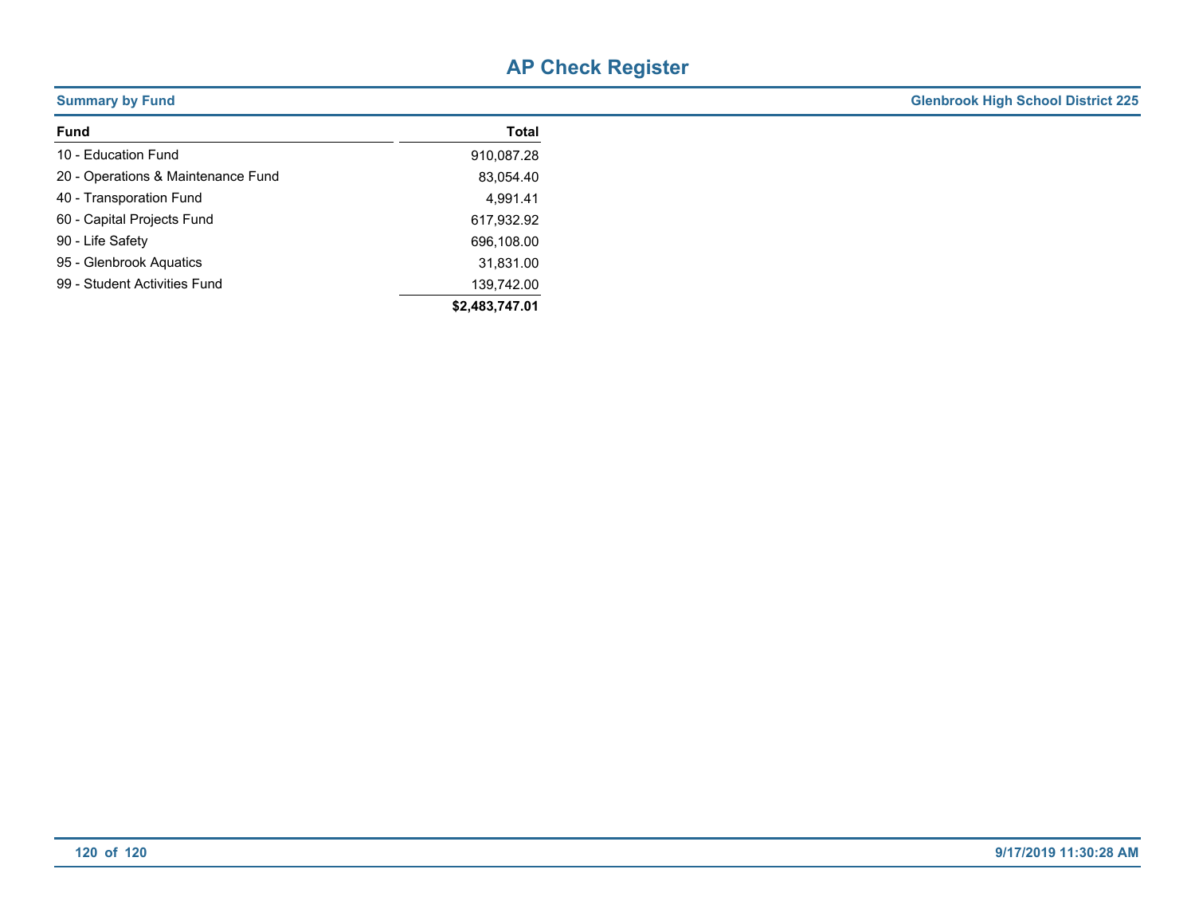# AP Check Register

**Summary by Fund** — **Glenbrook High School District 225**

| Fund | Total |
|---|---|
| 10 - Education Fund | 910,087.28 |
| 20 - Operations & Maintenance Fund | 83,054.40 |
| 40 - Transporation Fund | 4,991.41 |
| 60 - Capital Projects Fund | 617,932.92 |
| 90 - Life Safety | 696,108.00 |
| 95 - Glenbrook Aquatics | 31,831.00 |
| 99 - Student Activities Fund | 139,742.00 |
| | **$2,483,747.01** |

9/17/2019 11:30:28 AM